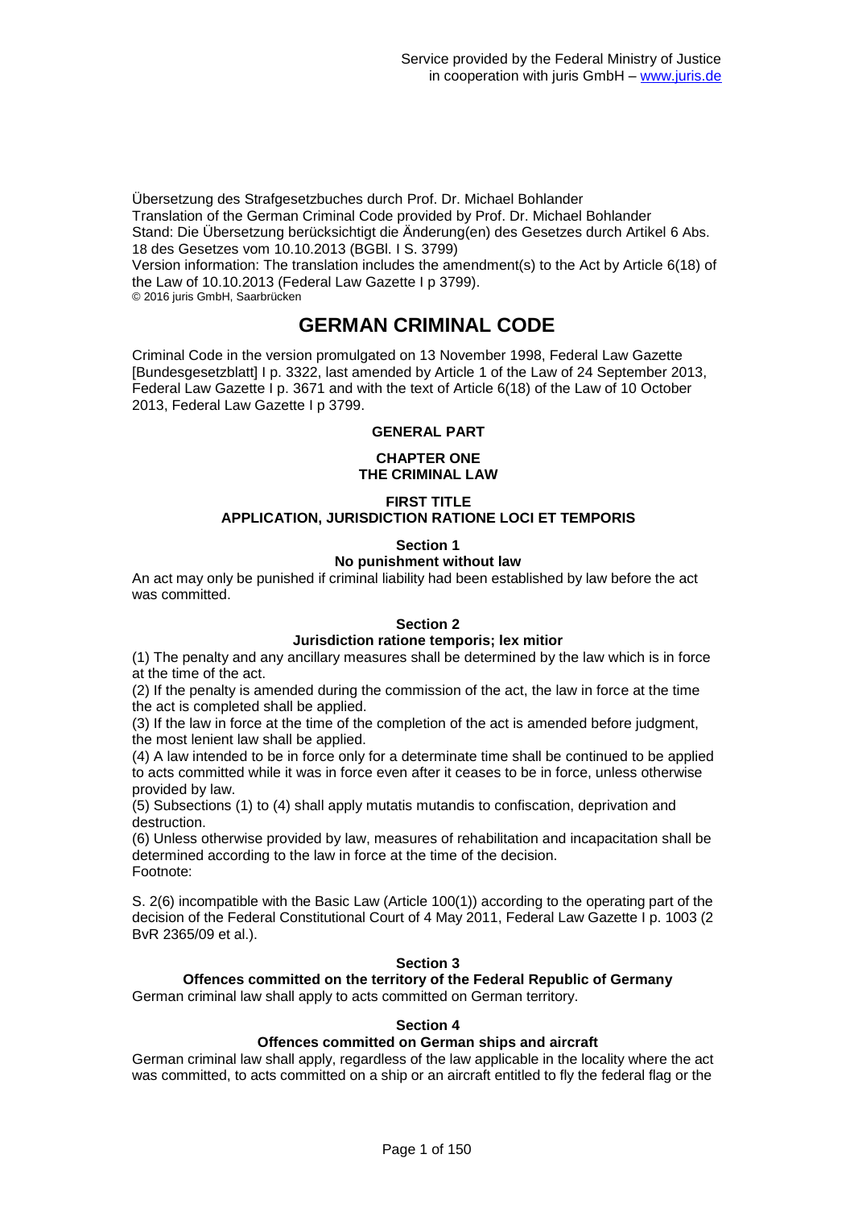Service provided by the Federal Ministry of Justice
in cooperation with juris GmbH – www.juris.de

Übersetzung des Strafgesetzbuches durch Prof. Dr. Michael Bohlander
Translation of the German Criminal Code provided by Prof. Dr. Michael Bohlander
Stand: Die Übersetzung berücksichtigt die Änderung(en) des Gesetzes durch Artikel 6 Abs. 18 des Gesetzes vom 10.10.2013 (BGBl. I S. 3799)
Version information: The translation includes the amendment(s) to the Act by Article 6(18) of the Law of 10.10.2013 (Federal Law Gazette I p 3799).
© 2016 juris GmbH, Saarbrücken

# GERMAN CRIMINAL CODE

Criminal Code in the version promulgated on 13 November 1998, Federal Law Gazette [Bundesgesetzblatt] I p. 3322, last amended by Article 1 of the Law of 24 September 2013, Federal Law Gazette I p. 3671 and with the text of Article 6(18) of the Law of 10 October 2013, Federal Law Gazette I p 3799.

## GENERAL PART

## CHAPTER ONE
## THE CRIMINAL LAW

### FIRST TITLE
### APPLICATION, JURISDICTION RATIONE LOCI ET TEMPORIS

#### Section 1
#### No punishment without law

An act may only be punished if criminal liability had been established by law before the act was committed.

#### Section 2
#### Jurisdiction ratione temporis; lex mitior

(1) The penalty and any ancillary measures shall be determined by the law which is in force at the time of the act.

(2) If the penalty is amended during the commission of the act, the law in force at the time the act is completed shall be applied.

(3) If the law in force at the time of the completion of the act is amended before judgment, the most lenient law shall be applied.

(4) A law intended to be in force only for a determinate time shall be continued to be applied to acts committed while it was in force even after it ceases to be in force, unless otherwise provided by law.

(5) Subsections (1) to (4) shall apply mutatis mutandis to confiscation, deprivation and destruction.

(6) Unless otherwise provided by law, measures of rehabilitation and incapacitation shall be determined according to the law in force at the time of the decision.

Footnote:

S. 2(6) incompatible with the Basic Law (Article 100(1)) according to the operating part of the decision of the Federal Constitutional Court of 4 May 2011, Federal Law Gazette I p. 1003 (2 BvR 2365/09 et al.).

#### Section 3
#### Offences committed on the territory of the Federal Republic of Germany

German criminal law shall apply to acts committed on German territory.

#### Section 4
#### Offences committed on German ships and aircraft

German criminal law shall apply, regardless of the law applicable in the locality where the act was committed, to acts committed on a ship or an aircraft entitled to fly the federal flag or the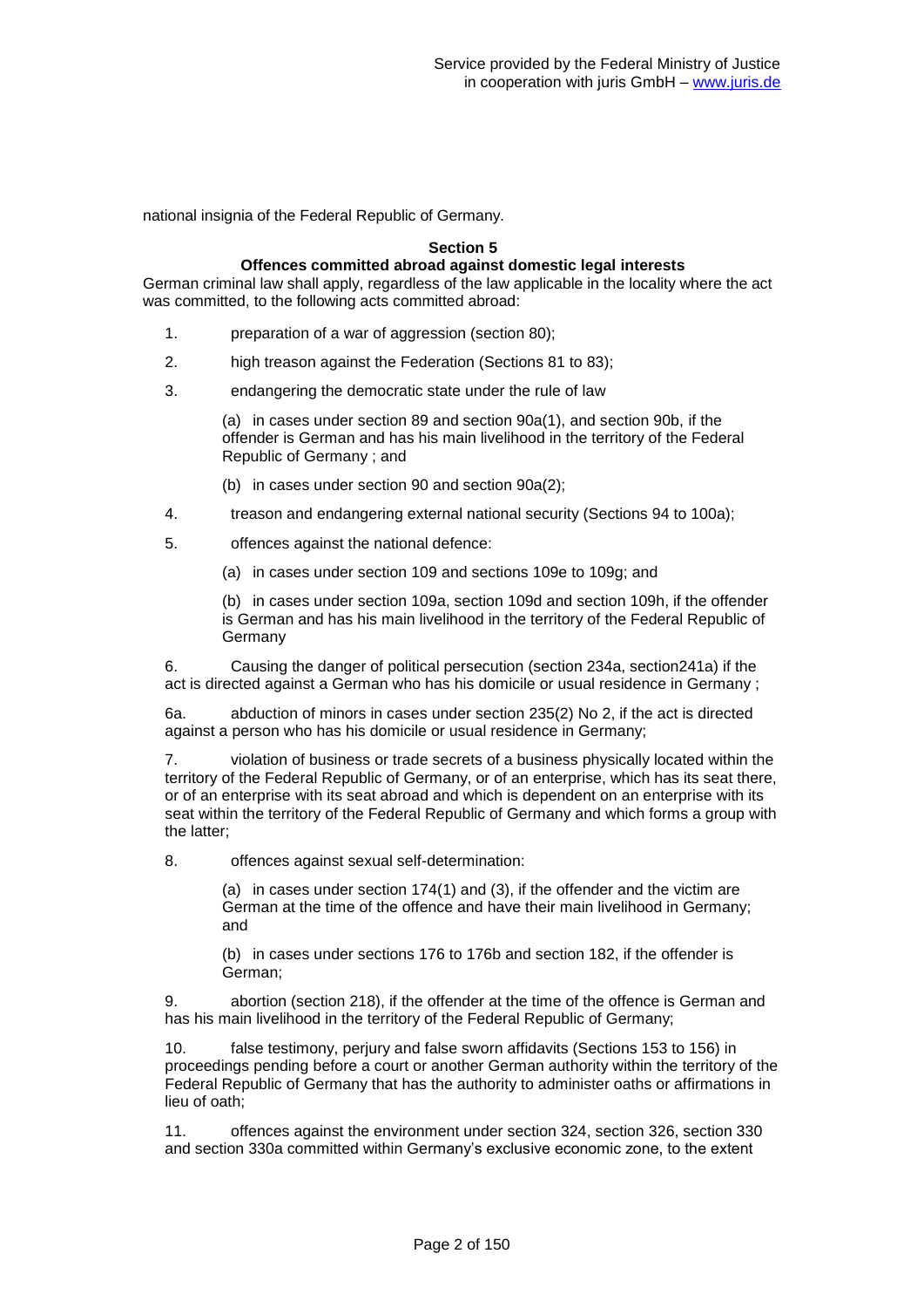national insignia of the Federal Republic of Germany.

## Section 5
### Offences committed abroad against domestic legal interests

German criminal law shall apply, regardless of the law applicable in the locality where the act was committed, to the following acts committed abroad:

1. preparation of a war of aggression (section 80);
2. high treason against the Federation (Sections 81 to 83);
3. endangering the democratic state under the rule of law

   (a) in cases under section 89 and section 90a(1), and section 90b, if the offender is German and has his main livelihood in the territory of the Federal Republic of Germany ; and

   (b) in cases under section 90 and section 90a(2);
4. treason and endangering external national security (Sections 94 to 100a);
5. offences against the national defence:

   (a) in cases under section 109 and sections 109e to 109g; and

   (b) in cases under section 109a, section 109d and section 109h, if the offender is German and has his main livelihood in the territory of the Federal Republic of Germany

6. Causing the danger of political persecution (section 234a, section241a) if the act is directed against a German who has his domicile or usual residence in Germany ;

6a. abduction of minors in cases under section 235(2) No 2, if the act is directed against a person who has his domicile or usual residence in Germany;

7. violation of business or trade secrets of a business physically located within the territory of the Federal Republic of Germany, or of an enterprise, which has its seat there, or of an enterprise with its seat abroad and which is dependent on an enterprise with its seat within the territory of the Federal Republic of Germany and which forms a group with the latter;

8. offences against sexual self-determination:

   (a) in cases under section 174(1) and (3), if the offender and the victim are German at the time of the offence and have their main livelihood in Germany; and

   (b) in cases under sections 176 to 176b and section 182, if the offender is German;

9. abortion (section 218), if the offender at the time of the offence is German and has his main livelihood in the territory of the Federal Republic of Germany;

10. false testimony, perjury and false sworn affidavits (Sections 153 to 156) in proceedings pending before a court or another German authority within the territory of the Federal Republic of Germany that has the authority to administer oaths or affirmations in lieu of oath;

11. offences against the environment under section 324, section 326, section 330 and section 330a committed within Germany's exclusive economic zone, to the extent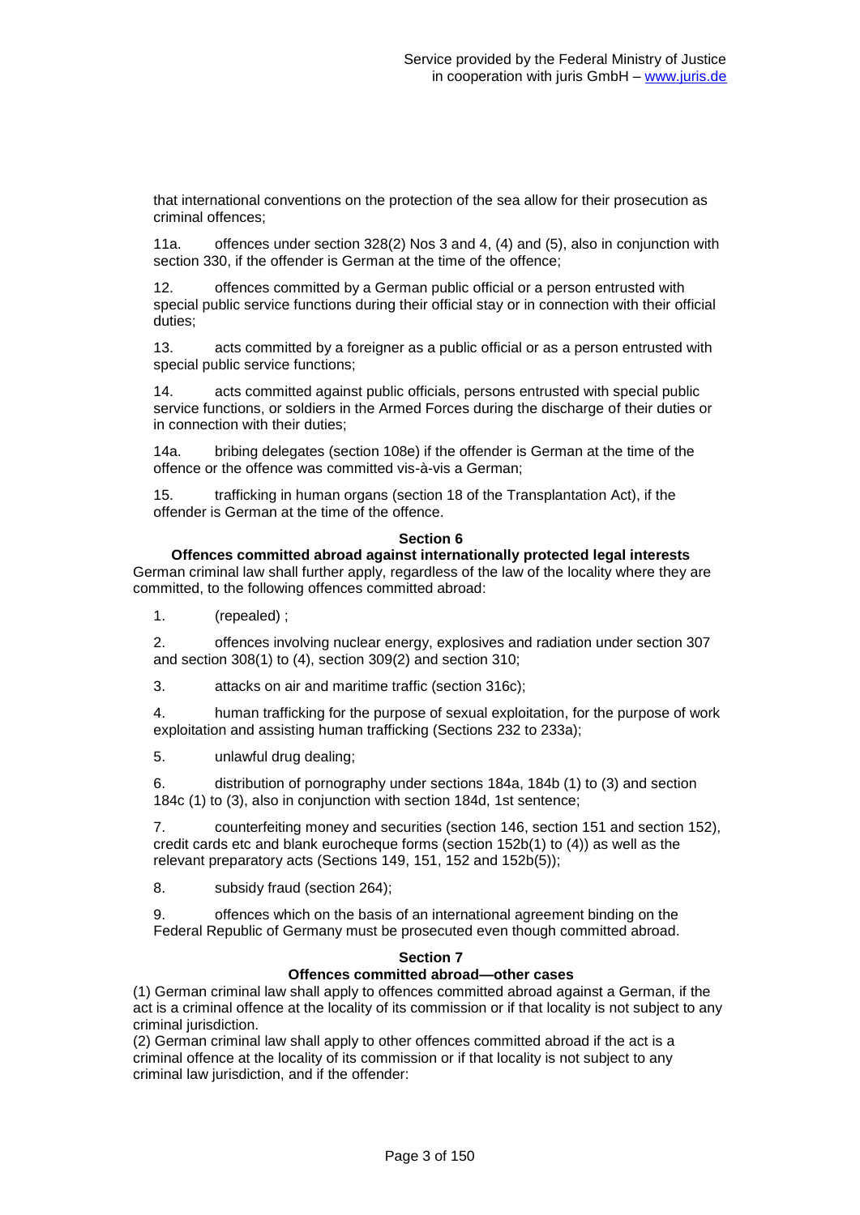that international conventions on the protection of the sea allow for their prosecution as criminal offences;

11a. offences under section 328(2) Nos 3 and 4, (4) and (5), also in conjunction with section 330, if the offender is German at the time of the offence;

12. offences committed by a German public official or a person entrusted with special public service functions during their official stay or in connection with their official duties;

13. acts committed by a foreigner as a public official or as a person entrusted with special public service functions;

14. acts committed against public officials, persons entrusted with special public service functions, or soldiers in the Armed Forces during the discharge of their duties or in connection with their duties;

14a. bribing delegates (section 108e) if the offender is German at the time of the offence or the offence was committed vis-à-vis a German;

15. trafficking in human organs (section 18 of the Transplantation Act), if the offender is German at the time of the offence.

## Section 6
### Offences committed abroad against internationally protected legal interests

German criminal law shall further apply, regardless of the law of the locality where they are committed, to the following offences committed abroad:

1. (repealed) ;

2. offences involving nuclear energy, explosives and radiation under section 307 and section 308(1) to (4), section 309(2) and section 310;

3. attacks on air and maritime traffic (section 316c);

4. human trafficking for the purpose of sexual exploitation, for the purpose of work exploitation and assisting human trafficking (Sections 232 to 233a);

5. unlawful drug dealing;

6. distribution of pornography under sections 184a, 184b (1) to (3) and section 184c (1) to (3), also in conjunction with section 184d, 1st sentence;

7. counterfeiting money and securities (section 146, section 151 and section 152), credit cards etc and blank eurocheque forms (section 152b(1) to (4)) as well as the relevant preparatory acts (Sections 149, 151, 152 and 152b(5));

8. subsidy fraud (section 264);

9. offences which on the basis of an international agreement binding on the Federal Republic of Germany must be prosecuted even though committed abroad.

## Section 7
### Offences committed abroad—other cases

(1) German criminal law shall apply to offences committed abroad against a German, if the act is a criminal offence at the locality of its commission or if that locality is not subject to any criminal jurisdiction.

(2) German criminal law shall apply to other offences committed abroad if the act is a criminal offence at the locality of its commission or if that locality is not subject to any criminal law jurisdiction, and if the offender: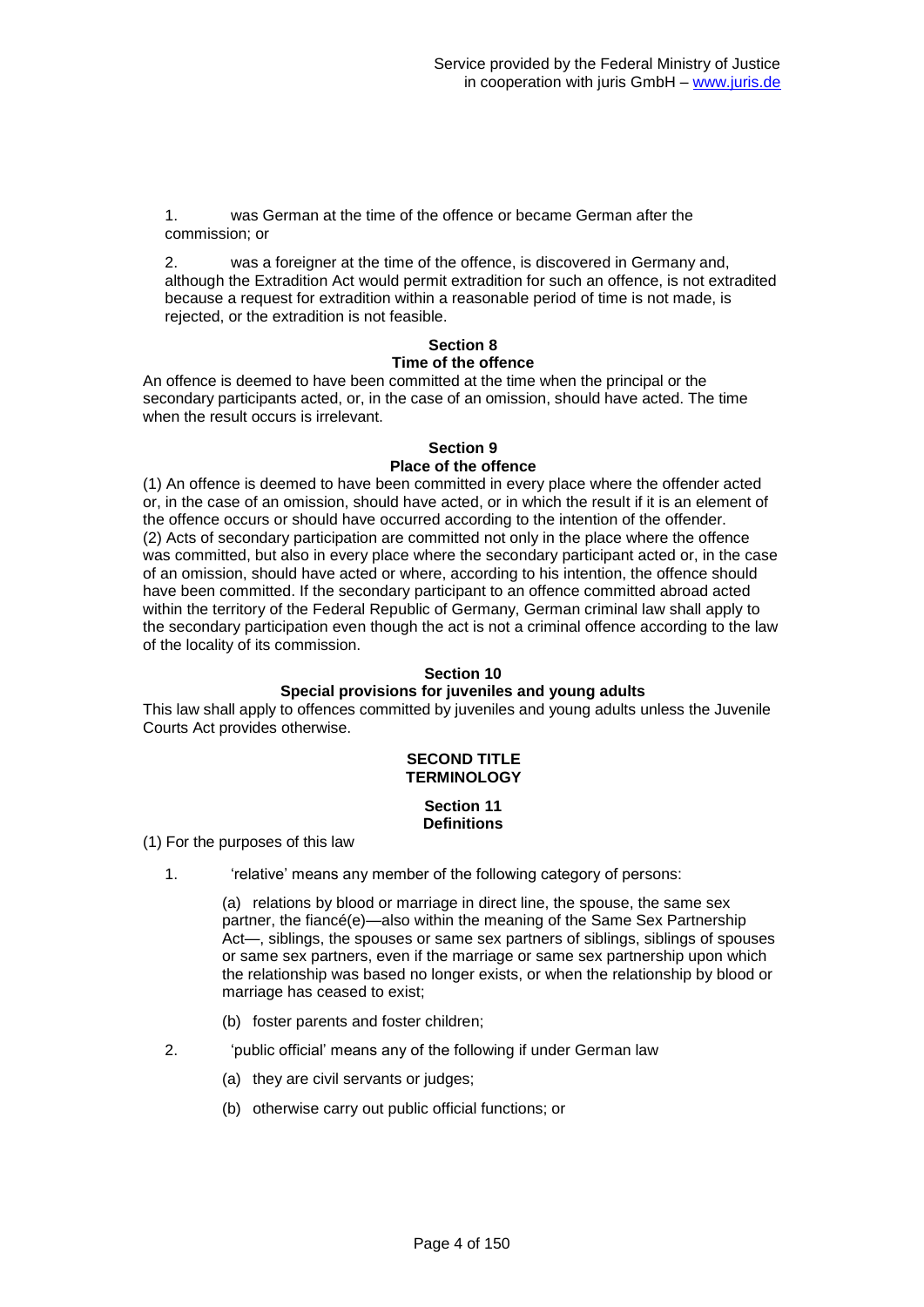1. was German at the time of the offence or became German after the commission; or

2. was a foreigner at the time of the offence, is discovered in Germany and, although the Extradition Act would permit extradition for such an offence, is not extradited because a request for extradition within a reasonable period of time is not made, is rejected, or the extradition is not feasible.

### Section 8
### Time of the offence

An offence is deemed to have been committed at the time when the principal or the secondary participants acted, or, in the case of an omission, should have acted. The time when the result occurs is irrelevant.

### Section 9
### Place of the offence

(1) An offence is deemed to have been committed in every place where the offender acted or, in the case of an omission, should have acted, or in which the result if it is an element of the offence occurs or should have occurred according to the intention of the offender.
(2) Acts of secondary participation are committed not only in the place where the offence was committed, but also in every place where the secondary participant acted or, in the case of an omission, should have acted or where, according to his intention, the offence should have been committed. If the secondary participant to an offence committed abroad acted within the territory of the Federal Republic of Germany, German criminal law shall apply to the secondary participation even though the act is not a criminal offence according to the law of the locality of its commission.

### Section 10
### Special provisions for juveniles and young adults

This law shall apply to offences committed by juveniles and young adults unless the Juvenile Courts Act provides otherwise.

## SECOND TITLE
## TERMINOLOGY

### Section 11
### Definitions

(1) For the purposes of this law

1. 'relative' means any member of the following category of persons:

   (a) relations by blood or marriage in direct line, the spouse, the same sex partner, the fiancé(e)—also within the meaning of the Same Sex Partnership Act—, siblings, the spouses or same sex partners of siblings, siblings of spouses or same sex partners, even if the marriage or same sex partnership upon which the relationship was based no longer exists, or when the relationship by blood or marriage has ceased to exist;

   (b) foster parents and foster children;

2. 'public official' means any of the following if under German law

   (a) they are civil servants or judges;

   (b) otherwise carry out public official functions; or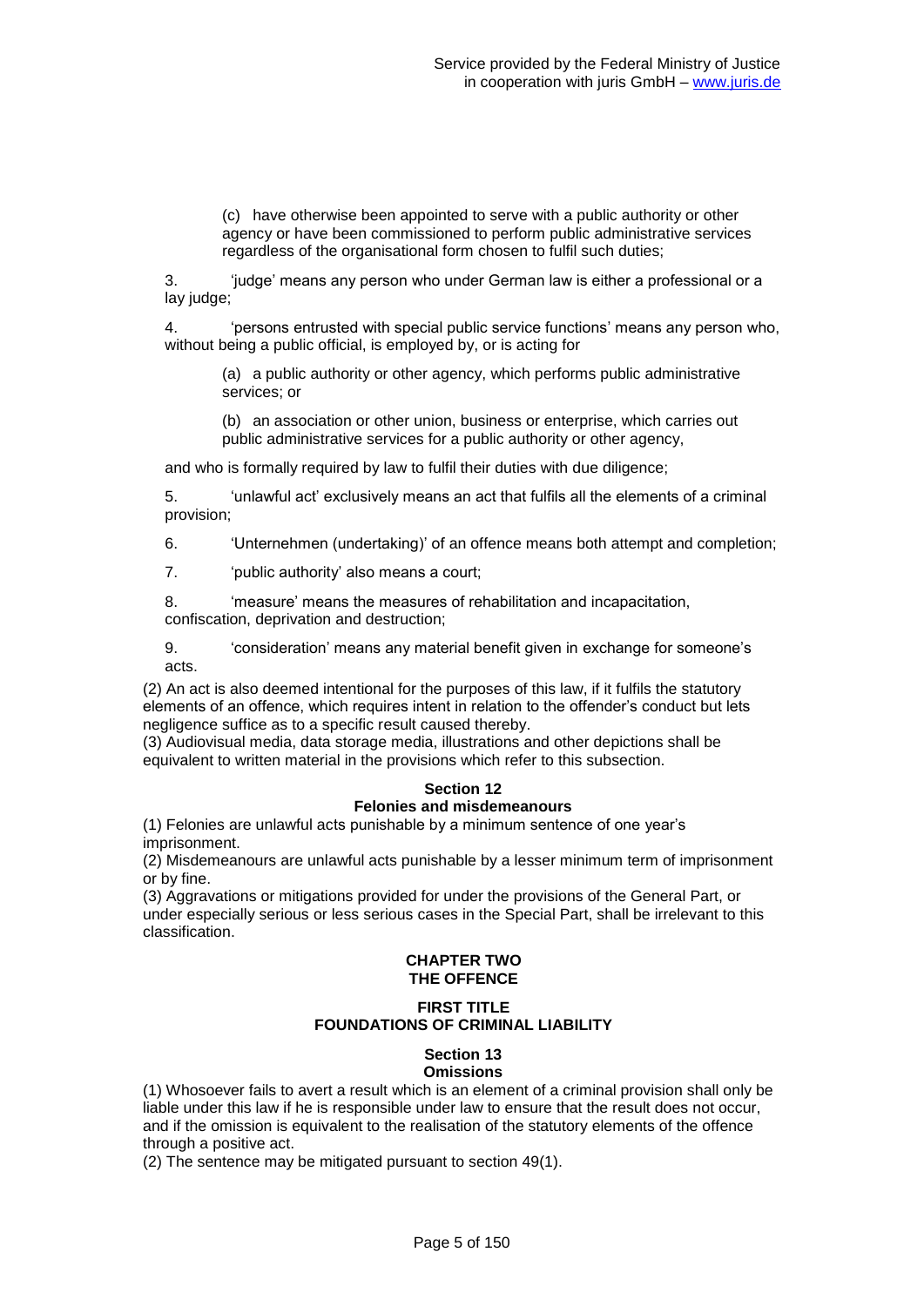(c) have otherwise been appointed to serve with a public authority or other agency or have been commissioned to perform public administrative services regardless of the organisational form chosen to fulfil such duties;

3. 'judge' means any person who under German law is either a professional or a lay judge;

4. 'persons entrusted with special public service functions' means any person who, without being a public official, is employed by, or is acting for

(a) a public authority or other agency, which performs public administrative services; or

(b) an association or other union, business or enterprise, which carries out public administrative services for a public authority or other agency,

and who is formally required by law to fulfil their duties with due diligence;

5. 'unlawful act' exclusively means an act that fulfils all the elements of a criminal provision;

6. 'Unternehmen (undertaking)' of an offence means both attempt and completion;

7. 'public authority' also means a court;

8. 'measure' means the measures of rehabilitation and incapacitation, confiscation, deprivation and destruction;

9. 'consideration' means any material benefit given in exchange for someone's acts.

(2) An act is also deemed intentional for the purposes of this law, if it fulfils the statutory elements of an offence, which requires intent in relation to the offender's conduct but lets negligence suffice as to a specific result caused thereby.
(3) Audiovisual media, data storage media, illustrations and other depictions shall be equivalent to written material in the provisions which refer to this subsection.

### Section 12
### Felonies and misdemeanours

(1) Felonies are unlawful acts punishable by a minimum sentence of one year's imprisonment.
(2) Misdemeanours are unlawful acts punishable by a lesser minimum term of imprisonment or by fine.
(3) Aggravations or mitigations provided for under the provisions of the General Part, or under especially serious or less serious cases in the Special Part, shall be irrelevant to this classification.

## CHAPTER TWO
## THE OFFENCE

## FIRST TITLE
## FOUNDATIONS OF CRIMINAL LIABILITY

### Section 13
### Omissions

(1) Whosoever fails to avert a result which is an element of a criminal provision shall only be liable under this law if he is responsible under law to ensure that the result does not occur, and if the omission is equivalent to the realisation of the statutory elements of the offence through a positive act.
(2) The sentence may be mitigated pursuant to section 49(1).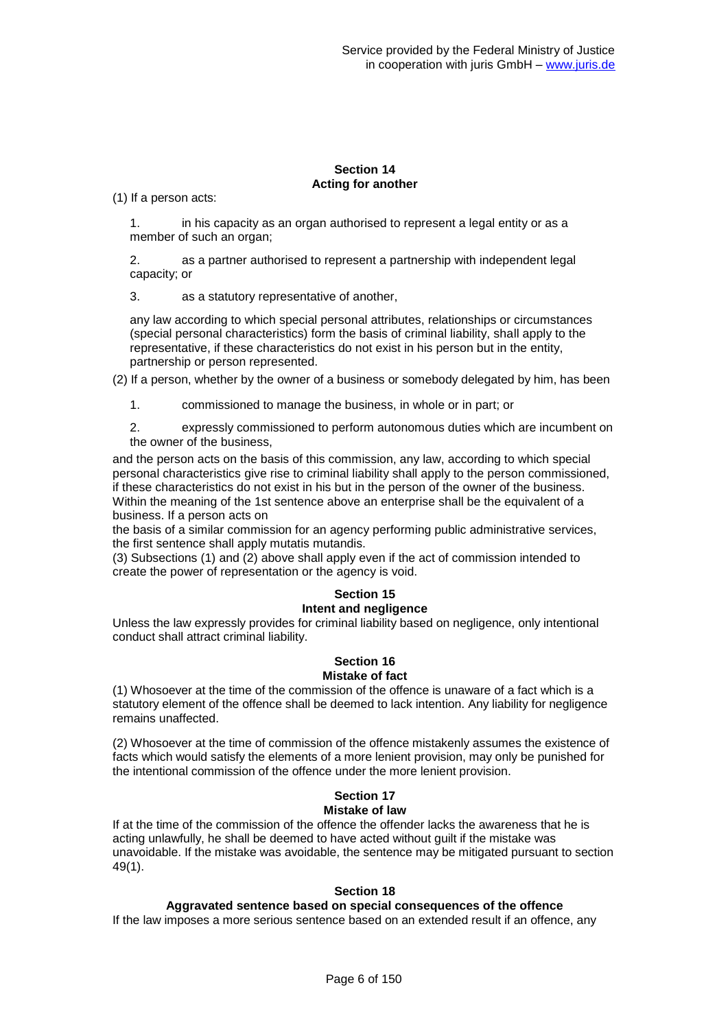## Section 14
## Acting for another

(1) If a person acts:

1. in his capacity as an organ authorised to represent a legal entity or as a member of such an organ;

2. as a partner authorised to represent a partnership with independent legal capacity; or

3. as a statutory representative of another,

any law according to which special personal attributes, relationships or circumstances (special personal characteristics) form the basis of criminal liability, shall apply to the representative, if these characteristics do not exist in his person but in the entity, partnership or person represented.

(2) If a person, whether by the owner of a business or somebody delegated by him, has been

1. commissioned to manage the business, in whole or in part; or

2. expressly commissioned to perform autonomous duties which are incumbent on the owner of the business,

and the person acts on the basis of this commission, any law, according to which special personal characteristics give rise to criminal liability shall apply to the person commissioned, if these characteristics do not exist in his but in the person of the owner of the business. Within the meaning of the 1st sentence above an enterprise shall be the equivalent of a business. If a person acts on the basis of a similar commission for an agency performing public administrative services, the first sentence shall apply mutatis mutandis.

(3) Subsections (1) and (2) above shall apply even if the act of commission intended to create the power of representation or the agency is void.

## Section 15
## Intent and negligence

Unless the law expressly provides for criminal liability based on negligence, only intentional conduct shall attract criminal liability.

## Section 16
## Mistake of fact

(1) Whosoever at the time of the commission of the offence is unaware of a fact which is a statutory element of the offence shall be deemed to lack intention. Any liability for negligence remains unaffected.

(2) Whosoever at the time of commission of the offence mistakenly assumes the existence of facts which would satisfy the elements of a more lenient provision, may only be punished for the intentional commission of the offence under the more lenient provision.

## Section 17
## Mistake of law

If at the time of the commission of the offence the offender lacks the awareness that he is acting unlawfully, he shall be deemed to have acted without guilt if the mistake was unavoidable. If the mistake was avoidable, the sentence may be mitigated pursuant to section 49(1).

## Section 18
## Aggravated sentence based on special consequences of the offence

If the law imposes a more serious sentence based on an extended result if an offence, any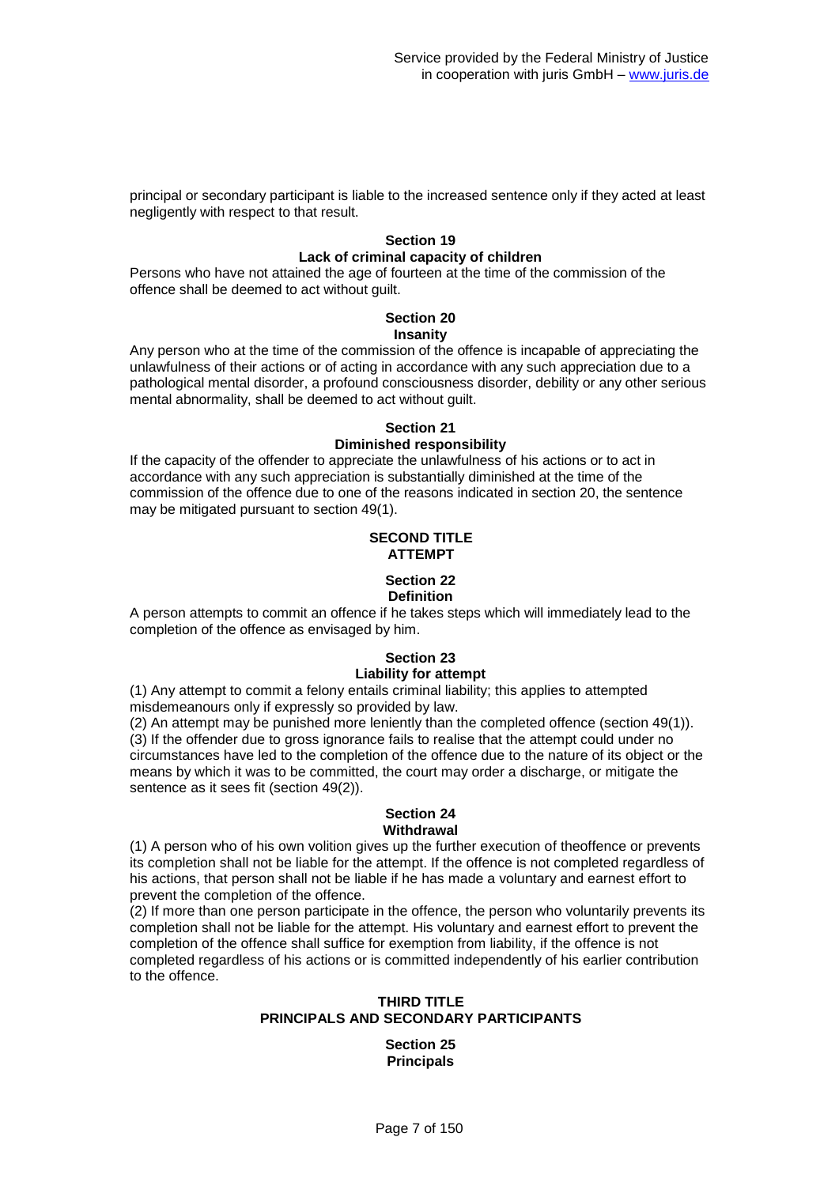principal or secondary participant is liable to the increased sentence only if they acted at least negligently with respect to that result.

#### Section 19
#### Lack of criminal capacity of children

Persons who have not attained the age of fourteen at the time of the commission of the offence shall be deemed to act without guilt.

#### Section 20
#### Insanity

Any person who at the time of the commission of the offence is incapable of appreciating the unlawfulness of their actions or of acting in accordance with any such appreciation due to a pathological mental disorder, a profound consciousness disorder, debility or any other serious mental abnormality, shall be deemed to act without guilt.

#### Section 21
#### Diminished responsibility

If the capacity of the offender to appreciate the unlawfulness of his actions or to act in accordance with any such appreciation is substantially diminished at the time of the commission of the offence due to one of the reasons indicated in section 20, the sentence may be mitigated pursuant to section 49(1).

### SECOND TITLE
### ATTEMPT

#### Section 22
#### Definition

A person attempts to commit an offence if he takes steps which will immediately lead to the completion of the offence as envisaged by him.

#### Section 23
#### Liability for attempt

(1) Any attempt to commit a felony entails criminal liability; this applies to attempted misdemeanours only if expressly so provided by law.

(2) An attempt may be punished more leniently than the completed offence (section 49(1)).

(3) If the offender due to gross ignorance fails to realise that the attempt could under no circumstances have led to the completion of the offence due to the nature of its object or the means by which it was to be committed, the court may order a discharge, or mitigate the sentence as it sees fit (section 49(2)).

#### Section 24
#### Withdrawal

(1) A person who of his own volition gives up the further execution of theoffence or prevents its completion shall not be liable for the attempt. If the offence is not completed regardless of his actions, that person shall not be liable if he has made a voluntary and earnest effort to prevent the completion of the offence.

(2) If more than one person participate in the offence, the person who voluntarily prevents its completion shall not be liable for the attempt. His voluntary and earnest effort to prevent the completion of the offence shall suffice for exemption from liability, if the offence is not completed regardless of his actions or is committed independently of his earlier contribution to the offence.

### THIRD TITLE
### PRINCIPALS AND SECONDARY PARTICIPANTS

#### Section 25
#### Principals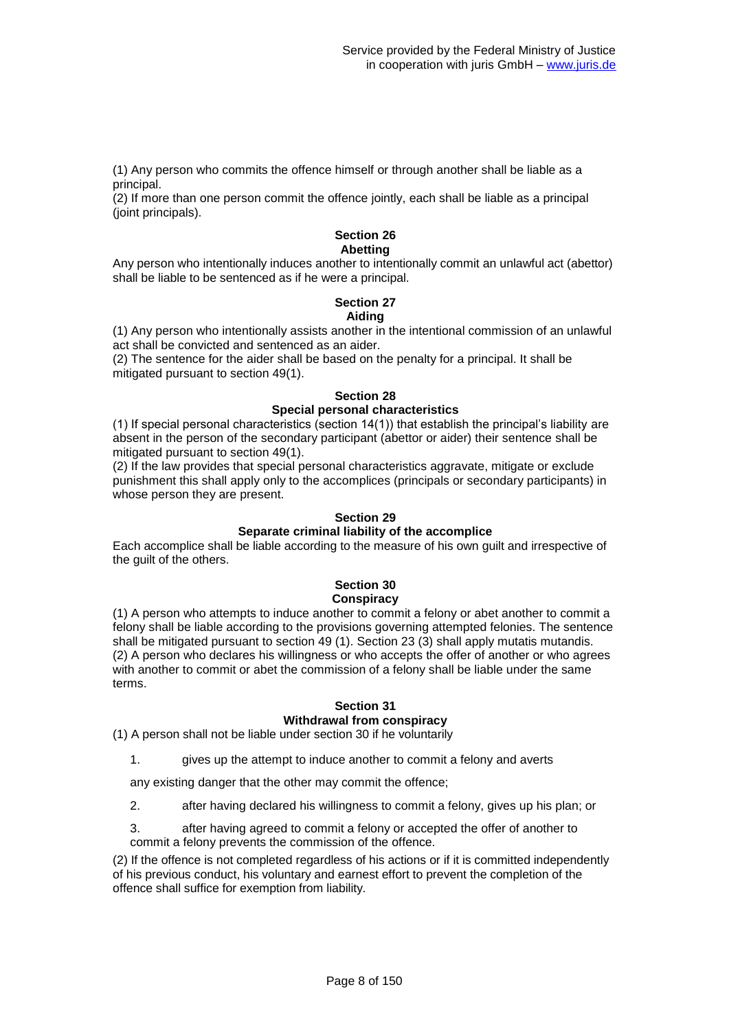(1) Any person who commits the offence himself or through another shall be liable as a principal.
(2) If more than one person commit the offence jointly, each shall be liable as a principal (joint principals).

**Section 26**
**Abetting**

Any person who intentionally induces another to intentionally commit an unlawful act (abettor) shall be liable to be sentenced as if he were a principal.

**Section 27**
**Aiding**

(1) Any person who intentionally assists another in the intentional commission of an unlawful act shall be convicted and sentenced as an aider.
(2) The sentence for the aider shall be based on the penalty for a principal. It shall be mitigated pursuant to section 49(1).

**Section 28**
**Special personal characteristics**

(1) If special personal characteristics (section 14(1)) that establish the principal's liability are absent in the person of the secondary participant (abettor or aider) their sentence shall be mitigated pursuant to section 49(1).
(2) If the law provides that special personal characteristics aggravate, mitigate or exclude punishment this shall apply only to the accomplices (principals or secondary participants) in whose person they are present.

**Section 29**
**Separate criminal liability of the accomplice**

Each accomplice shall be liable according to the measure of his own guilt and irrespective of the guilt of the others.

**Section 30**
**Conspiracy**

(1) A person who attempts to induce another to commit a felony or abet another to commit a felony shall be liable according to the provisions governing attempted felonies. The sentence shall be mitigated pursuant to section 49 (1). Section 23 (3) shall apply mutatis mutandis.
(2) A person who declares his willingness or who accepts the offer of another or who agrees with another to commit or abet the commission of a felony shall be liable under the same terms.

**Section 31**
**Withdrawal from conspiracy**

(1) A person shall not be liable under section 30 if he voluntarily

1. gives up the attempt to induce another to commit a felony and averts any existing danger that the other may commit the offence;
2. after having declared his willingness to commit a felony, gives up his plan; or
3. after having agreed to commit a felony or accepted the offer of another to commit a felony prevents the commission of the offence.

(2) If the offence is not completed regardless of his actions or if it is committed independently of his previous conduct, his voluntary and earnest effort to prevent the completion of the offence shall suffice for exemption from liability.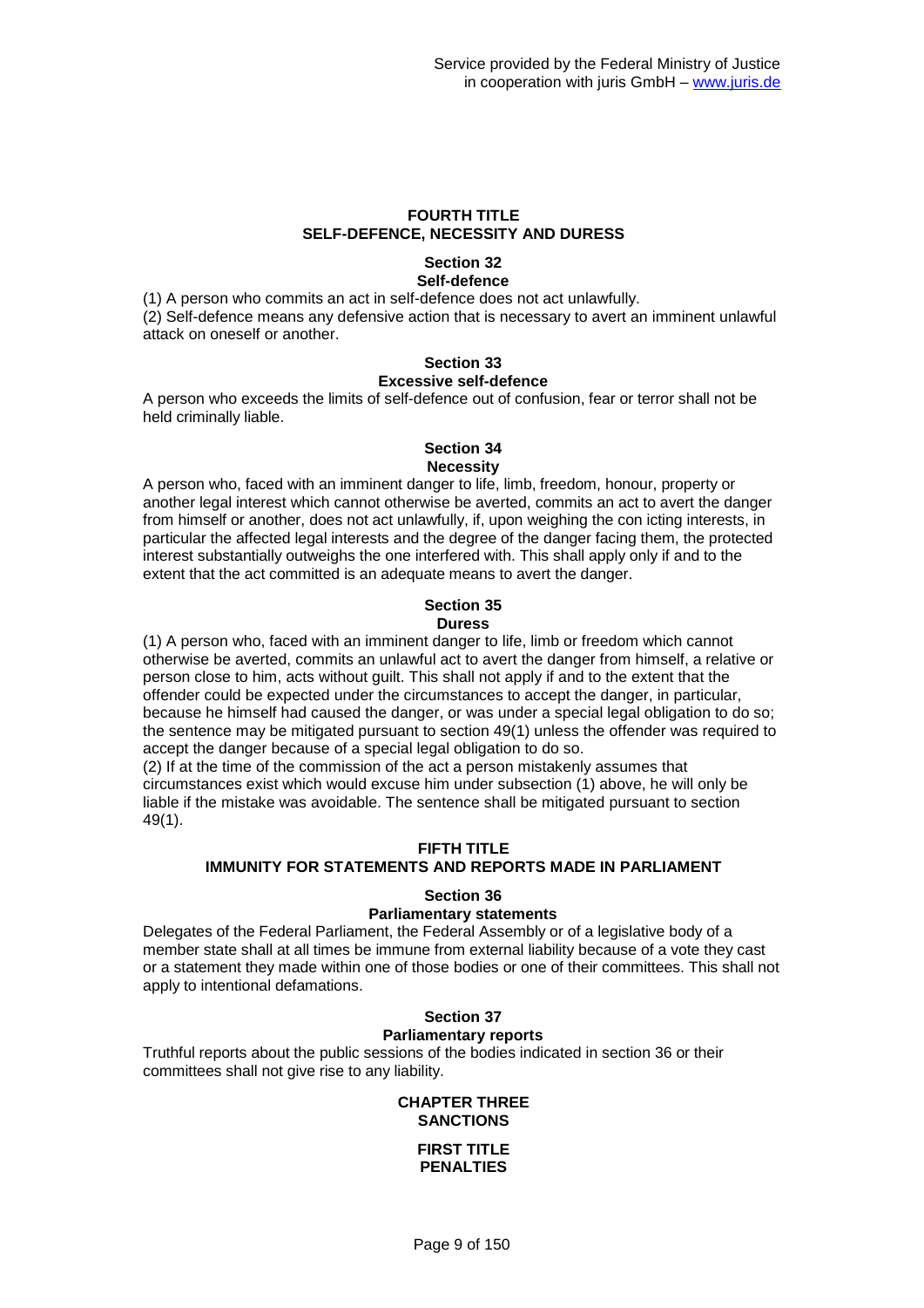## FOURTH TITLE
## SELF-DEFENCE, NECESSITY AND DURESS

### Section 32
### Self-defence

(1) A person who commits an act in self-defence does not act unlawfully.
(2) Self-defence means any defensive action that is necessary to avert an imminent unlawful attack on oneself or another.

### Section 33
### Excessive self-defence

A person who exceeds the limits of self-defence out of confusion, fear or terror shall not be held criminally liable.

### Section 34
### Necessity

A person who, faced with an imminent danger to life, limb, freedom, honour, property or another legal interest which cannot otherwise be averted, commits an act to avert the danger from himself or another, does not act unlawfully, if, upon weighing the con icting interests, in particular the affected legal interests and the degree of the danger facing them, the protected interest substantially outweighs the one interfered with. This shall apply only if and to the extent that the act committed is an adequate means to avert the danger.

### Section 35
### Duress

(1) A person who, faced with an imminent danger to life, limb or freedom which cannot otherwise be averted, commits an unlawful act to avert the danger from himself, a relative or person close to him, acts without guilt. This shall not apply if and to the extent that the offender could be expected under the circumstances to accept the danger, in particular, because he himself had caused the danger, or was under a special legal obligation to do so; the sentence may be mitigated pursuant to section 49(1) unless the offender was required to accept the danger because of a special legal obligation to do so.
(2) If at the time of the commission of the act a person mistakenly assumes that circumstances exist which would excuse him under subsection (1) above, he will only be liable if the mistake was avoidable. The sentence shall be mitigated pursuant to section 49(1).

## FIFTH TITLE
## IMMUNITY FOR STATEMENTS AND REPORTS MADE IN PARLIAMENT

### Section 36
### Parliamentary statements

Delegates of the Federal Parliament, the Federal Assembly or of a legislative body of a member state shall at all times be immune from external liability because of a vote they cast or a statement they made within one of those bodies or one of their committees. This shall not apply to intentional defamations.

### Section 37
### Parliamentary reports

Truthful reports about the public sessions of the bodies indicated in section 36 or their committees shall not give rise to any liability.

# CHAPTER THREE
# SANCTIONS

## FIRST TITLE
## PENALTIES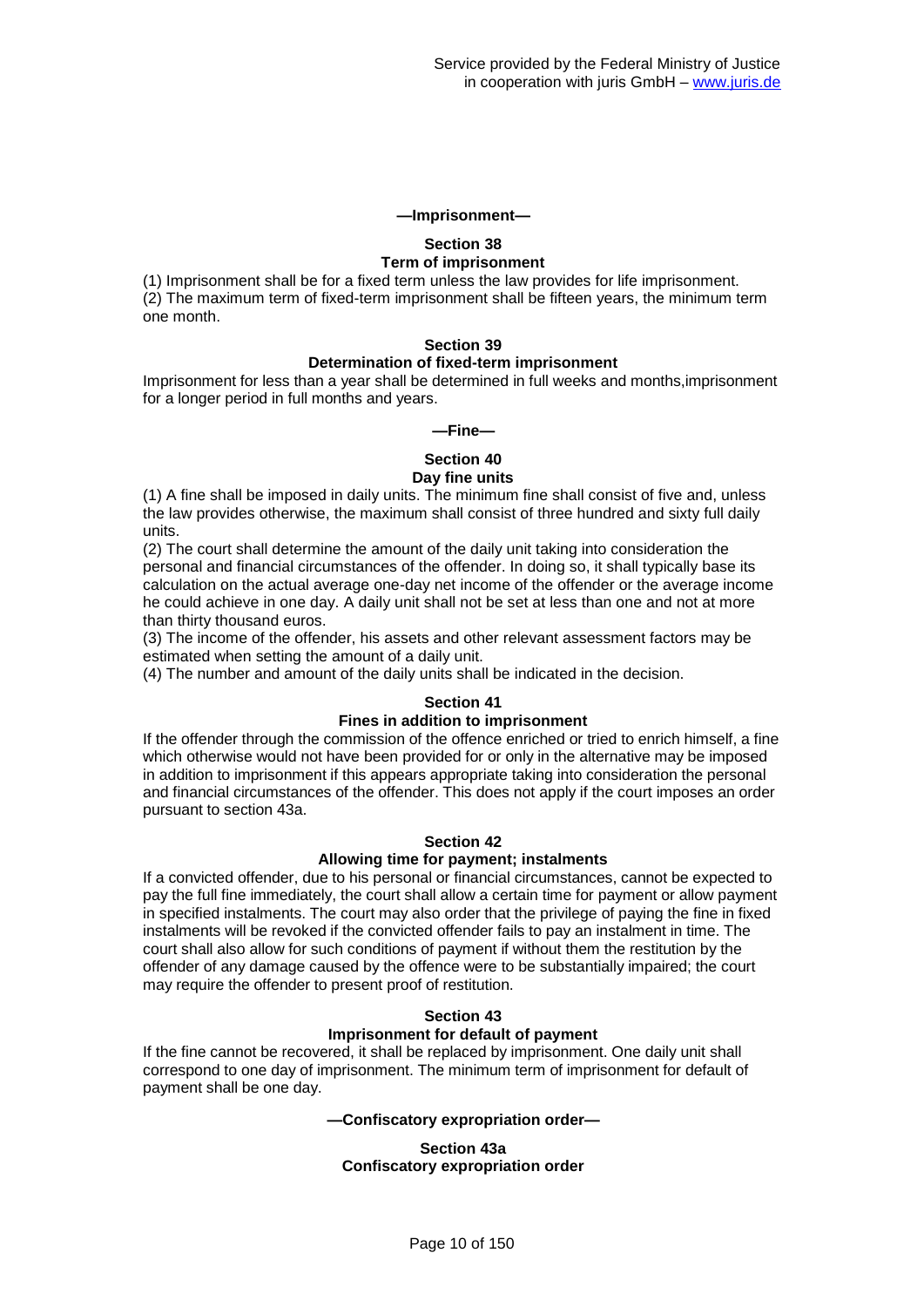**—Imprisonment—**

### Section 38
### Term of imprisonment

(1) Imprisonment shall be for a fixed term unless the law provides for life imprisonment.
(2) The maximum term of fixed-term imprisonment shall be fifteen years, the minimum term one month.

### Section 39
### Determination of fixed-term imprisonment

Imprisonment for less than a year shall be determined in full weeks and months,imprisonment for a longer period in full months and years.

**—Fine—**

### Section 40
### Day fine units

(1) A fine shall be imposed in daily units. The minimum fine shall consist of five and, unless the law provides otherwise, the maximum shall consist of three hundred and sixty full daily units.
(2) The court shall determine the amount of the daily unit taking into consideration the personal and financial circumstances of the offender. In doing so, it shall typically base its calculation on the actual average one-day net income of the offender or the average income he could achieve in one day. A daily unit shall not be set at less than one and not at more than thirty thousand euros.
(3) The income of the offender, his assets and other relevant assessment factors may be estimated when setting the amount of a daily unit.
(4) The number and amount of the daily units shall be indicated in the decision.

### Section 41
### Fines in addition to imprisonment

If the offender through the commission of the offence enriched or tried to enrich himself, a fine which otherwise would not have been provided for or only in the alternative may be imposed in addition to imprisonment if this appears appropriate taking into consideration the personal and financial circumstances of the offender. This does not apply if the court imposes an order pursuant to section 43a.

### Section 42
### Allowing time for payment; instalments

If a convicted offender, due to his personal or financial circumstances, cannot be expected to pay the full fine immediately, the court shall allow a certain time for payment or allow payment in specified instalments. The court may also order that the privilege of paying the fine in fixed instalments will be revoked if the convicted offender fails to pay an instalment in time. The court shall also allow for such conditions of payment if without them the restitution by the offender of any damage caused by the offence were to be substantially impaired; the court may require the offender to present proof of restitution.

### Section 43
### Imprisonment for default of payment

If the fine cannot be recovered, it shall be replaced by imprisonment. One daily unit shall correspond to one day of imprisonment. The minimum term of imprisonment for default of payment shall be one day.

**—Confiscatory expropriation order—**

### Section 43a
### Confiscatory expropriation order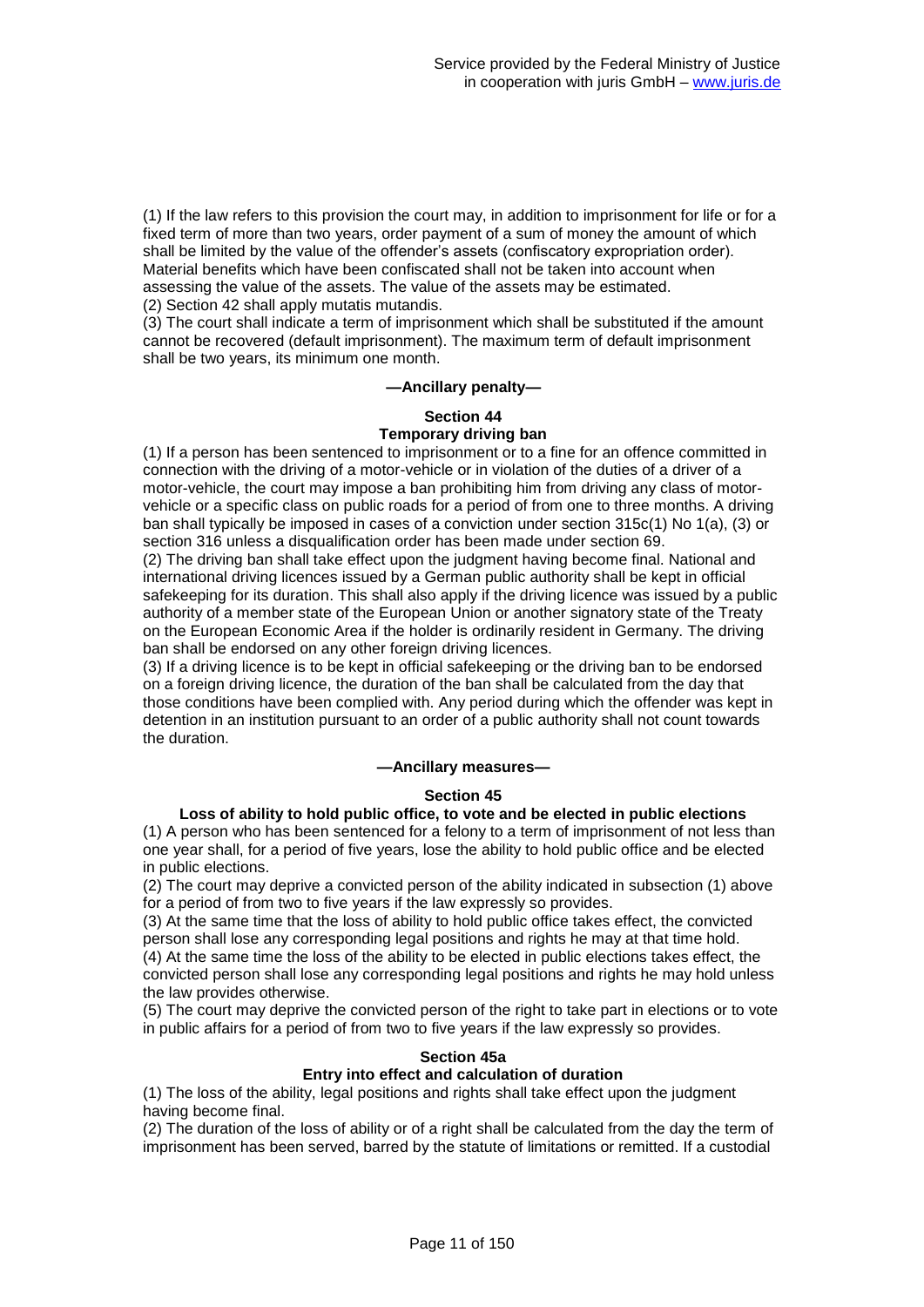(1) If the law refers to this provision the court may, in addition to imprisonment for life or for a fixed term of more than two years, order payment of a sum of money the amount of which shall be limited by the value of the offender's assets (confiscatory expropriation order). Material benefits which have been confiscated shall not be taken into account when assessing the value of the assets. The value of the assets may be estimated.
(2) Section 42 shall apply mutatis mutandis.
(3) The court shall indicate a term of imprisonment which shall be substituted if the amount cannot be recovered (default imprisonment). The maximum term of default imprisonment shall be two years, its minimum one month.

**—Ancillary penalty—**

## Section 44
## Temporary driving ban

(1) If a person has been sentenced to imprisonment or to a fine for an offence committed in connection with the driving of a motor-vehicle or in violation of the duties of a driver of a motor-vehicle, the court may impose a ban prohibiting him from driving any class of motor-vehicle or a specific class on public roads for a period of from one to three months. A driving ban shall typically be imposed in cases of a conviction under section 315c(1) No 1(a), (3) or section 316 unless a disqualification order has been made under section 69.
(2) The driving ban shall take effect upon the judgment having become final. National and international driving licences issued by a German public authority shall be kept in official safekeeping for its duration. This shall also apply if the driving licence was issued by a public authority of a member state of the European Union or another signatory state of the Treaty on the European Economic Area if the holder is ordinarily resident in Germany. The driving ban shall be endorsed on any other foreign driving licences.
(3) If a driving licence is to be kept in official safekeeping or the driving ban to be endorsed on a foreign driving licence, the duration of the ban shall be calculated from the day that those conditions have been complied with. Any period during which the offender was kept in detention in an institution pursuant to an order of a public authority shall not count towards the duration.

**—Ancillary measures—**

## Section 45
## Loss of ability to hold public office, to vote and be elected in public elections

(1) A person who has been sentenced for a felony to a term of imprisonment of not less than one year shall, for a period of five years, lose the ability to hold public office and be elected in public elections.
(2) The court may deprive a convicted person of the ability indicated in subsection (1) above for a period of from two to five years if the law expressly so provides.
(3) At the same time that the loss of ability to hold public office takes effect, the convicted person shall lose any corresponding legal positions and rights he may at that time hold.
(4) At the same time the loss of the ability to be elected in public elections takes effect, the convicted person shall lose any corresponding legal positions and rights he may hold unless the law provides otherwise.
(5) The court may deprive the convicted person of the right to take part in elections or to vote in public affairs for a period of from two to five years if the law expressly so provides.

## Section 45a
## Entry into effect and calculation of duration

(1) The loss of the ability, legal positions and rights shall take effect upon the judgment having become final.
(2) The duration of the loss of ability or of a right shall be calculated from the day the term of imprisonment has been served, barred by the statute of limitations or remitted. If a custodial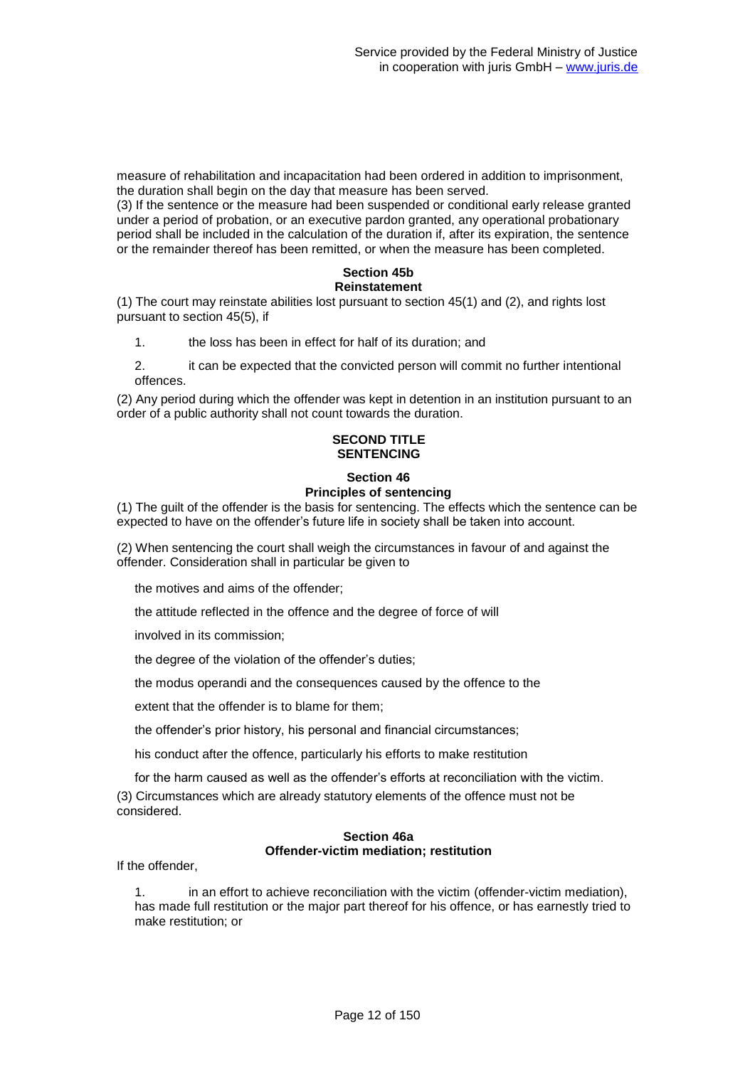measure of rehabilitation and incapacitation had been ordered in addition to imprisonment, the duration shall begin on the day that measure has been served.

(3) If the sentence or the measure had been suspended or conditional early release granted under a period of probation, or an executive pardon granted, any operational probationary period shall be included in the calculation of the duration if, after its expiration, the sentence or the remainder thereof has been remitted, or when the measure has been completed.

#### Section 45b
#### Reinstatement

(1) The court may reinstate abilities lost pursuant to section 45(1) and (2), and rights lost pursuant to section 45(5), if

1. the loss has been in effect for half of its duration; and

2. it can be expected that the convicted person will commit no further intentional offences.

(2) Any period during which the offender was kept in detention in an institution pursuant to an order of a public authority shall not count towards the duration.

### SECOND TITLE
### SENTENCING

#### Section 46
#### Principles of sentencing

(1) The guilt of the offender is the basis for sentencing. The effects which the sentence can be expected to have on the offender's future life in society shall be taken into account.

(2) When sentencing the court shall weigh the circumstances in favour of and against the offender. Consideration shall in particular be given to

the motives and aims of the offender;

the attitude reflected in the offence and the degree of force of will

involved in its commission;

the degree of the violation of the offender's duties;

the modus operandi and the consequences caused by the offence to the

extent that the offender is to blame for them;

the offender's prior history, his personal and financial circumstances;

his conduct after the offence, particularly his efforts to make restitution

for the harm caused as well as the offender's efforts at reconciliation with the victim.

(3) Circumstances which are already statutory elements of the offence must not be considered.

#### Section 46a
#### Offender-victim mediation; restitution

If the offender,

1. in an effort to achieve reconciliation with the victim (offender-victim mediation), has made full restitution or the major part thereof for his offence, or has earnestly tried to make restitution; or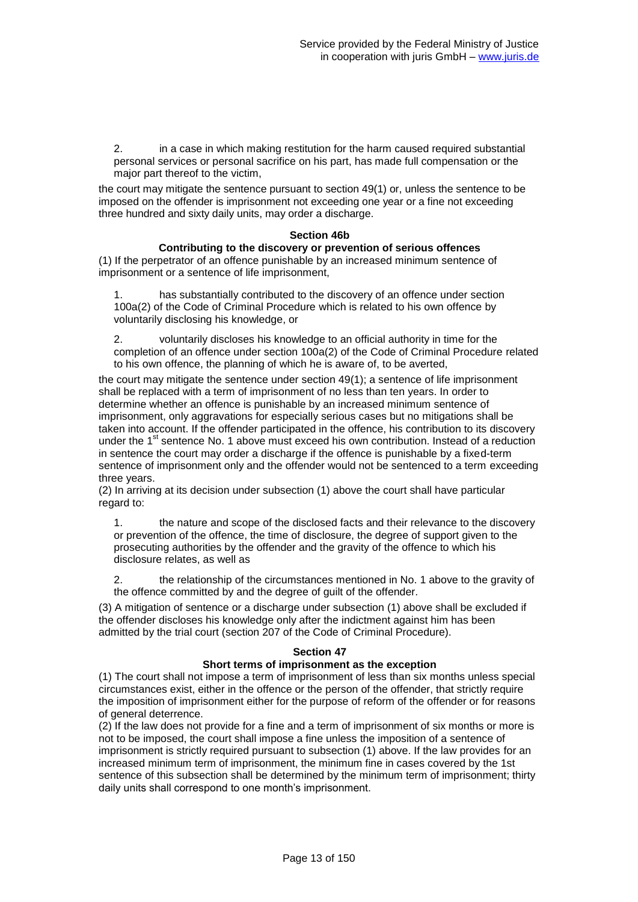2. in a case in which making restitution for the harm caused required substantial personal services or personal sacrifice on his part, has made full compensation or the major part thereof to the victim,

the court may mitigate the sentence pursuant to section 49(1) or, unless the sentence to be imposed on the offender is imprisonment not exceeding one year or a fine not exceeding three hundred and sixty daily units, may order a discharge.

### Section 46b
### Contributing to the discovery or prevention of serious offences

(1) If the perpetrator of an offence punishable by an increased minimum sentence of imprisonment or a sentence of life imprisonment,

1. has substantially contributed to the discovery of an offence under section 100a(2) of the Code of Criminal Procedure which is related to his own offence by voluntarily disclosing his knowledge, or

2. voluntarily discloses his knowledge to an official authority in time for the completion of an offence under section 100a(2) of the Code of Criminal Procedure related to his own offence, the planning of which he is aware of, to be averted,

the court may mitigate the sentence under section 49(1); a sentence of life imprisonment shall be replaced with a term of imprisonment of no less than ten years. In order to determine whether an offence is punishable by an increased minimum sentence of imprisonment, only aggravations for especially serious cases but no mitigations shall be taken into account. If the offender participated in the offence, his contribution to its discovery under the 1st sentence No. 1 above must exceed his own contribution. Instead of a reduction in sentence the court may order a discharge if the offence is punishable by a fixed-term sentence of imprisonment only and the offender would not be sentenced to a term exceeding three years.

(2) In arriving at its decision under subsection (1) above the court shall have particular regard to:

1. the nature and scope of the disclosed facts and their relevance to the discovery or prevention of the offence, the time of disclosure, the degree of support given to the prosecuting authorities by the offender and the gravity of the offence to which his disclosure relates, as well as

2. the relationship of the circumstances mentioned in No. 1 above to the gravity of the offence committed by and the degree of guilt of the offender.

(3) A mitigation of sentence or a discharge under subsection (1) above shall be excluded if the offender discloses his knowledge only after the indictment against him has been admitted by the trial court (section 207 of the Code of Criminal Procedure).

### Section 47
### Short terms of imprisonment as the exception

(1) The court shall not impose a term of imprisonment of less than six months unless special circumstances exist, either in the offence or the person of the offender, that strictly require the imposition of imprisonment either for the purpose of reform of the offender or for reasons of general deterrence.

(2) If the law does not provide for a fine and a term of imprisonment of six months or more is not to be imposed, the court shall impose a fine unless the imposition of a sentence of imprisonment is strictly required pursuant to subsection (1) above. If the law provides for an increased minimum term of imprisonment, the minimum fine in cases covered by the 1st sentence of this subsection shall be determined by the minimum term of imprisonment; thirty daily units shall correspond to one month's imprisonment.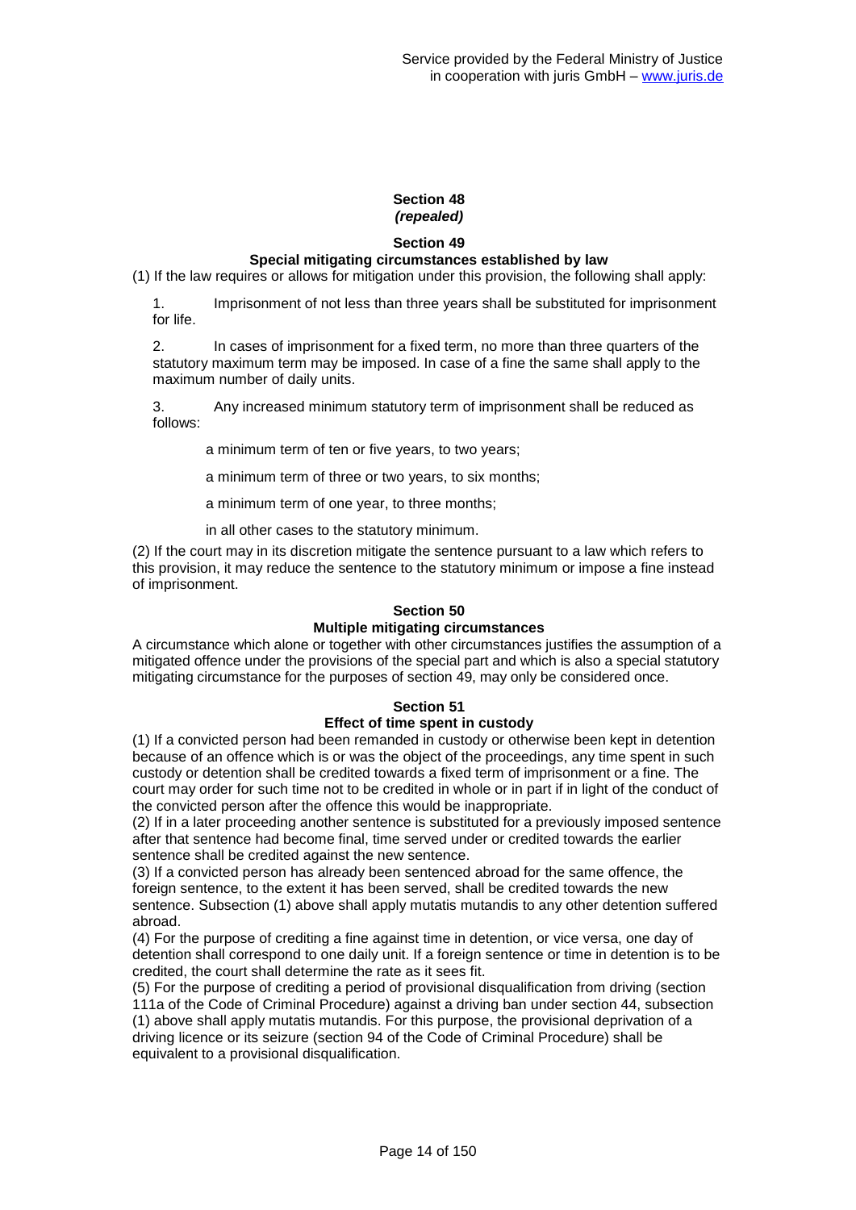## Section 48
*(repealed)*

## Section 49
### Special mitigating circumstances established by law

(1) If the law requires or allows for mitigation under this provision, the following shall apply:

1. Imprisonment of not less than three years shall be substituted for imprisonment for life.

2. In cases of imprisonment for a fixed term, no more than three quarters of the statutory maximum term may be imposed. In case of a fine the same shall apply to the maximum number of daily units.

3. Any increased minimum statutory term of imprisonment shall be reduced as follows:

   a minimum term of ten or five years, to two years;

   a minimum term of three or two years, to six months;

   a minimum term of one year, to three months;

   in all other cases to the statutory minimum.

(2) If the court may in its discretion mitigate the sentence pursuant to a law which refers to this provision, it may reduce the sentence to the statutory minimum or impose a fine instead of imprisonment.

## Section 50
### Multiple mitigating circumstances

A circumstance which alone or together with other circumstances justifies the assumption of a mitigated offence under the provisions of the special part and which is also a special statutory mitigating circumstance for the purposes of section 49, may only be considered once.

## Section 51
### Effect of time spent in custody

(1) If a convicted person had been remanded in custody or otherwise been kept in detention because of an offence which is or was the object of the proceedings, any time spent in such custody or detention shall be credited towards a fixed term of imprisonment or a fine. The court may order for such time not to be credited in whole or in part if in light of the conduct of the convicted person after the offence this would be inappropriate.

(2) If in a later proceeding another sentence is substituted for a previously imposed sentence after that sentence had become final, time served under or credited towards the earlier sentence shall be credited against the new sentence.

(3) If a convicted person has already been sentenced abroad for the same offence, the foreign sentence, to the extent it has been served, shall be credited towards the new sentence. Subsection (1) above shall apply mutatis mutandis to any other detention suffered abroad.

(4) For the purpose of crediting a fine against time in detention, or vice versa, one day of detention shall correspond to one daily unit. If a foreign sentence or time in detention is to be credited, the court shall determine the rate as it sees fit.

(5) For the purpose of crediting a period of provisional disqualification from driving (section 111a of the Code of Criminal Procedure) against a driving ban under section 44, subsection (1) above shall apply mutatis mutandis. For this purpose, the provisional deprivation of a driving licence or its seizure (section 94 of the Code of Criminal Procedure) shall be equivalent to a provisional disqualification.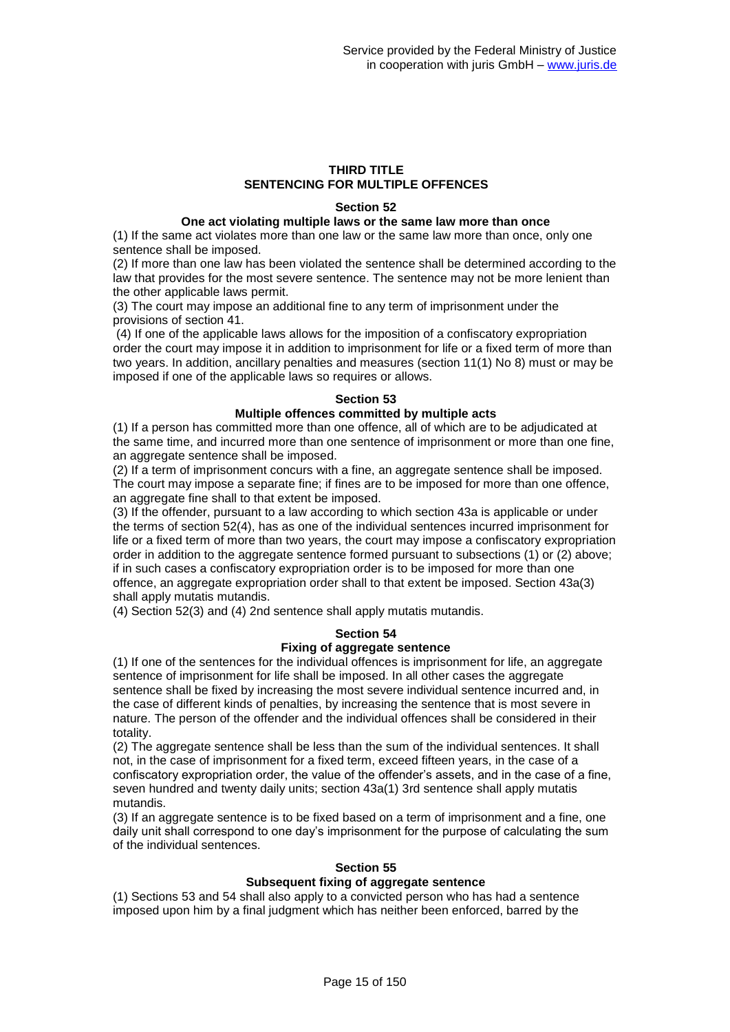## THIRD TITLE
## SENTENCING FOR MULTIPLE OFFENCES

### Section 52

**One act violating multiple laws or the same law more than once**

(1) If the same act violates more than one law or the same law more than once, only one sentence shall be imposed.

(2) If more than one law has been violated the sentence shall be determined according to the law that provides for the most severe sentence. The sentence may not be more lenient than the other applicable laws permit.

(3) The court may impose an additional fine to any term of imprisonment under the provisions of section 41.

(4) If one of the applicable laws allows for the imposition of a confiscatory expropriation order the court may impose it in addition to imprisonment for life or a fixed term of more than two years. In addition, ancillary penalties and measures (section 11(1) No 8) must or may be imposed if one of the applicable laws so requires or allows.

### Section 53

**Multiple offences committed by multiple acts**

(1) If a person has committed more than one offence, all of which are to be adjudicated at the same time, and incurred more than one sentence of imprisonment or more than one fine, an aggregate sentence shall be imposed.

(2) If a term of imprisonment concurs with a fine, an aggregate sentence shall be imposed. The court may impose a separate fine; if fines are to be imposed for more than one offence, an aggregate fine shall to that extent be imposed.

(3) If the offender, pursuant to a law according to which section 43a is applicable or under the terms of section 52(4), has as one of the individual sentences incurred imprisonment for life or a fixed term of more than two years, the court may impose a confiscatory expropriation order in addition to the aggregate sentence formed pursuant to subsections (1) or (2) above; if in such cases a confiscatory expropriation order is to be imposed for more than one offence, an aggregate expropriation order shall to that extent be imposed. Section 43a(3) shall apply mutatis mutandis.

(4) Section 52(3) and (4) 2nd sentence shall apply mutatis mutandis.

### Section 54

**Fixing of aggregate sentence**

(1) If one of the sentences for the individual offences is imprisonment for life, an aggregate sentence of imprisonment for life shall be imposed. In all other cases the aggregate sentence shall be fixed by increasing the most severe individual sentence incurred and, in the case of different kinds of penalties, by increasing the sentence that is most severe in nature. The person of the offender and the individual offences shall be considered in their totality.

(2) The aggregate sentence shall be less than the sum of the individual sentences. It shall not, in the case of imprisonment for a fixed term, exceed fifteen years, in the case of a confiscatory expropriation order, the value of the offender's assets, and in the case of a fine, seven hundred and twenty daily units; section 43a(1) 3rd sentence shall apply mutatis mutandis.

(3) If an aggregate sentence is to be fixed based on a term of imprisonment and a fine, one daily unit shall correspond to one day's imprisonment for the purpose of calculating the sum of the individual sentences.

### Section 55

**Subsequent fixing of aggregate sentence**

(1) Sections 53 and 54 shall also apply to a convicted person who has had a sentence imposed upon him by a final judgment which has neither been enforced, barred by the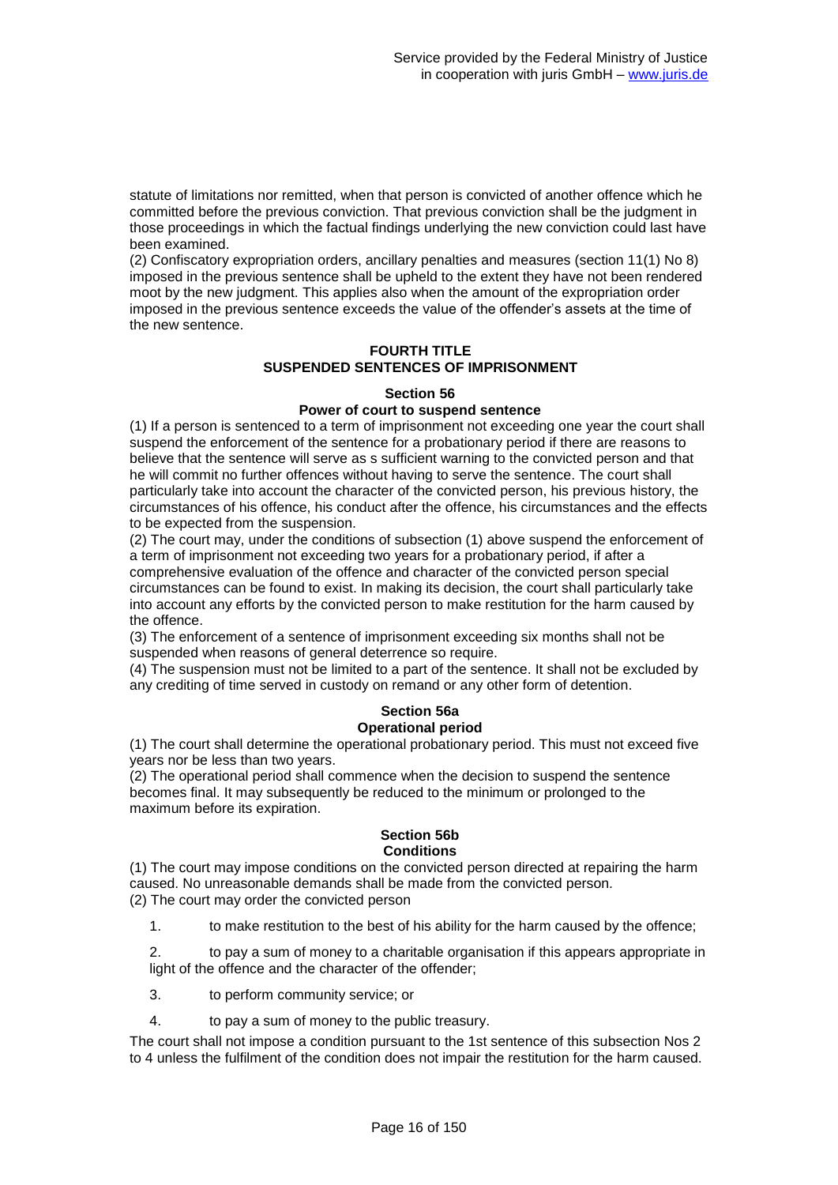statute of limitations nor remitted, when that person is convicted of another offence which he committed before the previous conviction. That previous conviction shall be the judgment in those proceedings in which the factual findings underlying the new conviction could last have been examined.

(2) Confiscatory expropriation orders, ancillary penalties and measures (section 11(1) No 8) imposed in the previous sentence shall be upheld to the extent they have not been rendered moot by the new judgment. This applies also when the amount of the expropriation order imposed in the previous sentence exceeds the value of the offender's assets at the time of the new sentence.

## FOURTH TITLE
## SUSPENDED SENTENCES OF IMPRISONMENT

### Section 56
### Power of court to suspend sentence

(1) If a person is sentenced to a term of imprisonment not exceeding one year the court shall suspend the enforcement of the sentence for a probationary period if there are reasons to believe that the sentence will serve as s sufficient warning to the convicted person and that he will commit no further offences without having to serve the sentence. The court shall particularly take into account the character of the convicted person, his previous history, the circumstances of his offence, his conduct after the offence, his circumstances and the effects to be expected from the suspension.

(2) The court may, under the conditions of subsection (1) above suspend the enforcement of a term of imprisonment not exceeding two years for a probationary period, if after a comprehensive evaluation of the offence and character of the convicted person special circumstances can be found to exist. In making its decision, the court shall particularly take into account any efforts by the convicted person to make restitution for the harm caused by the offence.

(3) The enforcement of a sentence of imprisonment exceeding six months shall not be suspended when reasons of general deterrence so require.

(4) The suspension must not be limited to a part of the sentence. It shall not be excluded by any crediting of time served in custody on remand or any other form of detention.

### Section 56a
### Operational period

(1) The court shall determine the operational probationary period. This must not exceed five years nor be less than two years.

(2) The operational period shall commence when the decision to suspend the sentence becomes final. It may subsequently be reduced to the minimum or prolonged to the maximum before its expiration.

### Section 56b
### Conditions

(1) The court may impose conditions on the convicted person directed at repairing the harm caused. No unreasonable demands shall be made from the convicted person.

(2) The court may order the convicted person

1. to make restitution to the best of his ability for the harm caused by the offence;
2. to pay a sum of money to a charitable organisation if this appears appropriate in light of the offence and the character of the offender;
3. to perform community service; or
4. to pay a sum of money to the public treasury.

The court shall not impose a condition pursuant to the 1st sentence of this subsection Nos 2 to 4 unless the fulfilment of the condition does not impair the restitution for the harm caused.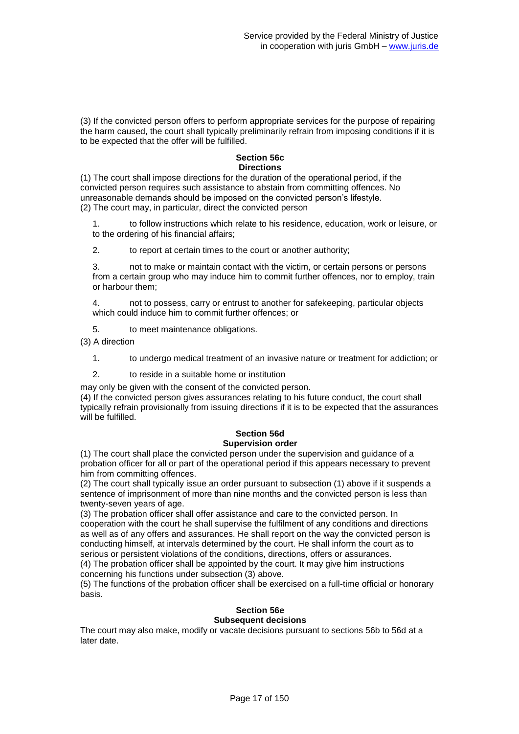(3) If the convicted person offers to perform appropriate services for the purpose of repairing the harm caused, the court shall typically preliminarily refrain from imposing conditions if it is to be expected that the offer will be fulfilled.

### Section 56c
### Directions

(1) The court shall impose directions for the duration of the operational period, if the convicted person requires such assistance to abstain from committing offences. No unreasonable demands should be imposed on the convicted person's lifestyle.
(2) The court may, in particular, direct the convicted person

1. to follow instructions which relate to his residence, education, work or leisure, or to the ordering of his financial affairs;
2. to report at certain times to the court or another authority;
3. not to make or maintain contact with the victim, or certain persons or persons from a certain group who may induce him to commit further offences, nor to employ, train or harbour them;
4. not to possess, carry or entrust to another for safekeeping, particular objects which could induce him to commit further offences; or
5. to meet maintenance obligations.

(3) A direction

1. to undergo medical treatment of an invasive nature or treatment for addiction; or
2. to reside in a suitable home or institution

may only be given with the consent of the convicted person.
(4) If the convicted person gives assurances relating to his future conduct, the court shall typically refrain provisionally from issuing directions if it is to be expected that the assurances will be fulfilled.

### Section 56d
### Supervision order

(1) The court shall place the convicted person under the supervision and guidance of a probation officer for all or part of the operational period if this appears necessary to prevent him from committing offences.
(2) The court shall typically issue an order pursuant to subsection (1) above if it suspends a sentence of imprisonment of more than nine months and the convicted person is less than twenty-seven years of age.
(3) The probation officer shall offer assistance and care to the convicted person. In cooperation with the court he shall supervise the fulfilment of any conditions and directions as well as of any offers and assurances. He shall report on the way the convicted person is conducting himself, at intervals determined by the court. He shall inform the court as to serious or persistent violations of the conditions, directions, offers or assurances.
(4) The probation officer shall be appointed by the court. It may give him instructions concerning his functions under subsection (3) above.
(5) The functions of the probation officer shall be exercised on a full-time official or honorary basis.

### Section 56e
### Subsequent decisions

The court may also make, modify or vacate decisions pursuant to sections 56b to 56d at a later date.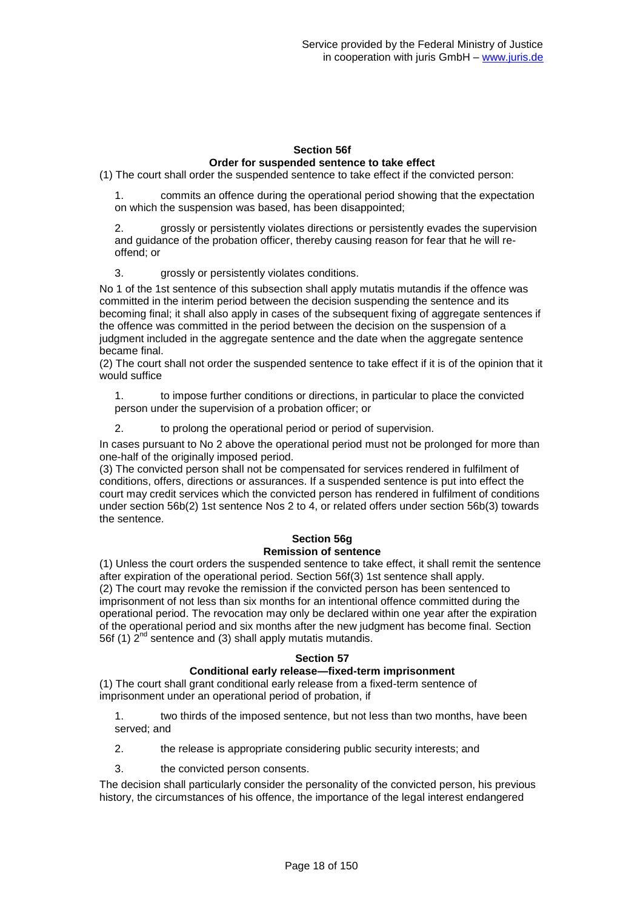**Section 56f**
**Order for suspended sentence to take effect**

(1) The court shall order the suspended sentence to take effect if the convicted person:

1. commits an offence during the operational period showing that the expectation on which the suspension was based, has been disappointed;

2. grossly or persistently violates directions or persistently evades the supervision and guidance of the probation officer, thereby causing reason for fear that he will re-offend; or

3. grossly or persistently violates conditions.

No 1 of the 1st sentence of this subsection shall apply mutatis mutandis if the offence was committed in the interim period between the decision suspending the sentence and its becoming final; it shall also apply in cases of the subsequent fixing of aggregate sentences if the offence was committed in the period between the decision on the suspension of a judgment included in the aggregate sentence and the date when the aggregate sentence became final.

(2) The court shall not order the suspended sentence to take effect if it is of the opinion that it would suffice

1. to impose further conditions or directions, in particular to place the convicted person under the supervision of a probation officer; or

2. to prolong the operational period or period of supervision.

In cases pursuant to No 2 above the operational period must not be prolonged for more than one-half of the originally imposed period.

(3) The convicted person shall not be compensated for services rendered in fulfilment of conditions, offers, directions or assurances. If a suspended sentence is put into effect the court may credit services which the convicted person has rendered in fulfilment of conditions under section 56b(2) 1st sentence Nos 2 to 4, or related offers under section 56b(3) towards the sentence.

**Section 56g**
**Remission of sentence**

(1) Unless the court orders the suspended sentence to take effect, it shall remit the sentence after expiration of the operational period. Section 56f(3) 1st sentence shall apply.

(2) The court may revoke the remission if the convicted person has been sentenced to imprisonment of not less than six months for an intentional offence committed during the operational period. The revocation may only be declared within one year after the expiration of the operational period and six months after the new judgment has become final. Section 56f (1) 2nd sentence and (3) shall apply mutatis mutandis.

**Section 57**
**Conditional early release—fixed-term imprisonment**

(1) The court shall grant conditional early release from a fixed-term sentence of imprisonment under an operational period of probation, if

1. two thirds of the imposed sentence, but not less than two months, have been served; and

2. the release is appropriate considering public security interests; and

3. the convicted person consents.

The decision shall particularly consider the personality of the convicted person, his previous history, the circumstances of his offence, the importance of the legal interest endangered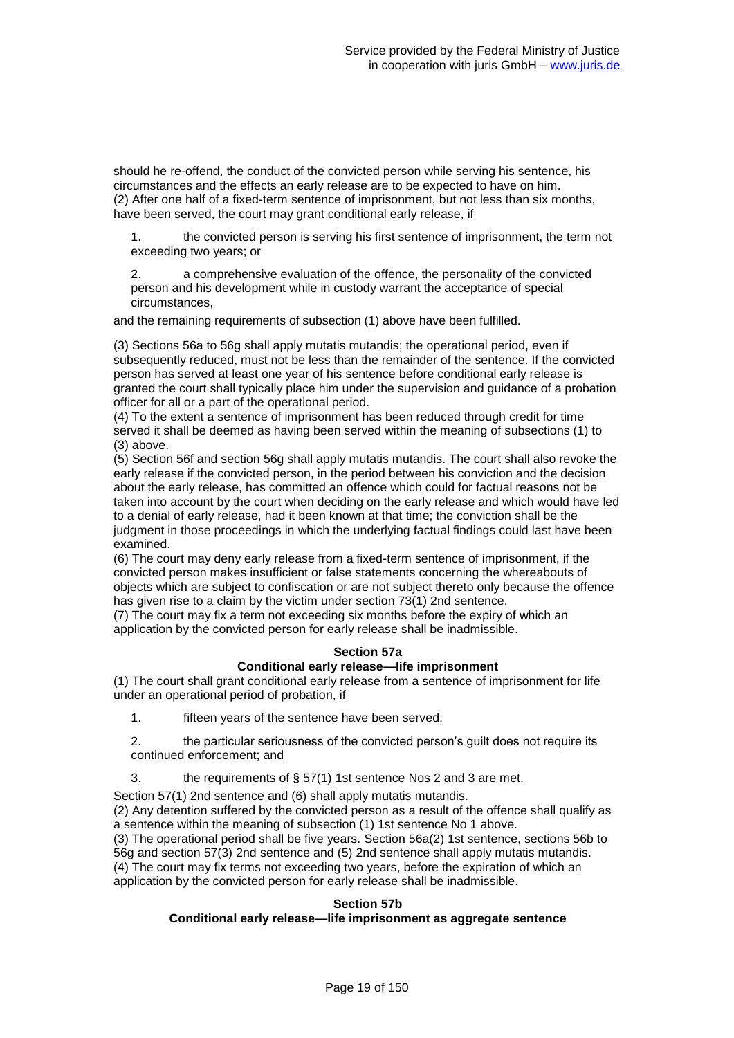should he re-offend, the conduct of the convicted person while serving his sentence, his circumstances and the effects an early release are to be expected to have on him.
(2) After one half of a fixed-term sentence of imprisonment, but not less than six months, have been served, the court may grant conditional early release, if

1. the convicted person is serving his first sentence of imprisonment, the term not exceeding two years; or

2. a comprehensive evaluation of the offence, the personality of the convicted person and his development while in custody warrant the acceptance of special circumstances,

and the remaining requirements of subsection (1) above have been fulfilled.

(3) Sections 56a to 56g shall apply mutatis mutandis; the operational period, even if subsequently reduced, must not be less than the remainder of the sentence. If the convicted person has served at least one year of his sentence before conditional early release is granted the court shall typically place him under the supervision and guidance of a probation officer for all or a part of the operational period.
(4) To the extent a sentence of imprisonment has been reduced through credit for time served it shall be deemed as having been served within the meaning of subsections (1) to (3) above.
(5) Section 56f and section 56g shall apply mutatis mutandis. The court shall also revoke the early release if the convicted person, in the period between his conviction and the decision about the early release, has committed an offence which could for factual reasons not be taken into account by the court when deciding on the early release and which would have led to a denial of early release, had it been known at that time; the conviction shall be the judgment in those proceedings in which the underlying factual findings could last have been examined.
(6) The court may deny early release from a fixed-term sentence of imprisonment, if the convicted person makes insufficient or false statements concerning the whereabouts of objects which are subject to confiscation or are not subject thereto only because the offence has given rise to a claim by the victim under section 73(1) 2nd sentence.
(7) The court may fix a term not exceeding six months before the expiry of which an application by the convicted person for early release shall be inadmissible.

### Section 57a
### Conditional early release—life imprisonment

(1) The court shall grant conditional early release from a sentence of imprisonment for life under an operational period of probation, if

1. fifteen years of the sentence have been served;

2. the particular seriousness of the convicted person's guilt does not require its continued enforcement; and

3. the requirements of § 57(1) 1st sentence Nos 2 and 3 are met.

Section 57(1) 2nd sentence and (6) shall apply mutatis mutandis.
(2) Any detention suffered by the convicted person as a result of the offence shall qualify as a sentence within the meaning of subsection (1) 1st sentence No 1 above.
(3) The operational period shall be five years. Section 56a(2) 1st sentence, sections 56b to 56g and section 57(3) 2nd sentence and (5) 2nd sentence shall apply mutatis mutandis.
(4) The court may fix terms not exceeding two years, before the expiration of which an application by the convicted person for early release shall be inadmissible.

### Section 57b
### Conditional early release—life imprisonment as aggregate sentence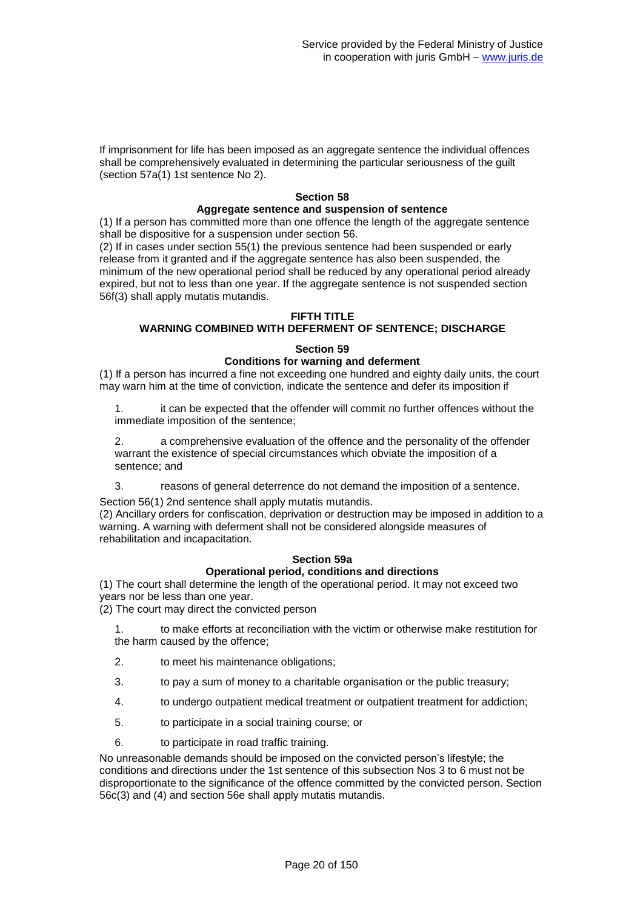If imprisonment for life has been imposed as an aggregate sentence the individual offences shall be comprehensively evaluated in determining the particular seriousness of the guilt (section 57a(1) 1st sentence No 2).

### Section 58
### Aggregate sentence and suspension of sentence

(1) If a person has committed more than one offence the length of the aggregate sentence shall be dispositive for a suspension under section 56.

(2) If in cases under section 55(1) the previous sentence had been suspended or early release from it granted and if the aggregate sentence has also been suspended, the minimum of the new operational period shall be reduced by any operational period already expired, but not to less than one year. If the aggregate sentence is not suspended section 56f(3) shall apply mutatis mutandis.

## FIFTH TITLE
## WARNING COMBINED WITH DEFERMENT OF SENTENCE; DISCHARGE

### Section 59
### Conditions for warning and deferment

(1) If a person has incurred a fine not exceeding one hundred and eighty daily units, the court may warn him at the time of conviction, indicate the sentence and defer its imposition if

1. it can be expected that the offender will commit no further offences without the immediate imposition of the sentence;

2. a comprehensive evaluation of the offence and the personality of the offender warrant the existence of special circumstances which obviate the imposition of a sentence; and

3. reasons of general deterrence do not demand the imposition of a sentence.

Section 56(1) 2nd sentence shall apply mutatis mutandis.

(2) Ancillary orders for confiscation, deprivation or destruction may be imposed in addition to a warning. A warning with deferment shall not be considered alongside measures of rehabilitation and incapacitation.

### Section 59a
### Operational period, conditions and directions

(1) The court shall determine the length of the operational period. It may not exceed two years nor be less than one year.

(2) The court may direct the convicted person

1. to make efforts at reconciliation with the victim or otherwise make restitution for the harm caused by the offence;

2. to meet his maintenance obligations;

3. to pay a sum of money to a charitable organisation or the public treasury;

4. to undergo outpatient medical treatment or outpatient treatment for addiction;

5. to participate in a social training course; or

6. to participate in road traffic training.

No unreasonable demands should be imposed on the convicted person's lifestyle; the conditions and directions under the 1st sentence of this subsection Nos 3 to 6 must not be disproportionate to the significance of the offence committed by the convicted person. Section 56c(3) and (4) and section 56e shall apply mutatis mutandis.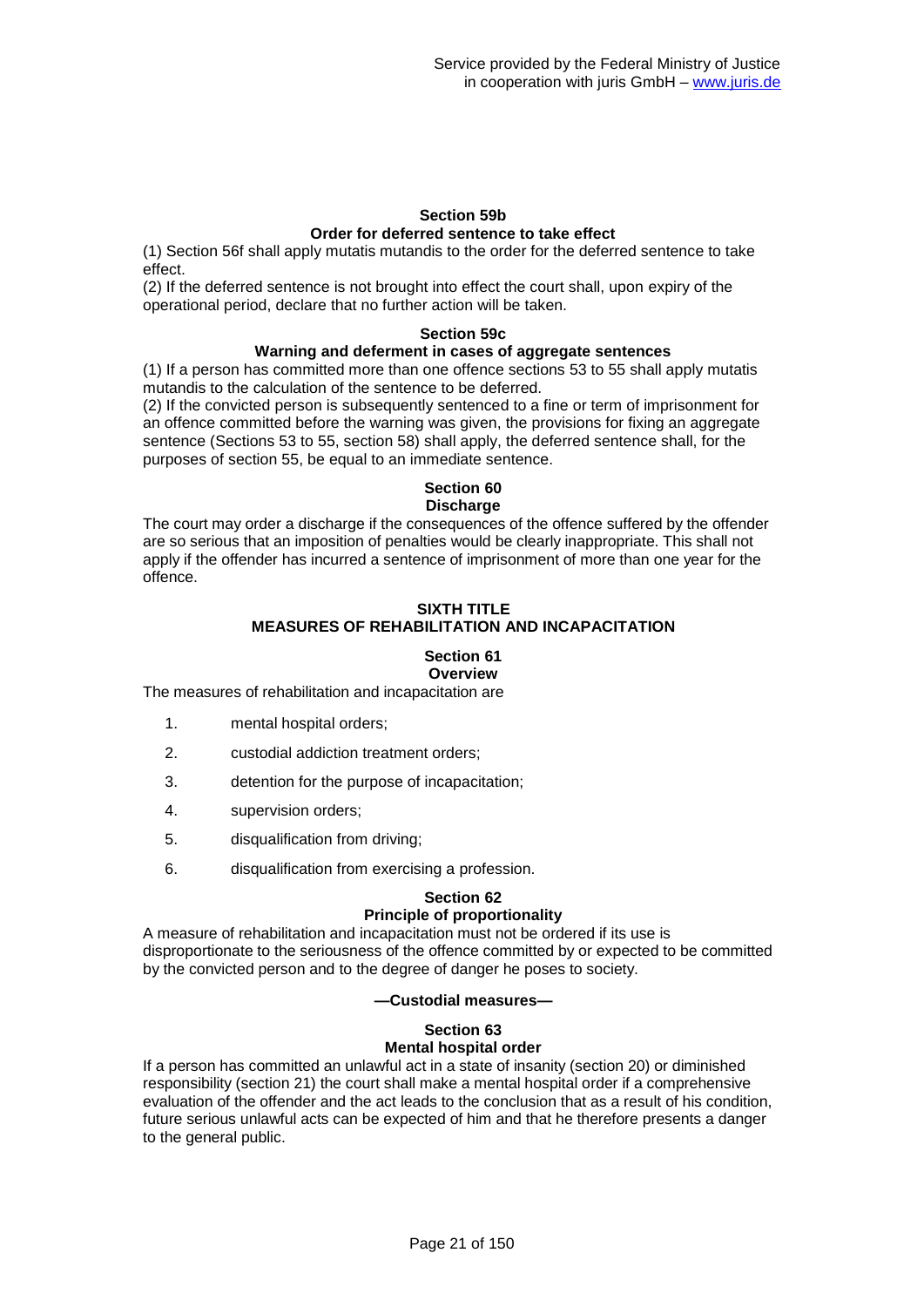### Section 59b
### Order for deferred sentence to take effect

(1) Section 56f shall apply mutatis mutandis to the order for the deferred sentence to take effect.
(2) If the deferred sentence is not brought into effect the court shall, upon expiry of the operational period, declare that no further action will be taken.

### Section 59c
### Warning and deferment in cases of aggregate sentences

(1) If a person has committed more than one offence sections 53 to 55 shall apply mutatis mutandis to the calculation of the sentence to be deferred.
(2) If the convicted person is subsequently sentenced to a fine or term of imprisonment for an offence committed before the warning was given, the provisions for fixing an aggregate sentence (Sections 53 to 55, section 58) shall apply, the deferred sentence shall, for the purposes of section 55, be equal to an immediate sentence.

### Section 60
### Discharge

The court may order a discharge if the consequences of the offence suffered by the offender are so serious that an imposition of penalties would be clearly inappropriate. This shall not apply if the offender has incurred a sentence of imprisonment of more than one year for the offence.

## SIXTH TITLE
## MEASURES OF REHABILITATION AND INCAPACITATION

### Section 61
### Overview

The measures of rehabilitation and incapacitation are

1. mental hospital orders;
2. custodial addiction treatment orders;
3. detention for the purpose of incapacitation;
4. supervision orders;
5. disqualification from driving;
6. disqualification from exercising a profession.

### Section 62
### Principle of proportionality

A measure of rehabilitation and incapacitation must not be ordered if its use is disproportionate to the seriousness of the offence committed by or expected to be committed by the convicted person and to the degree of danger he poses to society.

**—Custodial measures—**

### Section 63
### Mental hospital order

If a person has committed an unlawful act in a state of insanity (section 20) or diminished responsibility (section 21) the court shall make a mental hospital order if a comprehensive evaluation of the offender and the act leads to the conclusion that as a result of his condition, future serious unlawful acts can be expected of him and that he therefore presents a danger to the general public.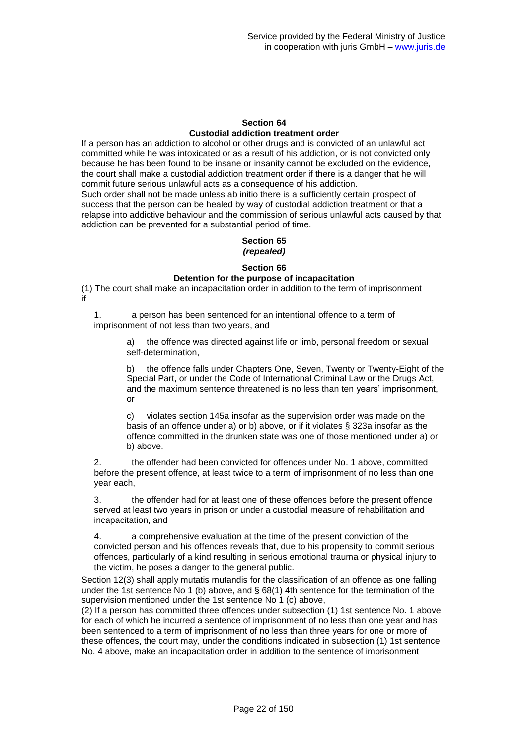## Section 64
## Custodial addiction treatment order

If a person has an addiction to alcohol or other drugs and is convicted of an unlawful act committed while he was intoxicated or as a result of his addiction, or is not convicted only because he has been found to be insane or insanity cannot be excluded on the evidence, the court shall make a custodial addiction treatment order if there is a danger that he will commit future serious unlawful acts as a consequence of his addiction.
Such order shall not be made unless ab initio there is a sufficiently certain prospect of success that the person can be healed by way of custodial addiction treatment or that a relapse into addictive behaviour and the commission of serious unlawful acts caused by that addiction can be prevented for a substantial period of time.

## Section 65
## *(repealed)*

## Section 66
## Detention for the purpose of incapacitation

(1) The court shall make an incapacitation order in addition to the term of imprisonment if

1. a person has been sentenced for an intentional offence to a term of imprisonment of not less than two years, and

   a) the offence was directed against life or limb, personal freedom or sexual self-determination,

   b) the offence falls under Chapters One, Seven, Twenty or Twenty-Eight of the Special Part, or under the Code of International Criminal Law or the Drugs Act, and the maximum sentence threatened is no less than ten years' imprisonment, or

   c) violates section 145a insofar as the supervision order was made on the basis of an offence under a) or b) above, or if it violates § 323a insofar as the offence committed in the drunken state was one of those mentioned under a) or b) above.

2. the offender had been convicted for offences under No. 1 above, committed before the present offence, at least twice to a term of imprisonment of no less than one year each,

3. the offender had for at least one of these offences before the present offence served at least two years in prison or under a custodial measure of rehabilitation and incapacitation, and

4. a comprehensive evaluation at the time of the present conviction of the convicted person and his offences reveals that, due to his propensity to commit serious offences, particularly of a kind resulting in serious emotional trauma or physical injury to the victim, he poses a danger to the general public.

Section 12(3) shall apply mutatis mutandis for the classification of an offence as one falling under the 1st sentence No 1 (b) above, and § 68(1) 4th sentence for the termination of the supervision mentioned under the 1st sentence No 1 (c) above,
(2) If a person has committed three offences under subsection (1) 1st sentence No. 1 above for each of which he incurred a sentence of imprisonment of no less than one year and has been sentenced to a term of imprisonment of no less than three years for one or more of these offences, the court may, under the conditions indicated in subsection (1) 1st sentence No. 4 above, make an incapacitation order in addition to the sentence of imprisonment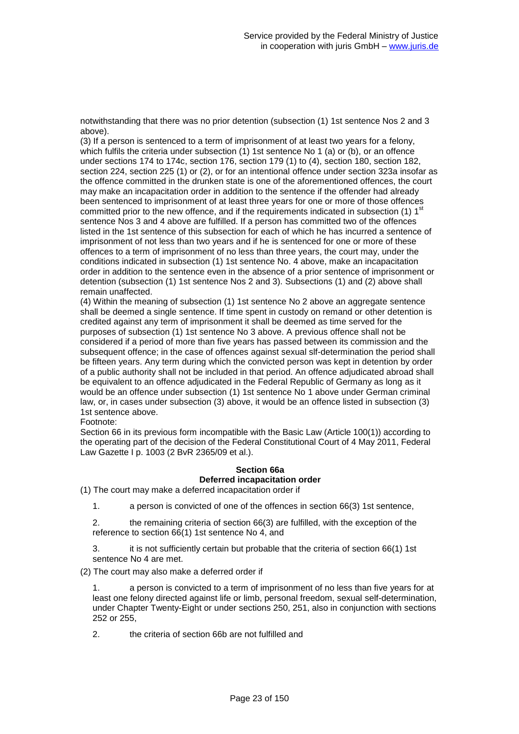notwithstanding that there was no prior detention (subsection (1) 1st sentence Nos 2 and 3 above).

(3) If a person is sentenced to a term of imprisonment of at least two years for a felony, which fulfils the criteria under subsection (1) 1st sentence No 1 (a) or (b), or an offence under sections 174 to 174c, section 176, section 179 (1) to (4), section 180, section 182, section 224, section 225 (1) or (2), or for an intentional offence under section 323a insofar as the offence committed in the drunken state is one of the aforementioned offences, the court may make an incapacitation order in addition to the sentence if the offender had already been sentenced to imprisonment of at least three years for one or more of those offences committed prior to the new offence, and if the requirements indicated in subsection (1) 1st sentence Nos 3 and 4 above are fulfilled. If a person has committed two of the offences listed in the 1st sentence of this subsection for each of which he has incurred a sentence of imprisonment of not less than two years and if he is sentenced for one or more of these offences to a term of imprisonment of no less than three years, the court may, under the conditions indicated in subsection (1) 1st sentence No. 4 above, make an incapacitation order in addition to the sentence even in the absence of a prior sentence of imprisonment or detention (subsection (1) 1st sentence Nos 2 and 3). Subsections (1) and (2) above shall remain unaffected.

(4) Within the meaning of subsection (1) 1st sentence No 2 above an aggregate sentence shall be deemed a single sentence. If time spent in custody on remand or other detention is credited against any term of imprisonment it shall be deemed as time served for the purposes of subsection (1) 1st sentence No 3 above. A previous offence shall not be considered if a period of more than five years has passed between its commission and the subsequent offence; in the case of offences against sexual slf-determination the period shall be fifteen years. Any term during which the convicted person was kept in detention by order of a public authority shall not be included in that period. An offence adjudicated abroad shall be equivalent to an offence adjudicated in the Federal Republic of Germany as long as it would be an offence under subsection (1) 1st sentence No 1 above under German criminal law, or, in cases under subsection (3) above, it would be an offence listed in subsection (3) 1st sentence above.

Footnote:

Section 66 in its previous form incompatible with the Basic Law (Article 100(1)) according to the operating part of the decision of the Federal Constitutional Court of 4 May 2011, Federal Law Gazette I p. 1003 (2 BvR 2365/09 et al.).

### Section 66a
### Deferred incapacitation order

(1) The court may make a deferred incapacitation order if

1. a person is convicted of one of the offences in section 66(3) 1st sentence,

2. the remaining criteria of section 66(3) are fulfilled, with the exception of the reference to section 66(1) 1st sentence No 4, and

3. it is not sufficiently certain but probable that the criteria of section 66(1) 1st sentence No 4 are met.

(2) The court may also make a deferred order if

1. a person is convicted to a term of imprisonment of no less than five years for at least one felony directed against life or limb, personal freedom, sexual self-determination, under Chapter Twenty-Eight or under sections 250, 251, also in conjunction with sections 252 or 255,

2. the criteria of section 66b are not fulfilled and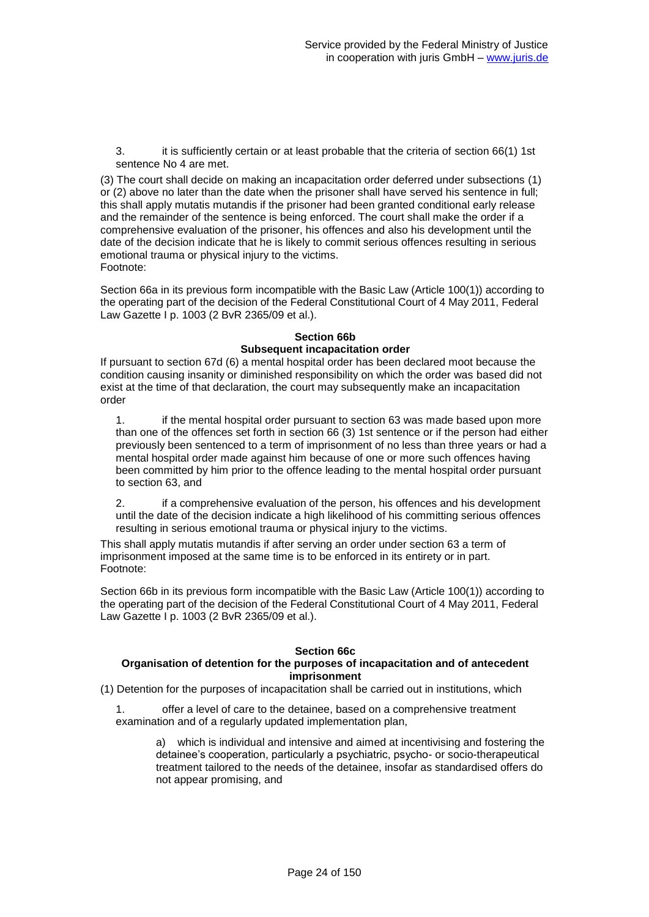3. it is sufficiently certain or at least probable that the criteria of section 66(1) 1st sentence No 4 are met.

(3) The court shall decide on making an incapacitation order deferred under subsections (1) or (2) above no later than the date when the prisoner shall have served his sentence in full; this shall apply mutatis mutandis if the prisoner had been granted conditional early release and the remainder of the sentence is being enforced. The court shall make the order if a comprehensive evaluation of the prisoner, his offences and also his development until the date of the decision indicate that he is likely to commit serious offences resulting in serious emotional trauma or physical injury to the victims.

Footnote:

Section 66a in its previous form incompatible with the Basic Law (Article 100(1)) according to the operating part of the decision of the Federal Constitutional Court of 4 May 2011, Federal Law Gazette I p. 1003 (2 BvR 2365/09 et al.).

### Section 66b
### Subsequent incapacitation order

If pursuant to section 67d (6) a mental hospital order has been declared moot because the condition causing insanity or diminished responsibility on which the order was based did not exist at the time of that declaration, the court may subsequently make an incapacitation order

1. if the mental hospital order pursuant to section 63 was made based upon more than one of the offences set forth in section 66 (3) 1st sentence or if the person had either previously been sentenced to a term of imprisonment of no less than three years or had a mental hospital order made against him because of one or more such offences having been committed by him prior to the offence leading to the mental hospital order pursuant to section 63, and

2. if a comprehensive evaluation of the person, his offences and his development until the date of the decision indicate a high likelihood of his committing serious offences resulting in serious emotional trauma or physical injury to the victims.

This shall apply mutatis mutandis if after serving an order under section 63 a term of imprisonment imposed at the same time is to be enforced in its entirety or in part.

Footnote:

Section 66b in its previous form incompatible with the Basic Law (Article 100(1)) according to the operating part of the decision of the Federal Constitutional Court of 4 May 2011, Federal Law Gazette I p. 1003 (2 BvR 2365/09 et al.).

### Section 66c
### Organisation of detention for the purposes of incapacitation and of antecedent imprisonment

(1) Detention for the purposes of incapacitation shall be carried out in institutions, which

1. offer a level of care to the detainee, based on a comprehensive treatment examination and of a regularly updated implementation plan,

   a) which is individual and intensive and aimed at incentivising and fostering the detainee's cooperation, particularly a psychiatric, psycho- or socio-therapeutical treatment tailored to the needs of the detainee, insofar as standardised offers do not appear promising, and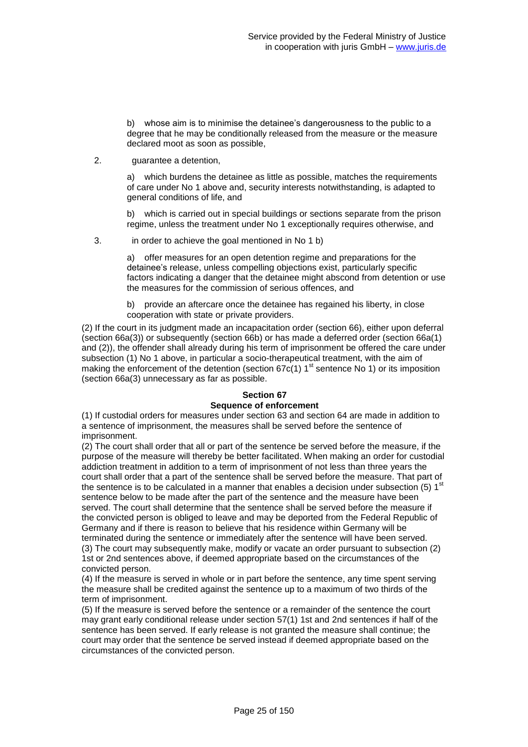b) whose aim is to minimise the detainee's dangerousness to the public to a degree that he may be conditionally released from the measure or the measure declared moot as soon as possible,

2. guarantee a detention,

   a) which burdens the detainee as little as possible, matches the requirements of care under No 1 above and, security interests notwithstanding, is adapted to general conditions of life, and

   b) which is carried out in special buildings or sections separate from the prison regime, unless the treatment under No 1 exceptionally requires otherwise, and

3. in order to achieve the goal mentioned in No 1 b)

   a) offer measures for an open detention regime and preparations for the detainee's release, unless compelling objections exist, particularly specific factors indicating a danger that the detainee might abscond from detention or use the measures for the commission of serious offences, and

   b) provide an aftercare once the detainee has regained his liberty, in close cooperation with state or private providers.

(2) If the court in its judgment made an incapacitation order (section 66), either upon deferral (section 66a(3)) or subsequently (section 66b) or has made a deferred order (section 66a(1) and (2)), the offender shall already during his term of imprisonment be offered the care under subsection (1) No 1 above, in particular a socio-therapeutical treatment, with the aim of making the enforcement of the detention (section 67c(1) 1st sentence No 1) or its imposition (section 66a(3) unnecessary as far as possible.

### Section 67
### Sequence of enforcement

(1) If custodial orders for measures under section 63 and section 64 are made in addition to a sentence of imprisonment, the measures shall be served before the sentence of imprisonment.

(2) The court shall order that all or part of the sentence be served before the measure, if the purpose of the measure will thereby be better facilitated. When making an order for custodial addiction treatment in addition to a term of imprisonment of not less than three years the court shall order that a part of the sentence shall be served before the measure. That part of the sentence is to be calculated in a manner that enables a decision under subsection (5) 1st sentence below to be made after the part of the sentence and the measure have been served. The court shall determine that the sentence shall be served before the measure if the convicted person is obliged to leave and may be deported from the Federal Republic of Germany and if there is reason to believe that his residence within Germany will be terminated during the sentence or immediately after the sentence will have been served.

(3) The court may subsequently make, modify or vacate an order pursuant to subsection (2) 1st or 2nd sentences above, if deemed appropriate based on the circumstances of the convicted person.

(4) If the measure is served in whole or in part before the sentence, any time spent serving the measure shall be credited against the sentence up to a maximum of two thirds of the term of imprisonment.

(5) If the measure is served before the sentence or a remainder of the sentence the court may grant early conditional release under section 57(1) 1st and 2nd sentences if half of the sentence has been served. If early release is not granted the measure shall continue; the court may order that the sentence be served instead if deemed appropriate based on the circumstances of the convicted person.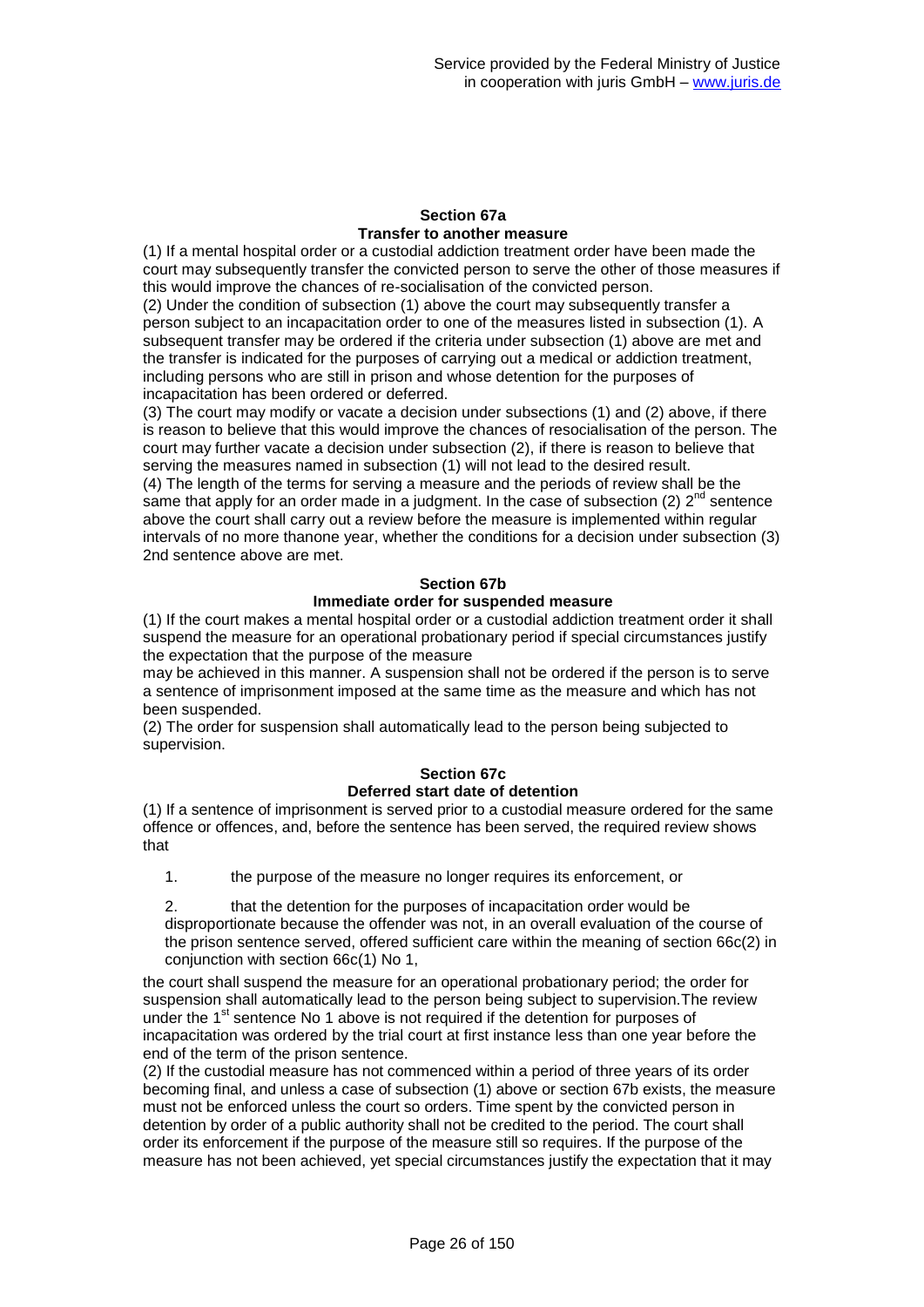### Section 67a
### Transfer to another measure

(1) If a mental hospital order or a custodial addiction treatment order have been made the court may subsequently transfer the convicted person to serve the other of those measures if this would improve the chances of re-socialisation of the convicted person.
(2) Under the condition of subsection (1) above the court may subsequently transfer a person subject to an incapacitation order to one of the measures listed in subsection (1). A subsequent transfer may be ordered if the criteria under subsection (1) above are met and the transfer is indicated for the purposes of carrying out a medical or addiction treatment, including persons who are still in prison and whose detention for the purposes of incapacitation has been ordered or deferred.
(3) The court may modify or vacate a decision under subsections (1) and (2) above, if there is reason to believe that this would improve the chances of resocialisation of the person. The court may further vacate a decision under subsection (2), if there is reason to believe that serving the measures named in subsection (1) will not lead to the desired result.
(4) The length of the terms for serving a measure and the periods of review shall be the same that apply for an order made in a judgment. In the case of subsection (2) 2nd sentence above the court shall carry out a review before the measure is implemented within regular intervals of no more thanone year, whether the conditions for a decision under subsection (3) 2nd sentence above are met.

### Section 67b
### Immediate order for suspended measure

(1) If the court makes a mental hospital order or a custodial addiction treatment order it shall suspend the measure for an operational probationary period if special circumstances justify the expectation that the purpose of the measure may be achieved in this manner. A suspension shall not be ordered if the person is to serve a sentence of imprisonment imposed at the same time as the measure and which has not been suspended.
(2) The order for suspension shall automatically lead to the person being subjected to supervision.

### Section 67c
### Deferred start date of detention

(1) If a sentence of imprisonment is served prior to a custodial measure ordered for the same offence or offences, and, before the sentence has been served, the required review shows that

1. the purpose of the measure no longer requires its enforcement, or

2. that the detention for the purposes of incapacitation order would be disproportionate because the offender was not, in an overall evaluation of the course of the prison sentence served, offered sufficient care within the meaning of section 66c(2) in conjunction with section 66c(1) No 1,

the court shall suspend the measure for an operational probationary period; the order for suspension shall automatically lead to the person being subject to supervision.The review under the 1st sentence No 1 above is not required if the detention for purposes of incapacitation was ordered by the trial court at first instance less than one year before the end of the term of the prison sentence.
(2) If the custodial measure has not commenced within a period of three years of its order becoming final, and unless a case of subsection (1) above or section 67b exists, the measure must not be enforced unless the court so orders. Time spent by the convicted person in detention by order of a public authority shall not be credited to the period. The court shall order its enforcement if the purpose of the measure still so requires. If the purpose of the measure has not been achieved, yet special circumstances justify the expectation that it may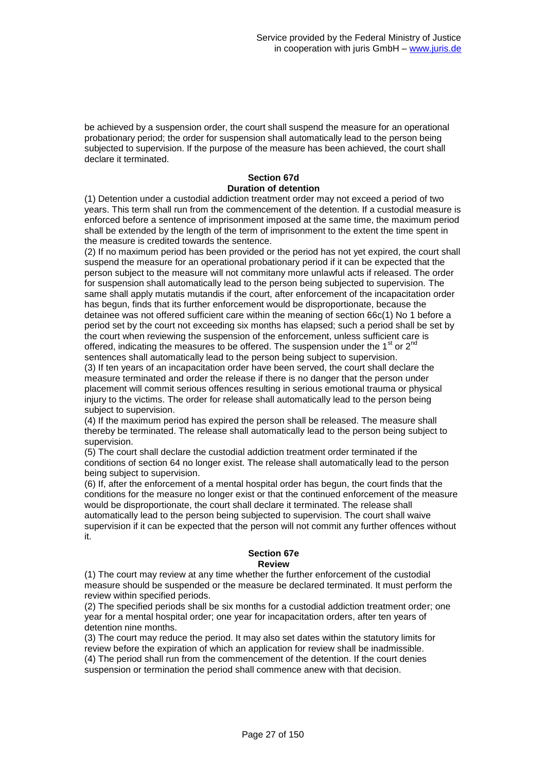be achieved by a suspension order, the court shall suspend the measure for an operational probationary period; the order for suspension shall automatically lead to the person being subjected to supervision. If the purpose of the measure has been achieved, the court shall declare it terminated.

### Section 67d
### Duration of detention

(1) Detention under a custodial addiction treatment order may not exceed a period of two years. This term shall run from the commencement of the detention. If a custodial measure is enforced before a sentence of imprisonment imposed at the same time, the maximum period shall be extended by the length of the term of imprisonment to the extent the time spent in the measure is credited towards the sentence.

(2) If no maximum period has been provided or the period has not yet expired, the court shall suspend the measure for an operational probationary period if it can be expected that the person subject to the measure will not commitany more unlawful acts if released. The order for suspension shall automatically lead to the person being subjected to supervision. The same shall apply mutatis mutandis if the court, after enforcement of the incapacitation order has begun, finds that its further enforcement would be disproportionate, because the detainee was not offered sufficient care within the meaning of section 66c(1) No 1 before a period set by the court not exceeding six months has elapsed; such a period shall be set by the court when reviewing the suspension of the enforcement, unless sufficient care is offered, indicating the measures to be offered. The suspension under the 1st or 2nd sentences shall automatically lead to the person being subject to supervision.

(3) If ten years of an incapacitation order have been served, the court shall declare the measure terminated and order the release if there is no danger that the person under placement will commit serious offences resulting in serious emotional trauma or physical injury to the victims. The order for release shall automatically lead to the person being subject to supervision.

(4) If the maximum period has expired the person shall be released. The measure shall thereby be terminated. The release shall automatically lead to the person being subject to supervision.

(5) The court shall declare the custodial addiction treatment order terminated if the conditions of section 64 no longer exist. The release shall automatically lead to the person being subject to supervision.

(6) If, after the enforcement of a mental hospital order has begun, the court finds that the conditions for the measure no longer exist or that the continued enforcement of the measure would be disproportionate, the court shall declare it terminated. The release shall automatically lead to the person being subjected to supervision. The court shall waive supervision if it can be expected that the person will not commit any further offences without it.

### Section 67e
### Review

(1) The court may review at any time whether the further enforcement of the custodial measure should be suspended or the measure be declared terminated. It must perform the review within specified periods.

(2) The specified periods shall be six months for a custodial addiction treatment order; one year for a mental hospital order; one year for incapacitation orders, after ten years of detention nine months.

(3) The court may reduce the period. It may also set dates within the statutory limits for review before the expiration of which an application for review shall be inadmissible.

(4) The period shall run from the commencement of the detention. If the court denies suspension or termination the period shall commence anew with that decision.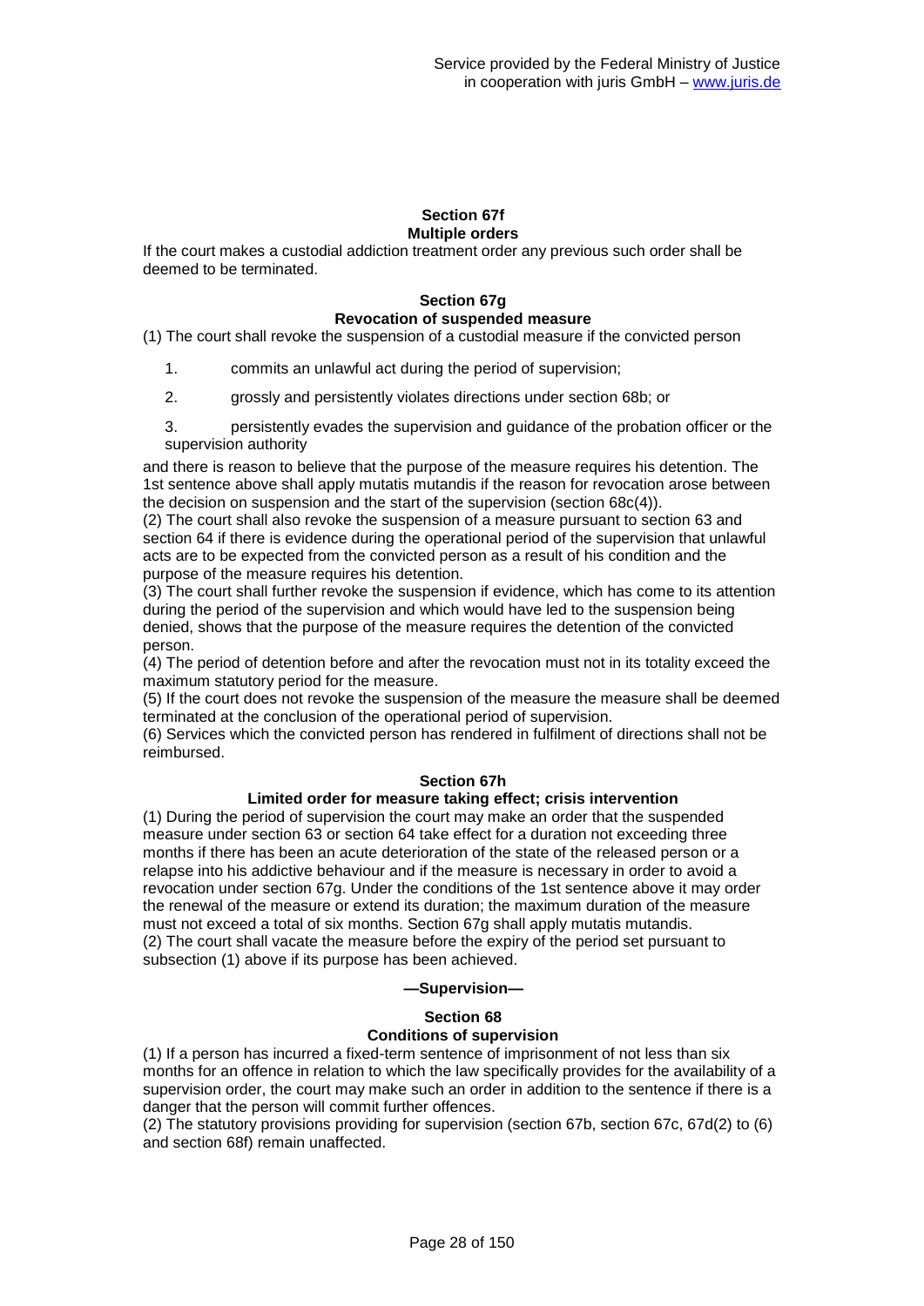## Section 67f
## Multiple orders

If the court makes a custodial addiction treatment order any previous such order shall be deemed to be terminated.

## Section 67g
## Revocation of suspended measure

(1) The court shall revoke the suspension of a custodial measure if the convicted person

1. commits an unlawful act during the period of supervision;
2. grossly and persistently violates directions under section 68b; or
3. persistently evades the supervision and guidance of the probation officer or the supervision authority

and there is reason to believe that the purpose of the measure requires his detention. The 1st sentence above shall apply mutatis mutandis if the reason for revocation arose between the decision on suspension and the start of the supervision (section 68c(4)).

(2) The court shall also revoke the suspension of a measure pursuant to section 63 and section 64 if there is evidence during the operational period of the supervision that unlawful acts are to be expected from the convicted person as a result of his condition and the purpose of the measure requires his detention.

(3) The court shall further revoke the suspension if evidence, which has come to its attention during the period of the supervision and which would have led to the suspension being denied, shows that the purpose of the measure requires the detention of the convicted person.

(4) The period of detention before and after the revocation must not in its totality exceed the maximum statutory period for the measure.

(5) If the court does not revoke the suspension of the measure the measure shall be deemed terminated at the conclusion of the operational period of supervision.

(6) Services which the convicted person has rendered in fulfilment of directions shall not be reimbursed.

## Section 67h
## Limited order for measure taking effect; crisis intervention

(1) During the period of supervision the court may make an order that the suspended measure under section 63 or section 64 take effect for a duration not exceeding three months if there has been an acute deterioration of the state of the released person or a relapse into his addictive behaviour and if the measure is necessary in order to avoid a revocation under section 67g. Under the conditions of the 1st sentence above it may order the renewal of the measure or extend its duration; the maximum duration of the measure must not exceed a total of six months. Section 67g shall apply mutatis mutandis.

(2) The court shall vacate the measure before the expiry of the period set pursuant to subsection (1) above if its purpose has been achieved.

### —Supervision—

## Section 68
## Conditions of supervision

(1) If a person has incurred a fixed-term sentence of imprisonment of not less than six months for an offence in relation to which the law specifically provides for the availability of a supervision order, the court may make such an order in addition to the sentence if there is a danger that the person will commit further offences.

(2) The statutory provisions providing for supervision (section 67b, section 67c, 67d(2) to (6) and section 68f) remain unaffected.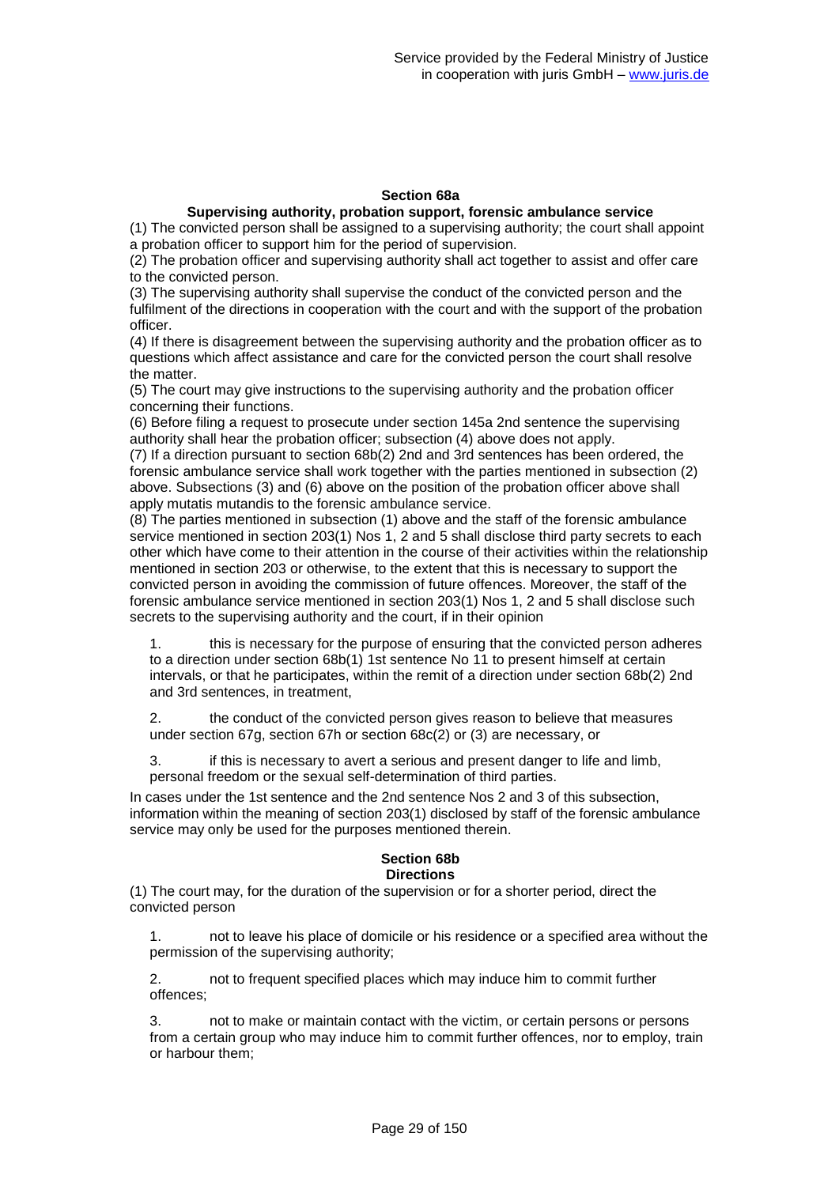### Section 68a

**Supervising authority, probation support, forensic ambulance service**

(1) The convicted person shall be assigned to a supervising authority; the court shall appoint a probation officer to support him for the period of supervision.

(2) The probation officer and supervising authority shall act together to assist and offer care to the convicted person.

(3) The supervising authority shall supervise the conduct of the convicted person and the fulfilment of the directions in cooperation with the court and with the support of the probation officer.

(4) If there is disagreement between the supervising authority and the probation officer as to questions which affect assistance and care for the convicted person the court shall resolve the matter.

(5) The court may give instructions to the supervising authority and the probation officer concerning their functions.

(6) Before filing a request to prosecute under section 145a 2nd sentence the supervising authority shall hear the probation officer; subsection (4) above does not apply.

(7) If a direction pursuant to section 68b(2) 2nd and 3rd sentences has been ordered, the forensic ambulance service shall work together with the parties mentioned in subsection (2) above. Subsections (3) and (6) above on the position of the probation officer above shall apply mutatis mutandis to the forensic ambulance service.

(8) The parties mentioned in subsection (1) above and the staff of the forensic ambulance service mentioned in section 203(1) Nos 1, 2 and 5 shall disclose third party secrets to each other which have come to their attention in the course of their activities within the relationship mentioned in section 203 or otherwise, to the extent that this is necessary to support the convicted person in avoiding the commission of future offences. Moreover, the staff of the forensic ambulance service mentioned in section 203(1) Nos 1, 2 and 5 shall disclose such secrets to the supervising authority and the court, if in their opinion

1. this is necessary for the purpose of ensuring that the convicted person adheres to a direction under section 68b(1) 1st sentence No 11 to present himself at certain intervals, or that he participates, within the remit of a direction under section 68b(2) 2nd and 3rd sentences, in treatment,

2. the conduct of the convicted person gives reason to believe that measures under section 67g, section 67h or section 68c(2) or (3) are necessary, or

3. if this is necessary to avert a serious and present danger to life and limb, personal freedom or the sexual self-determination of third parties.

In cases under the 1st sentence and the 2nd sentence Nos 2 and 3 of this subsection, information within the meaning of section 203(1) disclosed by staff of the forensic ambulance service may only be used for the purposes mentioned therein.

### Section 68b

**Directions**

(1) The court may, for the duration of the supervision or for a shorter period, direct the convicted person

1. not to leave his place of domicile or his residence or a specified area without the permission of the supervising authority;

2. not to frequent specified places which may induce him to commit further offences;

3. not to make or maintain contact with the victim, or certain persons or persons from a certain group who may induce him to commit further offences, nor to employ, train or harbour them;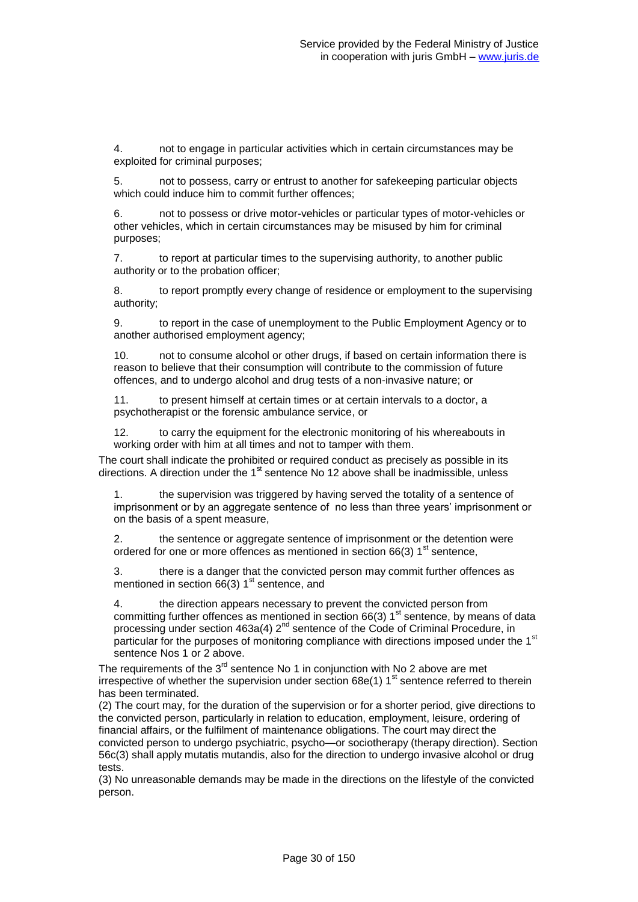4. not to engage in particular activities which in certain circumstances may be exploited for criminal purposes;

5. not to possess, carry or entrust to another for safekeeping particular objects which could induce him to commit further offences;

6. not to possess or drive motor-vehicles or particular types of motor-vehicles or other vehicles, which in certain circumstances may be misused by him for criminal purposes;

7. to report at particular times to the supervising authority, to another public authority or to the probation officer;

8. to report promptly every change of residence or employment to the supervising authority;

9. to report in the case of unemployment to the Public Employment Agency or to another authorised employment agency;

10. not to consume alcohol or other drugs, if based on certain information there is reason to believe that their consumption will contribute to the commission of future offences, and to undergo alcohol and drug tests of a non-invasive nature; or

11. to present himself at certain times or at certain intervals to a doctor, a psychotherapist or the forensic ambulance service, or

12. to carry the equipment for the electronic monitoring of his whereabouts in working order with him at all times and not to tamper with them.

The court shall indicate the prohibited or required conduct as precisely as possible in its directions. A direction under the 1st sentence No 12 above shall be inadmissible, unless

1. the supervision was triggered by having served the totality of a sentence of imprisonment or by an aggregate sentence of no less than three years' imprisonment or on the basis of a spent measure,

2. the sentence or aggregate sentence of imprisonment or the detention were ordered for one or more offences as mentioned in section 66(3) 1st sentence,

3. there is a danger that the convicted person may commit further offences as mentioned in section 66(3) 1st sentence, and

4. the direction appears necessary to prevent the convicted person from committing further offences as mentioned in section 66(3) 1st sentence, by means of data processing under section 463a(4) 2nd sentence of the Code of Criminal Procedure, in particular for the purposes of monitoring compliance with directions imposed under the 1st sentence Nos 1 or 2 above.

The requirements of the 3rd sentence No 1 in conjunction with No 2 above are met irrespective of whether the supervision under section 68e(1) 1st sentence referred to therein has been terminated.

(2) The court may, for the duration of the supervision or for a shorter period, give directions to the convicted person, particularly in relation to education, employment, leisure, ordering of financial affairs, or the fulfilment of maintenance obligations. The court may direct the convicted person to undergo psychiatric, psycho—or sociotherapy (therapy direction). Section 56c(3) shall apply mutatis mutandis, also for the direction to undergo invasive alcohol or drug tests.

(3) No unreasonable demands may be made in the directions on the lifestyle of the convicted person.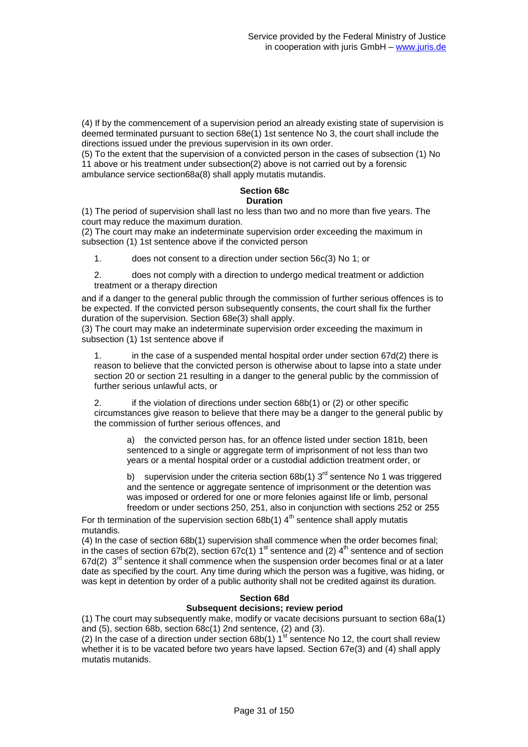(4) If by the commencement of a supervision period an already existing state of supervision is deemed terminated pursuant to section 68e(1) 1st sentence No 3, the court shall include the directions issued under the previous supervision in its own order.
(5) To the extent that the supervision of a convicted person in the cases of subsection (1) No 11 above or his treatment under subsection(2) above is not carried out by a forensic ambulance service section68a(8) shall apply mutatis mutandis.

### Section 68c
### Duration

(1) The period of supervision shall last no less than two and no more than five years. The court may reduce the maximum duration.
(2) The court may make an indeterminate supervision order exceeding the maximum in subsection (1) 1st sentence above if the convicted person

1. does not consent to a direction under section 56c(3) No 1; or
2. does not comply with a direction to undergo medical treatment or addiction treatment or a therapy direction

and if a danger to the general public through the commission of further serious offences is to be expected. If the convicted person subsequently consents, the court shall fix the further duration of the supervision. Section 68e(3) shall apply.
(3) The court may make an indeterminate supervision order exceeding the maximum in subsection (1) 1st sentence above if

1. in the case of a suspended mental hospital order under section 67d(2) there is reason to believe that the convicted person is otherwise about to lapse into a state under section 20 or section 21 resulting in a danger to the general public by the commission of further serious unlawful acts, or
2. if the violation of directions under section 68b(1) or (2) or other specific circumstances give reason to believe that there may be a danger to the general public by the commission of further serious offences, and
   a) the convicted person has, for an offence listed under section 181b, been sentenced to a single or aggregate term of imprisonment of not less than two years or a mental hospital order or a custodial addiction treatment order, or
   b) supervision under the criteria section 68b(1) 3rd sentence No 1 was triggered and the sentence or aggregate sentence of imprisonment or the detention was was imposed or ordered for one or more felonies against life or limb, personal freedom or under sections 250, 251, also in conjunction with sections 252 or 255

For th termination of the supervision section 68b(1) 4th sentence shall apply mutatis mutandis.
(4) In the case of section 68b(1) supervision shall commence when the order becomes final; in the cases of section 67b(2), section 67c(1) 1st sentence and (2) 4th sentence and of section 67d(2) 3rd sentence it shall commence when the suspension order becomes final or at a later date as specified by the court. Any time during which the person was a fugitive, was hiding, or was kept in detention by order of a public authority shall not be credited against its duration.

### Section 68d
### Subsequent decisions; review period

(1) The court may subsequently make, modify or vacate decisions pursuant to section 68a(1) and (5), section 68b, section 68c(1) 2nd sentence, (2) and (3).
(2) In the case of a direction under section 68b(1) 1st sentence No 12, the court shall review whether it is to be vacated before two years have lapsed. Section 67e(3) and (4) shall apply mutatis mutanids.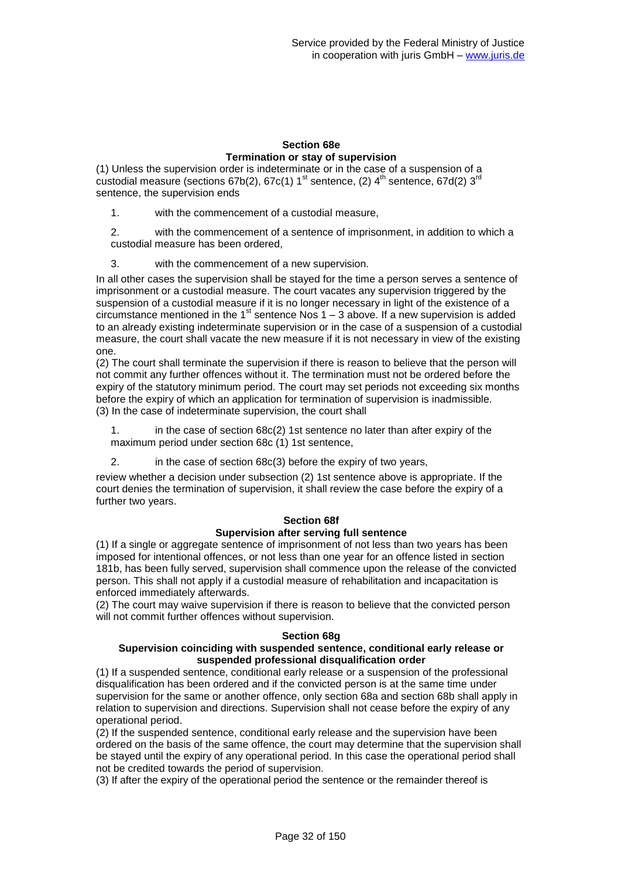### Section 68e
### Termination or stay of supervision

(1) Unless the supervision order is indeterminate or in the case of a suspension of a custodial measure (sections 67b(2), 67c(1) 1st sentence, (2) 4th sentence, 67d(2) 3rd sentence, the supervision ends

1. with the commencement of a custodial measure,
2. with the commencement of a sentence of imprisonment, in addition to which a custodial measure has been ordered,
3. with the commencement of a new supervision.

In all other cases the supervision shall be stayed for the time a person serves a sentence of imprisonment or a custodial measure. The court vacates any supervision triggered by the suspension of a custodial measure if it is no longer necessary in light of the existence of a circumstance mentioned in the 1st sentence Nos 1 – 3 above. If a new supervision is added to an already existing indeterminate supervision or in the case of a suspension of a custodial measure, the court shall vacate the new measure if it is not necessary in view of the existing one.

(2) The court shall terminate the supervision if there is reason to believe that the person will not commit any further offences without it. The termination must not be ordered before the expiry of the statutory minimum period. The court may set periods not exceeding six months before the expiry of which an application for termination of supervision is inadmissible.

(3) In the case of indeterminate supervision, the court shall

1. in the case of section 68c(2) 1st sentence no later than after expiry of the maximum period under section 68c (1) 1st sentence,
2. in the case of section 68c(3) before the expiry of two years,

review whether a decision under subsection (2) 1st sentence above is appropriate. If the court denies the termination of supervision, it shall review the case before the expiry of a further two years.

### Section 68f
### Supervision after serving full sentence

(1) If a single or aggregate sentence of imprisonment of not less than two years has been imposed for intentional offences, or not less than one year for an offence listed in section 181b, has been fully served, supervision shall commence upon the release of the convicted person. This shall not apply if a custodial measure of rehabilitation and incapacitation is enforced immediately afterwards.

(2) The court may waive supervision if there is reason to believe that the convicted person will not commit further offences without supervision.

### Section 68g
### Supervision coinciding with suspended sentence, conditional early release or suspended professional disqualification order

(1) If a suspended sentence, conditional early release or a suspension of the professional disqualification has been ordered and if the convicted person is at the same time under supervision for the same or another offence, only section 68a and section 68b shall apply in relation to supervision and directions. Supervision shall not cease before the expiry of any operational period.

(2) If the suspended sentence, conditional early release and the supervision have been ordered on the basis of the same offence, the court may determine that the supervision shall be stayed until the expiry of any operational period. In this case the operational period shall not be credited towards the period of supervision.

(3) If after the expiry of the operational period the sentence or the remainder thereof is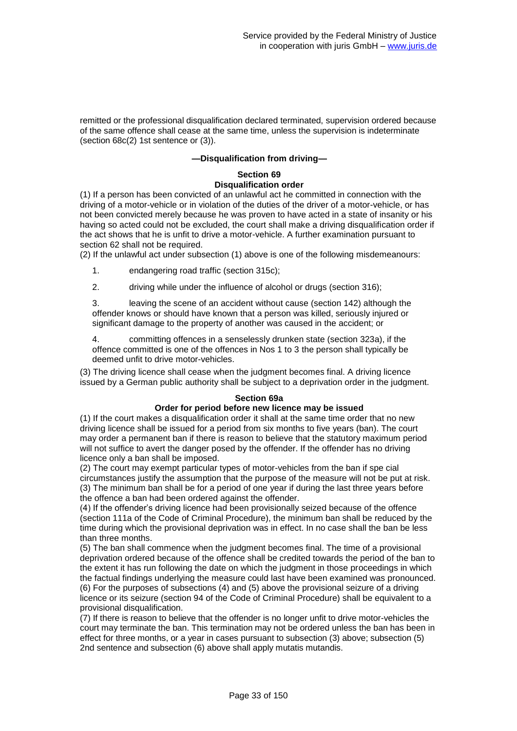remitted or the professional disqualification declared terminated, supervision ordered because of the same offence shall cease at the same time, unless the supervision is indeterminate (section 68c(2) 1st sentence or (3)).

**—Disqualification from driving—**

### Section 69
### Disqualification order

(1) If a person has been convicted of an unlawful act he committed in connection with the driving of a motor-vehicle or in violation of the duties of the driver of a motor-vehicle, or has not been convicted merely because he was proven to have acted in a state of insanity or his having so acted could not be excluded, the court shall make a driving disqualification order if the act shows that he is unfit to drive a motor-vehicle. A further examination pursuant to section 62 shall not be required.

(2) If the unlawful act under subsection (1) above is one of the following misdemeanours:

1. endangering road traffic (section 315c);

2. driving while under the influence of alcohol or drugs (section 316);

3. leaving the scene of an accident without cause (section 142) although the offender knows or should have known that a person was killed, seriously injured or significant damage to the property of another was caused in the accident; or

4. committing offences in a senselessly drunken state (section 323a), if the offence committed is one of the offences in Nos 1 to 3 the person shall typically be deemed unfit to drive motor-vehicles.

(3) The driving licence shall cease when the judgment becomes final. A driving licence issued by a German public authority shall be subject to a deprivation order in the judgment.

### Section 69a
### Order for period before new licence may be issued

(1) If the court makes a disqualification order it shall at the same time order that no new driving licence shall be issued for a period from six months to five years (ban). The court may order a permanent ban if there is reason to believe that the statutory maximum period will not suffice to avert the danger posed by the offender. If the offender has no driving licence only a ban shall be imposed.

(2) The court may exempt particular types of motor-vehicles from the ban if spe cial circumstances justify the assumption that the purpose of the measure will not be put at risk.

(3) The minimum ban shall be for a period of one year if during the last three years before the offence a ban had been ordered against the offender.

(4) If the offender's driving licence had been provisionally seized because of the offence (section 111a of the Code of Criminal Procedure), the minimum ban shall be reduced by the time during which the provisional deprivation was in effect. In no case shall the ban be less than three months.

(5) The ban shall commence when the judgment becomes final. The time of a provisional deprivation ordered because of the offence shall be credited towards the period of the ban to the extent it has run following the date on which the judgment in those proceedings in which the factual findings underlying the measure could last have been examined was pronounced.

(6) For the purposes of subsections (4) and (5) above the provisional seizure of a driving licence or its seizure (section 94 of the Code of Criminal Procedure) shall be equivalent to a provisional disqualification.

(7) If there is reason to believe that the offender is no longer unfit to drive motor-vehicles the court may terminate the ban. This termination may not be ordered unless the ban has been in effect for three months, or a year in cases pursuant to subsection (3) above; subsection (5) 2nd sentence and subsection (6) above shall apply mutatis mutandis.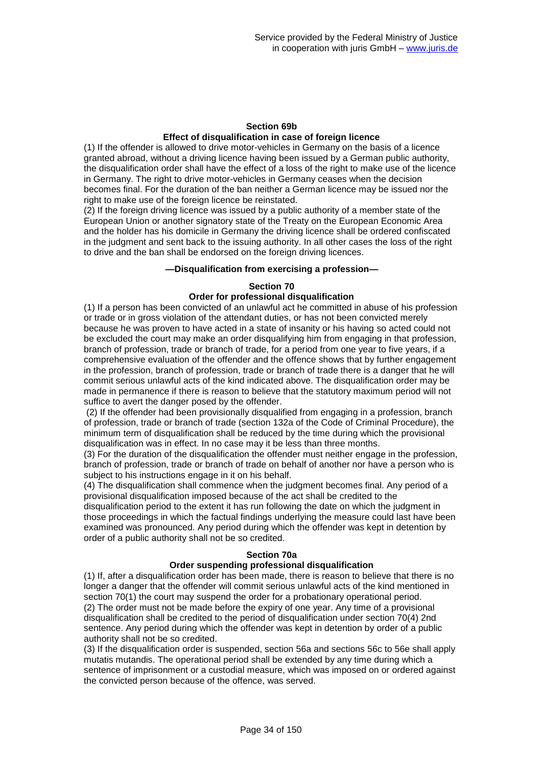## Section 69b

### Effect of disqualification in case of foreign licence

(1) If the offender is allowed to drive motor-vehicles in Germany on the basis of a licence granted abroad, without a driving licence having been issued by a German public authority, the disqualification order shall have the effect of a loss of the right to make use of the licence in Germany. The right to drive motor-vehicles in Germany ceases when the decision becomes final. For the duration of the ban neither a German licence may be issued nor the right to make use of the foreign licence be reinstated.

(2) If the foreign driving licence was issued by a public authority of a member state of the European Union or another signatory state of the Treaty on the European Economic Area and the holder has his domicile in Germany the driving licence shall be ordered confiscated in the judgment and sent back to the issuing authority. In all other cases the loss of the right to drive and the ban shall be endorsed on the foreign driving licences.

**—Disqualification from exercising a profession—**

## Section 70

### Order for professional disqualification

(1) If a person has been convicted of an unlawful act he committed in abuse of his profession or trade or in gross violation of the attendant duties, or has not been convicted merely because he was proven to have acted in a state of insanity or his having so acted could not be excluded the court may make an order disqualifying him from engaging in that profession, branch of profession, trade or branch of trade, for a period from one year to five years, if a comprehensive evaluation of the offender and the offence shows that by further engagement in the profession, branch of profession, trade or branch of trade there is a danger that he will commit serious unlawful acts of the kind indicated above. The disqualification order may be made in permanence if there is reason to believe that the statutory maximum period will not suffice to avert the danger posed by the offender.

(2) If the offender had been provisionally disqualified from engaging in a profession, branch of profession, trade or branch of trade (section 132a of the Code of Criminal Procedure), the minimum term of disqualification shall be reduced by the time during which the provisional disqualification was in effect. In no case may it be less than three months.

(3) For the duration of the disqualification the offender must neither engage in the profession, branch of profession, trade or branch of trade on behalf of another nor have a person who is subject to his instructions engage in it on his behalf.

(4) The disqualification shall commence when the judgment becomes final. Any period of a provisional disqualification imposed because of the act shall be credited to the disqualification period to the extent it has run following the date on which the judgment in those proceedings in which the factual findings underlying the measure could last have been examined was pronounced. Any period during which the offender was kept in detention by order of a public authority shall not be so credited.

## Section 70a

### Order suspending professional disqualification

(1) If, after a disqualification order has been made, there is reason to believe that there is no longer a danger that the offender will commit serious unlawful acts of the kind mentioned in section 70(1) the court may suspend the order for a probationary operational period.

(2) The order must not be made before the expiry of one year. Any time of a provisional disqualification shall be credited to the period of disqualification under section 70(4) 2nd sentence. Any period during which the offender was kept in detention by order of a public authority shall not be so credited.

(3) If the disqualification order is suspended, section 56a and sections 56c to 56e shall apply mutatis mutandis. The operational period shall be extended by any time during which a sentence of imprisonment or a custodial measure, which was imposed on or ordered against the convicted person because of the offence, was served.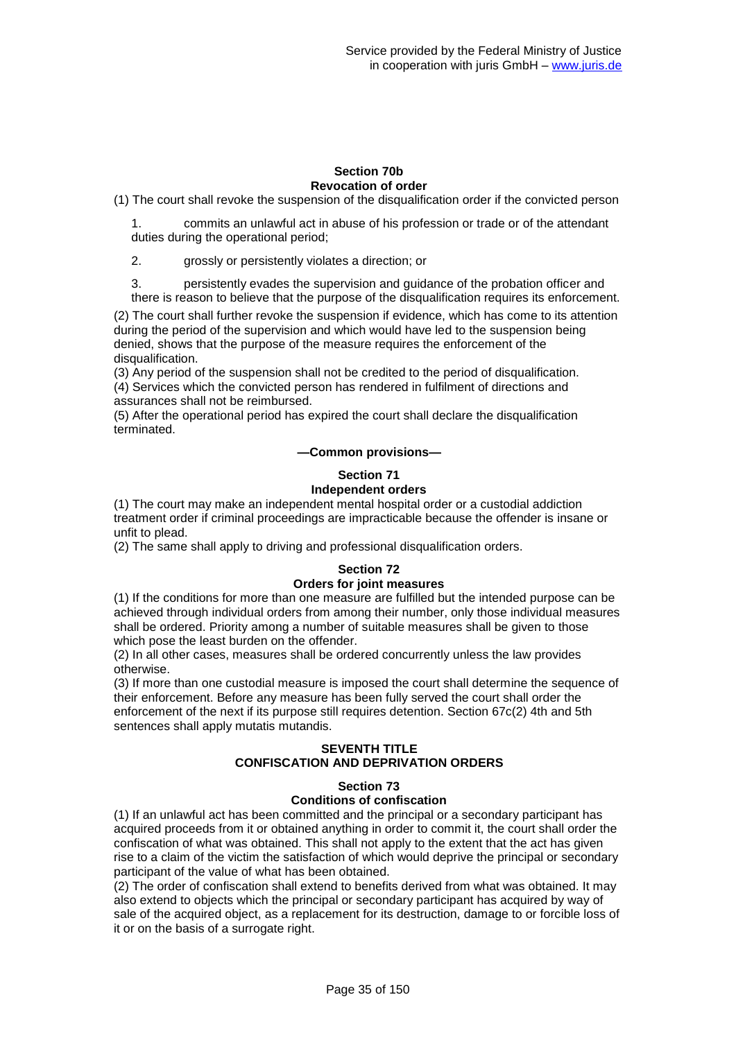#### Section 70b
#### Revocation of order

(1) The court shall revoke the suspension of the disqualification order if the convicted person

1. commits an unlawful act in abuse of his profession or trade or of the attendant duties during the operational period;

2. grossly or persistently violates a direction; or

3. persistently evades the supervision and guidance of the probation officer and there is reason to believe that the purpose of the disqualification requires its enforcement.

(2) The court shall further revoke the suspension if evidence, which has come to its attention during the period of the supervision and which would have led to the suspension being denied, shows that the purpose of the measure requires the enforcement of the disqualification.

(3) Any period of the suspension shall not be credited to the period of disqualification.

(4) Services which the convicted person has rendered in fulfilment of directions and assurances shall not be reimbursed.

(5) After the operational period has expired the court shall declare the disqualification terminated.

### —Common provisions—

#### Section 71
#### Independent orders

(1) The court may make an independent mental hospital order or a custodial addiction treatment order if criminal proceedings are impracticable because the offender is insane or unfit to plead.

(2) The same shall apply to driving and professional disqualification orders.

#### Section 72
#### Orders for joint measures

(1) If the conditions for more than one measure are fulfilled but the intended purpose can be achieved through individual orders from among their number, only those individual measures shall be ordered. Priority among a number of suitable measures shall be given to those which pose the least burden on the offender.

(2) In all other cases, measures shall be ordered concurrently unless the law provides otherwise.

(3) If more than one custodial measure is imposed the court shall determine the sequence of their enforcement. Before any measure has been fully served the court shall order the enforcement of the next if its purpose still requires detention. Section 67c(2) 4th and 5th sentences shall apply mutatis mutandis.

## SEVENTH TITLE
## CONFISCATION AND DEPRIVATION ORDERS

#### Section 73
#### Conditions of confiscation

(1) If an unlawful act has been committed and the principal or a secondary participant has acquired proceeds from it or obtained anything in order to commit it, the court shall order the confiscation of what was obtained. This shall not apply to the extent that the act has given rise to a claim of the victim the satisfaction of which would deprive the principal or secondary participant of the value of what has been obtained.

(2) The order of confiscation shall extend to benefits derived from what was obtained. It may also extend to objects which the principal or secondary participant has acquired by way of sale of the acquired object, as a replacement for its destruction, damage to or forcible loss of it or on the basis of a surrogate right.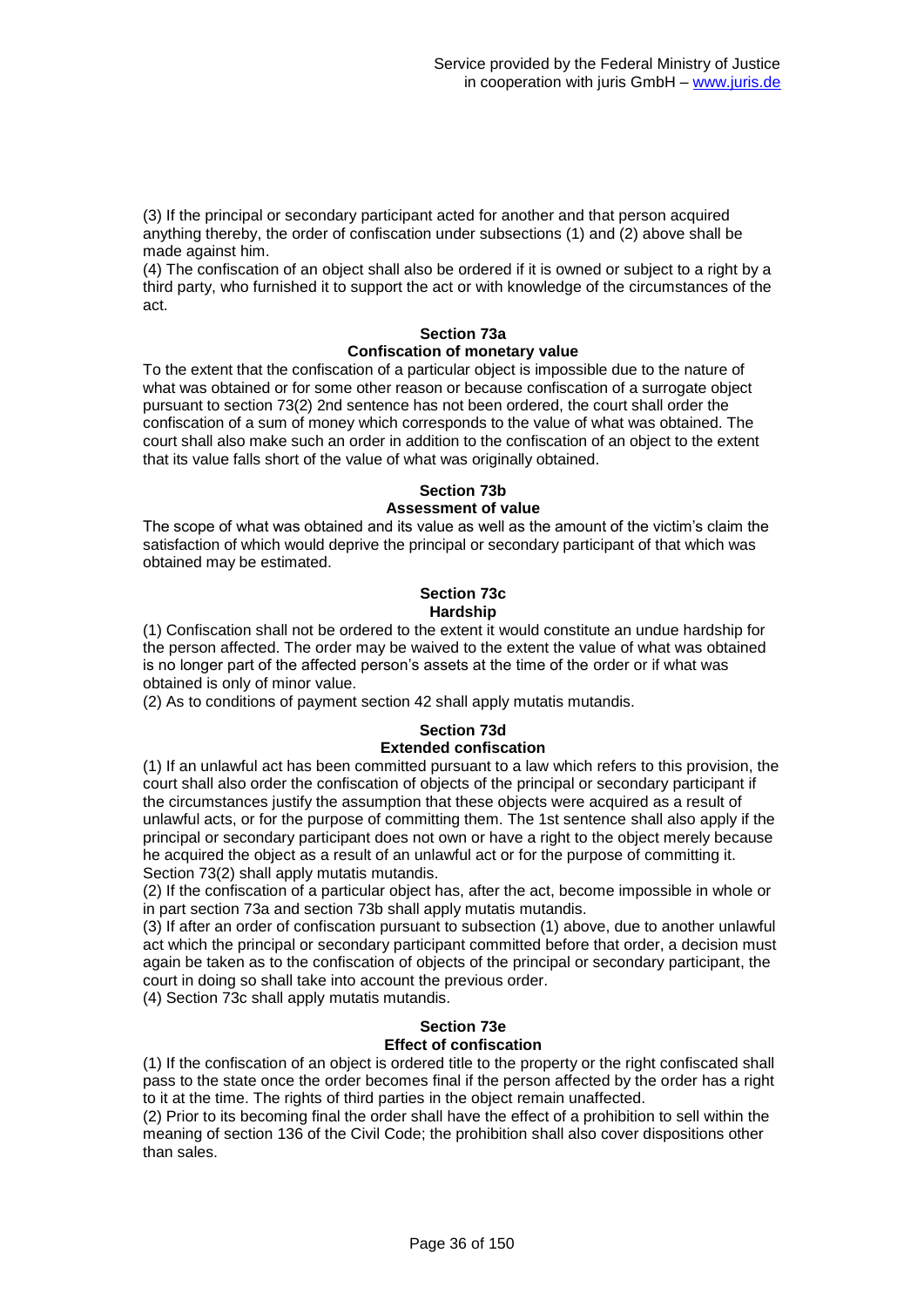(3) If the principal or secondary participant acted for another and that person acquired anything thereby, the order of confiscation under subsections (1) and (2) above shall be made against him.
(4) The confiscation of an object shall also be ordered if it is owned or subject to a right by a third party, who furnished it to support the act or with knowledge of the circumstances of the act.

#### Section 73a
#### Confiscation of monetary value

To the extent that the confiscation of a particular object is impossible due to the nature of what was obtained or for some other reason or because confiscation of a surrogate object pursuant to section 73(2) 2nd sentence has not been ordered, the court shall order the confiscation of a sum of money which corresponds to the value of what was obtained. The court shall also make such an order in addition to the confiscation of an object to the extent that its value falls short of the value of what was originally obtained.

#### Section 73b
#### Assessment of value

The scope of what was obtained and its value as well as the amount of the victim's claim the satisfaction of which would deprive the principal or secondary participant of that which was obtained may be estimated.

#### Section 73c
#### Hardship

(1) Confiscation shall not be ordered to the extent it would constitute an undue hardship for the person affected. The order may be waived to the extent the value of what was obtained is no longer part of the affected person's assets at the time of the order or if what was obtained is only of minor value.
(2) As to conditions of payment section 42 shall apply mutatis mutandis.

#### Section 73d
#### Extended confiscation

(1) If an unlawful act has been committed pursuant to a law which refers to this provision, the court shall also order the confiscation of objects of the principal or secondary participant if the circumstances justify the assumption that these objects were acquired as a result of unlawful acts, or for the purpose of committing them. The 1st sentence shall also apply if the principal or secondary participant does not own or have a right to the object merely because he acquired the object as a result of an unlawful act or for the purpose of committing it. Section 73(2) shall apply mutatis mutandis.
(2) If the confiscation of a particular object has, after the act, become impossible in whole or in part section 73a and section 73b shall apply mutatis mutandis.
(3) If after an order of confiscation pursuant to subsection (1) above, due to another unlawful act which the principal or secondary participant committed before that order, a decision must again be taken as to the confiscation of objects of the principal or secondary participant, the court in doing so shall take into account the previous order.
(4) Section 73c shall apply mutatis mutandis.

#### Section 73e
#### Effect of confiscation

(1) If the confiscation of an object is ordered title to the property or the right confiscated shall pass to the state once the order becomes final if the person affected by the order has a right to it at the time. The rights of third parties in the object remain unaffected.
(2) Prior to its becoming final the order shall have the effect of a prohibition to sell within the meaning of section 136 of the Civil Code; the prohibition shall also cover dispositions other than sales.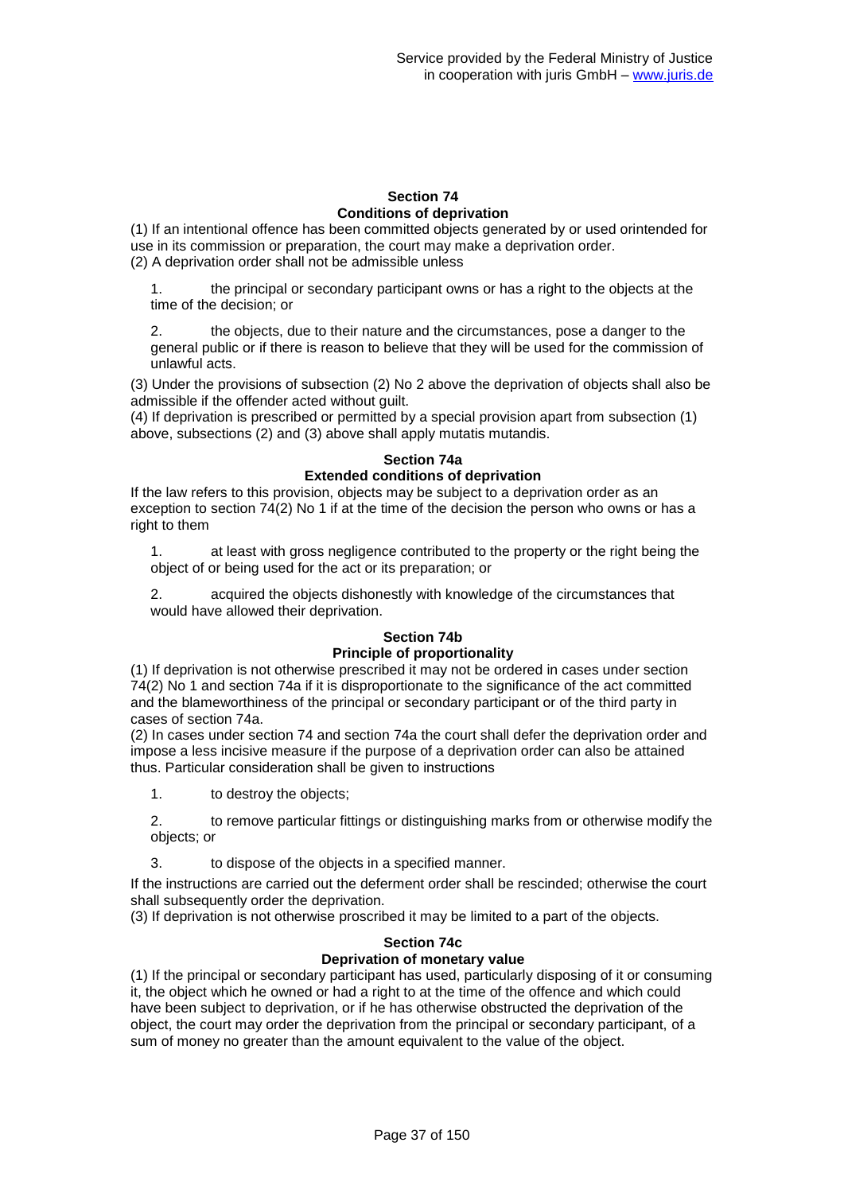## Section 74
### Conditions of deprivation

(1) If an intentional offence has been committed objects generated by or used orintended for use in its commission or preparation, the court may make a deprivation order.
(2) A deprivation order shall not be admissible unless

1. the principal or secondary participant owns or has a right to the objects at the time of the decision; or

2. the objects, due to their nature and the circumstances, pose a danger to the general public or if there is reason to believe that they will be used for the commission of unlawful acts.

(3) Under the provisions of subsection (2) No 2 above the deprivation of objects shall also be admissible if the offender acted without guilt.
(4) If deprivation is prescribed or permitted by a special provision apart from subsection (1) above, subsections (2) and (3) above shall apply mutatis mutandis.

## Section 74a
### Extended conditions of deprivation

If the law refers to this provision, objects may be subject to a deprivation order as an exception to section 74(2) No 1 if at the time of the decision the person who owns or has a right to them

1. at least with gross negligence contributed to the property or the right being the object of or being used for the act or its preparation; or

2. acquired the objects dishonestly with knowledge of the circumstances that would have allowed their deprivation.

## Section 74b
### Principle of proportionality

(1) If deprivation is not otherwise prescribed it may not be ordered in cases under section 74(2) No 1 and section 74a if it is disproportionate to the significance of the act committed and the blameworthiness of the principal or secondary participant or of the third party in cases of section 74a.
(2) In cases under section 74 and section 74a the court shall defer the deprivation order and impose a less incisive measure if the purpose of a deprivation order can also be attained thus. Particular consideration shall be given to instructions

1. to destroy the objects;

2. to remove particular fittings or distinguishing marks from or otherwise modify the objects; or

3. to dispose of the objects in a specified manner.

If the instructions are carried out the deferment order shall be rescinded; otherwise the court shall subsequently order the deprivation.
(3) If deprivation is not otherwise proscribed it may be limited to a part of the objects.

## Section 74c
### Deprivation of monetary value

(1) If the principal or secondary participant has used, particularly disposing of it or consuming it, the object which he owned or had a right to at the time of the offence and which could have been subject to deprivation, or if he has otherwise obstructed the deprivation of the object, the court may order the deprivation from the principal or secondary participant, of a sum of money no greater than the amount equivalent to the value of the object.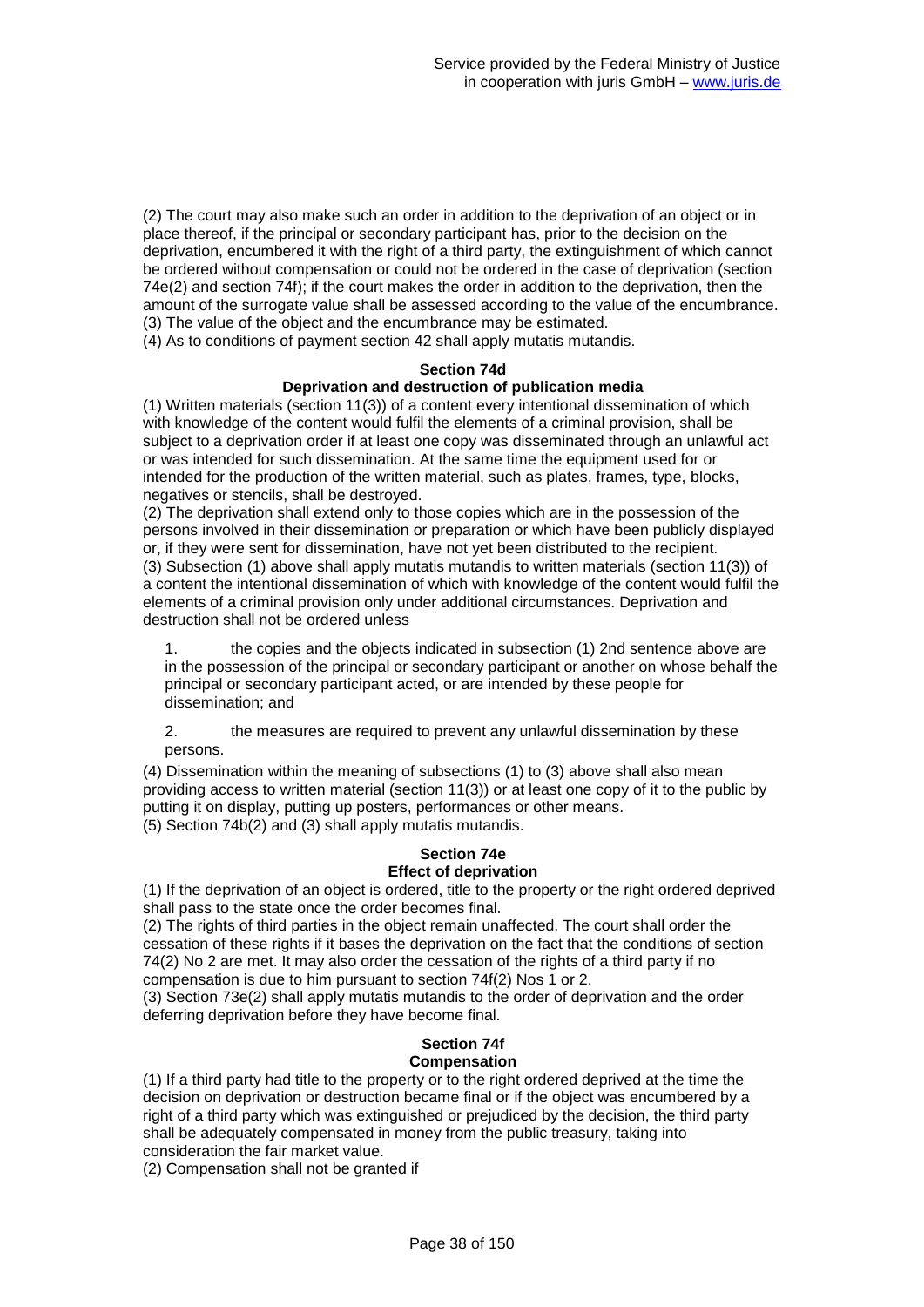(2) The court may also make such an order in addition to the deprivation of an object or in place thereof, if the principal or secondary participant has, prior to the decision on the deprivation, encumbered it with the right of a third party, the extinguishment of which cannot be ordered without compensation or could not be ordered in the case of deprivation (section 74e(2) and section 74f); if the court makes the order in addition to the deprivation, then the amount of the surrogate value shall be assessed according to the value of the encumbrance.
(3) The value of the object and the encumbrance may be estimated.
(4) As to conditions of payment section 42 shall apply mutatis mutandis.

### Section 74d
### Deprivation and destruction of publication media

(1) Written materials (section 11(3)) of a content every intentional dissemination of which with knowledge of the content would fulfil the elements of a criminal provision, shall be subject to a deprivation order if at least one copy was disseminated through an unlawful act or was intended for such dissemination. At the same time the equipment used for or intended for the production of the written material, such as plates, frames, type, blocks, negatives or stencils, shall be destroyed.
(2) The deprivation shall extend only to those copies which are in the possession of the persons involved in their dissemination or preparation or which have been publicly displayed or, if they were sent for dissemination, have not yet been distributed to the recipient.
(3) Subsection (1) above shall apply mutatis mutandis to written materials (section 11(3)) of a content the intentional dissemination of which with knowledge of the content would fulfil the elements of a criminal provision only under additional circumstances. Deprivation and destruction shall not be ordered unless

1. the copies and the objects indicated in subsection (1) 2nd sentence above are in the possession of the principal or secondary participant or another on whose behalf the principal or secondary participant acted, or are intended by these people for dissemination; and

2. the measures are required to prevent any unlawful dissemination by these persons.

(4) Dissemination within the meaning of subsections (1) to (3) above shall also mean providing access to written material (section 11(3)) or at least one copy of it to the public by putting it on display, putting up posters, performances or other means.
(5) Section 74b(2) and (3) shall apply mutatis mutandis.

### Section 74e
### Effect of deprivation

(1) If the deprivation of an object is ordered, title to the property or the right ordered deprived shall pass to the state once the order becomes final.
(2) The rights of third parties in the object remain unaffected. The court shall order the cessation of these rights if it bases the deprivation on the fact that the conditions of section 74(2) No 2 are met. It may also order the cessation of the rights of a third party if no compensation is due to him pursuant to section 74f(2) Nos 1 or 2.
(3) Section 73e(2) shall apply mutatis mutandis to the order of deprivation and the order deferring deprivation before they have become final.

### Section 74f
### Compensation

(1) If a third party had title to the property or to the right ordered deprived at the time the decision on deprivation or destruction became final or if the object was encumbered by a right of a third party which was extinguished or prejudiced by the decision, the third party shall be adequately compensated in money from the public treasury, taking into consideration the fair market value.
(2) Compensation shall not be granted if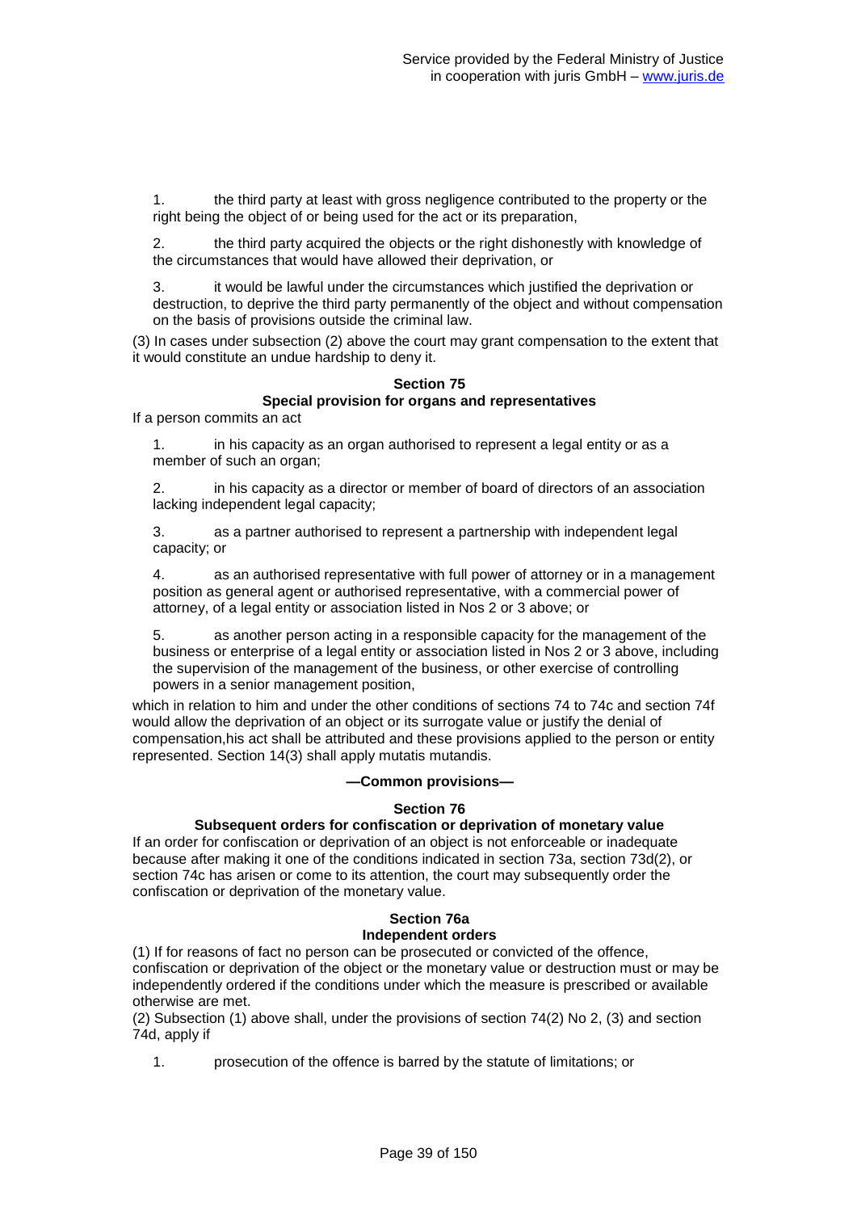1. the third party at least with gross negligence contributed to the property or the right being the object of or being used for the act or its preparation,

2. the third party acquired the objects or the right dishonestly with knowledge of the circumstances that would have allowed their deprivation, or

3. it would be lawful under the circumstances which justified the deprivation or destruction, to deprive the third party permanently of the object and without compensation on the basis of provisions outside the criminal law.

(3) In cases under subsection (2) above the court may grant compensation to the extent that it would constitute an undue hardship to deny it.

### Section 75
### Special provision for organs and representatives

If a person commits an act

1. in his capacity as an organ authorised to represent a legal entity or as a member of such an organ;

2. in his capacity as a director or member of board of directors of an association lacking independent legal capacity;

3. as a partner authorised to represent a partnership with independent legal capacity; or

4. as an authorised representative with full power of attorney or in a management position as general agent or authorised representative, with a commercial power of attorney, of a legal entity or association listed in Nos 2 or 3 above; or

5. as another person acting in a responsible capacity for the management of the business or enterprise of a legal entity or association listed in Nos 2 or 3 above, including the supervision of the management of the business, or other exercise of controlling powers in a senior management position,

which in relation to him and under the other conditions of sections 74 to 74c and section 74f would allow the deprivation of an object or its surrogate value or justify the denial of compensation,his act shall be attributed and these provisions applied to the person or entity represented. Section 14(3) shall apply mutatis mutandis.

**—Common provisions—**

### Section 76
### Subsequent orders for confiscation or deprivation of monetary value

If an order for confiscation or deprivation of an object is not enforceable or inadequate because after making it one of the conditions indicated in section 73a, section 73d(2), or section 74c has arisen or come to its attention, the court may subsequently order the confiscation or deprivation of the monetary value.

### Section 76a
### Independent orders

(1) If for reasons of fact no person can be prosecuted or convicted of the offence, confiscation or deprivation of the object or the monetary value or destruction must or may be independently ordered if the conditions under which the measure is prescribed or available otherwise are met.

(2) Subsection (1) above shall, under the provisions of section 74(2) No 2, (3) and section 74d, apply if

1. prosecution of the offence is barred by the statute of limitations; or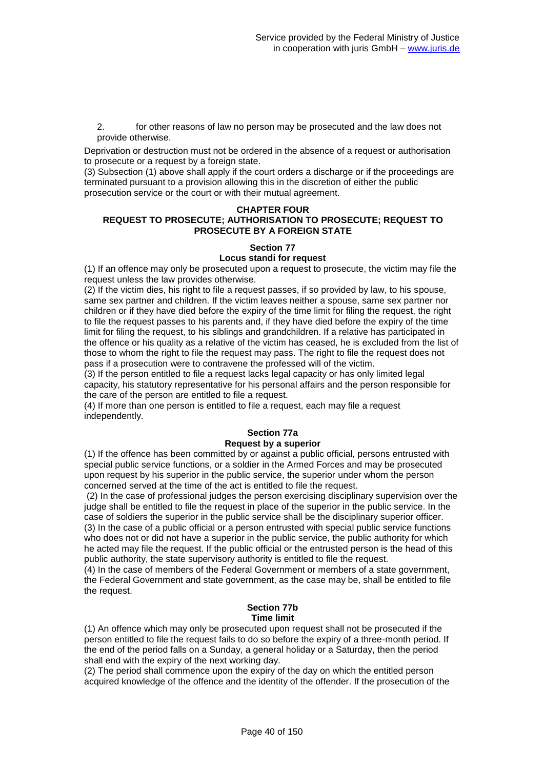2. for other reasons of law no person may be prosecuted and the law does not provide otherwise.

Deprivation or destruction must not be ordered in the absence of a request or authorisation to prosecute or a request by a foreign state.

(3) Subsection (1) above shall apply if the court orders a discharge or if the proceedings are terminated pursuant to a provision allowing this in the discretion of either the public prosecution service or the court or with their mutual agreement.

## CHAPTER FOUR
## REQUEST TO PROSECUTE; AUTHORISATION TO PROSECUTE; REQUEST TO PROSECUTE BY A FOREIGN STATE

### Section 77
### Locus standi for request

(1) If an offence may only be prosecuted upon a request to prosecute, the victim may file the request unless the law provides otherwise.

(2) If the victim dies, his right to file a request passes, if so provided by law, to his spouse, same sex partner and children. If the victim leaves neither a spouse, same sex partner nor children or if they have died before the expiry of the time limit for filing the request, the right to file the request passes to his parents and, if they have died before the expiry of the time limit for filing the request, to his siblings and grandchildren. If a relative has participated in the offence or his quality as a relative of the victim has ceased, he is excluded from the list of those to whom the right to file the request may pass. The right to file the request does not pass if a prosecution were to contravene the professed will of the victim.

(3) If the person entitled to file a request lacks legal capacity or has only limited legal capacity, his statutory representative for his personal affairs and the person responsible for the care of the person are entitled to file a request.

(4) If more than one person is entitled to file a request, each may file a request independently.

### Section 77a
### Request by a superior

(1) If the offence has been committed by or against a public official, persons entrusted with special public service functions, or a soldier in the Armed Forces and may be prosecuted upon request by his superior in the public service, the superior under whom the person concerned served at the time of the act is entitled to file the request.

(2) In the case of professional judges the person exercising disciplinary supervision over the judge shall be entitled to file the request in place of the superior in the public service. In the case of soldiers the superior in the public service shall be the disciplinary superior officer.

(3) In the case of a public official or a person entrusted with special public service functions who does not or did not have a superior in the public service, the public authority for which he acted may file the request. If the public official or the entrusted person is the head of this public authority, the state supervisory authority is entitled to file the request.

(4) In the case of members of the Federal Government or members of a state government, the Federal Government and state government, as the case may be, shall be entitled to file the request.

### Section 77b
### Time limit

(1) An offence which may only be prosecuted upon request shall not be prosecuted if the person entitled to file the request fails to do so before the expiry of a three-month period. If the end of the period falls on a Sunday, a general holiday or a Saturday, then the period shall end with the expiry of the next working day.

(2) The period shall commence upon the expiry of the day on which the entitled person acquired knowledge of the offence and the identity of the offender. If the prosecution of the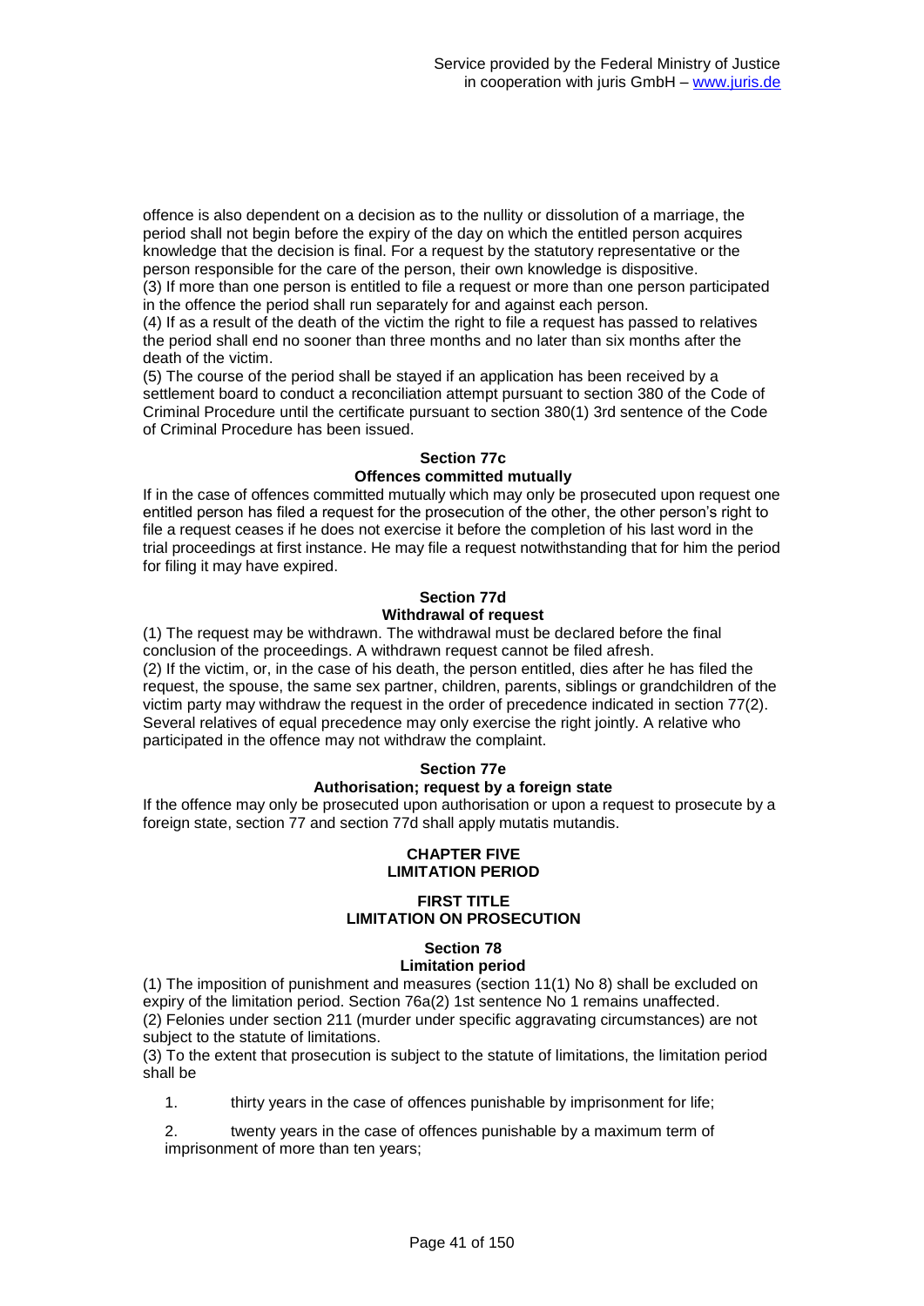offence is also dependent on a decision as to the nullity or dissolution of a marriage, the period shall not begin before the expiry of the day on which the entitled person acquires knowledge that the decision is final. For a request by the statutory representative or the person responsible for the care of the person, their own knowledge is dispositive.
(3) If more than one person is entitled to file a request or more than one person participated in the offence the period shall run separately for and against each person.
(4) If as a result of the death of the victim the right to file a request has passed to relatives the period shall end no sooner than three months and no later than six months after the death of the victim.
(5) The course of the period shall be stayed if an application has been received by a settlement board to conduct a reconciliation attempt pursuant to section 380 of the Code of Criminal Procedure until the certificate pursuant to section 380(1) 3rd sentence of the Code of Criminal Procedure has been issued.

### Section 77c
### Offences committed mutually

If in the case of offences committed mutually which may only be prosecuted upon request one entitled person has filed a request for the prosecution of the other, the other person's right to file a request ceases if he does not exercise it before the completion of his last word in the trial proceedings at first instance. He may file a request notwithstanding that for him the period for filing it may have expired.

### Section 77d
### Withdrawal of request

(1) The request may be withdrawn. The withdrawal must be declared before the final conclusion of the proceedings. A withdrawn request cannot be filed afresh.
(2) If the victim, or, in the case of his death, the person entitled, dies after he has filed the request, the spouse, the same sex partner, children, parents, siblings or grandchildren of the victim party may withdraw the request in the order of precedence indicated in section 77(2). Several relatives of equal precedence may only exercise the right jointly. A relative who participated in the offence may not withdraw the complaint.

### Section 77e
### Authorisation; request by a foreign state

If the offence may only be prosecuted upon authorisation or upon a request to prosecute by a foreign state, section 77 and section 77d shall apply mutatis mutandis.

## CHAPTER FIVE
## LIMITATION PERIOD

## FIRST TITLE
## LIMITATION ON PROSECUTION

### Section 78
### Limitation period

(1) The imposition of punishment and measures (section 11(1) No 8) shall be excluded on expiry of the limitation period. Section 76a(2) 1st sentence No 1 remains unaffected.
(2) Felonies under section 211 (murder under specific aggravating circumstances) are not subject to the statute of limitations.
(3) To the extent that prosecution is subject to the statute of limitations, the limitation period shall be

1. thirty years in the case of offences punishable by imprisonment for life;
2. twenty years in the case of offences punishable by a maximum term of imprisonment of more than ten years;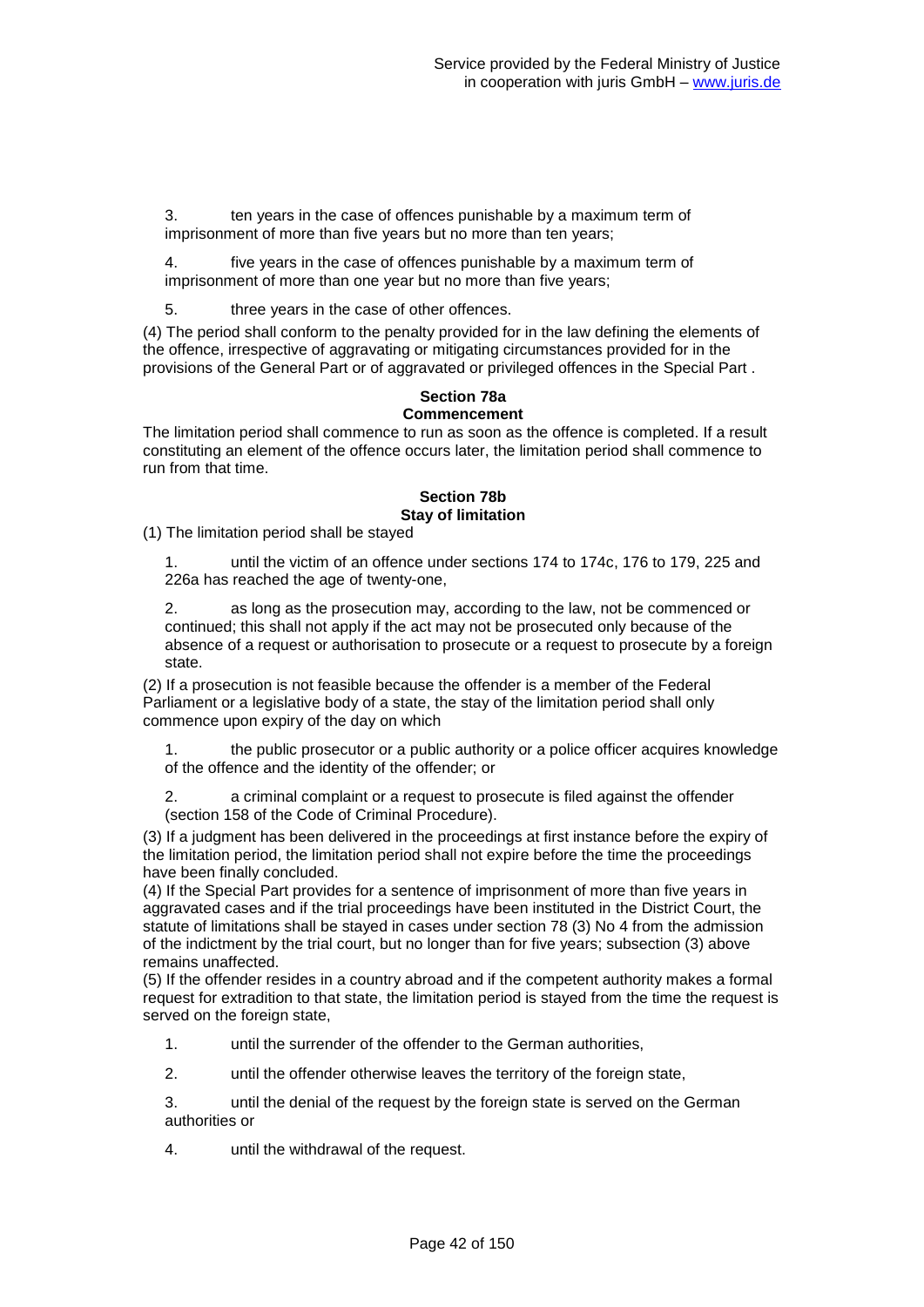3. ten years in the case of offences punishable by a maximum term of imprisonment of more than five years but no more than ten years;

4. five years in the case of offences punishable by a maximum term of imprisonment of more than one year but no more than five years;

5. three years in the case of other offences.

(4) The period shall conform to the penalty provided for in the law defining the elements of the offence, irrespective of aggravating or mitigating circumstances provided for in the provisions of the General Part or of aggravated or privileged offences in the Special Part .

### Section 78a
### Commencement

The limitation period shall commence to run as soon as the offence is completed. If a result constituting an element of the offence occurs later, the limitation period shall commence to run from that time.

### Section 78b
### Stay of limitation

(1) The limitation period shall be stayed

1. until the victim of an offence under sections 174 to 174c, 176 to 179, 225 and 226a has reached the age of twenty-one,

2. as long as the prosecution may, according to the law, not be commenced or continued; this shall not apply if the act may not be prosecuted only because of the absence of a request or authorisation to prosecute or a request to prosecute by a foreign state.

(2) If a prosecution is not feasible because the offender is a member of the Federal Parliament or a legislative body of a state, the stay of the limitation period shall only commence upon expiry of the day on which

1. the public prosecutor or a public authority or a police officer acquires knowledge of the offence and the identity of the offender; or

2. a criminal complaint or a request to prosecute is filed against the offender (section 158 of the Code of Criminal Procedure).

(3) If a judgment has been delivered in the proceedings at first instance before the expiry of the limitation period, the limitation period shall not expire before the time the proceedings have been finally concluded.

(4) If the Special Part provides for a sentence of imprisonment of more than five years in aggravated cases and if the trial proceedings have been instituted in the District Court, the statute of limitations shall be stayed in cases under section 78 (3) No 4 from the admission of the indictment by the trial court, but no longer than for five years; subsection (3) above remains unaffected.

(5) If the offender resides in a country abroad and if the competent authority makes a formal request for extradition to that state, the limitation period is stayed from the time the request is served on the foreign state,

1. until the surrender of the offender to the German authorities,

2. until the offender otherwise leaves the territory of the foreign state,

3. until the denial of the request by the foreign state is served on the German authorities or

4. until the withdrawal of the request.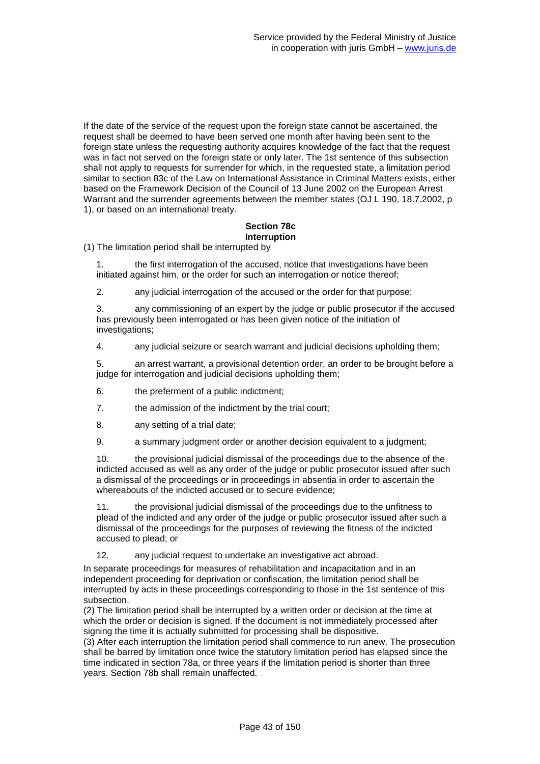If the date of the service of the request upon the foreign state cannot be ascertained, the request shall be deemed to have been served one month after having been sent to the foreign state unless the requesting authority acquires knowledge of the fact that the request was in fact not served on the foreign state or only later. The 1st sentence of this subsection shall not apply to requests for surrender for which, in the requested state, a limitation period similar to section 83c of the Law on International Assistance in Criminal Matters exists, either based on the Framework Decision of the Council of 13 June 2002 on the European Arrest Warrant and the surrender agreements between the member states (OJ L 190, 18.7.2002, p 1), or based on an international treaty.

### Section 78c
### Interruption

(1) The limitation period shall be interrupted by

1. the first interrogation of the accused, notice that investigations have been initiated against him, or the order for such an interrogation or notice thereof;

2. any judicial interrogation of the accused or the order for that purpose;

3. any commissioning of an expert by the judge or public prosecutor if the accused has previously been interrogated or has been given notice of the initiation of investigations;

4. any judicial seizure or search warrant and judicial decisions upholding them;

5. an arrest warrant, a provisional detention order, an order to be brought before a judge for interrogation and judicial decisions upholding them;

6. the preferment of a public indictment;

7. the admission of the indictment by the trial court;

8. any setting of a trial date;

9. a summary judgment order or another decision equivalent to a judgment;

10. the provisional judicial dismissal of the proceedings due to the absence of the indicted accused as well as any order of the judge or public prosecutor issued after such a dismissal of the proceedings or in proceedings in absentia in order to ascertain the whereabouts of the indicted accused or to secure evidence;

11. the provisional judicial dismissal of the proceedings due to the unfitness to plead of the indicted and any order of the judge or public prosecutor issued after such a dismissal of the proceedings for the purposes of reviewing the fitness of the indicted accused to plead; or

12. any judicial request to undertake an investigative act abroad.

In separate proceedings for measures of rehabilitation and incapacitation and in an independent proceeding for deprivation or confiscation, the limitation period shall be interrupted by acts in these proceedings corresponding to those in the 1st sentence of this subsection.

(2) The limitation period shall be interrupted by a written order or decision at the time at which the order or decision is signed. If the document is not immediately processed after signing the time it is actually submitted for processing shall be dispositive.

(3) After each interruption the limitation period shall commence to run anew. The prosecution shall be barred by limitation once twice the statutory limitation period has elapsed since the time indicated in section 78a, or three years if the limitation period is shorter than three years. Section 78b shall remain unaffected.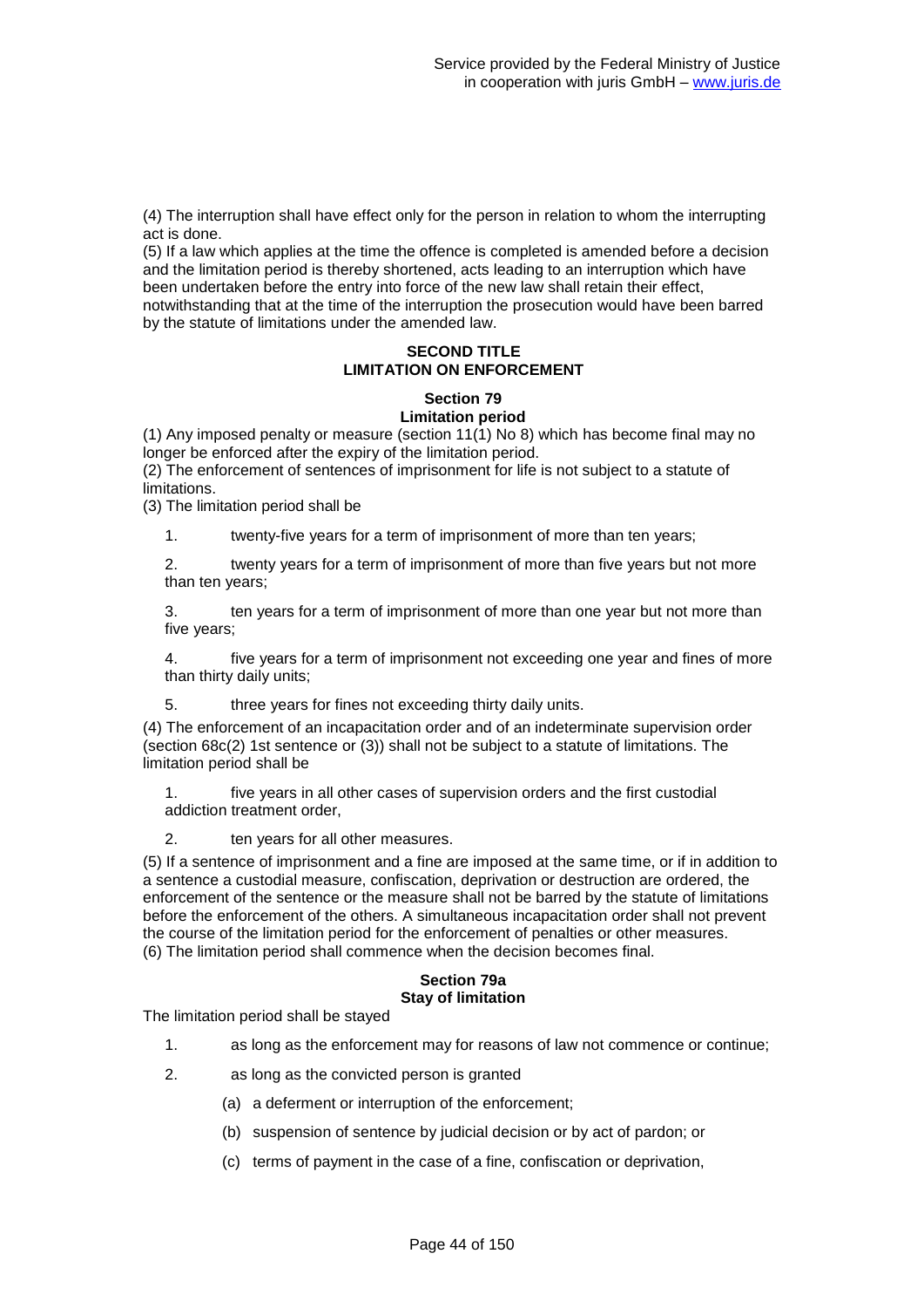(4) The interruption shall have effect only for the person in relation to whom the interrupting act is done.

(5) If a law which applies at the time the offence is completed is amended before a decision and the limitation period is thereby shortened, acts leading to an interruption which have been undertaken before the entry into force of the new law shall retain their effect, notwithstanding that at the time of the interruption the prosecution would have been barred by the statute of limitations under the amended law.

## SECOND TITLE
## LIMITATION ON ENFORCEMENT

### Section 79
### Limitation period

(1) Any imposed penalty or measure (section 11(1) No 8) which has become final may no longer be enforced after the expiry of the limitation period.

(2) The enforcement of sentences of imprisonment for life is not subject to a statute of limitations.

(3) The limitation period shall be

1. twenty-five years for a term of imprisonment of more than ten years;
2. twenty years for a term of imprisonment of more than five years but not more than ten years;
3. ten years for a term of imprisonment of more than one year but not more than five years;
4. five years for a term of imprisonment not exceeding one year and fines of more than thirty daily units;
5. three years for fines not exceeding thirty daily units.

(4) The enforcement of an incapacitation order and of an indeterminate supervision order (section 68c(2) 1st sentence or (3)) shall not be subject to a statute of limitations. The limitation period shall be

1. five years in all other cases of supervision orders and the first custodial addiction treatment order,
2. ten years for all other measures.

(5) If a sentence of imprisonment and a fine are imposed at the same time, or if in addition to a sentence a custodial measure, confiscation, deprivation or destruction are ordered, the enforcement of the sentence or the measure shall not be barred by the statute of limitations before the enforcement of the others. A simultaneous incapacitation order shall not prevent the course of the limitation period for the enforcement of penalties or other measures.

(6) The limitation period shall commence when the decision becomes final.

### Section 79a
### Stay of limitation

The limitation period shall be stayed

1. as long as the enforcement may for reasons of law not commence or continue;
2. as long as the convicted person is granted
   - (a) a deferment or interruption of the enforcement;
   - (b) suspension of sentence by judicial decision or by act of pardon; or
   - (c) terms of payment in the case of a fine, confiscation or deprivation,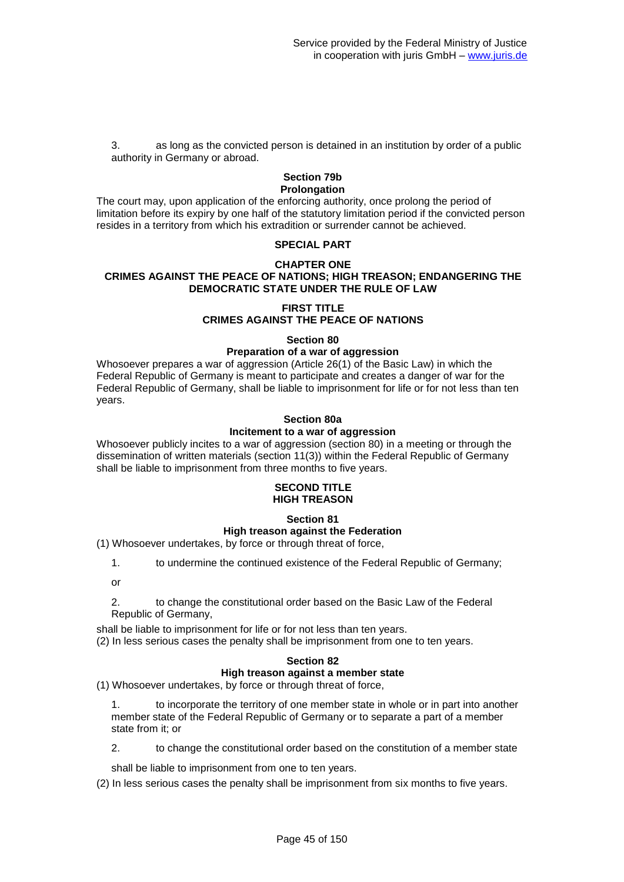3. as long as the convicted person is detained in an institution by order of a public authority in Germany or abroad.

### Section 79b
### Prolongation

The court may, upon application of the enforcing authority, once prolong the period of limitation before its expiry by one half of the statutory limitation period if the convicted person resides in a territory from which his extradition or surrender cannot be achieved.

# SPECIAL PART

## CHAPTER ONE
## CRIMES AGAINST THE PEACE OF NATIONS; HIGH TREASON; ENDANGERING THE DEMOCRATIC STATE UNDER THE RULE OF LAW

## FIRST TITLE
## CRIMES AGAINST THE PEACE OF NATIONS

### Section 80
### Preparation of a war of aggression

Whosoever prepares a war of aggression (Article 26(1) of the Basic Law) in which the Federal Republic of Germany is meant to participate and creates a danger of war for the Federal Republic of Germany, shall be liable to imprisonment for life or for not less than ten years.

### Section 80a
### Incitement to a war of aggression

Whosoever publicly incites to a war of aggression (section 80) in a meeting or through the dissemination of written materials (section 11(3)) within the Federal Republic of Germany shall be liable to imprisonment from three months to five years.

## SECOND TITLE
## HIGH TREASON

### Section 81
### High treason against the Federation

(1) Whosoever undertakes, by force or through threat of force,

1. to undermine the continued existence of the Federal Republic of Germany;

or

2. to change the constitutional order based on the Basic Law of the Federal Republic of Germany,

shall be liable to imprisonment for life or for not less than ten years.

(2) In less serious cases the penalty shall be imprisonment from one to ten years.

### Section 82
### High treason against a member state

(1) Whosoever undertakes, by force or through threat of force,

1. to incorporate the territory of one member state in whole or in part into another member state of the Federal Republic of Germany or to separate a part of a member state from it; or

2. to change the constitutional order based on the constitution of a member state

shall be liable to imprisonment from one to ten years.

(2) In less serious cases the penalty shall be imprisonment from six months to five years.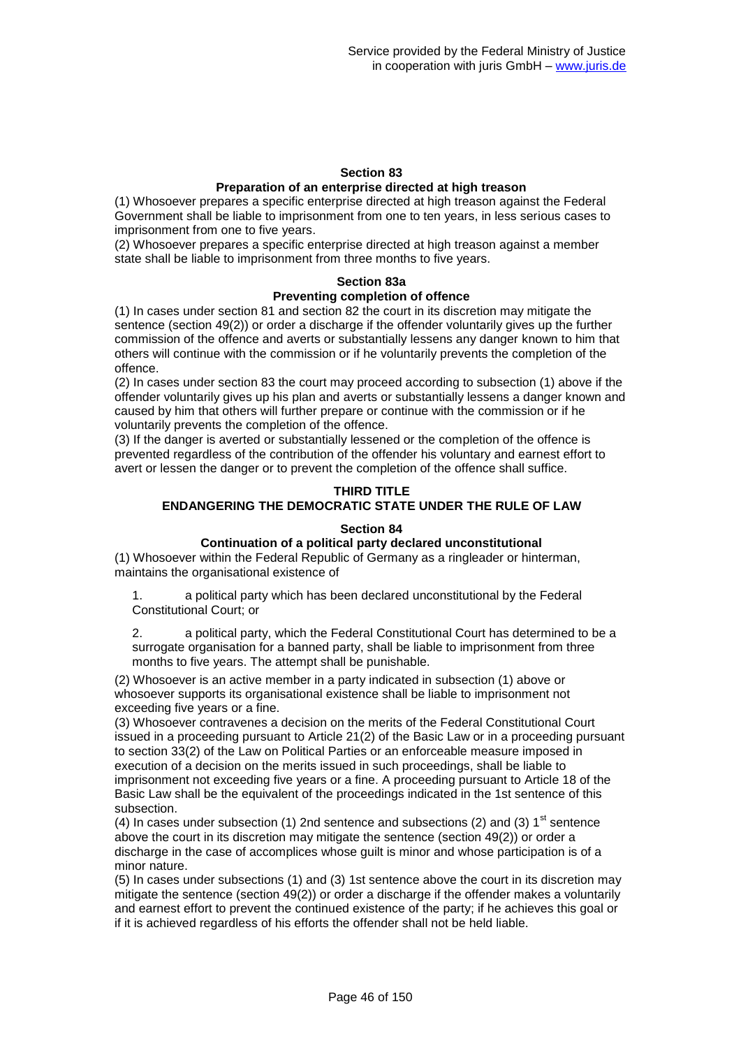## Section 83

### Preparation of an enterprise directed at high treason

(1) Whosoever prepares a specific enterprise directed at high treason against the Federal Government shall be liable to imprisonment from one to ten years, in less serious cases to imprisonment from one to five years.

(2) Whosoever prepares a specific enterprise directed at high treason against a member state shall be liable to imprisonment from three months to five years.

## Section 83a

### Preventing completion of offence

(1) In cases under section 81 and section 82 the court in its discretion may mitigate the sentence (section 49(2)) or order a discharge if the offender voluntarily gives up the further commission of the offence and averts or substantially lessens any danger known to him that others will continue with the commission or if he voluntarily prevents the completion of the offence.

(2) In cases under section 83 the court may proceed according to subsection (1) above if the offender voluntarily gives up his plan and averts or substantially lessens a danger known and caused by him that others will further prepare or continue with the commission or if he voluntarily prevents the completion of the offence.

(3) If the danger is averted or substantially lessened or the completion of the offence is prevented regardless of the contribution of the offender his voluntary and earnest effort to avert or lessen the danger or to prevent the completion of the offence shall suffice.

# THIRD TITLE
# ENDANGERING THE DEMOCRATIC STATE UNDER THE RULE OF LAW

## Section 84

### Continuation of a political party declared unconstitutional

(1) Whosoever within the Federal Republic of Germany as a ringleader or hinterman, maintains the organisational existence of

1. a political party which has been declared unconstitutional by the Federal Constitutional Court; or

2. a political party, which the Federal Constitutional Court has determined to be a surrogate organisation for a banned party, shall be liable to imprisonment from three months to five years. The attempt shall be punishable.

(2) Whosoever is an active member in a party indicated in subsection (1) above or whosoever supports its organisational existence shall be liable to imprisonment not exceeding five years or a fine.

(3) Whosoever contravenes a decision on the merits of the Federal Constitutional Court issued in a proceeding pursuant to Article 21(2) of the Basic Law or in a proceeding pursuant to section 33(2) of the Law on Political Parties or an enforceable measure imposed in execution of a decision on the merits issued in such proceedings, shall be liable to imprisonment not exceeding five years or a fine. A proceeding pursuant to Article 18 of the Basic Law shall be the equivalent of the proceedings indicated in the 1st sentence of this subsection.

(4) In cases under subsection (1) 2nd sentence and subsections (2) and (3) 1st sentence above the court in its discretion may mitigate the sentence (section 49(2)) or order a discharge in the case of accomplices whose guilt is minor and whose participation is of a minor nature.

(5) In cases under subsections (1) and (3) 1st sentence above the court in its discretion may mitigate the sentence (section 49(2)) or order a discharge if the offender makes a voluntarily and earnest effort to prevent the continued existence of the party; if he achieves this goal or if it is achieved regardless of his efforts the offender shall not be held liable.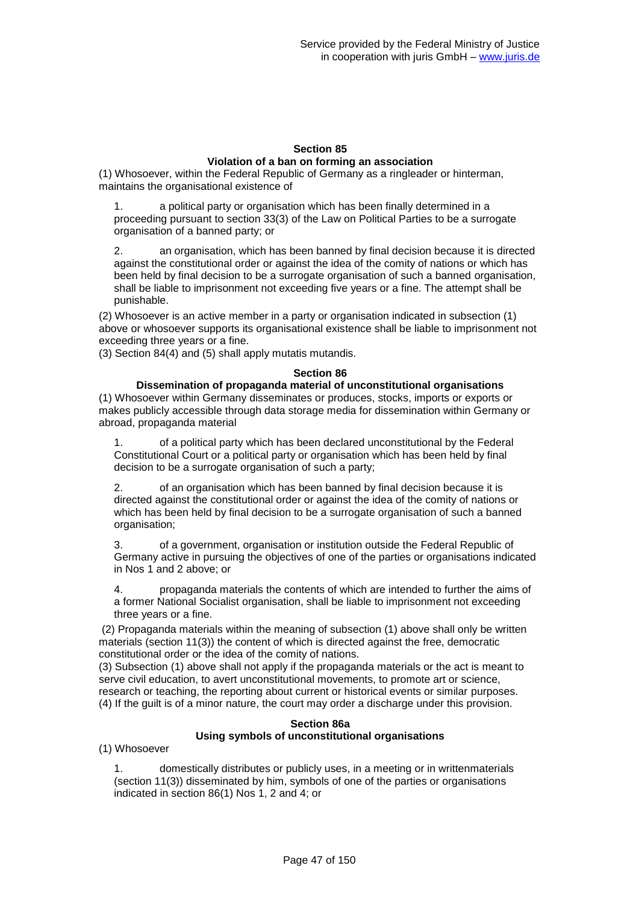## Section 85
### Violation of a ban on forming an association

(1) Whosoever, within the Federal Republic of Germany as a ringleader or hinterman, maintains the organisational existence of

1. a political party or organisation which has been finally determined in a proceeding pursuant to section 33(3) of the Law on Political Parties to be a surrogate organisation of a banned party; or

2. an organisation, which has been banned by final decision because it is directed against the constitutional order or against the idea of the comity of nations or which has been held by final decision to be a surrogate organisation of such a banned organisation, shall be liable to imprisonment not exceeding five years or a fine. The attempt shall be punishable.

(2) Whosoever is an active member in a party or organisation indicated in subsection (1) above or whosoever supports its organisational existence shall be liable to imprisonment not exceeding three years or a fine.

(3) Section 84(4) and (5) shall apply mutatis mutandis.

## Section 86
### Dissemination of propaganda material of unconstitutional organisations

(1) Whosoever within Germany disseminates or produces, stocks, imports or exports or makes publicly accessible through data storage media for dissemination within Germany or abroad, propaganda material

1. of a political party which has been declared unconstitutional by the Federal Constitutional Court or a political party or organisation which has been held by final decision to be a surrogate organisation of such a party;

2. of an organisation which has been banned by final decision because it is directed against the constitutional order or against the idea of the comity of nations or which has been held by final decision to be a surrogate organisation of such a banned organisation;

3. of a government, organisation or institution outside the Federal Republic of Germany active in pursuing the objectives of one of the parties or organisations indicated in Nos 1 and 2 above; or

4. propaganda materials the contents of which are intended to further the aims of a former National Socialist organisation, shall be liable to imprisonment not exceeding three years or a fine.

(2) Propaganda materials within the meaning of subsection (1) above shall only be written materials (section 11(3)) the content of which is directed against the free, democratic constitutional order or the idea of the comity of nations.

(3) Subsection (1) above shall not apply if the propaganda materials or the act is meant to serve civil education, to avert unconstitutional movements, to promote art or science, research or teaching, the reporting about current or historical events or similar purposes.

(4) If the guilt is of a minor nature, the court may order a discharge under this provision.

## Section 86a
### Using symbols of unconstitutional organisations

(1) Whosoever

1. domestically distributes or publicly uses, in a meeting or in writtenmaterials (section 11(3)) disseminated by him, symbols of one of the parties or organisations indicated in section 86(1) Nos 1, 2 and 4; or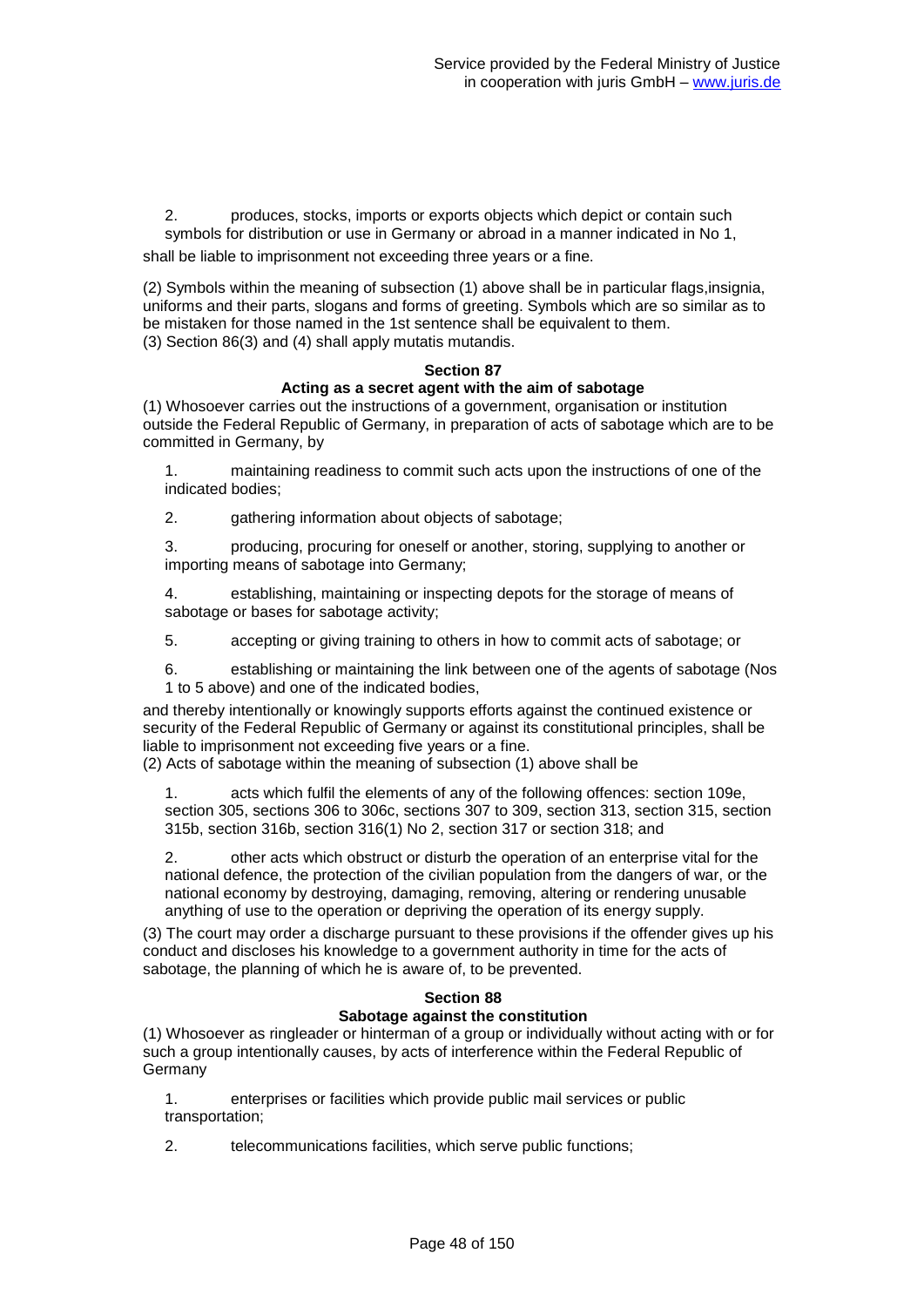2. produces, stocks, imports or exports objects which depict or contain such symbols for distribution or use in Germany or abroad in a manner indicated in No 1,

shall be liable to imprisonment not exceeding three years or a fine.

(2) Symbols within the meaning of subsection (1) above shall be in particular flags,insignia, uniforms and their parts, slogans and forms of greeting. Symbols which are so similar as to be mistaken for those named in the 1st sentence shall be equivalent to them.
(3) Section 86(3) and (4) shall apply mutatis mutandis.

**Section 87**
**Acting as a secret agent with the aim of sabotage**

(1) Whosoever carries out the instructions of a government, organisation or institution outside the Federal Republic of Germany, in preparation of acts of sabotage which are to be committed in Germany, by

1. maintaining readiness to commit such acts upon the instructions of one of the indicated bodies;

2. gathering information about objects of sabotage;

3. producing, procuring for oneself or another, storing, supplying to another or importing means of sabotage into Germany;

4. establishing, maintaining or inspecting depots for the storage of means of sabotage or bases for sabotage activity;

5. accepting or giving training to others in how to commit acts of sabotage; or

6. establishing or maintaining the link between one of the agents of sabotage (Nos 1 to 5 above) and one of the indicated bodies,

and thereby intentionally or knowingly supports efforts against the continued existence or security of the Federal Republic of Germany or against its constitutional principles, shall be liable to imprisonment not exceeding five years or a fine.
(2) Acts of sabotage within the meaning of subsection (1) above shall be

1. acts which fulfil the elements of any of the following offences: section 109e, section 305, sections 306 to 306c, sections 307 to 309, section 313, section 315, section 315b, section 316b, section 316(1) No 2, section 317 or section 318; and

2. other acts which obstruct or disturb the operation of an enterprise vital for the national defence, the protection of the civilian population from the dangers of war, or the national economy by destroying, damaging, removing, altering or rendering unusable anything of use to the operation or depriving the operation of its energy supply.

(3) The court may order a discharge pursuant to these provisions if the offender gives up his conduct and discloses his knowledge to a government authority in time for the acts of sabotage, the planning of which he is aware of, to be prevented.

**Section 88**
**Sabotage against the constitution**

(1) Whosoever as ringleader or hinterman of a group or individually without acting with or for such a group intentionally causes, by acts of interference within the Federal Republic of Germany

1. enterprises or facilities which provide public mail services or public transportation;

2. telecommunications facilities, which serve public functions;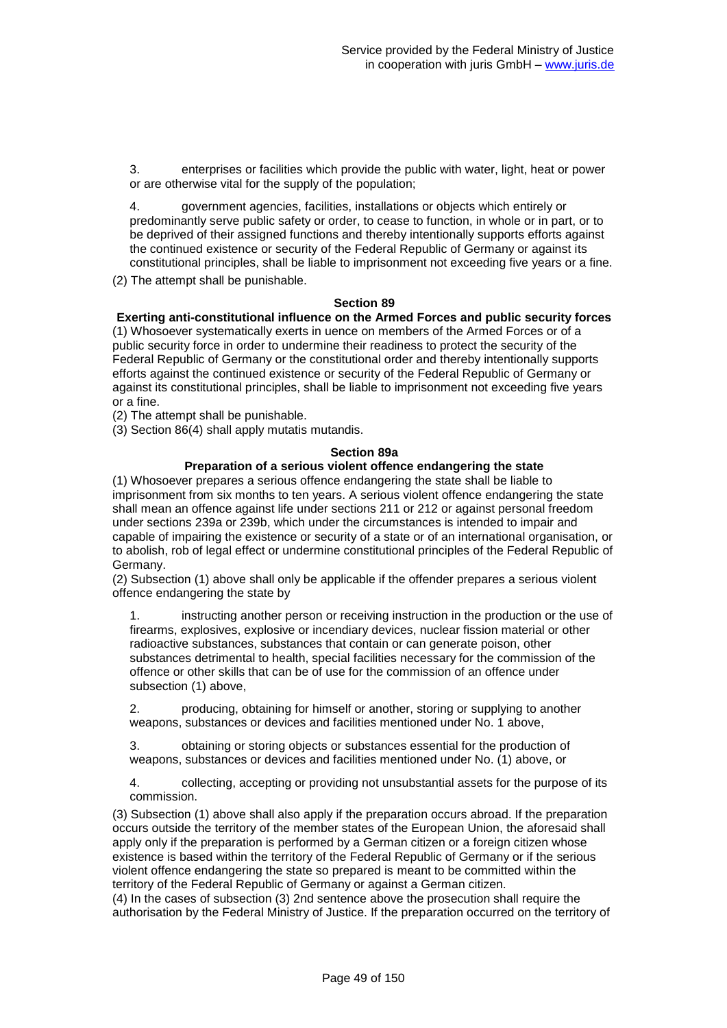3. enterprises or facilities which provide the public with water, light, heat or power or are otherwise vital for the supply of the population;

4. government agencies, facilities, installations or objects which entirely or predominantly serve public safety or order, to cease to function, in whole or in part, or to be deprived of their assigned functions and thereby intentionally supports efforts against the continued existence or security of the Federal Republic of Germany or against its constitutional principles, shall be liable to imprisonment not exceeding five years or a fine.

(2) The attempt shall be punishable.

### Section 89

**Exerting anti-constitutional influence on the Armed Forces and public security forces**

(1) Whosoever systematically exerts in uence on members of the Armed Forces or of a public security force in order to undermine their readiness to protect the security of the Federal Republic of Germany or the constitutional order and thereby intentionally supports efforts against the continued existence or security of the Federal Republic of Germany or against its constitutional principles, shall be liable to imprisonment not exceeding five years or a fine.

(2) The attempt shall be punishable.

(3) Section 86(4) shall apply mutatis mutandis.

### Section 89a

**Preparation of a serious violent offence endangering the state**

(1) Whosoever prepares a serious offence endangering the state shall be liable to imprisonment from six months to ten years. A serious violent offence endangering the state shall mean an offence against life under sections 211 or 212 or against personal freedom under sections 239a or 239b, which under the circumstances is intended to impair and capable of impairing the existence or security of a state or of an international organisation, or to abolish, rob of legal effect or undermine constitutional principles of the Federal Republic of Germany.

(2) Subsection (1) above shall only be applicable if the offender prepares a serious violent offence endangering the state by

1. instructing another person or receiving instruction in the production or the use of firearms, explosives, explosive or incendiary devices, nuclear fission material or other radioactive substances, substances that contain or can generate poison, other substances detrimental to health, special facilities necessary for the commission of the offence or other skills that can be of use for the commission of an offence under subsection (1) above,

2. producing, obtaining for himself or another, storing or supplying to another weapons, substances or devices and facilities mentioned under No. 1 above,

3. obtaining or storing objects or substances essential for the production of weapons, substances or devices and facilities mentioned under No. (1) above, or

4. collecting, accepting or providing not unsubstantial assets for the purpose of its commission.

(3) Subsection (1) above shall also apply if the preparation occurs abroad. If the preparation occurs outside the territory of the member states of the European Union, the aforesaid shall apply only if the preparation is performed by a German citizen or a foreign citizen whose existence is based within the territory of the Federal Republic of Germany or if the serious violent offence endangering the state so prepared is meant to be committed within the territory of the Federal Republic of Germany or against a German citizen.

(4) In the cases of subsection (3) 2nd sentence above the prosecution shall require the authorisation by the Federal Ministry of Justice. If the preparation occurred on the territory of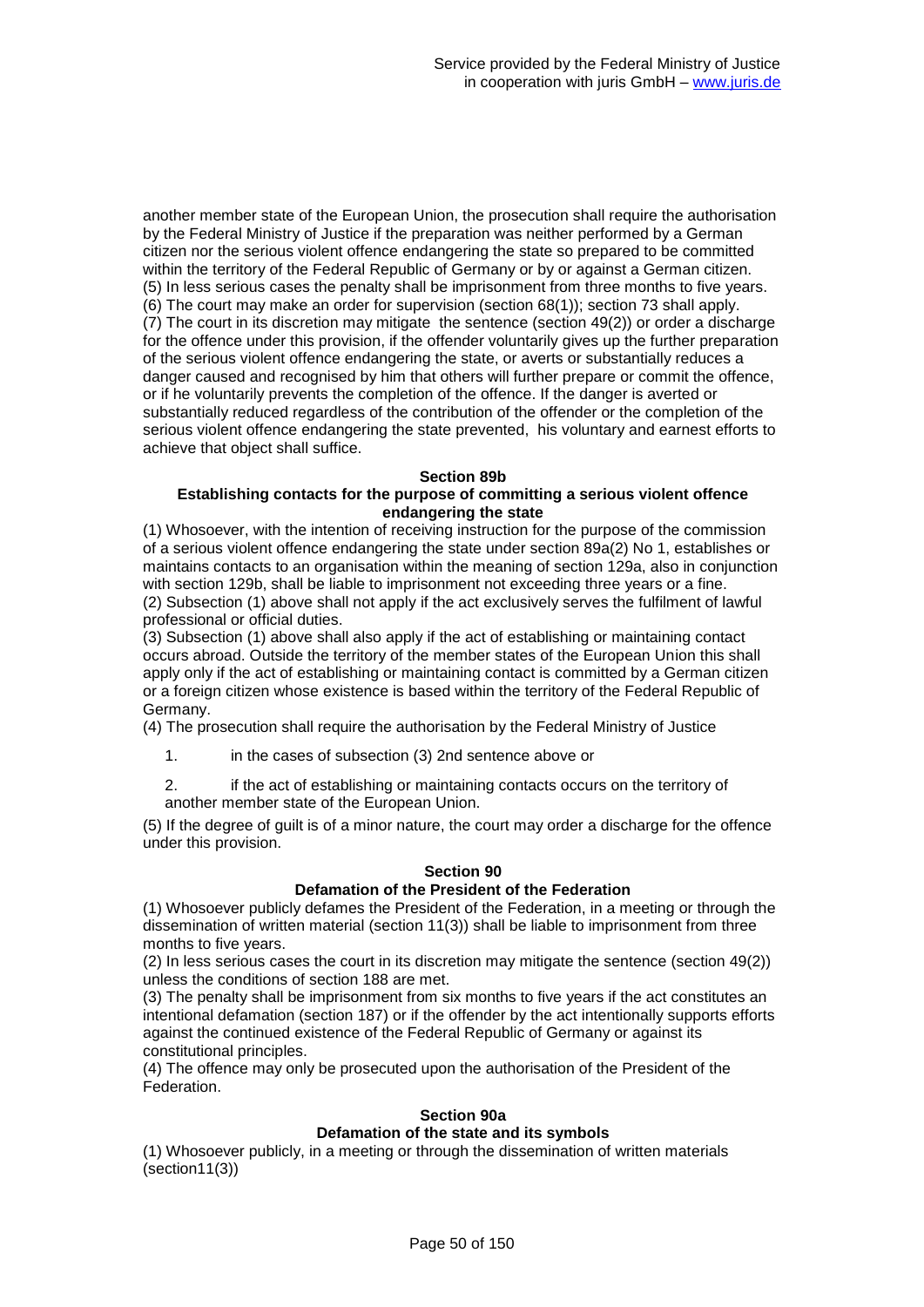another member state of the European Union, the prosecution shall require the authorisation by the Federal Ministry of Justice if the preparation was neither performed by a German citizen nor the serious violent offence endangering the state so prepared to be committed within the territory of the Federal Republic of Germany or by or against a German citizen.
(5) In less serious cases the penalty shall be imprisonment from three months to five years.
(6) The court may make an order for supervision (section 68(1)); section 73 shall apply.
(7) The court in its discretion may mitigate the sentence (section 49(2)) or order a discharge for the offence under this provision, if the offender voluntarily gives up the further preparation of the serious violent offence endangering the state, or averts or substantially reduces a danger caused and recognised by him that others will further prepare or commit the offence, or if he voluntarily prevents the completion of the offence. If the danger is averted or substantially reduced regardless of the contribution of the offender or the completion of the serious violent offence endangering the state prevented, his voluntary and earnest efforts to achieve that object shall suffice.

**Section 89b**
**Establishing contacts for the purpose of committing a serious violent offence endangering the state**

(1) Whosoever, with the intention of receiving instruction for the purpose of the commission of a serious violent offence endangering the state under section 89a(2) No 1, establishes or maintains contacts to an organisation within the meaning of section 129a, also in conjunction with section 129b, shall be liable to imprisonment not exceeding three years or a fine.
(2) Subsection (1) above shall not apply if the act exclusively serves the fulfilment of lawful professional or official duties.
(3) Subsection (1) above shall also apply if the act of establishing or maintaining contact occurs abroad. Outside the territory of the member states of the European Union this shall apply only if the act of establishing or maintaining contact is committed by a German citizen or a foreign citizen whose existence is based within the territory of the Federal Republic of Germany.
(4) The prosecution shall require the authorisation by the Federal Ministry of Justice

1. in the cases of subsection (3) 2nd sentence above or
2. if the act of establishing or maintaining contacts occurs on the territory of another member state of the European Union.

(5) If the degree of guilt is of a minor nature, the court may order a discharge for the offence under this provision.

**Section 90**
**Defamation of the President of the Federation**

(1) Whosoever publicly defames the President of the Federation, in a meeting or through the dissemination of written material (section 11(3)) shall be liable to imprisonment from three months to five years.
(2) In less serious cases the court in its discretion may mitigate the sentence (section 49(2)) unless the conditions of section 188 are met.
(3) The penalty shall be imprisonment from six months to five years if the act constitutes an intentional defamation (section 187) or if the offender by the act intentionally supports efforts against the continued existence of the Federal Republic of Germany or against its constitutional principles.
(4) The offence may only be prosecuted upon the authorisation of the President of the Federation.

**Section 90a**
**Defamation of the state and its symbols**

(1) Whosoever publicly, in a meeting or through the dissemination of written materials (section11(3))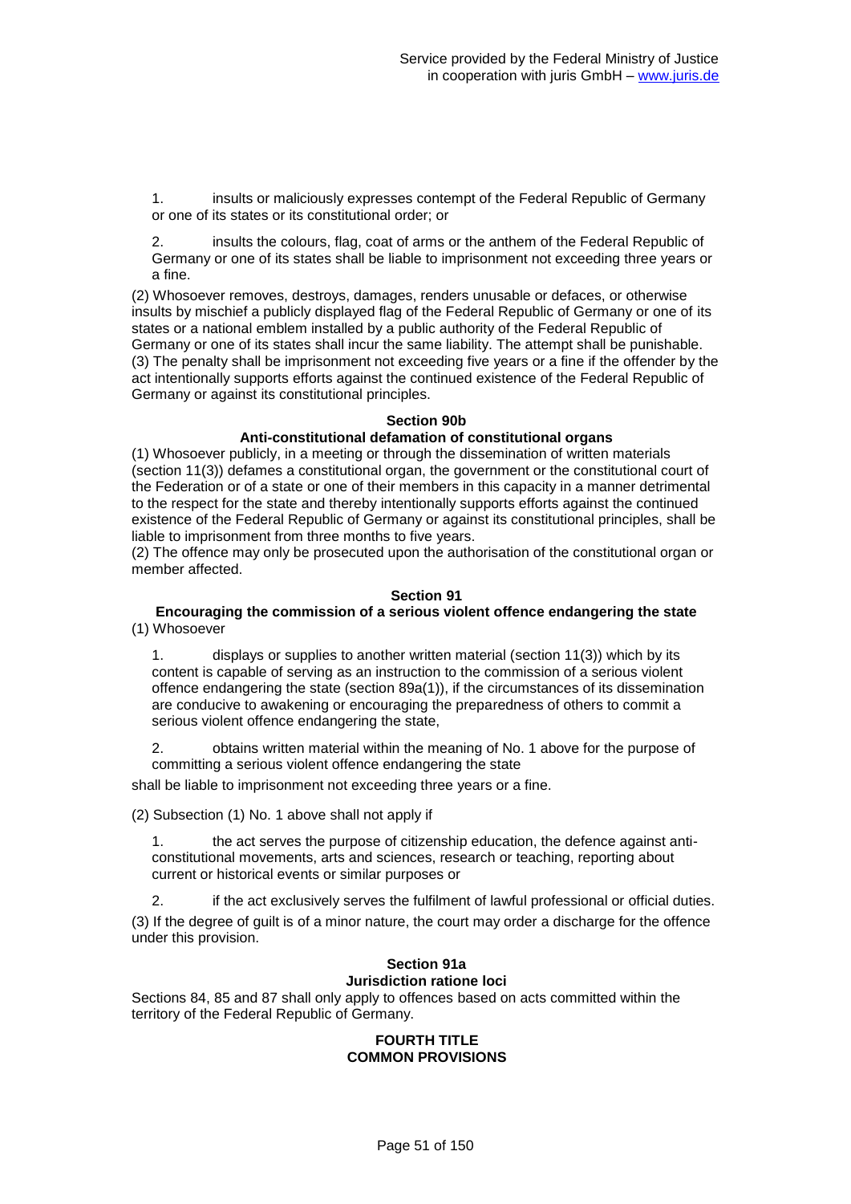1. insults or maliciously expresses contempt of the Federal Republic of Germany or one of its states or its constitutional order; or

2. insults the colours, flag, coat of arms or the anthem of the Federal Republic of Germany or one of its states shall be liable to imprisonment not exceeding three years or a fine.

(2) Whosoever removes, destroys, damages, renders unusable or defaces, or otherwise insults by mischief a publicly displayed flag of the Federal Republic of Germany or one of its states or a national emblem installed by a public authority of the Federal Republic of Germany or one of its states shall incur the same liability. The attempt shall be punishable.
(3) The penalty shall be imprisonment not exceeding five years or a fine if the offender by the act intentionally supports efforts against the continued existence of the Federal Republic of Germany or against its constitutional principles.

### Section 90b
### Anti-constitutional defamation of constitutional organs

(1) Whosoever publicly, in a meeting or through the dissemination of written materials (section 11(3)) defames a constitutional organ, the government or the constitutional court of the Federation or of a state or one of their members in this capacity in a manner detrimental to the respect for the state and thereby intentionally supports efforts against the continued existence of the Federal Republic of Germany or against its constitutional principles, shall be liable to imprisonment from three months to five years.
(2) The offence may only be prosecuted upon the authorisation of the constitutional organ or member affected.

### Section 91
### Encouraging the commission of a serious violent offence endangering the state

(1) Whosoever

1. displays or supplies to another written material (section 11(3)) which by its content is capable of serving as an instruction to the commission of a serious violent offence endangering the state (section 89a(1)), if the circumstances of its dissemination are conducive to awakening or encouraging the preparedness of others to commit a serious violent offence endangering the state,

2. obtains written material within the meaning of No. 1 above for the purpose of committing a serious violent offence endangering the state

shall be liable to imprisonment not exceeding three years or a fine.

(2) Subsection (1) No. 1 above shall not apply if

1. the act serves the purpose of citizenship education, the defence against anti-constitutional movements, arts and sciences, research or teaching, reporting about current or historical events or similar purposes or

2. if the act exclusively serves the fulfilment of lawful professional or official duties.

(3) If the degree of guilt is of a minor nature, the court may order a discharge for the offence under this provision.

### Section 91a
### Jurisdiction ratione loci

Sections 84, 85 and 87 shall only apply to offences based on acts committed within the territory of the Federal Republic of Germany.

## FOURTH TITLE
## COMMON PROVISIONS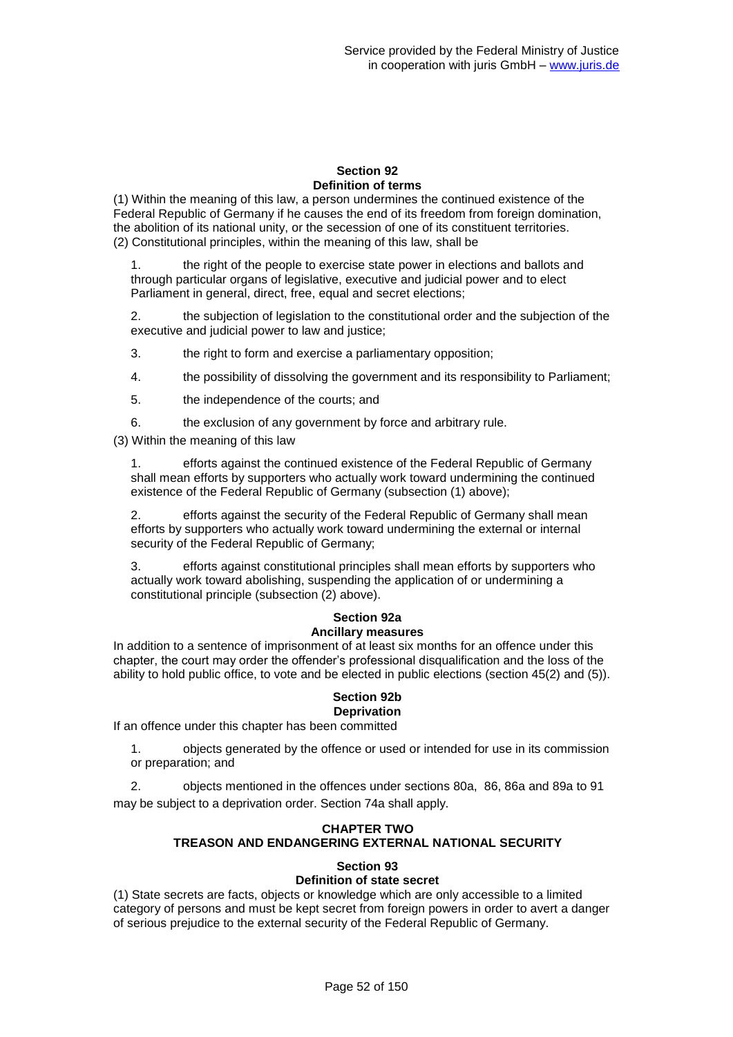#### Section 92
#### Definition of terms

(1) Within the meaning of this law, a person undermines the continued existence of the Federal Republic of Germany if he causes the end of its freedom from foreign domination, the abolition of its national unity, or the secession of one of its constituent territories.
(2) Constitutional principles, within the meaning of this law, shall be

1. the right of the people to exercise state power in elections and ballots and through particular organs of legislative, executive and judicial power and to elect Parliament in general, direct, free, equal and secret elections;

2. the subjection of legislation to the constitutional order and the subjection of the executive and judicial power to law and justice;

3. the right to form and exercise a parliamentary opposition;

4. the possibility of dissolving the government and its responsibility to Parliament;

5. the independence of the courts; and

6. the exclusion of any government by force and arbitrary rule.

(3) Within the meaning of this law

1. efforts against the continued existence of the Federal Republic of Germany shall mean efforts by supporters who actually work toward undermining the continued existence of the Federal Republic of Germany (subsection (1) above);

2. efforts against the security of the Federal Republic of Germany shall mean efforts by supporters who actually work toward undermining the external or internal security of the Federal Republic of Germany;

3. efforts against constitutional principles shall mean efforts by supporters who actually work toward abolishing, suspending the application of or undermining a constitutional principle (subsection (2) above).

#### Section 92a
#### Ancillary measures

In addition to a sentence of imprisonment of at least six months for an offence under this chapter, the court may order the offender's professional disqualification and the loss of the ability to hold public office, to vote and be elected in public elections (section 45(2) and (5)).

#### Section 92b
#### Deprivation

If an offence under this chapter has been committed

1. objects generated by the offence or used or intended for use in its commission or preparation; and

2. objects mentioned in the offences under sections 80a, 86, 86a and 89a to 91

may be subject to a deprivation order. Section 74a shall apply.

### CHAPTER TWO
### TREASON AND ENDANGERING EXTERNAL NATIONAL SECURITY

#### Section 93
#### Definition of state secret

(1) State secrets are facts, objects or knowledge which are only accessible to a limited category of persons and must be kept secret from foreign powers in order to avert a danger of serious prejudice to the external security of the Federal Republic of Germany.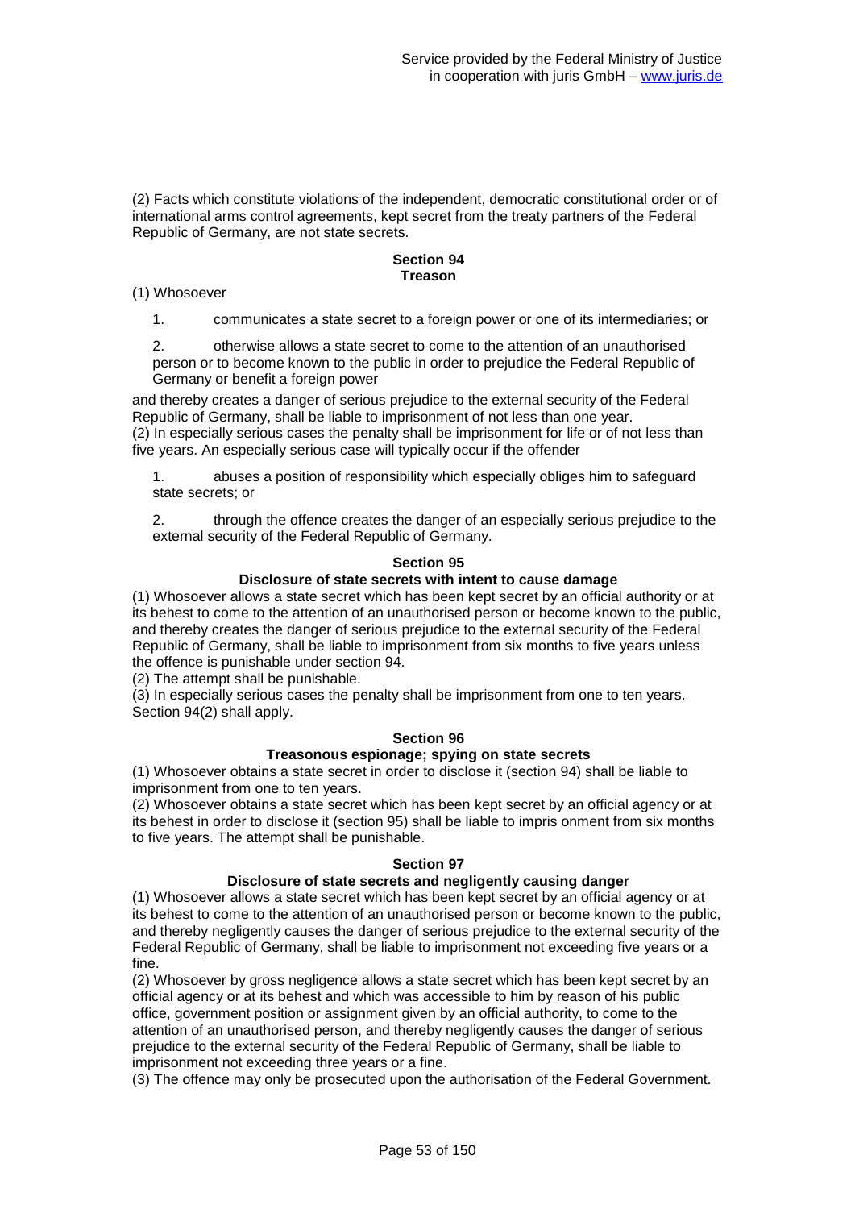(2) Facts which constitute violations of the independent, democratic constitutional order or of international arms control agreements, kept secret from the treaty partners of the Federal Republic of Germany, are not state secrets.

### Section 94
### Treason

(1) Whosoever

1. communicates a state secret to a foreign power or one of its intermediaries; or

2. otherwise allows a state secret to come to the attention of an unauthorised person or to become known to the public in order to prejudice the Federal Republic of Germany or benefit a foreign power

and thereby creates a danger of serious prejudice to the external security of the Federal Republic of Germany, shall be liable to imprisonment of not less than one year.
(2) In especially serious cases the penalty shall be imprisonment for life or of not less than five years. An especially serious case will typically occur if the offender

1. abuses a position of responsibility which especially obliges him to safeguard state secrets; or

2. through the offence creates the danger of an especially serious prejudice to the external security of the Federal Republic of Germany.

### Section 95
### Disclosure of state secrets with intent to cause damage

(1) Whosoever allows a state secret which has been kept secret by an official authority or at its behest to come to the attention of an unauthorised person or become known to the public, and thereby creates the danger of serious prejudice to the external security of the Federal Republic of Germany, shall be liable to imprisonment from six months to five years unless the offence is punishable under section 94.
(2) The attempt shall be punishable.
(3) In especially serious cases the penalty shall be imprisonment from one to ten years. Section 94(2) shall apply.

### Section 96
### Treasonous espionage; spying on state secrets

(1) Whosoever obtains a state secret in order to disclose it (section 94) shall be liable to imprisonment from one to ten years.
(2) Whosoever obtains a state secret which has been kept secret by an official agency or at its behest in order to disclose it (section 95) shall be liable to impris onment from six months to five years. The attempt shall be punishable.

### Section 97
### Disclosure of state secrets and negligently causing danger

(1) Whosoever allows a state secret which has been kept secret by an official agency or at its behest to come to the attention of an unauthorised person or become known to the public, and thereby negligently causes the danger of serious prejudice to the external security of the Federal Republic of Germany, shall be liable to imprisonment not exceeding five years or a fine.
(2) Whosoever by gross negligence allows a state secret which has been kept secret by an official agency or at its behest and which was accessible to him by reason of his public office, government position or assignment given by an official authority, to come to the attention of an unauthorised person, and thereby negligently causes the danger of serious prejudice to the external security of the Federal Republic of Germany, shall be liable to imprisonment not exceeding three years or a fine.
(3) The offence may only be prosecuted upon the authorisation of the Federal Government.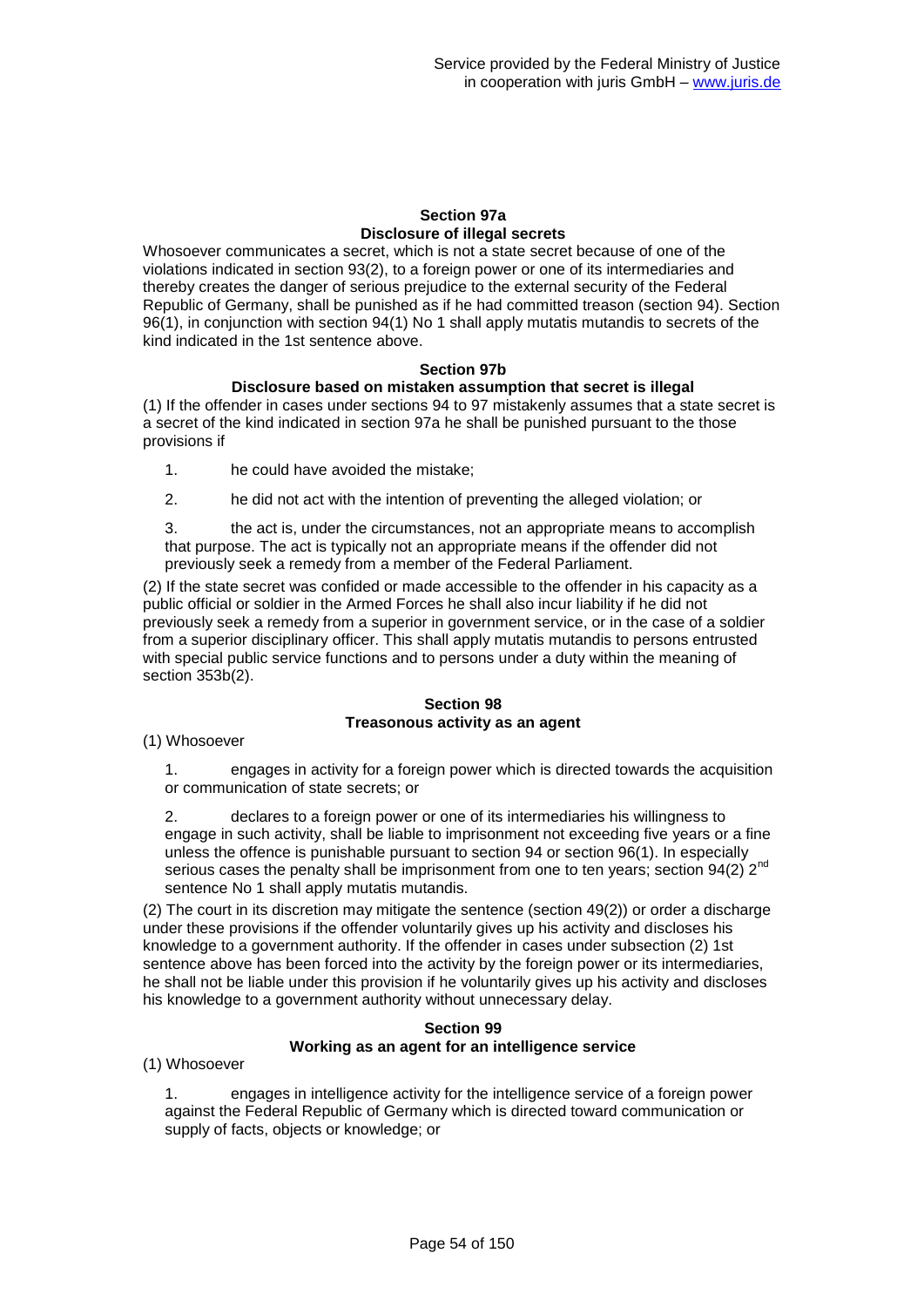### Section 97a
### Disclosure of illegal secrets

Whosoever communicates a secret, which is not a state secret because of one of the violations indicated in section 93(2), to a foreign power or one of its intermediaries and thereby creates the danger of serious prejudice to the external security of the Federal Republic of Germany, shall be punished as if he had committed treason (section 94). Section 96(1), in conjunction with section 94(1) No 1 shall apply mutatis mutandis to secrets of the kind indicated in the 1st sentence above.

### Section 97b
### Disclosure based on mistaken assumption that secret is illegal

(1) If the offender in cases under sections 94 to 97 mistakenly assumes that a state secret is a secret of the kind indicated in section 97a he shall be punished pursuant to the those provisions if

1. he could have avoided the mistake;
2. he did not act with the intention of preventing the alleged violation; or
3. the act is, under the circumstances, not an appropriate means to accomplish that purpose. The act is typically not an appropriate means if the offender did not previously seek a remedy from a member of the Federal Parliament.

(2) If the state secret was confided or made accessible to the offender in his capacity as a public official or soldier in the Armed Forces he shall also incur liability if he did not previously seek a remedy from a superior in government service, or in the case of a soldier from a superior disciplinary officer. This shall apply mutatis mutandis to persons entrusted with special public service functions and to persons under a duty within the meaning of section 353b(2).

### Section 98
### Treasonous activity as an agent

(1) Whosoever

1. engages in activity for a foreign power which is directed towards the acquisition or communication of state secrets; or
2. declares to a foreign power or one of its intermediaries his willingness to engage in such activity, shall be liable to imprisonment not exceeding five years or a fine unless the offence is punishable pursuant to section 94 or section 96(1). In especially serious cases the penalty shall be imprisonment from one to ten years; section 94(2) 2nd sentence No 1 shall apply mutatis mutandis.

(2) The court in its discretion may mitigate the sentence (section 49(2)) or order a discharge under these provisions if the offender voluntarily gives up his activity and discloses his knowledge to a government authority. If the offender in cases under subsection (2) 1st sentence above has been forced into the activity by the foreign power or its intermediaries, he shall not be liable under this provision if he voluntarily gives up his activity and discloses his knowledge to a government authority without unnecessary delay.

### Section 99
### Working as an agent for an intelligence service

(1) Whosoever

1. engages in intelligence activity for the intelligence service of a foreign power against the Federal Republic of Germany which is directed toward communication or supply of facts, objects or knowledge; or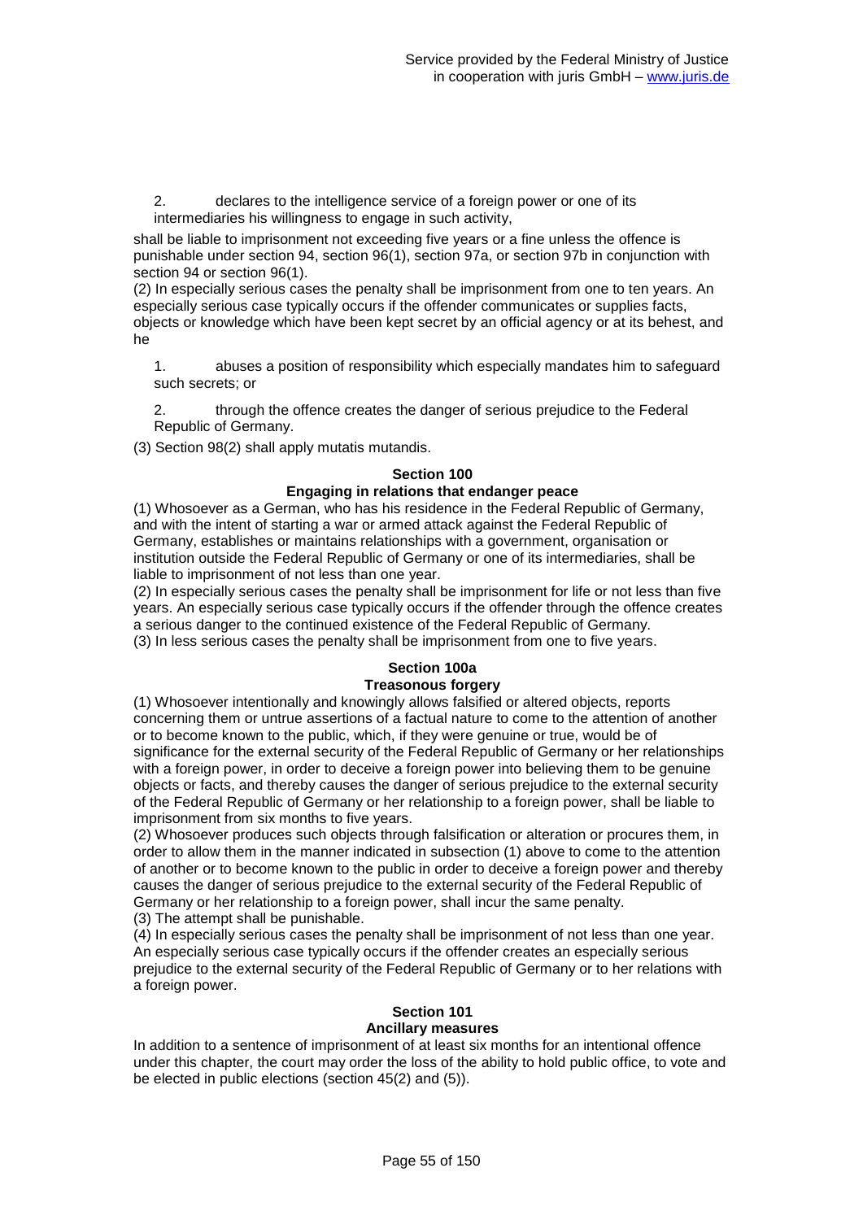2. declares to the intelligence service of a foreign power or one of its intermediaries his willingness to engage in such activity,

shall be liable to imprisonment not exceeding five years or a fine unless the offence is punishable under section 94, section 96(1), section 97a, or section 97b in conjunction with section 94 or section 96(1).

(2) In especially serious cases the penalty shall be imprisonment from one to ten years. An especially serious case typically occurs if the offender communicates or supplies facts, objects or knowledge which have been kept secret by an official agency or at its behest, and he

1. abuses a position of responsibility which especially mandates him to safeguard such secrets; or

2. through the offence creates the danger of serious prejudice to the Federal Republic of Germany.

(3) Section 98(2) shall apply mutatis mutandis.

### Section 100
### Engaging in relations that endanger peace

(1) Whosoever as a German, who has his residence in the Federal Republic of Germany, and with the intent of starting a war or armed attack against the Federal Republic of Germany, establishes or maintains relationships with a government, organisation or institution outside the Federal Republic of Germany or one of its intermediaries, shall be liable to imprisonment of not less than one year.

(2) In especially serious cases the penalty shall be imprisonment for life or not less than five years. An especially serious case typically occurs if the offender through the offence creates a serious danger to the continued existence of the Federal Republic of Germany.

(3) In less serious cases the penalty shall be imprisonment from one to five years.

### Section 100a
### Treasonous forgery

(1) Whosoever intentionally and knowingly allows falsified or altered objects, reports concerning them or untrue assertions of a factual nature to come to the attention of another or to become known to the public, which, if they were genuine or true, would be of significance for the external security of the Federal Republic of Germany or her relationships with a foreign power, in order to deceive a foreign power into believing them to be genuine objects or facts, and thereby causes the danger of serious prejudice to the external security of the Federal Republic of Germany or her relationship to a foreign power, shall be liable to imprisonment from six months to five years.

(2) Whosoever produces such objects through falsification or alteration or procures them, in order to allow them in the manner indicated in subsection (1) above to come to the attention of another or to become known to the public in order to deceive a foreign power and thereby causes the danger of serious prejudice to the external security of the Federal Republic of Germany or her relationship to a foreign power, shall incur the same penalty.

(3) The attempt shall be punishable.

(4) In especially serious cases the penalty shall be imprisonment of not less than one year. An especially serious case typically occurs if the offender creates an especially serious prejudice to the external security of the Federal Republic of Germany or to her relations with a foreign power.

### Section 101
### Ancillary measures

In addition to a sentence of imprisonment of at least six months for an intentional offence under this chapter, the court may order the loss of the ability to hold public office, to vote and be elected in public elections (section 45(2) and (5)).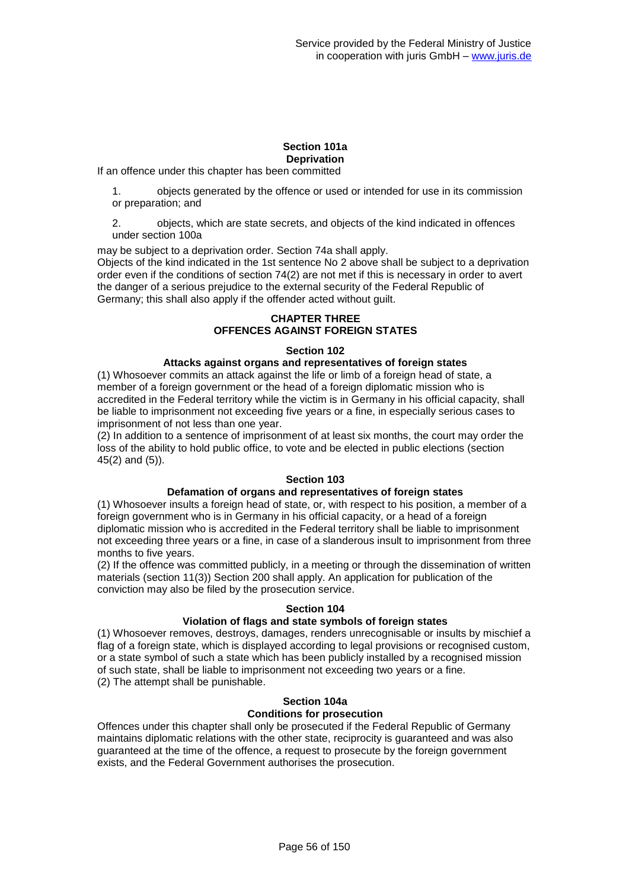### Section 101a
### Deprivation

If an offence under this chapter has been committed

1. objects generated by the offence or used or intended for use in its commission or preparation; and

2. objects, which are state secrets, and objects of the kind indicated in offences under section 100a

may be subject to a deprivation order. Section 74a shall apply.

Objects of the kind indicated in the 1st sentence No 2 above shall be subject to a deprivation order even if the conditions of section 74(2) are not met if this is necessary in order to avert the danger of a serious prejudice to the external security of the Federal Republic of Germany; this shall also apply if the offender acted without guilt.

## CHAPTER THREE
## OFFENCES AGAINST FOREIGN STATES

### Section 102
### Attacks against organs and representatives of foreign states

(1) Whosoever commits an attack against the life or limb of a foreign head of state, a member of a foreign government or the head of a foreign diplomatic mission who is accredited in the Federal territory while the victim is in Germany in his official capacity, shall be liable to imprisonment not exceeding five years or a fine, in especially serious cases to imprisonment of not less than one year.

(2) In addition to a sentence of imprisonment of at least six months, the court may order the loss of the ability to hold public office, to vote and be elected in public elections (section 45(2) and (5)).

### Section 103
### Defamation of organs and representatives of foreign states

(1) Whosoever insults a foreign head of state, or, with respect to his position, a member of a foreign government who is in Germany in his official capacity, or a head of a foreign diplomatic mission who is accredited in the Federal territory shall be liable to imprisonment not exceeding three years or a fine, in case of a slanderous insult to imprisonment from three months to five years.

(2) If the offence was committed publicly, in a meeting or through the dissemination of written materials (section 11(3)) Section 200 shall apply. An application for publication of the conviction may also be filed by the prosecution service.

### Section 104
### Violation of flags and state symbols of foreign states

(1) Whosoever removes, destroys, damages, renders unrecognisable or insults by mischief a flag of a foreign state, which is displayed according to legal provisions or recognised custom, or a state symbol of such a state which has been publicly installed by a recognised mission of such state, shall be liable to imprisonment not exceeding two years or a fine.

(2) The attempt shall be punishable.

### Section 104a
### Conditions for prosecution

Offences under this chapter shall only be prosecuted if the Federal Republic of Germany maintains diplomatic relations with the other state, reciprocity is guaranteed and was also guaranteed at the time of the offence, a request to prosecute by the foreign government exists, and the Federal Government authorises the prosecution.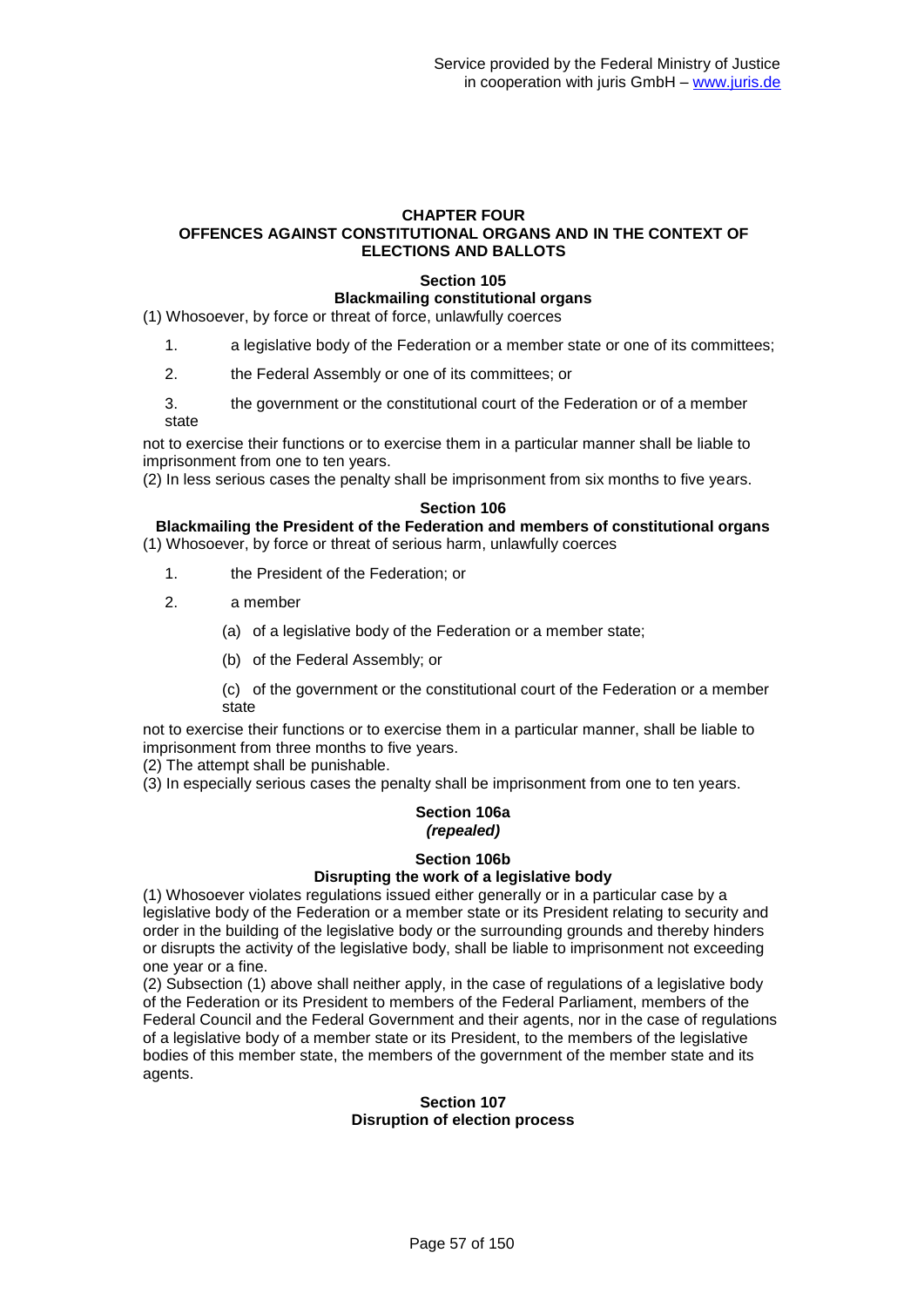## CHAPTER FOUR
## OFFENCES AGAINST CONSTITUTIONAL ORGANS AND IN THE CONTEXT OF ELECTIONS AND BALLOTS

### Section 105
### Blackmailing constitutional organs

(1) Whosoever, by force or threat of force, unlawfully coerces

1. a legislative body of the Federation or a member state or one of its committees;
2. the Federal Assembly or one of its committees; or
3. the government or the constitutional court of the Federation or of a member state

not to exercise their functions or to exercise them in a particular manner shall be liable to imprisonment from one to ten years.

(2) In less serious cases the penalty shall be imprisonment from six months to five years.

### Section 106
### Blackmailing the President of the Federation and members of constitutional organs

(1) Whosoever, by force or threat of serious harm, unlawfully coerces

1. the President of the Federation; or
2. a member
   (a) of a legislative body of the Federation or a member state;
   (b) of the Federal Assembly; or
   (c) of the government or the constitutional court of the Federation or a member state

not to exercise their functions or to exercise them in a particular manner, shall be liable to imprisonment from three months to five years.

(2) The attempt shall be punishable.

(3) In especially serious cases the penalty shall be imprisonment from one to ten years.

### Section 106a
***(repealed)***

### Section 106b
### Disrupting the work of a legislative body

(1) Whosoever violates regulations issued either generally or in a particular case by a legislative body of the Federation or a member state or its President relating to security and order in the building of the legislative body or the surrounding grounds and thereby hinders or disrupts the activity of the legislative body, shall be liable to imprisonment not exceeding one year or a fine.

(2) Subsection (1) above shall neither apply, in the case of regulations of a legislative body of the Federation or its President to members of the Federal Parliament, members of the Federal Council and the Federal Government and their agents, nor in the case of regulations of a legislative body of a member state or its President, to the members of the legislative bodies of this member state, the members of the government of the member state and its agents.

### Section 107
### Disruption of election process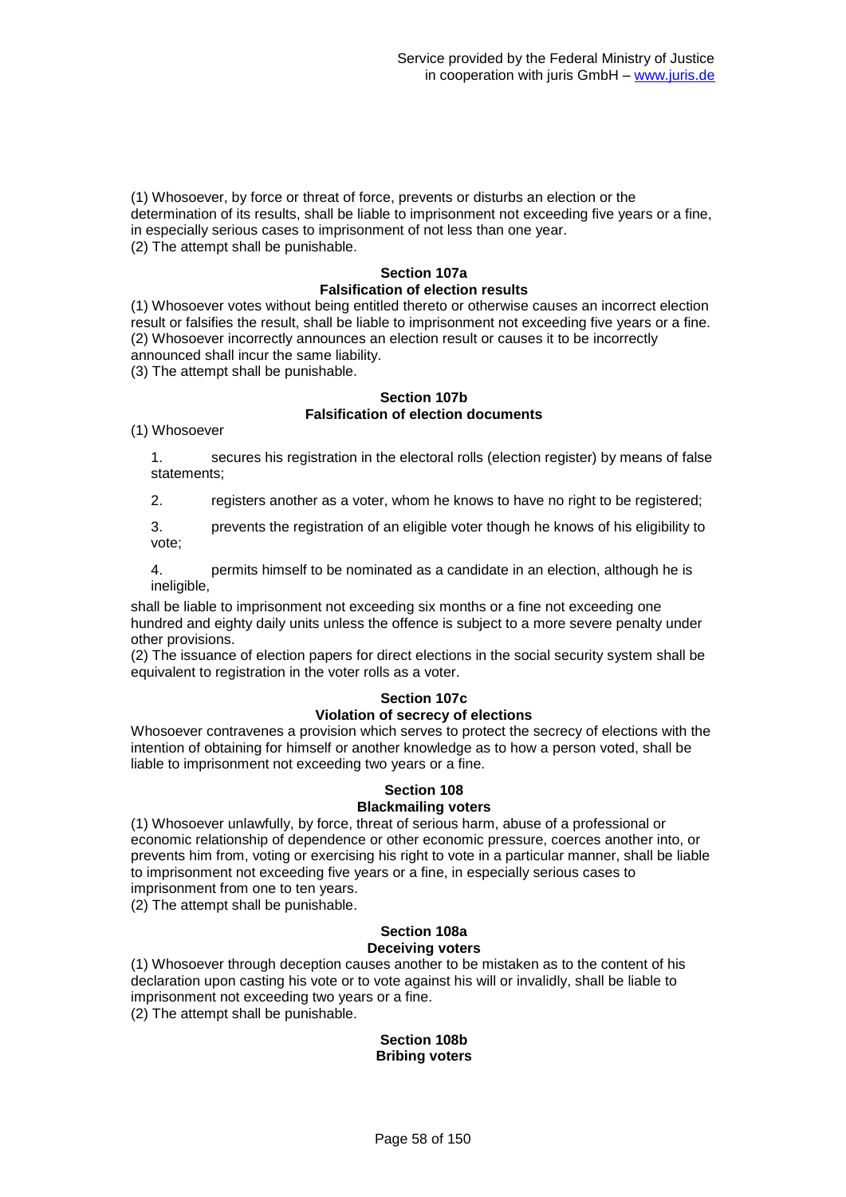(1) Whosoever, by force or threat of force, prevents or disturbs an election or the determination of its results, shall be liable to imprisonment not exceeding five years or a fine, in especially serious cases to imprisonment of not less than one year.
(2) The attempt shall be punishable.

### Section 107a
### Falsification of election results

(1) Whosoever votes without being entitled thereto or otherwise causes an incorrect election result or falsifies the result, shall be liable to imprisonment not exceeding five years or a fine.
(2) Whosoever incorrectly announces an election result or causes it to be incorrectly announced shall incur the same liability.
(3) The attempt shall be punishable.

### Section 107b
### Falsification of election documents

(1) Whosoever

1. secures his registration in the electoral rolls (election register) by means of false statements;

2. registers another as a voter, whom he knows to have no right to be registered;

3. prevents the registration of an eligible voter though he knows of his eligibility to vote;

4. permits himself to be nominated as a candidate in an election, although he is ineligible,

shall be liable to imprisonment not exceeding six months or a fine not exceeding one hundred and eighty daily units unless the offence is subject to a more severe penalty under other provisions.
(2) The issuance of election papers for direct elections in the social security system shall be equivalent to registration in the voter rolls as a voter.

### Section 107c
### Violation of secrecy of elections

Whosoever contravenes a provision which serves to protect the secrecy of elections with the intention of obtaining for himself or another knowledge as to how a person voted, shall be liable to imprisonment not exceeding two years or a fine.

### Section 108
### Blackmailing voters

(1) Whosoever unlawfully, by force, threat of serious harm, abuse of a professional or economic relationship of dependence or other economic pressure, coerces another into, or prevents him from, voting or exercising his right to vote in a particular manner, shall be liable to imprisonment not exceeding five years or a fine, in especially serious cases to imprisonment from one to ten years.
(2) The attempt shall be punishable.

### Section 108a
### Deceiving voters

(1) Whosoever through deception causes another to be mistaken as to the content of his declaration upon casting his vote or to vote against his will or invalidly, shall be liable to imprisonment not exceeding two years or a fine.
(2) The attempt shall be punishable.

### Section 108b
### Bribing voters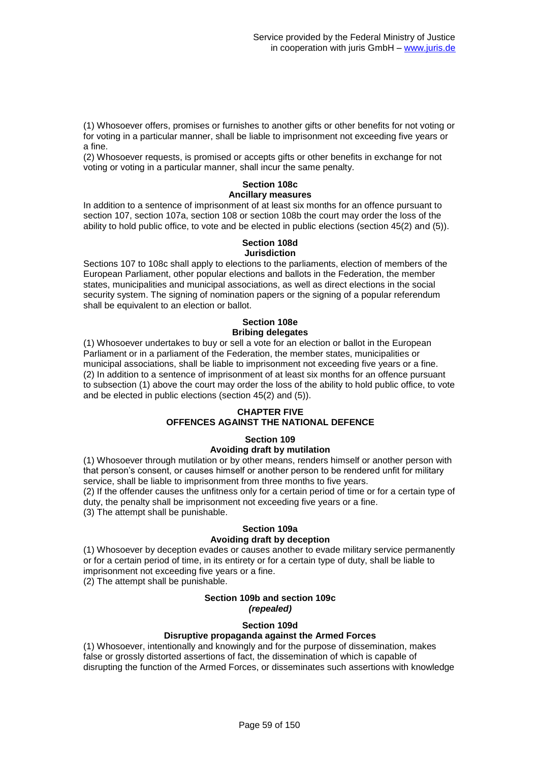(1) Whosoever offers, promises or furnishes to another gifts or other benefits for not voting or for voting in a particular manner, shall be liable to imprisonment not exceeding five years or a fine.
(2) Whosoever requests, is promised or accepts gifts or other benefits in exchange for not voting or voting in a particular manner, shall incur the same penalty.

### Section 108c
### Ancillary measures

In addition to a sentence of imprisonment of at least six months for an offence pursuant to section 107, section 107a, section 108 or section 108b the court may order the loss of the ability to hold public office, to vote and be elected in public elections (section 45(2) and (5)).

### Section 108d
### Jurisdiction

Sections 107 to 108c shall apply to elections to the parliaments, election of members of the European Parliament, other popular elections and ballots in the Federation, the member states, municipalities and municipal associations, as well as direct elections in the social security system. The signing of nomination papers or the signing of a popular referendum shall be equivalent to an election or ballot.

### Section 108e
### Bribing delegates

(1) Whosoever undertakes to buy or sell a vote for an election or ballot in the European Parliament or in a parliament of the Federation, the member states, municipalities or municipal associations, shall be liable to imprisonment not exceeding five years or a fine.
(2) In addition to a sentence of imprisonment of at least six months for an offence pursuant to subsection (1) above the court may order the loss of the ability to hold public office, to vote and be elected in public elections (section 45(2) and (5)).

## CHAPTER FIVE
## OFFENCES AGAINST THE NATIONAL DEFENCE

### Section 109
### Avoiding draft by mutilation

(1) Whosoever through mutilation or by other means, renders himself or another person with that person's consent, or causes himself or another person to be rendered unfit for military service, shall be liable to imprisonment from three months to five years.
(2) If the offender causes the unfitness only for a certain period of time or for a certain type of duty, the penalty shall be imprisonment not exceeding five years or a fine.
(3) The attempt shall be punishable.

### Section 109a
### Avoiding draft by deception

(1) Whosoever by deception evades or causes another to evade military service permanently or for a certain period of time, in its entirety or for a certain type of duty, shall be liable to imprisonment not exceeding five years or a fine.
(2) The attempt shall be punishable.

### Section 109b and section 109c
*(repealed)*

### Section 109d
### Disruptive propaganda against the Armed Forces

(1) Whosoever, intentionally and knowingly and for the purpose of dissemination, makes false or grossly distorted assertions of fact, the dissemination of which is capable of disrupting the function of the Armed Forces, or disseminates such assertions with knowledge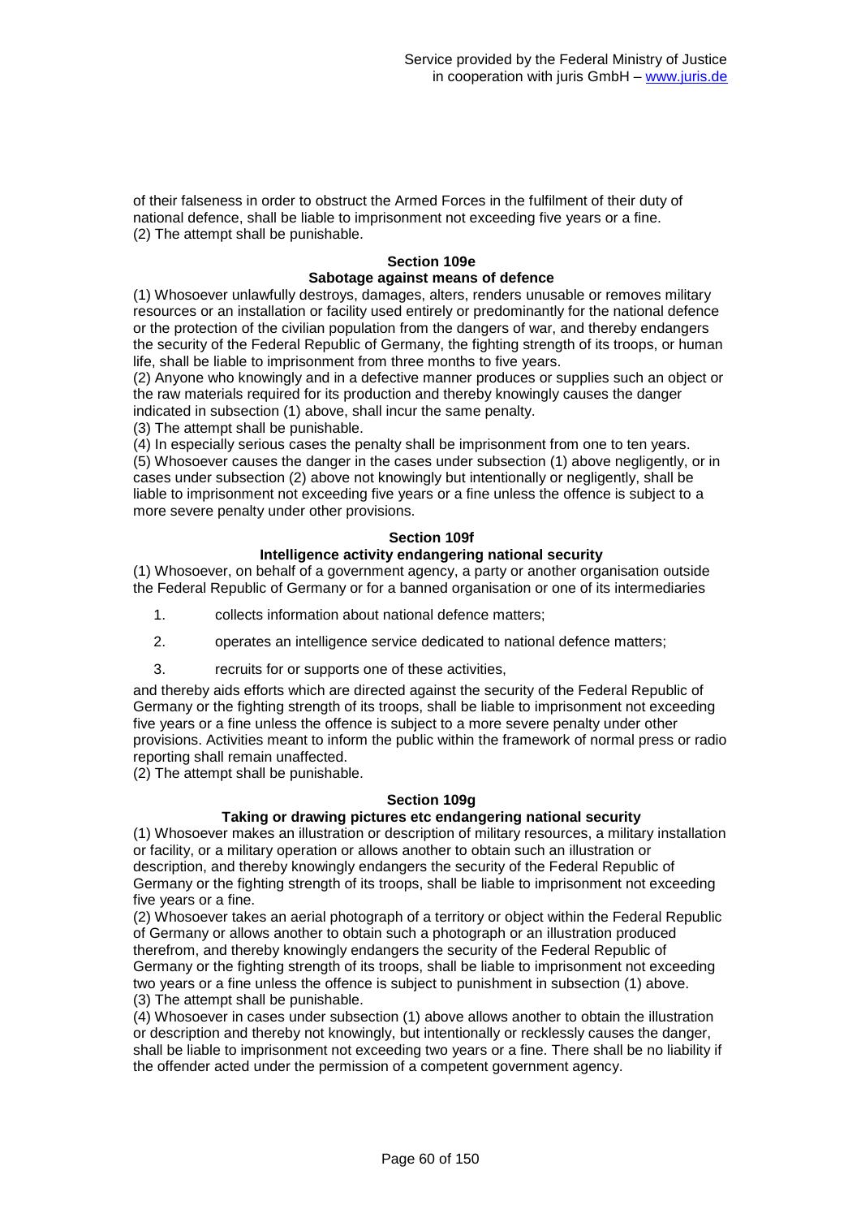of their falseness in order to obstruct the Armed Forces in the fulfilment of their duty of national defence, shall be liable to imprisonment not exceeding five years or a fine.
(2) The attempt shall be punishable.

### Section 109e
### Sabotage against means of defence

(1) Whosoever unlawfully destroys, damages, alters, renders unusable or removes military resources or an installation or facility used entirely or predominantly for the national defence or the protection of the civilian population from the dangers of war, and thereby endangers the security of the Federal Republic of Germany, the fighting strength of its troops, or human life, shall be liable to imprisonment from three months to five years.
(2) Anyone who knowingly and in a defective manner produces or supplies such an object or the raw materials required for its production and thereby knowingly causes the danger indicated in subsection (1) above, shall incur the same penalty.
(3) The attempt shall be punishable.
(4) In especially serious cases the penalty shall be imprisonment from one to ten years.
(5) Whosoever causes the danger in the cases under subsection (1) above negligently, or in cases under subsection (2) above not knowingly but intentionally or negligently, shall be liable to imprisonment not exceeding five years or a fine unless the offence is subject to a more severe penalty under other provisions.

### Section 109f
### Intelligence activity endangering national security

(1) Whosoever, on behalf of a government agency, a party or another organisation outside the Federal Republic of Germany or for a banned organisation or one of its intermediaries

1. collects information about national defence matters;
2. operates an intelligence service dedicated to national defence matters;
3. recruits for or supports one of these activities,

and thereby aids efforts which are directed against the security of the Federal Republic of Germany or the fighting strength of its troops, shall be liable to imprisonment not exceeding five years or a fine unless the offence is subject to a more severe penalty under other provisions. Activities meant to inform the public within the framework of normal press or radio reporting shall remain unaffected.
(2) The attempt shall be punishable.

### Section 109g
### Taking or drawing pictures etc endangering national security

(1) Whosoever makes an illustration or description of military resources, a military installation or facility, or a military operation or allows another to obtain such an illustration or description, and thereby knowingly endangers the security of the Federal Republic of Germany or the fighting strength of its troops, shall be liable to imprisonment not exceeding five years or a fine.
(2) Whosoever takes an aerial photograph of a territory or object within the Federal Republic of Germany or allows another to obtain such a photograph or an illustration produced therefrom, and thereby knowingly endangers the security of the Federal Republic of Germany or the fighting strength of its troops, shall be liable to imprisonment not exceeding two years or a fine unless the offence is subject to punishment in subsection (1) above.
(3) The attempt shall be punishable.
(4) Whosoever in cases under subsection (1) above allows another to obtain the illustration or description and thereby not knowingly, but intentionally or recklessly causes the danger, shall be liable to imprisonment not exceeding two years or a fine. There shall be no liability if the offender acted under the permission of a competent government agency.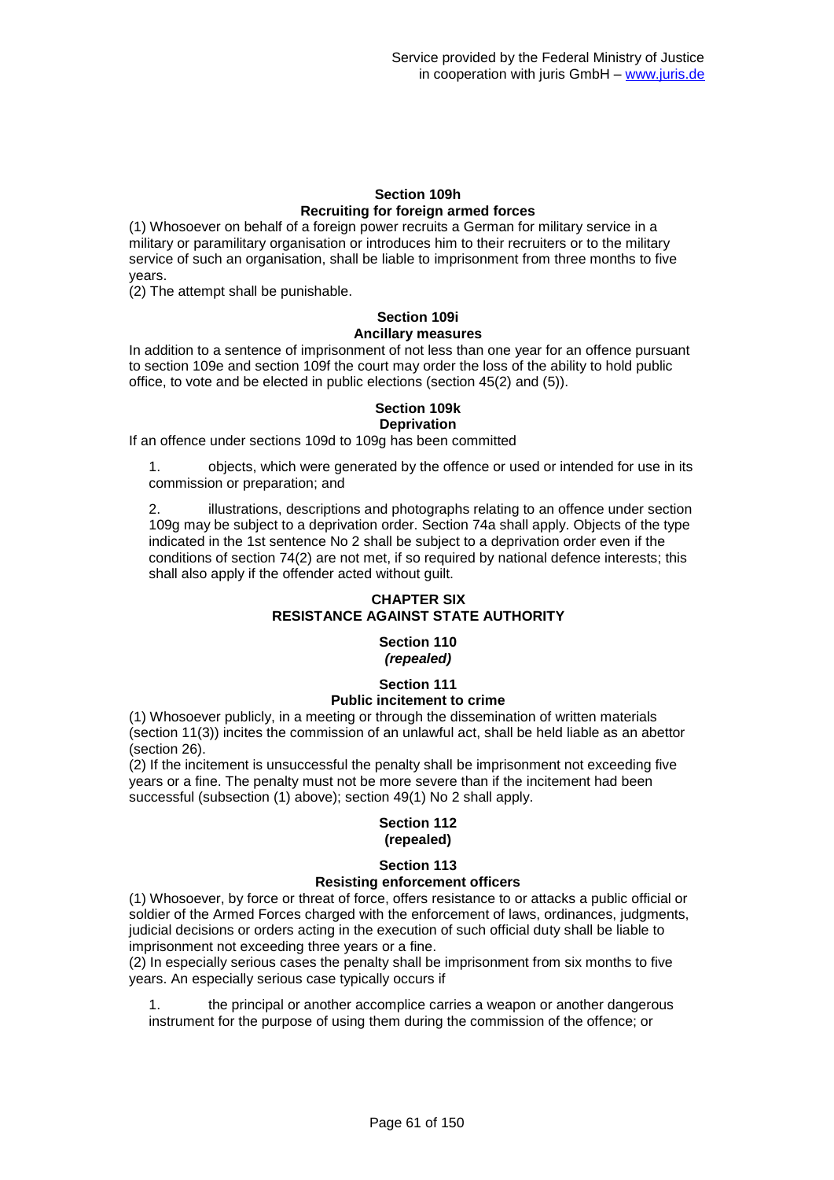### Section 109h
### Recruiting for foreign armed forces

(1) Whosoever on behalf of a foreign power recruits a German for military service in a military or paramilitary organisation or introduces him to their recruiters or to the military service of such an organisation, shall be liable to imprisonment from three months to five years.

(2) The attempt shall be punishable.

### Section 109i
### Ancillary measures

In addition to a sentence of imprisonment of not less than one year for an offence pursuant to section 109e and section 109f the court may order the loss of the ability to hold public office, to vote and be elected in public elections (section 45(2) and (5)).

### Section 109k
### Deprivation

If an offence under sections 109d to 109g has been committed

1. objects, which were generated by the offence or used or intended for use in its commission or preparation; and

2. illustrations, descriptions and photographs relating to an offence under section 109g may be subject to a deprivation order. Section 74a shall apply. Objects of the type indicated in the 1st sentence No 2 shall be subject to a deprivation order even if the conditions of section 74(2) are not met, if so required by national defence interests; this shall also apply if the offender acted without guilt.

## CHAPTER SIX
## RESISTANCE AGAINST STATE AUTHORITY

### Section 110
### *(repealed)*

### Section 111
### Public incitement to crime

(1) Whosoever publicly, in a meeting or through the dissemination of written materials (section 11(3)) incites the commission of an unlawful act, shall be held liable as an abettor (section 26).

(2) If the incitement is unsuccessful the penalty shall be imprisonment not exceeding five years or a fine. The penalty must not be more severe than if the incitement had been successful (subsection (1) above); section 49(1) No 2 shall apply.

### Section 112
### (repealed)

### Section 113
### Resisting enforcement officers

(1) Whosoever, by force or threat of force, offers resistance to or attacks a public official or soldier of the Armed Forces charged with the enforcement of laws, ordinances, judgments, judicial decisions or orders acting in the execution of such official duty shall be liable to imprisonment not exceeding three years or a fine.

(2) In especially serious cases the penalty shall be imprisonment from six months to five years. An especially serious case typically occurs if

1. the principal or another accomplice carries a weapon or another dangerous instrument for the purpose of using them during the commission of the offence; or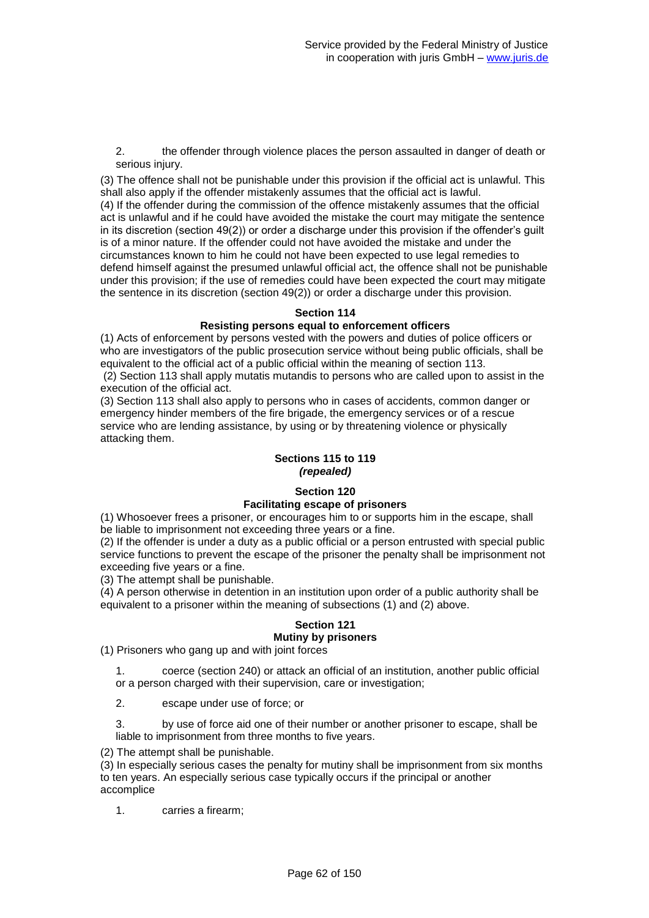2. the offender through violence places the person assaulted in danger of death or serious injury.

(3) The offence shall not be punishable under this provision if the official act is unlawful. This shall also apply if the offender mistakenly assumes that the official act is lawful.
(4) If the offender during the commission of the offence mistakenly assumes that the official act is unlawful and if he could have avoided the mistake the court may mitigate the sentence in its discretion (section 49(2)) or order a discharge under this provision if the offender's guilt is of a minor nature. If the offender could not have avoided the mistake and under the circumstances known to him he could not have been expected to use legal remedies to defend himself against the presumed unlawful official act, the offence shall not be punishable under this provision; if the use of remedies could have been expected the court may mitigate the sentence in its discretion (section 49(2)) or order a discharge under this provision.

### Section 114
### Resisting persons equal to enforcement officers

(1) Acts of enforcement by persons vested with the powers and duties of police officers or who are investigators of the public prosecution service without being public officials, shall be equivalent to the official act of a public official within the meaning of section 113.
(2) Section 113 shall apply mutatis mutandis to persons who are called upon to assist in the execution of the official act.
(3) Section 113 shall also apply to persons who in cases of accidents, common danger or emergency hinder members of the fire brigade, the emergency services or of a rescue service who are lending assistance, by using or by threatening violence or physically attacking them.

### Sections 115 to 119
***(repealed)***

### Section 120
### Facilitating escape of prisoners

(1) Whosoever frees a prisoner, or encourages him to or supports him in the escape, shall be liable to imprisonment not exceeding three years or a fine.
(2) If the offender is under a duty as a public official or a person entrusted with special public service functions to prevent the escape of the prisoner the penalty shall be imprisonment not exceeding five years or a fine.
(3) The attempt shall be punishable.
(4) A person otherwise in detention in an institution upon order of a public authority shall be equivalent to a prisoner within the meaning of subsections (1) and (2) above.

### Section 121
### Mutiny by prisoners

(1) Prisoners who gang up and with joint forces

1. coerce (section 240) or attack an official of an institution, another public official or a person charged with their supervision, care or investigation;

2. escape under use of force; or

3. by use of force aid one of their number or another prisoner to escape, shall be liable to imprisonment from three months to five years.

(2) The attempt shall be punishable.
(3) In especially serious cases the penalty for mutiny shall be imprisonment from six months to ten years. An especially serious case typically occurs if the principal or another accomplice

1. carries a firearm;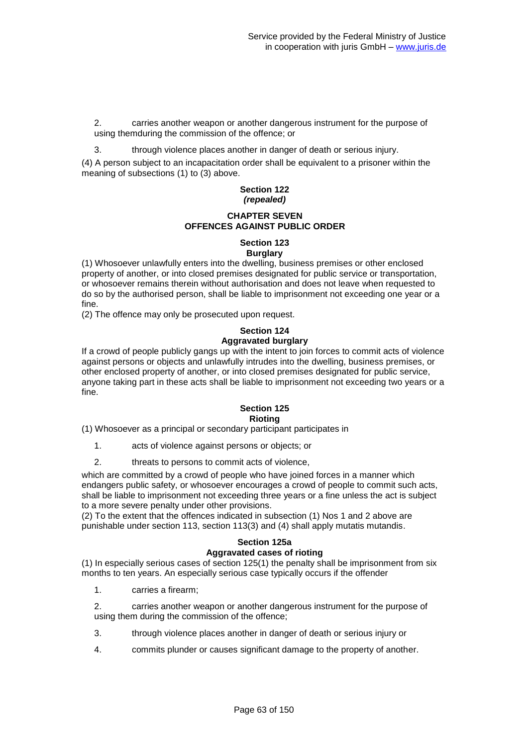2. carries another weapon or another dangerous instrument for the purpose of using themduring the commission of the offence; or

3. through violence places another in danger of death or serious injury.

(4) A person subject to an incapacitation order shall be equivalent to a prisoner within the meaning of subsections (1) to (3) above.

### Section 122
***(repealed)***

## CHAPTER SEVEN
## OFFENCES AGAINST PUBLIC ORDER

### Section 123
**Burglary**

(1) Whosoever unlawfully enters into the dwelling, business premises or other enclosed property of another, or into closed premises designated for public service or transportation, or whosoever remains therein without authorisation and does not leave when requested to do so by the authorised person, shall be liable to imprisonment not exceeding one year or a fine.

(2) The offence may only be prosecuted upon request.

### Section 124
**Aggravated burglary**

If a crowd of people publicly gangs up with the intent to join forces to commit acts of violence against persons or objects and unlawfully intrudes into the dwelling, business premises, or other enclosed property of another, or into closed premises designated for public service, anyone taking part in these acts shall be liable to imprisonment not exceeding two years or a fine.

### Section 125
**Rioting**

(1) Whosoever as a principal or secondary participant participates in

1. acts of violence against persons or objects; or

2. threats to persons to commit acts of violence,

which are committed by a crowd of people who have joined forces in a manner which endangers public safety, or whosoever encourages a crowd of people to commit such acts, shall be liable to imprisonment not exceeding three years or a fine unless the act is subject to a more severe penalty under other provisions.

(2) To the extent that the offences indicated in subsection (1) Nos 1 and 2 above are punishable under section 113, section 113(3) and (4) shall apply mutatis mutandis.

### Section 125a
**Aggravated cases of rioting**

(1) In especially serious cases of section 125(1) the penalty shall be imprisonment from six months to ten years. An especially serious case typically occurs if the offender

1. carries a firearm;

2. carries another weapon or another dangerous instrument for the purpose of using them during the commission of the offence;

3. through violence places another in danger of death or serious injury or

4. commits plunder or causes significant damage to the property of another.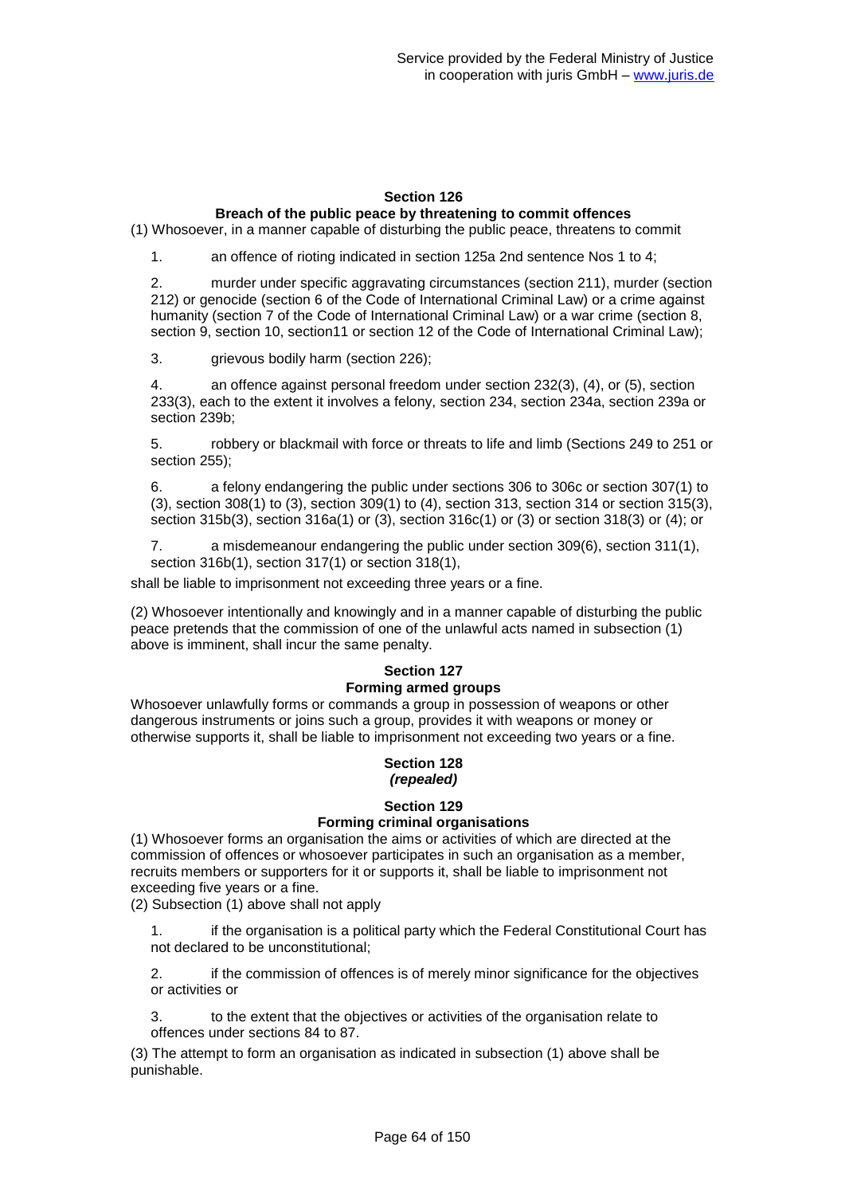### Section 126
### Breach of the public peace by threatening to commit offences

(1) Whosoever, in a manner capable of disturbing the public peace, threatens to commit

1. an offence of rioting indicated in section 125a 2nd sentence Nos 1 to 4;

2. murder under specific aggravating circumstances (section 211), murder (section 212) or genocide (section 6 of the Code of International Criminal Law) or a crime against humanity (section 7 of the Code of International Criminal Law) or a war crime (section 8, section 9, section 10, section11 or section 12 of the Code of International Criminal Law);

3. grievous bodily harm (section 226);

4. an offence against personal freedom under section 232(3), (4), or (5), section 233(3), each to the extent it involves a felony, section 234, section 234a, section 239a or section 239b;

5. robbery or blackmail with force or threats to life and limb (Sections 249 to 251 or section 255);

6. a felony endangering the public under sections 306 to 306c or section 307(1) to (3), section 308(1) to (3), section 309(1) to (4), section 313, section 314 or section 315(3), section 315b(3), section 316a(1) or (3), section 316c(1) or (3) or section 318(3) or (4); or

7. a misdemeanour endangering the public under section 309(6), section 311(1), section 316b(1), section 317(1) or section 318(1),

shall be liable to imprisonment not exceeding three years or a fine.

(2) Whosoever intentionally and knowingly and in a manner capable of disturbing the public peace pretends that the commission of one of the unlawful acts named in subsection (1) above is imminent, shall incur the same penalty.

### Section 127
### Forming armed groups

Whosoever unlawfully forms or commands a group in possession of weapons or other dangerous instruments or joins such a group, provides it with weapons or money or otherwise supports it, shall be liable to imprisonment not exceeding two years or a fine.

### Section 128
### *(repealed)*

### Section 129
### Forming criminal organisations

(1) Whosoever forms an organisation the aims or activities of which are directed at the commission of offences or whosoever participates in such an organisation as a member, recruits members or supporters for it or supports it, shall be liable to imprisonment not exceeding five years or a fine.

(2) Subsection (1) above shall not apply

1. if the organisation is a political party which the Federal Constitutional Court has not declared to be unconstitutional;

2. if the commission of offences is of merely minor significance for the objectives or activities or

3. to the extent that the objectives or activities of the organisation relate to offences under sections 84 to 87.

(3) The attempt to form an organisation as indicated in subsection (1) above shall be punishable.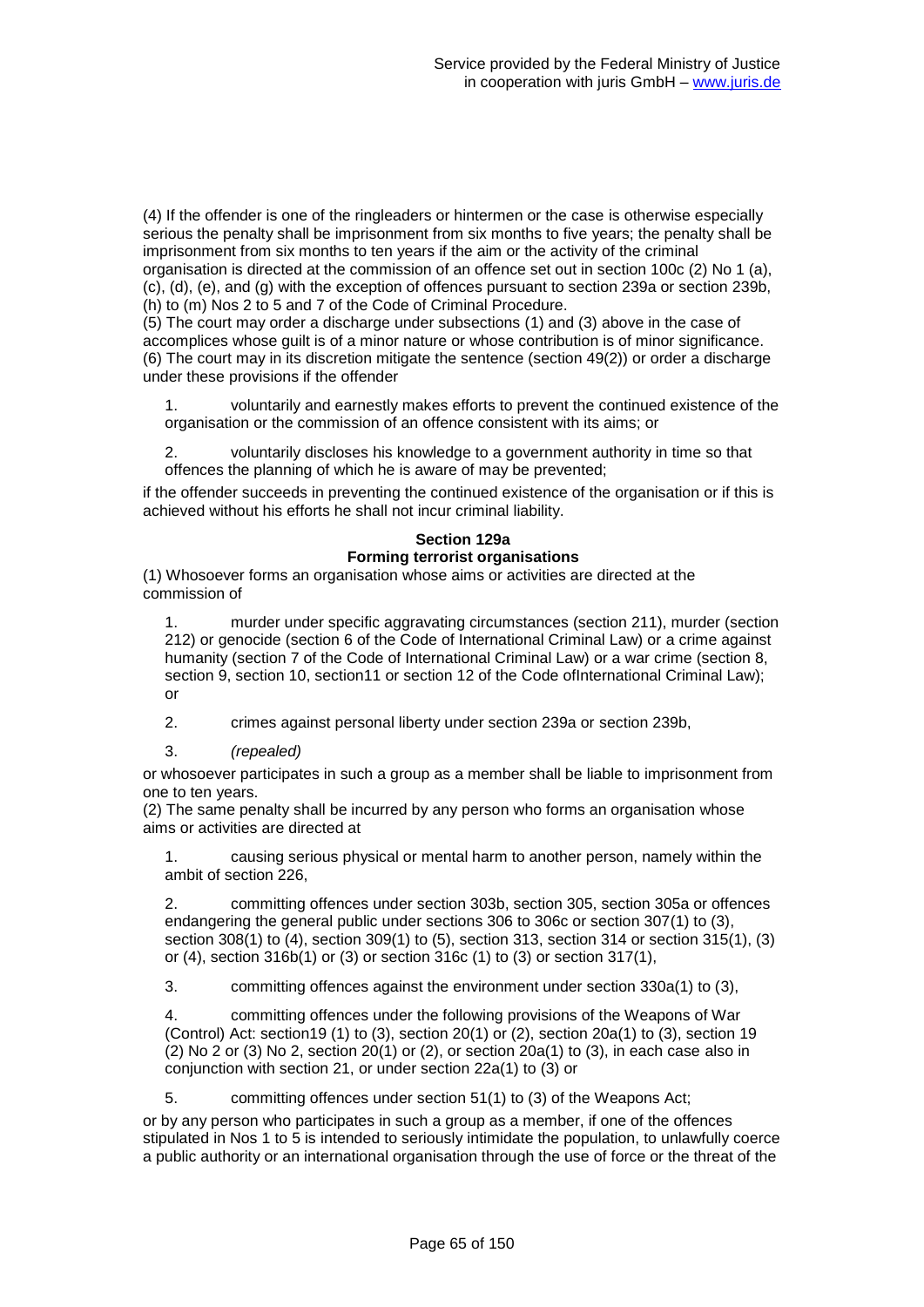(4) If the offender is one of the ringleaders or hintermen or the case is otherwise especially serious the penalty shall be imprisonment from six months to five years; the penalty shall be imprisonment from six months to ten years if the aim or the activity of the criminal organisation is directed at the commission of an offence set out in section 100c (2) No 1 (a), (c), (d), (e), and (g) with the exception of offences pursuant to section 239a or section 239b, (h) to (m) Nos 2 to 5 and 7 of the Code of Criminal Procedure.

(5) The court may order a discharge under subsections (1) and (3) above in the case of accomplices whose guilt is of a minor nature or whose contribution is of minor significance.

(6) The court may in its discretion mitigate the sentence (section 49(2)) or order a discharge under these provisions if the offender

1. voluntarily and earnestly makes efforts to prevent the continued existence of the organisation or the commission of an offence consistent with its aims; or

2. voluntarily discloses his knowledge to a government authority in time so that offences the planning of which he is aware of may be prevented;

if the offender succeeds in preventing the continued existence of the organisation or if this is achieved without his efforts he shall not incur criminal liability.

**Section 129a**
**Forming terrorist organisations**

(1) Whosoever forms an organisation whose aims or activities are directed at the commission of

1. murder under specific aggravating circumstances (section 211), murder (section 212) or genocide (section 6 of the Code of International Criminal Law) or a crime against humanity (section 7 of the Code of International Criminal Law) or a war crime (section 8, section 9, section 10, section11 or section 12 of the Code ofInternational Criminal Law); or

2. crimes against personal liberty under section 239a or section 239b,

3. *(repealed)*

or whosoever participates in such a group as a member shall be liable to imprisonment from one to ten years.

(2) The same penalty shall be incurred by any person who forms an organisation whose aims or activities are directed at

1. causing serious physical or mental harm to another person, namely within the ambit of section 226,

2. committing offences under section 303b, section 305, section 305a or offences endangering the general public under sections 306 to 306c or section 307(1) to (3), section 308(1) to (4), section 309(1) to (5), section 313, section 314 or section 315(1), (3) or (4), section 316b(1) or (3) or section 316c (1) to (3) or section 317(1),

3. committing offences against the environment under section 330a(1) to (3),

4. committing offences under the following provisions of the Weapons of War (Control) Act: section19 (1) to (3), section 20(1) or (2), section 20a(1) to (3), section 19 (2) No 2 or (3) No 2, section 20(1) or (2), or section 20a(1) to (3), in each case also in conjunction with section 21, or under section 22a(1) to (3) or

5. committing offences under section 51(1) to (3) of the Weapons Act;

or by any person who participates in such a group as a member, if one of the offences stipulated in Nos 1 to 5 is intended to seriously intimidate the population, to unlawfully coerce a public authority or an international organisation through the use of force or the threat of the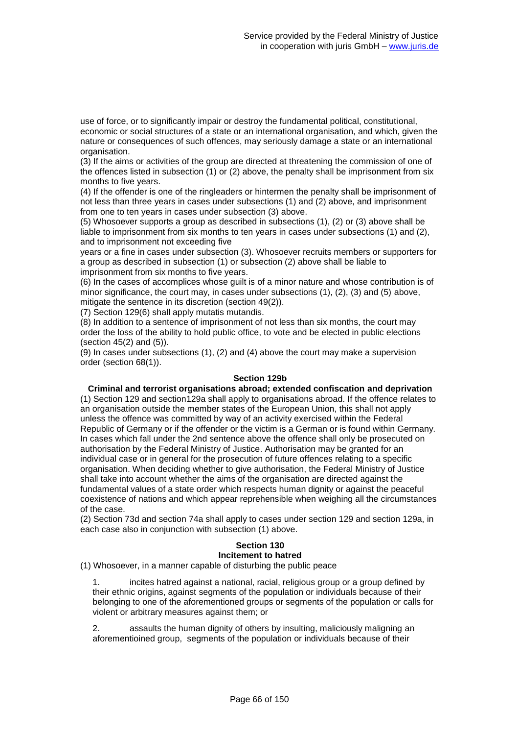use of force, or to significantly impair or destroy the fundamental political, constitutional, economic or social structures of a state or an international organisation, and which, given the nature or consequences of such offences, may seriously damage a state or an international organisation.

(3) If the aims or activities of the group are directed at threatening the commission of one of the offences listed in subsection (1) or (2) above, the penalty shall be imprisonment from six months to five years.

(4) If the offender is one of the ringleaders or hintermen the penalty shall be imprisonment of not less than three years in cases under subsections (1) and (2) above, and imprisonment from one to ten years in cases under subsection (3) above.

(5) Whosoever supports a group as described in subsections (1), (2) or (3) above shall be liable to imprisonment from six months to ten years in cases under subsections (1) and (2), and to imprisonment not exceeding five years or a fine in cases under subsection (3). Whosoever recruits members or supporters for a group as described in subsection (1) or subsection (2) above shall be liable to imprisonment from six months to five years.

(6) In the cases of accomplices whose guilt is of a minor nature and whose contribution is of minor significance, the court may, in cases under subsections (1), (2), (3) and (5) above, mitigate the sentence in its discretion (section 49(2)).

(7) Section 129(6) shall apply mutatis mutandis.

(8) In addition to a sentence of imprisonment of not less than six months, the court may order the loss of the ability to hold public office, to vote and be elected in public elections (section 45(2) and (5)).

(9) In cases under subsections (1), (2) and (4) above the court may make a supervision order (section 68(1)).

### Section 129b

**Criminal and terrorist organisations abroad; extended confiscation and deprivation**

(1) Section 129 and section129a shall apply to organisations abroad. If the offence relates to an organisation outside the member states of the European Union, this shall not apply unless the offence was committed by way of an activity exercised within the Federal Republic of Germany or if the offender or the victim is a German or is found within Germany. In cases which fall under the 2nd sentence above the offence shall only be prosecuted on authorisation by the Federal Ministry of Justice. Authorisation may be granted for an individual case or in general for the prosecution of future offences relating to a specific organisation. When deciding whether to give authorisation, the Federal Ministry of Justice shall take into account whether the aims of the organisation are directed against the fundamental values of a state order which respects human dignity or against the peaceful coexistence of nations and which appear reprehensible when weighing all the circumstances of the case.

(2) Section 73d and section 74a shall apply to cases under section 129 and section 129a, in each case also in conjunction with subsection (1) above.

### Section 130

**Incitement to hatred**

(1) Whosoever, in a manner capable of disturbing the public peace

1. incites hatred against a national, racial, religious group or a group defined by their ethnic origins, against segments of the population or individuals because of their belonging to one of the aforementioned groups or segments of the population or calls for violent or arbitrary measures against them; or

2. assaults the human dignity of others by insulting, maliciously maligning an aforementioined group, segments of the population or individuals because of their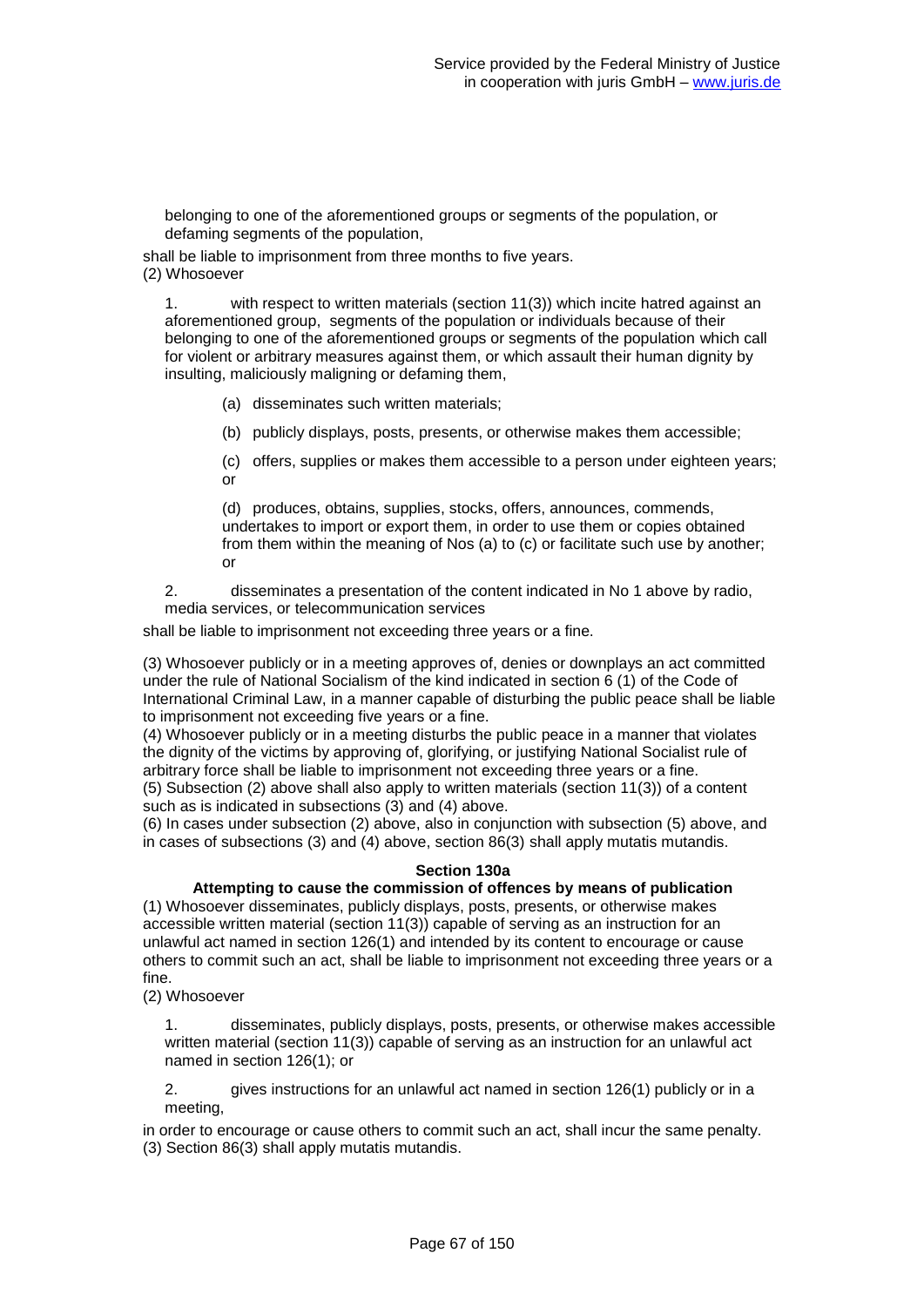belonging to one of the aforementioned groups or segments of the population, or defaming segments of the population,

shall be liable to imprisonment from three months to five years.

(2) Whosoever

1. with respect to written materials (section 11(3)) which incite hatred against an aforementioned group, segments of the population or individuals because of their belonging to one of the aforementioned groups or segments of the population which call for violent or arbitrary measures against them, or which assault their human dignity by insulting, maliciously maligning or defaming them,

   (a) disseminates such written materials;

   (b) publicly displays, posts, presents, or otherwise makes them accessible;

   (c) offers, supplies or makes them accessible to a person under eighteen years; or

   (d) produces, obtains, supplies, stocks, offers, announces, commends, undertakes to import or export them, in order to use them or copies obtained from them within the meaning of Nos (a) to (c) or facilitate such use by another; or

2. disseminates a presentation of the content indicated in No 1 above by radio, media services, or telecommunication services

shall be liable to imprisonment not exceeding three years or a fine.

(3) Whosoever publicly or in a meeting approves of, denies or downplays an act committed under the rule of National Socialism of the kind indicated in section 6 (1) of the Code of International Criminal Law, in a manner capable of disturbing the public peace shall be liable to imprisonment not exceeding five years or a fine.

(4) Whosoever publicly or in a meeting disturbs the public peace in a manner that violates the dignity of the victims by approving of, glorifying, or justifying National Socialist rule of arbitrary force shall be liable to imprisonment not exceeding three years or a fine.

(5) Subsection (2) above shall also apply to written materials (section 11(3)) of a content such as is indicated in subsections (3) and (4) above.

(6) In cases under subsection (2) above, also in conjunction with subsection (5) above, and in cases of subsections (3) and (4) above, section 86(3) shall apply mutatis mutandis.

### Section 130a
### Attempting to cause the commission of offences by means of publication

(1) Whosoever disseminates, publicly displays, posts, presents, or otherwise makes accessible written material (section 11(3)) capable of serving as an instruction for an unlawful act named in section 126(1) and intended by its content to encourage or cause others to commit such an act, shall be liable to imprisonment not exceeding three years or a fine.

(2) Whosoever

1. disseminates, publicly displays, posts, presents, or otherwise makes accessible written material (section 11(3)) capable of serving as an instruction for an unlawful act named in section 126(1); or

2. gives instructions for an unlawful act named in section 126(1) publicly or in a meeting,

in order to encourage or cause others to commit such an act, shall incur the same penalty.

(3) Section 86(3) shall apply mutatis mutandis.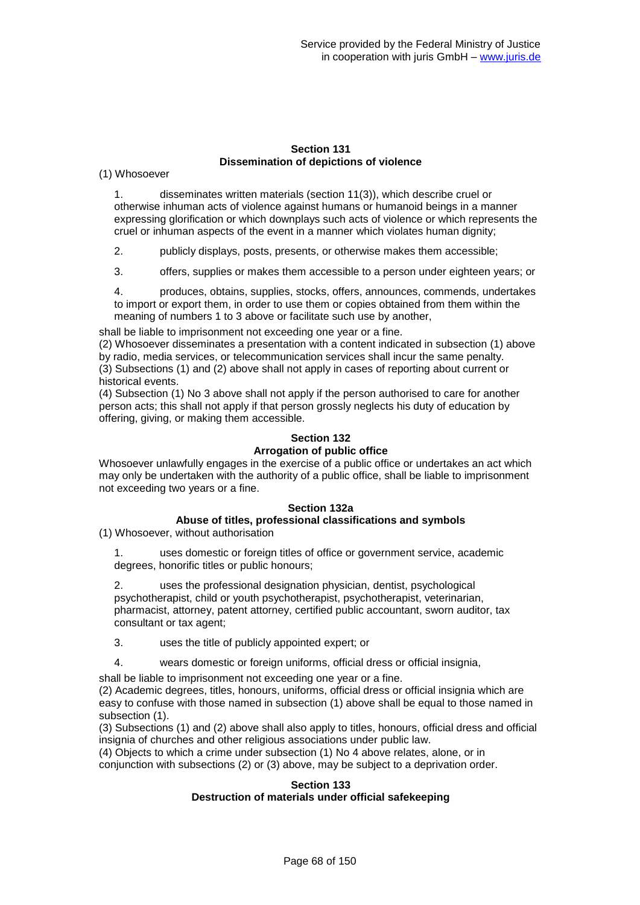### Section 131
### Dissemination of depictions of violence

(1) Whosoever

1. disseminates written materials (section 11(3)), which describe cruel or otherwise inhuman acts of violence against humans or humanoid beings in a manner expressing glorification or which downplays such acts of violence or which represents the cruel or inhuman aspects of the event in a manner which violates human dignity;

2. publicly displays, posts, presents, or otherwise makes them accessible;

3. offers, supplies or makes them accessible to a person under eighteen years; or

4. produces, obtains, supplies, stocks, offers, announces, commends, undertakes to import or export them, in order to use them or copies obtained from them within the meaning of numbers 1 to 3 above or facilitate such use by another,

shall be liable to imprisonment not exceeding one year or a fine.

(2) Whosoever disseminates a presentation with a content indicated in subsection (1) above by radio, media services, or telecommunication services shall incur the same penalty.

(3) Subsections (1) and (2) above shall not apply in cases of reporting about current or historical events.

(4) Subsection (1) No 3 above shall not apply if the person authorised to care for another person acts; this shall not apply if that person grossly neglects his duty of education by offering, giving, or making them accessible.

### Section 132
### Arrogation of public office

Whosoever unlawfully engages in the exercise of a public office or undertakes an act which may only be undertaken with the authority of a public office, shall be liable to imprisonment not exceeding two years or a fine.

### Section 132a
### Abuse of titles, professional classifications and symbols

(1) Whosoever, without authorisation

1. uses domestic or foreign titles of office or government service, academic degrees, honorific titles or public honours;

2. uses the professional designation physician, dentist, psychological psychotherapist, child or youth psychotherapist, psychotherapist, veterinarian, pharmacist, attorney, patent attorney, certified public accountant, sworn auditor, tax consultant or tax agent;

3. uses the title of publicly appointed expert; or

4. wears domestic or foreign uniforms, official dress or official insignia,

shall be liable to imprisonment not exceeding one year or a fine.

(2) Academic degrees, titles, honours, uniforms, official dress or official insignia which are easy to confuse with those named in subsection (1) above shall be equal to those named in subsection (1).

(3) Subsections (1) and (2) above shall also apply to titles, honours, official dress and official insignia of churches and other religious associations under public law.

(4) Objects to which a crime under subsection (1) No 4 above relates, alone, or in conjunction with subsections (2) or (3) above, may be subject to a deprivation order.

### Section 133
### Destruction of materials under official safekeeping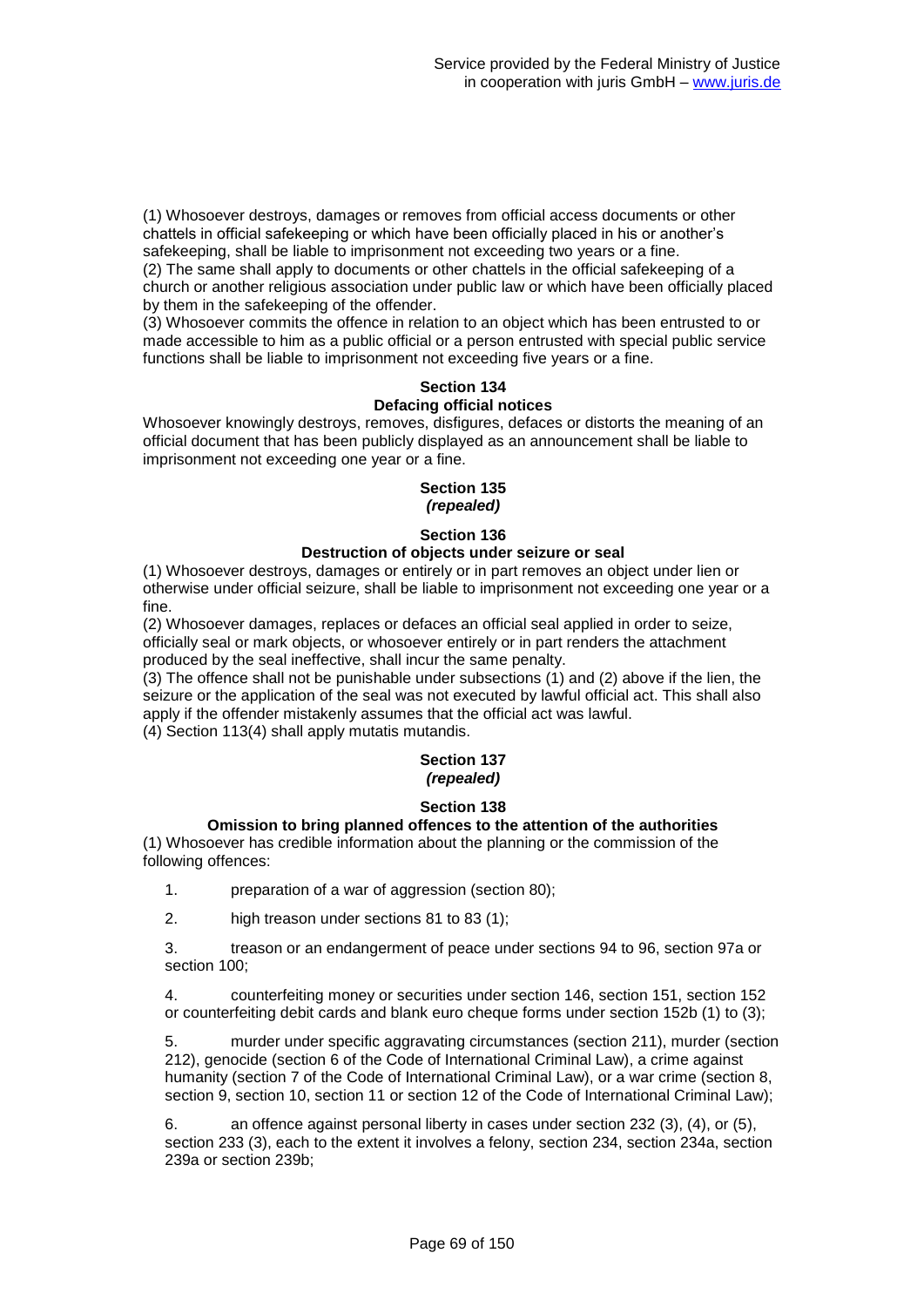(1) Whosoever destroys, damages or removes from official access documents or other chattels in official safekeeping or which have been officially placed in his or another's safekeeping, shall be liable to imprisonment not exceeding two years or a fine.
(2) The same shall apply to documents or other chattels in the official safekeeping of a church or another religious association under public law or which have been officially placed by them in the safekeeping of the offender.
(3) Whosoever commits the offence in relation to an object which has been entrusted to or made accessible to him as a public official or a person entrusted with special public service functions shall be liable to imprisonment not exceeding five years or a fine.

**Section 134**
**Defacing official notices**

Whosoever knowingly destroys, removes, disfigures, defaces or distorts the meaning of an official document that has been publicly displayed as an announcement shall be liable to imprisonment not exceeding one year or a fine.

**Section 135**
***(repealed)***

**Section 136**
**Destruction of objects under seizure or seal**

(1) Whosoever destroys, damages or entirely or in part removes an object under lien or otherwise under official seizure, shall be liable to imprisonment not exceeding one year or a fine.
(2) Whosoever damages, replaces or defaces an official seal applied in order to seize, officially seal or mark objects, or whosoever entirely or in part renders the attachment produced by the seal ineffective, shall incur the same penalty.
(3) The offence shall not be punishable under subsections (1) and (2) above if the lien, the seizure or the application of the seal was not executed by lawful official act. This shall also apply if the offender mistakenly assumes that the official act was lawful.
(4) Section 113(4) shall apply mutatis mutandis.

**Section 137**
***(repealed)***

**Section 138**
**Omission to bring planned offences to the attention of the authorities**

(1) Whosoever has credible information about the planning or the commission of the following offences:

1. preparation of a war of aggression (section 80);
2. high treason under sections 81 to 83 (1);
3. treason or an endangerment of peace under sections 94 to 96, section 97a or section 100;
4. counterfeiting money or securities under section 146, section 151, section 152 or counterfeiting debit cards and blank euro cheque forms under section 152b (1) to (3);
5. murder under specific aggravating circumstances (section 211), murder (section 212), genocide (section 6 of the Code of International Criminal Law), a crime against humanity (section 7 of the Code of International Criminal Law), or a war crime (section 8, section 9, section 10, section 11 or section 12 of the Code of International Criminal Law);
6. an offence against personal liberty in cases under section 232 (3), (4), or (5), section 233 (3), each to the extent it involves a felony, section 234, section 234a, section 239a or section 239b;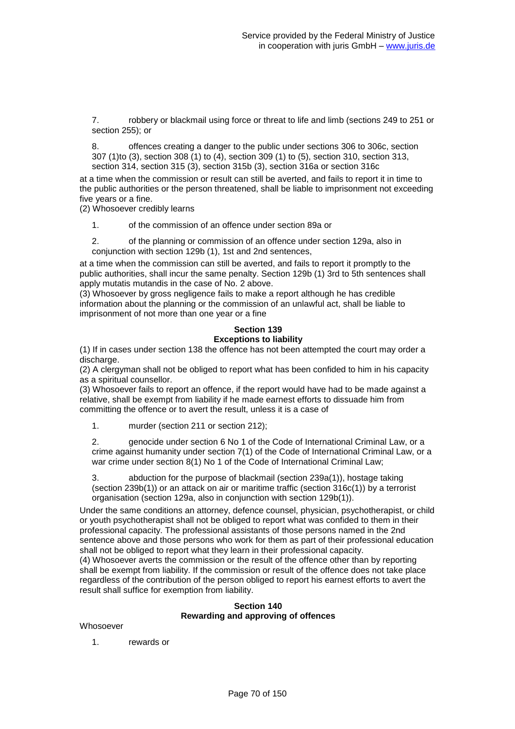7. robbery or blackmail using force or threat to life and limb (sections 249 to 251 or section 255); or

8. offences creating a danger to the public under sections 306 to 306c, section 307 (1)to (3), section 308 (1) to (4), section 309 (1) to (5), section 310, section 313, section 314, section 315 (3), section 315b (3), section 316a or section 316c

at a time when the commission or result can still be averted, and fails to report it in time to the public authorities or the person threatened, shall be liable to imprisonment not exceeding five years or a fine.

(2) Whosoever credibly learns

1. of the commission of an offence under section 89a or

2. of the planning or commission of an offence under section 129a, also in conjunction with section 129b (1), 1st and 2nd sentences,

at a time when the commission can still be averted, and fails to report it promptly to the public authorities, shall incur the same penalty. Section 129b (1) 3rd to 5th sentences shall apply mutatis mutandis in the case of No. 2 above.

(3) Whosoever by gross negligence fails to make a report although he has credible information about the planning or the commission of an unlawful act, shall be liable to imprisonment of not more than one year or a fine

**Section 139**
**Exceptions to liability**

(1) If in cases under section 138 the offence has not been attempted the court may order a discharge.

(2) A clergyman shall not be obliged to report what has been confided to him in his capacity as a spiritual counsellor.

(3) Whosoever fails to report an offence, if the report would have had to be made against a relative, shall be exempt from liability if he made earnest efforts to dissuade him from committing the offence or to avert the result, unless it is a case of

1. murder (section 211 or section 212);

2. genocide under section 6 No 1 of the Code of International Criminal Law, or a crime against humanity under section 7(1) of the Code of International Criminal Law, or a war crime under section 8(1) No 1 of the Code of International Criminal Law;

3. abduction for the purpose of blackmail (section 239a(1)), hostage taking (section 239b(1)) or an attack on air or maritime traffic (section 316c(1)) by a terrorist organisation (section 129a, also in conjunction with section 129b(1)).

Under the same conditions an attorney, defence counsel, physician, psychotherapist, or child or youth psychotherapist shall not be obliged to report what was confided to them in their professional capacity. The professional assistants of those persons named in the 2nd sentence above and those persons who work for them as part of their professional education shall not be obliged to report what they learn in their professional capacity.

(4) Whosoever averts the commission or the result of the offence other than by reporting shall be exempt from liability. If the commission or result of the offence does not take place regardless of the contribution of the person obliged to report his earnest efforts to avert the result shall suffice for exemption from liability.

**Section 140**
**Rewarding and approving of offences**

Whosoever

1. rewards or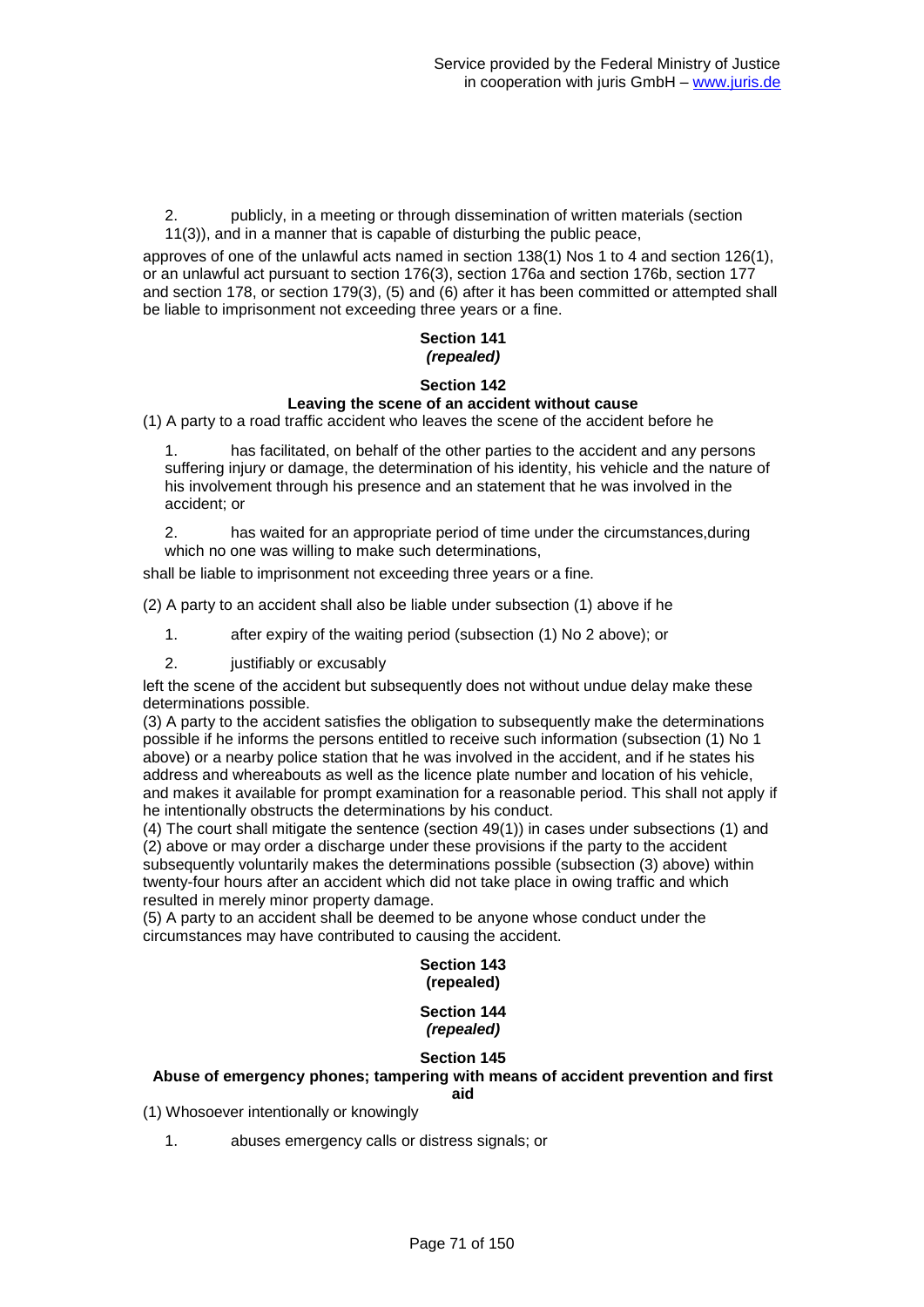2. publicly, in a meeting or through dissemination of written materials (section 11(3)), and in a manner that is capable of disturbing the public peace,

approves of one of the unlawful acts named in section 138(1) Nos 1 to 4 and section 126(1), or an unlawful act pursuant to section 176(3), section 176a and section 176b, section 177 and section 178, or section 179(3), (5) and (6) after it has been committed or attempted shall be liable to imprisonment not exceeding three years or a fine.

### Section 141
### *(repealed)*

### Section 142
### Leaving the scene of an accident without cause

(1) A party to a road traffic accident who leaves the scene of the accident before he

1. has facilitated, on behalf of the other parties to the accident and any persons suffering injury or damage, the determination of his identity, his vehicle and the nature of his involvement through his presence and an statement that he was involved in the accident; or

2. has waited for an appropriate period of time under the circumstances,during which no one was willing to make such determinations,

shall be liable to imprisonment not exceeding three years or a fine.

(2) A party to an accident shall also be liable under subsection (1) above if he

1. after expiry of the waiting period (subsection (1) No 2 above); or

2. justifiably or excusably

left the scene of the accident but subsequently does not without undue delay make these determinations possible.

(3) A party to the accident satisfies the obligation to subsequently make the determinations possible if he informs the persons entitled to receive such information (subsection (1) No 1 above) or a nearby police station that he was involved in the accident, and if he states his address and whereabouts as well as the licence plate number and location of his vehicle, and makes it available for prompt examination for a reasonable period. This shall not apply if he intentionally obstructs the determinations by his conduct.

(4) The court shall mitigate the sentence (section 49(1)) in cases under subsections (1) and (2) above or may order a discharge under these provisions if the party to the accident subsequently voluntarily makes the determinations possible (subsection (3) above) within twenty-four hours after an accident which did not take place in owing traffic and which resulted in merely minor property damage.

(5) A party to an accident shall be deemed to be anyone whose conduct under the circumstances may have contributed to causing the accident.

### Section 143
### (repealed)

### Section 144
### *(repealed)*

### Section 145
### Abuse of emergency phones; tampering with means of accident prevention and first aid

(1) Whosoever intentionally or knowingly

1. abuses emergency calls or distress signals; or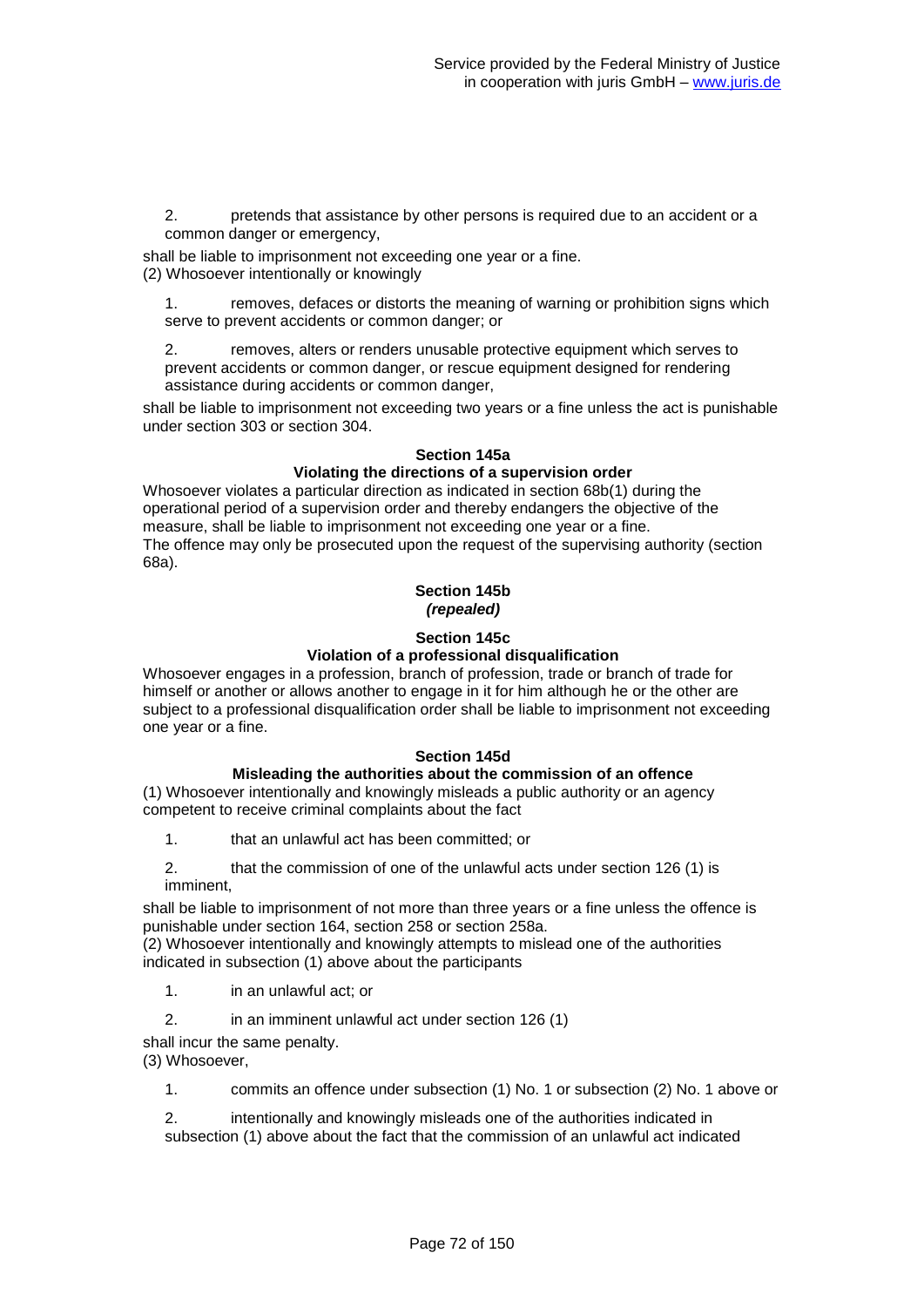2. pretends that assistance by other persons is required due to an accident or a common danger or emergency,

shall be liable to imprisonment not exceeding one year or a fine.
(2) Whosoever intentionally or knowingly

1. removes, defaces or distorts the meaning of warning or prohibition signs which serve to prevent accidents or common danger; or

2. removes, alters or renders unusable protective equipment which serves to prevent accidents or common danger, or rescue equipment designed for rendering assistance during accidents or common danger,

shall be liable to imprisonment not exceeding two years or a fine unless the act is punishable under section 303 or section 304.

### Section 145a
### Violating the directions of a supervision order

Whosoever violates a particular direction as indicated in section 68b(1) during the operational period of a supervision order and thereby endangers the objective of the measure, shall be liable to imprisonment not exceeding one year or a fine.
The offence may only be prosecuted upon the request of the supervising authority (section 68a).

### Section 145b
***(repealed)***

### Section 145c
### Violation of a professional disqualification

Whosoever engages in a profession, branch of profession, trade or branch of trade for himself or another or allows another to engage in it for him although he or the other are subject to a professional disqualification order shall be liable to imprisonment not exceeding one year or a fine.

### Section 145d
### Misleading the authorities about the commission of an offence

(1) Whosoever intentionally and knowingly misleads a public authority or an agency competent to receive criminal complaints about the fact

1. that an unlawful act has been committed; or

2. that the commission of one of the unlawful acts under section 126 (1) is imminent,

shall be liable to imprisonment of not more than three years or a fine unless the offence is punishable under section 164, section 258 or section 258a.
(2) Whosoever intentionally and knowingly attempts to mislead one of the authorities indicated in subsection (1) above about the participants

1. in an unlawful act; or

2. in an imminent unlawful act under section 126 (1)

shall incur the same penalty.
(3) Whosoever,

1. commits an offence under subsection (1) No. 1 or subsection (2) No. 1 above or

2. intentionally and knowingly misleads one of the authorities indicated in subsection (1) above about the fact that the commission of an unlawful act indicated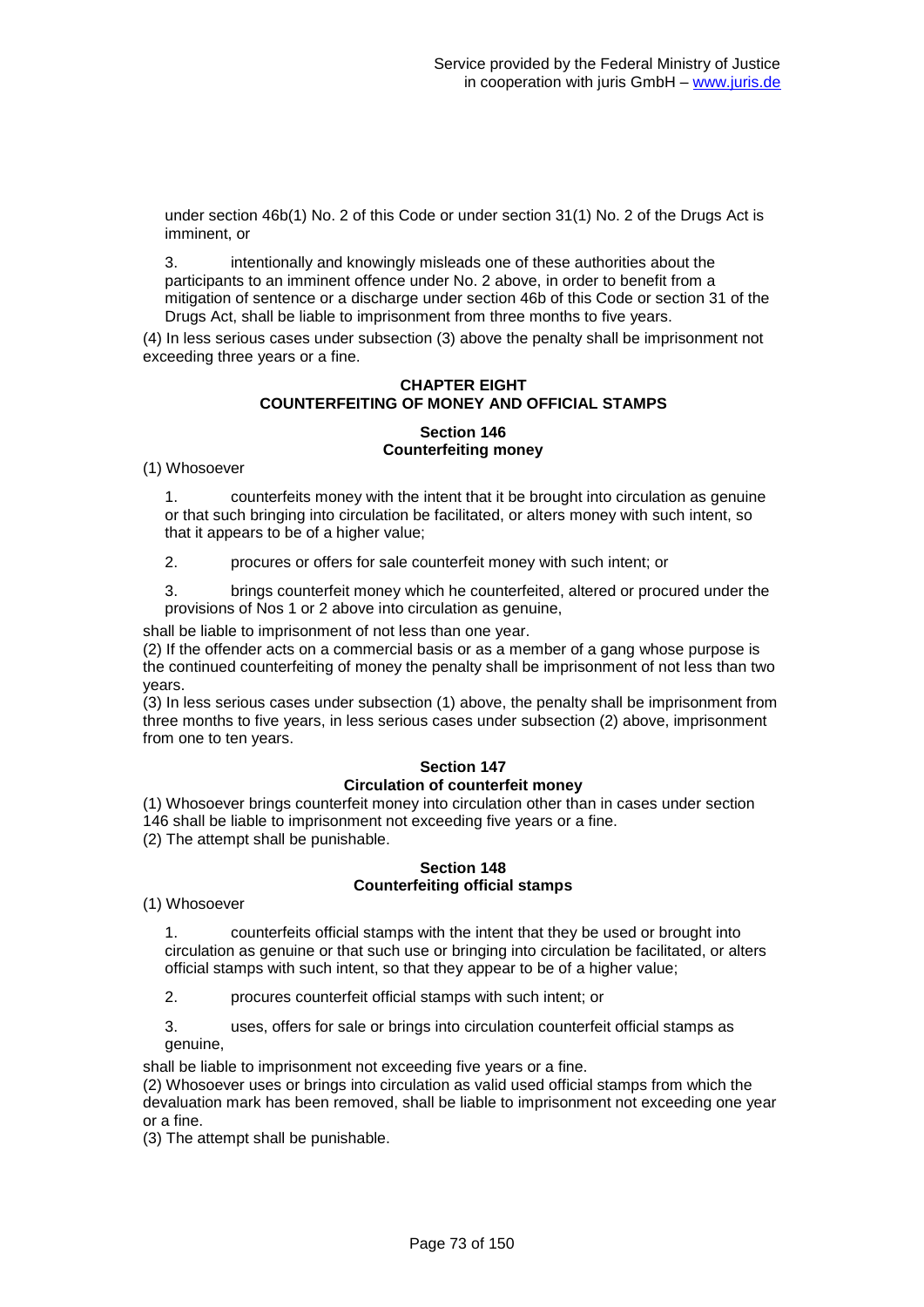under section 46b(1) No. 2 of this Code or under section 31(1) No. 2 of the Drugs Act is imminent, or

3. intentionally and knowingly misleads one of these authorities about the participants to an imminent offence under No. 2 above, in order to benefit from a mitigation of sentence or a discharge under section 46b of this Code or section 31 of the Drugs Act, shall be liable to imprisonment from three months to five years.

(4) In less serious cases under subsection (3) above the penalty shall be imprisonment not exceeding three years or a fine.

## CHAPTER EIGHT
## COUNTERFEITING OF MONEY AND OFFICIAL STAMPS

### Section 146
### Counterfeiting money

(1) Whosoever

1. counterfeits money with the intent that it be brought into circulation as genuine or that such bringing into circulation be facilitated, or alters money with such intent, so that it appears to be of a higher value;

2. procures or offers for sale counterfeit money with such intent; or

3. brings counterfeit money which he counterfeited, altered or procured under the provisions of Nos 1 or 2 above into circulation as genuine,

shall be liable to imprisonment of not less than one year.

(2) If the offender acts on a commercial basis or as a member of a gang whose purpose is the continued counterfeiting of money the penalty shall be imprisonment of not less than two years.

(3) In less serious cases under subsection (1) above, the penalty shall be imprisonment from three months to five years, in less serious cases under subsection (2) above, imprisonment from one to ten years.

### Section 147
### Circulation of counterfeit money

(1) Whosoever brings counterfeit money into circulation other than in cases under section 146 shall be liable to imprisonment not exceeding five years or a fine.

(2) The attempt shall be punishable.

### Section 148
### Counterfeiting official stamps

(1) Whosoever

1. counterfeits official stamps with the intent that they be used or brought into circulation as genuine or that such use or bringing into circulation be facilitated, or alters official stamps with such intent, so that they appear to be of a higher value;

2. procures counterfeit official stamps with such intent; or

3. uses, offers for sale or brings into circulation counterfeit official stamps as genuine,

shall be liable to imprisonment not exceeding five years or a fine.

(2) Whosoever uses or brings into circulation as valid used official stamps from which the devaluation mark has been removed, shall be liable to imprisonment not exceeding one year or a fine.

(3) The attempt shall be punishable.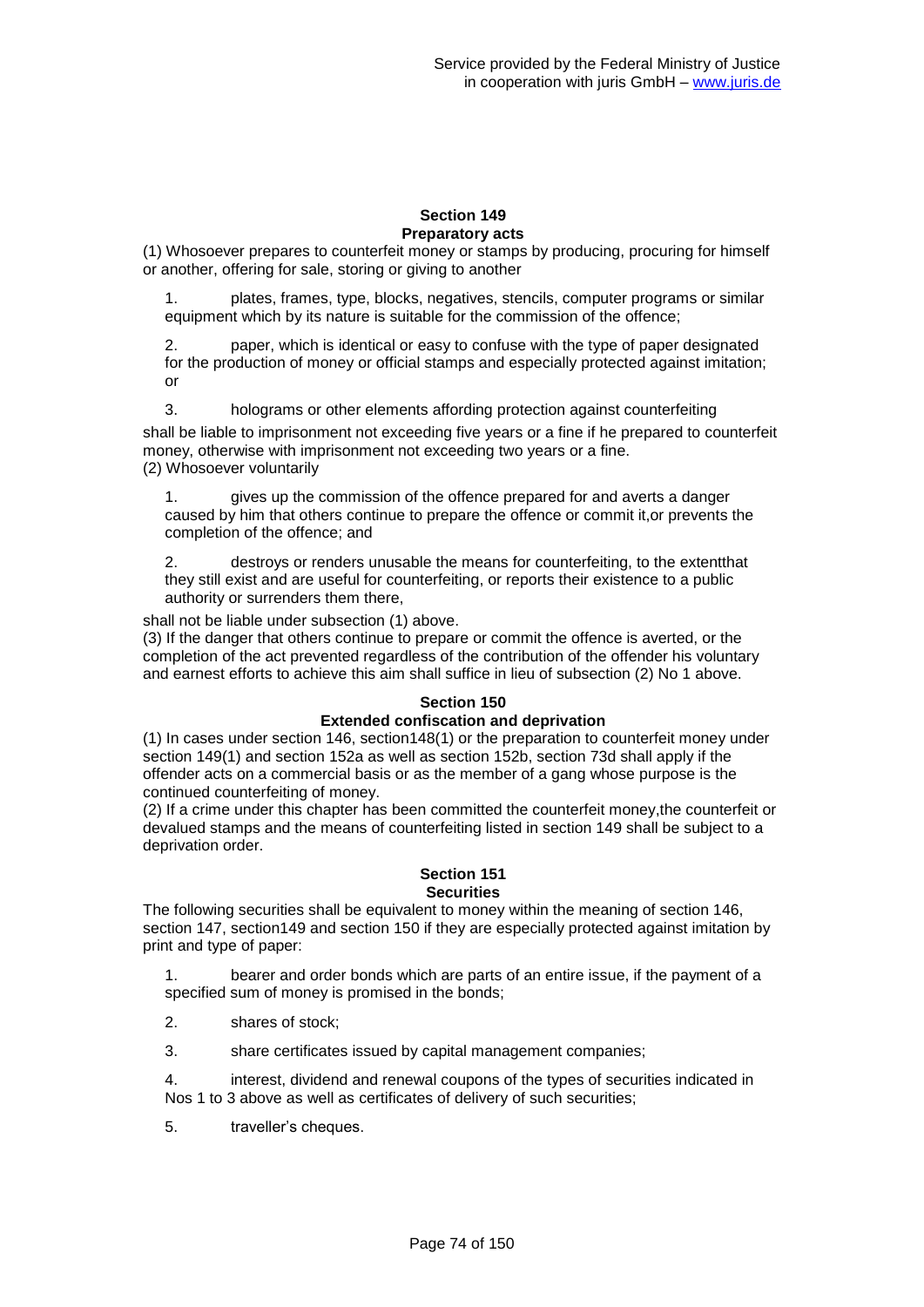## Section 149
### Preparatory acts

(1) Whosoever prepares to counterfeit money or stamps by producing, procuring for himself or another, offering for sale, storing or giving to another

1. plates, frames, type, blocks, negatives, stencils, computer programs or similar equipment which by its nature is suitable for the commission of the offence;

2. paper, which is identical or easy to confuse with the type of paper designated for the production of money or official stamps and especially protected against imitation; or

3. holograms or other elements affording protection against counterfeiting

shall be liable to imprisonment not exceeding five years or a fine if he prepared to counterfeit money, otherwise with imprisonment not exceeding two years or a fine.

(2) Whosoever voluntarily

1. gives up the commission of the offence prepared for and averts a danger caused by him that others continue to prepare the offence or commit it,or prevents the completion of the offence; and

2. destroys or renders unusable the means for counterfeiting, to the extentthat they still exist and are useful for counterfeiting, or reports their existence to a public authority or surrenders them there,

shall not be liable under subsection (1) above.

(3) If the danger that others continue to prepare or commit the offence is averted, or the completion of the act prevented regardless of the contribution of the offender his voluntary and earnest efforts to achieve this aim shall suffice in lieu of subsection (2) No 1 above.

## Section 150
### Extended confiscation and deprivation

(1) In cases under section 146, section148(1) or the preparation to counterfeit money under section 149(1) and section 152a as well as section 152b, section 73d shall apply if the offender acts on a commercial basis or as the member of a gang whose purpose is the continued counterfeiting of money.

(2) If a crime under this chapter has been committed the counterfeit money,the counterfeit or devalued stamps and the means of counterfeiting listed in section 149 shall be subject to a deprivation order.

## Section 151
### Securities

The following securities shall be equivalent to money within the meaning of section 146, section 147, section149 and section 150 if they are especially protected against imitation by print and type of paper:

1. bearer and order bonds which are parts of an entire issue, if the payment of a specified sum of money is promised in the bonds;

2. shares of stock;

3. share certificates issued by capital management companies;

4. interest, dividend and renewal coupons of the types of securities indicated in Nos 1 to 3 above as well as certificates of delivery of such securities;

5. traveller's cheques.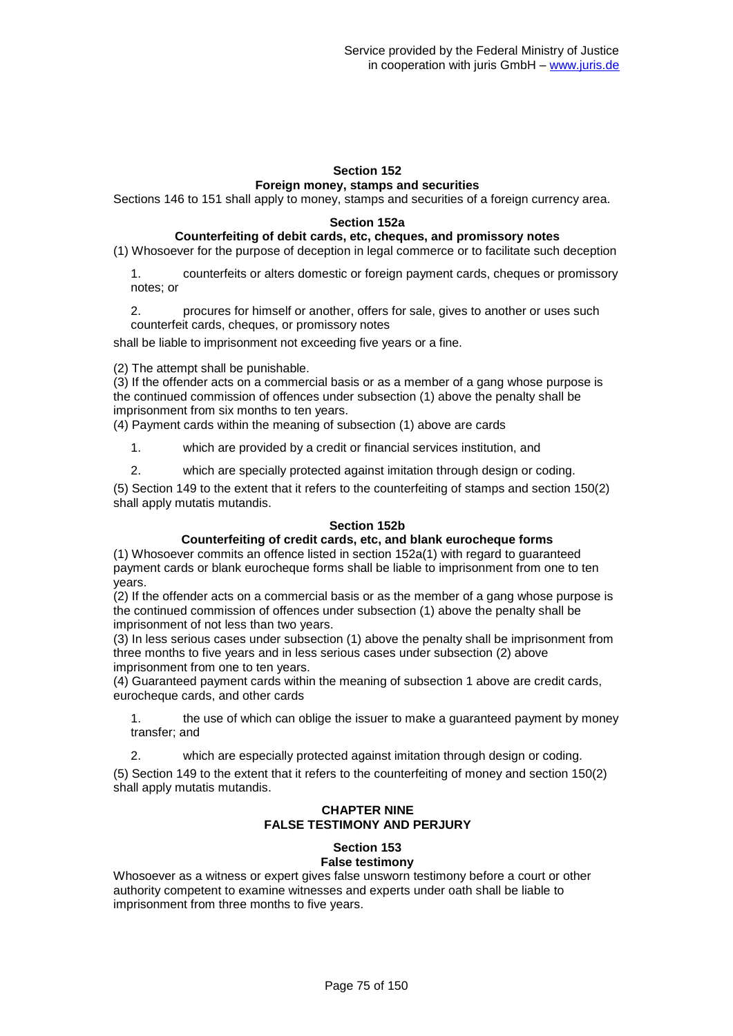### Section 152
### Foreign money, stamps and securities

Sections 146 to 151 shall apply to money, stamps and securities of a foreign currency area.

### Section 152a
### Counterfeiting of debit cards, etc, cheques, and promissory notes

(1) Whosoever for the purpose of deception in legal commerce or to facilitate such deception

1. counterfeits or alters domestic or foreign payment cards, cheques or promissory notes; or

2. procures for himself or another, offers for sale, gives to another or uses such counterfeit cards, cheques, or promissory notes

shall be liable to imprisonment not exceeding five years or a fine.

(2) The attempt shall be punishable.

(3) If the offender acts on a commercial basis or as a member of a gang whose purpose is the continued commission of offences under subsection (1) above the penalty shall be imprisonment from six months to ten years.

(4) Payment cards within the meaning of subsection (1) above are cards

1. which are provided by a credit or financial services institution, and

2. which are specially protected against imitation through design or coding.

(5) Section 149 to the extent that it refers to the counterfeiting of stamps and section 150(2) shall apply mutatis mutandis.

### Section 152b
### Counterfeiting of credit cards, etc, and blank eurocheque forms

(1) Whosoever commits an offence listed in section 152a(1) with regard to guaranteed payment cards or blank eurocheque forms shall be liable to imprisonment from one to ten years.

(2) If the offender acts on a commercial basis or as the member of a gang whose purpose is the continued commission of offences under subsection (1) above the penalty shall be imprisonment of not less than two years.

(3) In less serious cases under subsection (1) above the penalty shall be imprisonment from three months to five years and in less serious cases under subsection (2) above imprisonment from one to ten years.

(4) Guaranteed payment cards within the meaning of subsection 1 above are credit cards, eurocheque cards, and other cards

1. the use of which can oblige the issuer to make a guaranteed payment by money transfer; and

2. which are especially protected against imitation through design or coding.

(5) Section 149 to the extent that it refers to the counterfeiting of money and section 150(2) shall apply mutatis mutandis.

## CHAPTER NINE
## FALSE TESTIMONY AND PERJURY

### Section 153
### False testimony

Whosoever as a witness or expert gives false unsworn testimony before a court or other authority competent to examine witnesses and experts under oath shall be liable to imprisonment from three months to five years.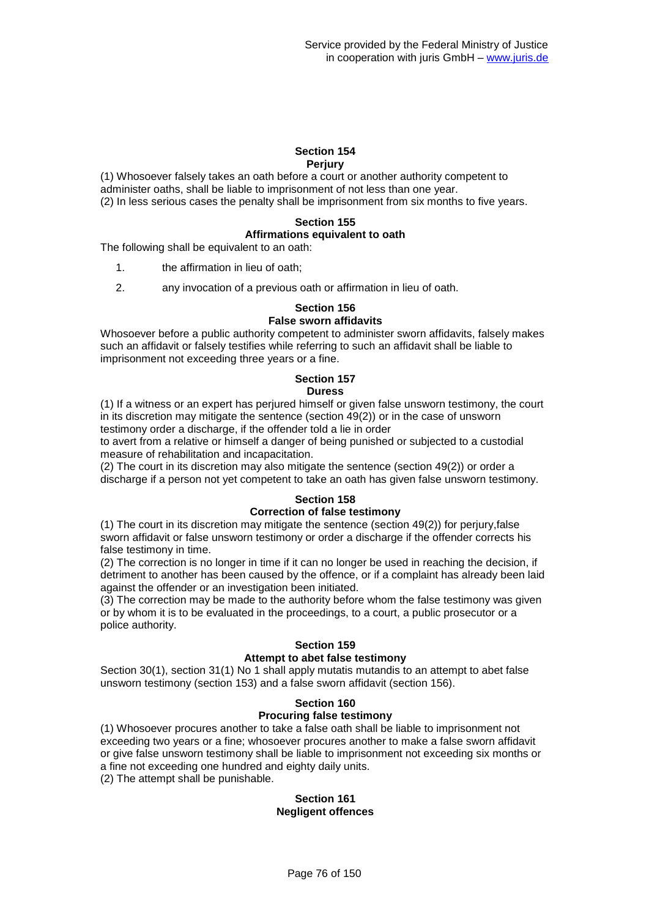## Section 154
### Perjury

(1) Whosoever falsely takes an oath before a court or another authority competent to administer oaths, shall be liable to imprisonment of not less than one year.
(2) In less serious cases the penalty shall be imprisonment from six months to five years.

## Section 155
### Affirmations equivalent to oath

The following shall be equivalent to an oath:

1. the affirmation in lieu of oath;
2. any invocation of a previous oath or affirmation in lieu of oath.

## Section 156
### False sworn affidavits

Whosoever before a public authority competent to administer sworn affidavits, falsely makes such an affidavit or falsely testifies while referring to such an affidavit shall be liable to imprisonment not exceeding three years or a fine.

## Section 157
### Duress

(1) If a witness or an expert has perjured himself or given false unsworn testimony, the court in its discretion may mitigate the sentence (section 49(2)) or in the case of unsworn testimony order a discharge, if the offender told a lie in order
to avert from a relative or himself a danger of being punished or subjected to a custodial measure of rehabilitation and incapacitation.
(2) The court in its discretion may also mitigate the sentence (section 49(2)) or order a discharge if a person not yet competent to take an oath has given false unsworn testimony.

## Section 158
### Correction of false testimony

(1) The court in its discretion may mitigate the sentence (section 49(2)) for perjury,false sworn affidavit or false unsworn testimony or order a discharge if the offender corrects his false testimony in time.
(2) The correction is no longer in time if it can no longer be used in reaching the decision, if detriment to another has been caused by the offence, or if a complaint has already been laid against the offender or an investigation been initiated.
(3) The correction may be made to the authority before whom the false testimony was given or by whom it is to be evaluated in the proceedings, to a court, a public prosecutor or a police authority.

## Section 159
### Attempt to abet false testimony

Section 30(1), section 31(1) No 1 shall apply mutatis mutandis to an attempt to abet false unsworn testimony (section 153) and a false sworn affidavit (section 156).

## Section 160
### Procuring false testimony

(1) Whosoever procures another to take a false oath shall be liable to imprisonment not exceeding two years or a fine; whosoever procures another to make a false sworn affidavit or give false unsworn testimony shall be liable to imprisonment not exceeding six months or a fine not exceeding one hundred and eighty daily units.
(2) The attempt shall be punishable.

## Section 161
### Negligent offences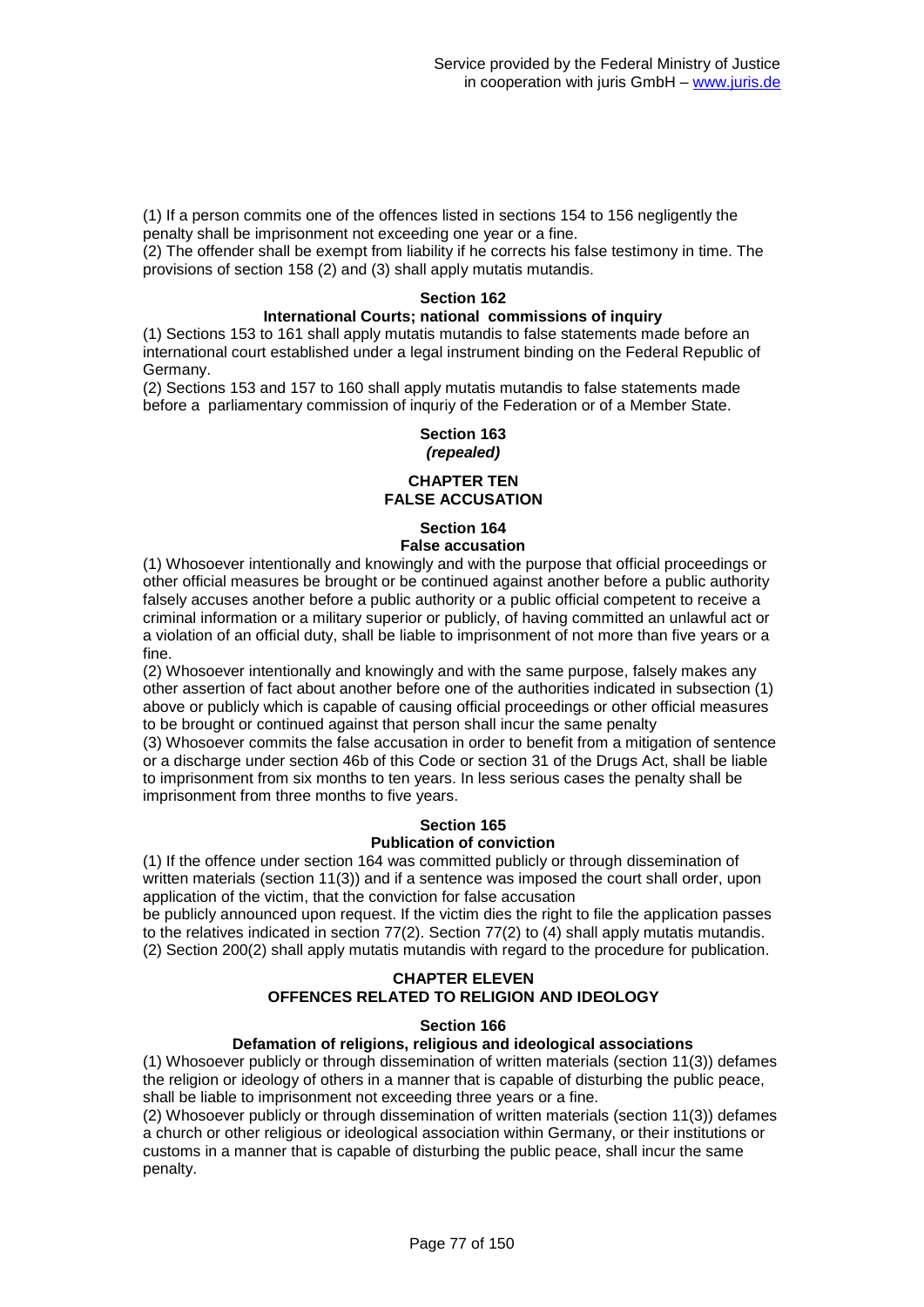(1) If a person commits one of the offences listed in sections 154 to 156 negligently the penalty shall be imprisonment not exceeding one year or a fine.
(2) The offender shall be exempt from liability if he corrects his false testimony in time. The provisions of section 158 (2) and (3) shall apply mutatis mutandis.

### Section 162
### International Courts; national commissions of inquiry

(1) Sections 153 to 161 shall apply mutatis mutandis to false statements made before an international court established under a legal instrument binding on the Federal Republic of Germany.
(2) Sections 153 and 157 to 160 shall apply mutatis mutandis to false statements made before a parliamentary commission of inquriy of the Federation or of a Member State.

### Section 163
***(repealed)***

## CHAPTER TEN
## FALSE ACCUSATION

### Section 164
### False accusation

(1) Whosoever intentionally and knowingly and with the purpose that official proceedings or other official measures be brought or be continued against another before a public authority falsely accuses another before a public authority or a public official competent to receive a criminal information or a military superior or publicly, of having committed an unlawful act or a violation of an official duty, shall be liable to imprisonment of not more than five years or a fine.
(2) Whosoever intentionally and knowingly and with the same purpose, falsely makes any other assertion of fact about another before one of the authorities indicated in subsection (1) above or publicly which is capable of causing official proceedings or other official measures to be brought or continued against that person shall incur the same penalty
(3) Whosoever commits the false accusation in order to benefit from a mitigation of sentence or a discharge under section 46b of this Code or section 31 of the Drugs Act, shall be liable to imprisonment from six months to ten years. In less serious cases the penalty shall be imprisonment from three months to five years.

### Section 165
### Publication of conviction

(1) If the offence under section 164 was committed publicly or through dissemination of written materials (section 11(3)) and if a sentence was imposed the court shall order, upon application of the victim, that the conviction for false accusation
be publicly announced upon request. If the victim dies the right to file the application passes to the relatives indicated in section 77(2). Section 77(2) to (4) shall apply mutatis mutandis.
(2) Section 200(2) shall apply mutatis mutandis with regard to the procedure for publication.

## CHAPTER ELEVEN
## OFFENCES RELATED TO RELIGION AND IDEOLOGY

### Section 166
### Defamation of religions, religious and ideological associations

(1) Whosoever publicly or through dissemination of written materials (section 11(3)) defames the religion or ideology of others in a manner that is capable of disturbing the public peace, shall be liable to imprisonment not exceeding three years or a fine.
(2) Whosoever publicly or through dissemination of written materials (section 11(3)) defames a church or other religious or ideological association within Germany, or their institutions or customs in a manner that is capable of disturbing the public peace, shall incur the same penalty.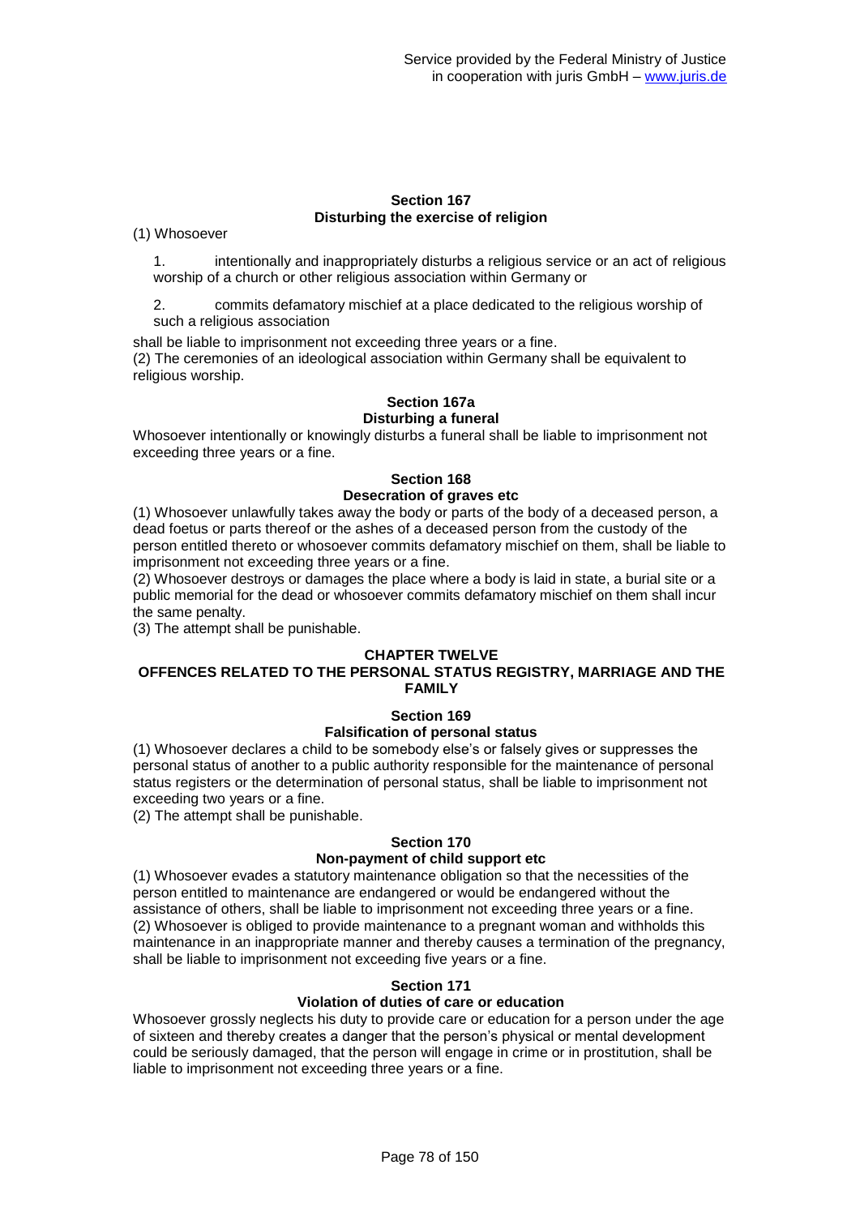**Section 167**
**Disturbing the exercise of religion**

(1) Whosoever

1. intentionally and inappropriately disturbs a religious service or an act of religious worship of a church or other religious association within Germany or

2. commits defamatory mischief at a place dedicated to the religious worship of such a religious association

shall be liable to imprisonment not exceeding three years or a fine.
(2) The ceremonies of an ideological association within Germany shall be equivalent to religious worship.

**Section 167a**
**Disturbing a funeral**

Whosoever intentionally or knowingly disturbs a funeral shall be liable to imprisonment not exceeding three years or a fine.

**Section 168**
**Desecration of graves etc**

(1) Whosoever unlawfully takes away the body or parts of the body of a deceased person, a dead foetus or parts thereof or the ashes of a deceased person from the custody of the person entitled thereto or whosoever commits defamatory mischief on them, shall be liable to imprisonment not exceeding three years or a fine.
(2) Whosoever destroys or damages the place where a body is laid in state, a burial site or a public memorial for the dead or whosoever commits defamatory mischief on them shall incur the same penalty.
(3) The attempt shall be punishable.

## CHAPTER TWELVE
## OFFENCES RELATED TO THE PERSONAL STATUS REGISTRY, MARRIAGE AND THE FAMILY

**Section 169**
**Falsification of personal status**

(1) Whosoever declares a child to be somebody else's or falsely gives or suppresses the personal status of another to a public authority responsible for the maintenance of personal status registers or the determination of personal status, shall be liable to imprisonment not exceeding two years or a fine.
(2) The attempt shall be punishable.

**Section 170**
**Non-payment of child support etc**

(1) Whosoever evades a statutory maintenance obligation so that the necessities of the person entitled to maintenance are endangered or would be endangered without the assistance of others, shall be liable to imprisonment not exceeding three years or a fine.
(2) Whosoever is obliged to provide maintenance to a pregnant woman and withholds this maintenance in an inappropriate manner and thereby causes a termination of the pregnancy, shall be liable to imprisonment not exceeding five years or a fine.

**Section 171**
**Violation of duties of care or education**

Whosoever grossly neglects his duty to provide care or education for a person under the age of sixteen and thereby creates a danger that the person's physical or mental development could be seriously damaged, that the person will engage in crime or in prostitution, shall be liable to imprisonment not exceeding three years or a fine.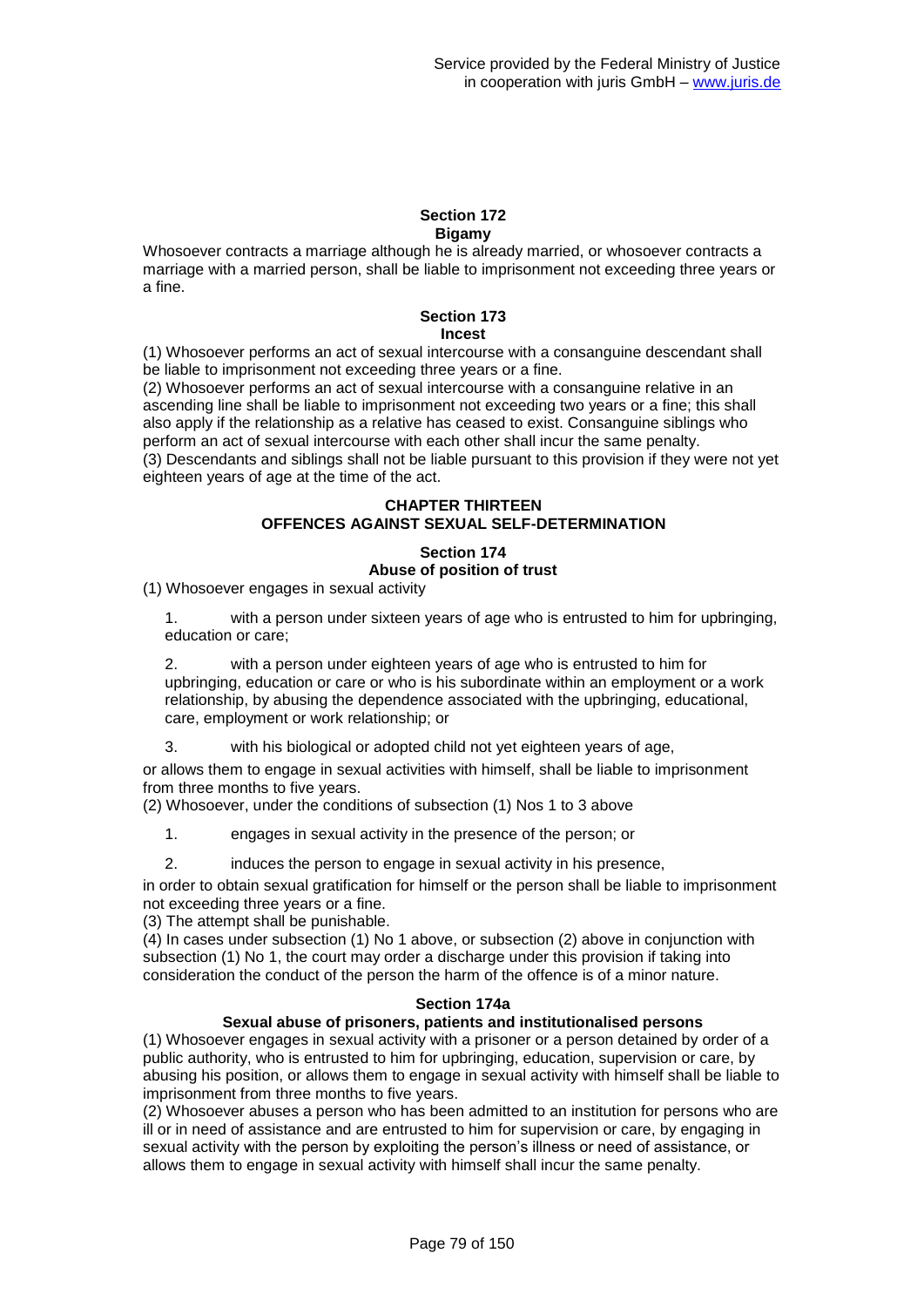### Section 172
### Bigamy

Whosoever contracts a marriage although he is already married, or whosoever contracts a marriage with a married person, shall be liable to imprisonment not exceeding three years or a fine.

### Section 173
### Incest

(1) Whosoever performs an act of sexual intercourse with a consanguine descendant shall be liable to imprisonment not exceeding three years or a fine.
(2) Whosoever performs an act of sexual intercourse with a consanguine relative in an ascending line shall be liable to imprisonment not exceeding two years or a fine; this shall also apply if the relationship as a relative has ceased to exist. Consanguine siblings who perform an act of sexual intercourse with each other shall incur the same penalty.
(3) Descendants and siblings shall not be liable pursuant to this provision if they were not yet eighteen years of age at the time of the act.

## CHAPTER THIRTEEN
## OFFENCES AGAINST SEXUAL SELF-DETERMINATION

### Section 174
### Abuse of position of trust

(1) Whosoever engages in sexual activity

1. with a person under sixteen years of age who is entrusted to him for upbringing, education or care;

2. with a person under eighteen years of age who is entrusted to him for upbringing, education or care or who is his subordinate within an employment or a work relationship, by abusing the dependence associated with the upbringing, educational, care, employment or work relationship; or

3. with his biological or adopted child not yet eighteen years of age,

or allows them to engage in sexual activities with himself, shall be liable to imprisonment from three months to five years.
(2) Whosoever, under the conditions of subsection (1) Nos 1 to 3 above

1. engages in sexual activity in the presence of the person; or

2. induces the person to engage in sexual activity in his presence,

in order to obtain sexual gratification for himself or the person shall be liable to imprisonment not exceeding three years or a fine.
(3) The attempt shall be punishable.
(4) In cases under subsection (1) No 1 above, or subsection (2) above in conjunction with subsection (1) No 1, the court may order a discharge under this provision if taking into consideration the conduct of the person the harm of the offence is of a minor nature.

### Section 174a
### Sexual abuse of prisoners, patients and institutionalised persons

(1) Whosoever engages in sexual activity with a prisoner or a person detained by order of a public authority, who is entrusted to him for upbringing, education, supervision or care, by abusing his position, or allows them to engage in sexual activity with himself shall be liable to imprisonment from three months to five years.
(2) Whosoever abuses a person who has been admitted to an institution for persons who are ill or in need of assistance and are entrusted to him for supervision or care, by engaging in sexual activity with the person by exploiting the person's illness or need of assistance, or allows them to engage in sexual activity with himself shall incur the same penalty.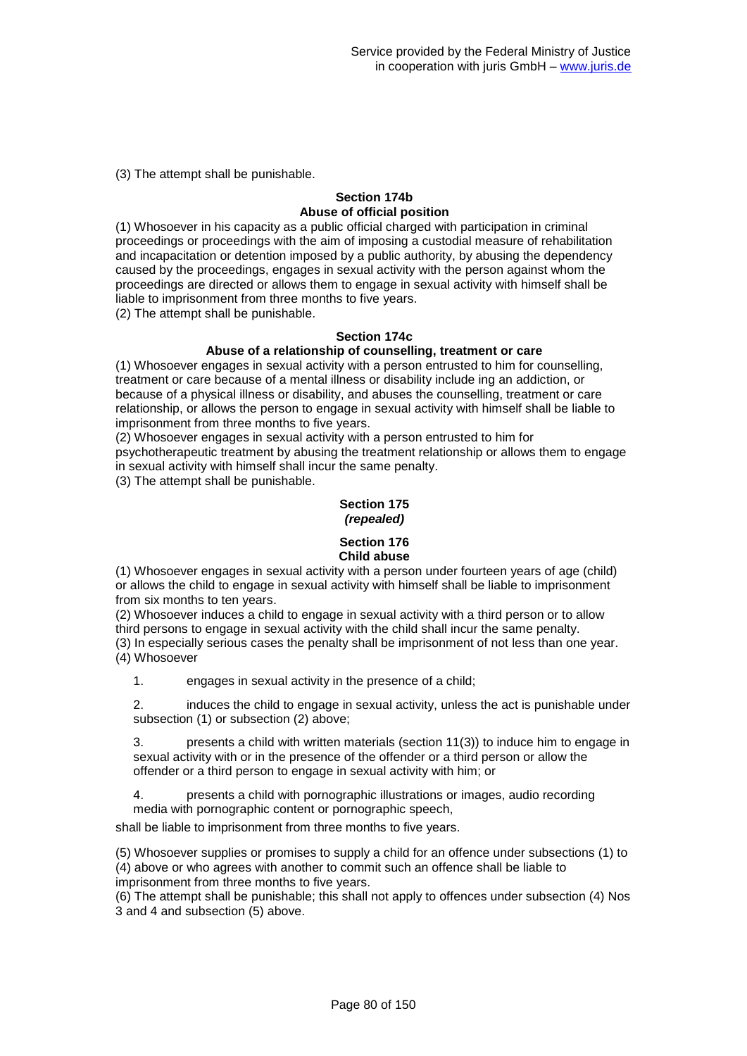(3) The attempt shall be punishable.

### Section 174b
### Abuse of official position

(1) Whosoever in his capacity as a public official charged with participation in criminal proceedings or proceedings with the aim of imposing a custodial measure of rehabilitation and incapacitation or detention imposed by a public authority, by abusing the dependency caused by the proceedings, engages in sexual activity with the person against whom the proceedings are directed or allows them to engage in sexual activity with himself shall be liable to imprisonment from three months to five years.
(2) The attempt shall be punishable.

### Section 174c
### Abuse of a relationship of counselling, treatment or care

(1) Whosoever engages in sexual activity with a person entrusted to him for counselling, treatment or care because of a mental illness or disability include ing an addiction, or because of a physical illness or disability, and abuses the counselling, treatment or care relationship, or allows the person to engage in sexual activity with himself shall be liable to imprisonment from three months to five years.
(2) Whosoever engages in sexual activity with a person entrusted to him for psychotherapeutic treatment by abusing the treatment relationship or allows them to engage in sexual activity with himself shall incur the same penalty.
(3) The attempt shall be punishable.

### Section 175
### *(repealed)*

### Section 176
### Child abuse

(1) Whosoever engages in sexual activity with a person under fourteen years of age (child) or allows the child to engage in sexual activity with himself shall be liable to imprisonment from six months to ten years.
(2) Whosoever induces a child to engage in sexual activity with a third person or to allow third persons to engage in sexual activity with the child shall incur the same penalty.
(3) In especially serious cases the penalty shall be imprisonment of not less than one year.
(4) Whosoever

1. engages in sexual activity in the presence of a child;
2. induces the child to engage in sexual activity, unless the act is punishable under subsection (1) or subsection (2) above;
3. presents a child with written materials (section 11(3)) to induce him to engage in sexual activity with or in the presence of the offender or a third person or allow the offender or a third person to engage in sexual activity with him; or
4. presents a child with pornographic illustrations or images, audio recording media with pornographic content or pornographic speech,

shall be liable to imprisonment from three months to five years.

(5) Whosoever supplies or promises to supply a child for an offence under subsections (1) to (4) above or who agrees with another to commit such an offence shall be liable to imprisonment from three months to five years.
(6) The attempt shall be punishable; this shall not apply to offences under subsection (4) Nos 3 and 4 and subsection (5) above.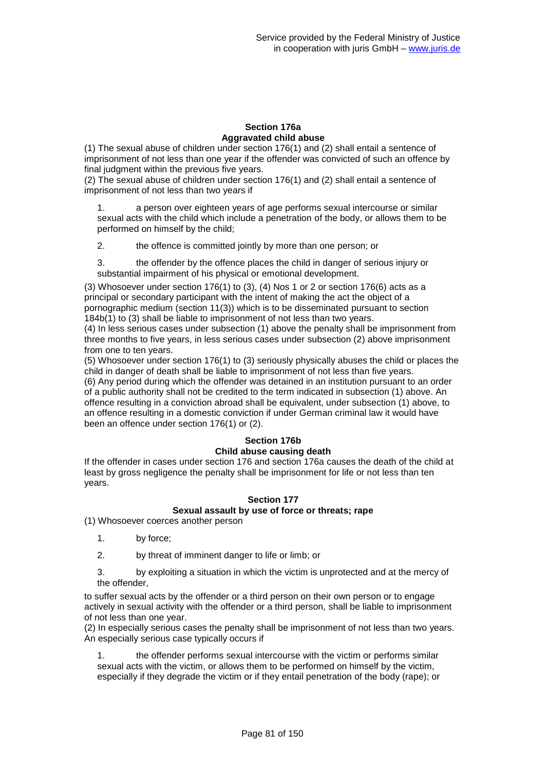### Section 176a
### Aggravated child abuse

(1) The sexual abuse of children under section 176(1) and (2) shall entail a sentence of imprisonment of not less than one year if the offender was convicted of such an offence by final judgment within the previous five years.

(2) The sexual abuse of children under section 176(1) and (2) shall entail a sentence of imprisonment of not less than two years if

1. a person over eighteen years of age performs sexual intercourse or similar sexual acts with the child which include a penetration of the body, or allows them to be performed on himself by the child;

2. the offence is committed jointly by more than one person; or

3. the offender by the offence places the child in danger of serious injury or substantial impairment of his physical or emotional development.

(3) Whosoever under section 176(1) to (3), (4) Nos 1 or 2 or section 176(6) acts as a principal or secondary participant with the intent of making the act the object of a pornographic medium (section 11(3)) which is to be disseminated pursuant to section 184b(1) to (3) shall be liable to imprisonment of not less than two years.

(4) In less serious cases under subsection (1) above the penalty shall be imprisonment from three months to five years, in less serious cases under subsection (2) above imprisonment from one to ten years.

(5) Whosoever under section 176(1) to (3) seriously physically abuses the child or places the child in danger of death shall be liable to imprisonment of not less than five years.

(6) Any period during which the offender was detained in an institution pursuant to an order of a public authority shall not be credited to the term indicated in subsection (1) above. An offence resulting in a conviction abroad shall be equivalent, under subsection (1) above, to an offence resulting in a domestic conviction if under German criminal law it would have been an offence under section 176(1) or (2).

### Section 176b
### Child abuse causing death

If the offender in cases under section 176 and section 176a causes the death of the child at least by gross negligence the penalty shall be imprisonment for life or not less than ten years.

### Section 177
### Sexual assault by use of force or threats; rape

(1) Whosoever coerces another person

1. by force;

2. by threat of imminent danger to life or limb; or

3. by exploiting a situation in which the victim is unprotected and at the mercy of the offender,

to suffer sexual acts by the offender or a third person on their own person or to engage actively in sexual activity with the offender or a third person, shall be liable to imprisonment of not less than one year.

(2) In especially serious cases the penalty shall be imprisonment of not less than two years. An especially serious case typically occurs if

1. the offender performs sexual intercourse with the victim or performs similar sexual acts with the victim, or allows them to be performed on himself by the victim, especially if they degrade the victim or if they entail penetration of the body (rape); or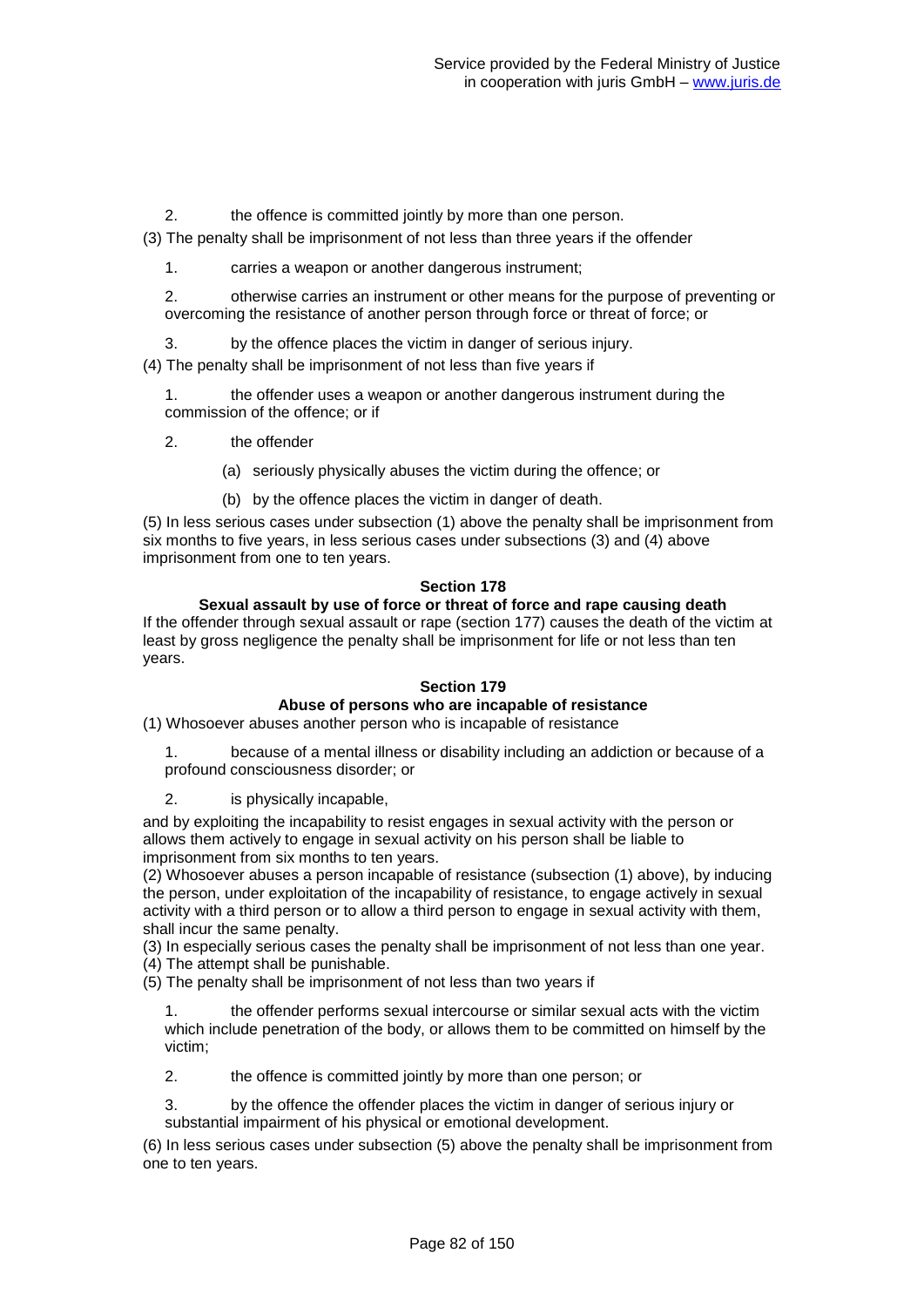2. the offence is committed jointly by more than one person.

(3) The penalty shall be imprisonment of not less than three years if the offender

1. carries a weapon or another dangerous instrument;

2. otherwise carries an instrument or other means for the purpose of preventing or overcoming the resistance of another person through force or threat of force; or

3. by the offence places the victim in danger of serious injury.

(4) The penalty shall be imprisonment of not less than five years if

1. the offender uses a weapon or another dangerous instrument during the commission of the offence; or if

2. the offender

   (a) seriously physically abuses the victim during the offence; or

   (b) by the offence places the victim in danger of death.

(5) In less serious cases under subsection (1) above the penalty shall be imprisonment from six months to five years, in less serious cases under subsections (3) and (4) above imprisonment from one to ten years.

**Section 178**

**Sexual assault by use of force or threat of force and rape causing death**

If the offender through sexual assault or rape (section 177) causes the death of the victim at least by gross negligence the penalty shall be imprisonment for life or not less than ten years.

**Section 179**

**Abuse of persons who are incapable of resistance**

(1) Whosoever abuses another person who is incapable of resistance

1. because of a mental illness or disability including an addiction or because of a profound consciousness disorder; or

2. is physically incapable,

and by exploiting the incapability to resist engages in sexual activity with the person or allows them actively to engage in sexual activity on his person shall be liable to imprisonment from six months to ten years.

(2) Whosoever abuses a person incapable of resistance (subsection (1) above), by inducing the person, under exploitation of the incapability of resistance, to engage actively in sexual activity with a third person or to allow a third person to engage in sexual activity with them, shall incur the same penalty.

(3) In especially serious cases the penalty shall be imprisonment of not less than one year.

(4) The attempt shall be punishable.

(5) The penalty shall be imprisonment of not less than two years if

1. the offender performs sexual intercourse or similar sexual acts with the victim which include penetration of the body, or allows them to be committed on himself by the victim;

2. the offence is committed jointly by more than one person; or

3. by the offence the offender places the victim in danger of serious injury or substantial impairment of his physical or emotional development.

(6) In less serious cases under subsection (5) above the penalty shall be imprisonment from one to ten years.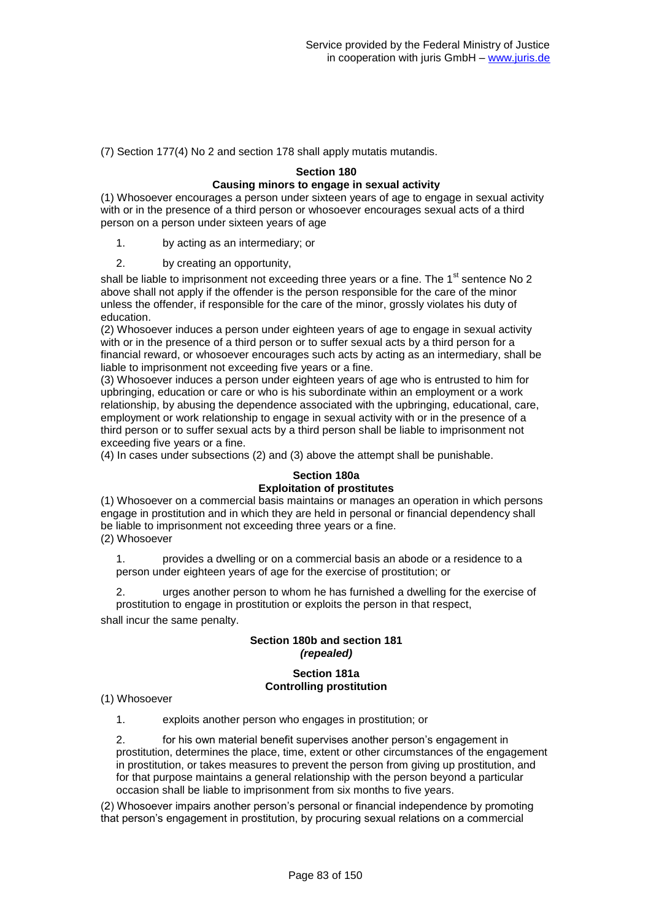(7) Section 177(4) No 2 and section 178 shall apply mutatis mutandis.

## Section 180

### Causing minors to engage in sexual activity

(1) Whosoever encourages a person under sixteen years of age to engage in sexual activity with or in the presence of a third person or whosoever encourages sexual acts of a third person on a person under sixteen years of age

1. by acting as an intermediary; or

2. by creating an opportunity,

shall be liable to imprisonment not exceeding three years or a fine. The 1st sentence No 2 above shall not apply if the offender is the person responsible for the care of the minor unless the offender, if responsible for the care of the minor, grossly violates his duty of education.

(2) Whosoever induces a person under eighteen years of age to engage in sexual activity with or in the presence of a third person or to suffer sexual acts by a third person for a financial reward, or whosoever encourages such acts by acting as an intermediary, shall be liable to imprisonment not exceeding five years or a fine.

(3) Whosoever induces a person under eighteen years of age who is entrusted to him for upbringing, education or care or who is his subordinate within an employment or a work relationship, by abusing the dependence associated with the upbringing, educational, care, employment or work relationship to engage in sexual activity with or in the presence of a third person or to suffer sexual acts by a third person shall be liable to imprisonment not exceeding five years or a fine.

(4) In cases under subsections (2) and (3) above the attempt shall be punishable.

## Section 180a

### Exploitation of prostitutes

(1) Whosoever on a commercial basis maintains or manages an operation in which persons engage in prostitution and in which they are held in personal or financial dependency shall be liable to imprisonment not exceeding three years or a fine.

(2) Whosoever

1. provides a dwelling or on a commercial basis an abode or a residence to a person under eighteen years of age for the exercise of prostitution; or

2. urges another person to whom he has furnished a dwelling for the exercise of prostitution to engage in prostitution or exploits the person in that respect,

shall incur the same penalty.

## Section 180b and section 181

*(repealed)*

## Section 181a

### Controlling prostitution

(1) Whosoever

1. exploits another person who engages in prostitution; or

2. for his own material benefit supervises another person's engagement in prostitution, determines the place, time, extent or other circumstances of the engagement in prostitution, or takes measures to prevent the person from giving up prostitution, and for that purpose maintains a general relationship with the person beyond a particular occasion shall be liable to imprisonment from six months to five years.

(2) Whosoever impairs another person's personal or financial independence by promoting that person's engagement in prostitution, by procuring sexual relations on a commercial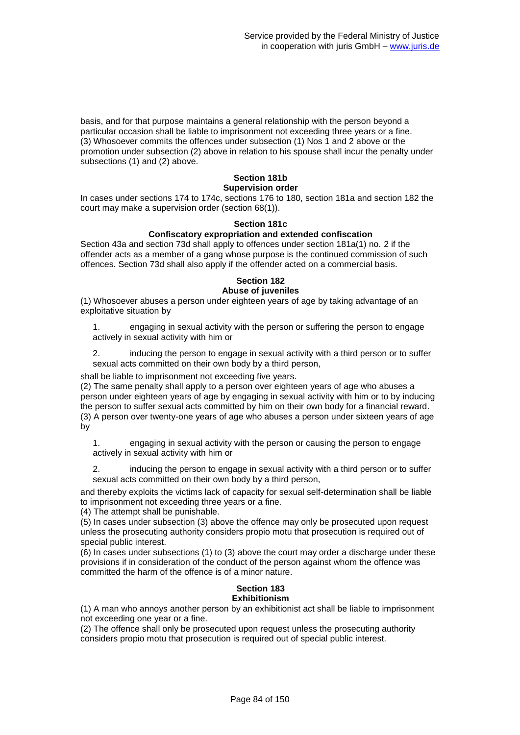basis, and for that purpose maintains a general relationship with the person beyond a particular occasion shall be liable to imprisonment not exceeding three years or a fine.
(3) Whosoever commits the offences under subsection (1) Nos 1 and 2 above or the promotion under subsection (2) above in relation to his spouse shall incur the penalty under subsections (1) and (2) above.

### Section 181b
### Supervision order

In cases under sections 174 to 174c, sections 176 to 180, section 181a and section 182 the court may make a supervision order (section 68(1)).

### Section 181c
### Confiscatory expropriation and extended confiscation

Section 43a and section 73d shall apply to offences under section 181a(1) no. 2 if the offender acts as a member of a gang whose purpose is the continued commission of such offences. Section 73d shall also apply if the offender acted on a commercial basis.

### Section 182
### Abuse of juveniles

(1) Whosoever abuses a person under eighteen years of age by taking advantage of an exploitative situation by

1. engaging in sexual activity with the person or suffering the person to engage actively in sexual activity with him or
2. inducing the person to engage in sexual activity with a third person or to suffer sexual acts committed on their own body by a third person,

shall be liable to imprisonment not exceeding five years.
(2) The same penalty shall apply to a person over eighteen years of age who abuses a person under eighteen years of age by engaging in sexual activity with him or to by inducing the person to suffer sexual acts committed by him on their own body for a financial reward.
(3) A person over twenty-one years of age who abuses a person under sixteen years of age by

1. engaging in sexual activity with the person or causing the person to engage actively in sexual activity with him or
2. inducing the person to engage in sexual activity with a third person or to suffer sexual acts committed on their own body by a third person,

and thereby exploits the victims lack of capacity for sexual self-determination shall be liable to imprisonment not exceeding three years or a fine.
(4) The attempt shall be punishable.
(5) In cases under subsection (3) above the offence may only be prosecuted upon request unless the prosecuting authority considers propio motu that prosecution is required out of special public interest.
(6) In cases under subsections (1) to (3) above the court may order a discharge under these provisions if in consideration of the conduct of the person against whom the offence was committed the harm of the offence is of a minor nature.

### Section 183
### Exhibitionism

(1) A man who annoys another person by an exhibitionist act shall be liable to imprisonment not exceeding one year or a fine.
(2) The offence shall only be prosecuted upon request unless the prosecuting authority considers propio motu that prosecution is required out of special public interest.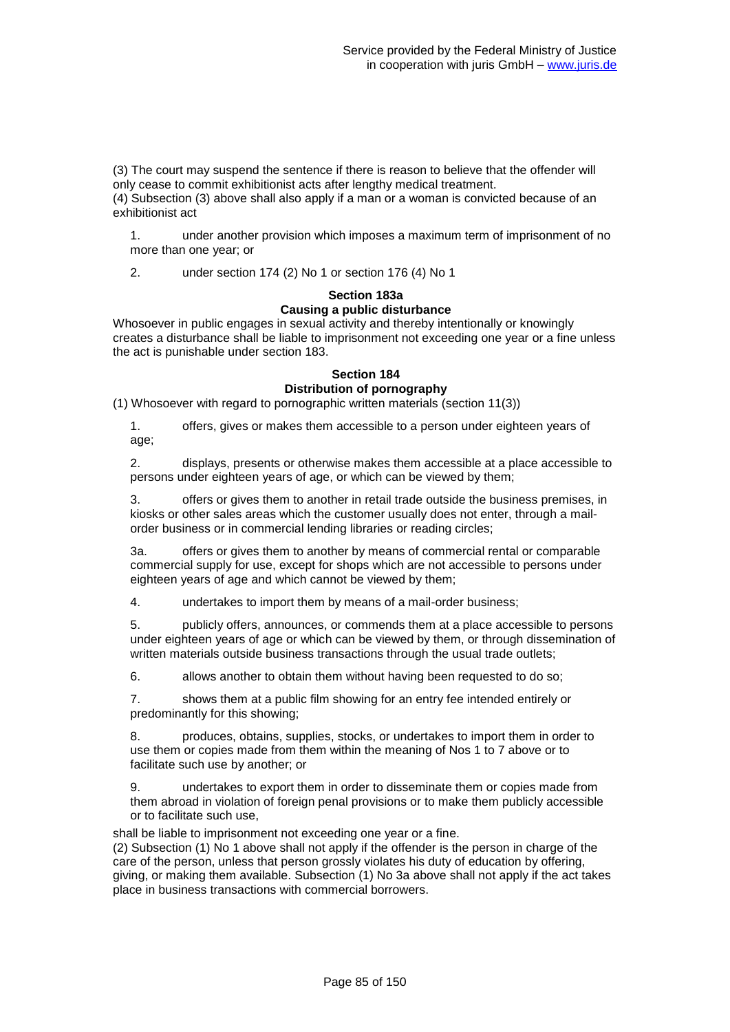(3) The court may suspend the sentence if there is reason to believe that the offender will only cease to commit exhibitionist acts after lengthy medical treatment.
(4) Subsection (3) above shall also apply if a man or a woman is convicted because of an exhibitionist act

1. under another provision which imposes a maximum term of imprisonment of no more than one year; or

2. under section 174 (2) No 1 or section 176 (4) No 1

**Section 183a**
**Causing a public disturbance**

Whosoever in public engages in sexual activity and thereby intentionally or knowingly creates a disturbance shall be liable to imprisonment not exceeding one year or a fine unless the act is punishable under section 183.

**Section 184**
**Distribution of pornography**

(1) Whosoever with regard to pornographic written materials (section 11(3))

1. offers, gives or makes them accessible to a person under eighteen years of age;

2. displays, presents or otherwise makes them accessible at a place accessible to persons under eighteen years of age, or which can be viewed by them;

3. offers or gives them to another in retail trade outside the business premises, in kiosks or other sales areas which the customer usually does not enter, through a mail-order business or in commercial lending libraries or reading circles;

3a. offers or gives them to another by means of commercial rental or comparable commercial supply for use, except for shops which are not accessible to persons under eighteen years of age and which cannot be viewed by them;

4. undertakes to import them by means of a mail-order business;

5. publicly offers, announces, or commends them at a place accessible to persons under eighteen years of age or which can be viewed by them, or through dissemination of written materials outside business transactions through the usual trade outlets;

6. allows another to obtain them without having been requested to do so;

7. shows them at a public film showing for an entry fee intended entirely or predominantly for this showing;

8. produces, obtains, supplies, stocks, or undertakes to import them in order to use them or copies made from them within the meaning of Nos 1 to 7 above or to facilitate such use by another; or

9. undertakes to export them in order to disseminate them or copies made from them abroad in violation of foreign penal provisions or to make them publicly accessible or to facilitate such use,

shall be liable to imprisonment not exceeding one year or a fine.
(2) Subsection (1) No 1 above shall not apply if the offender is the person in charge of the care of the person, unless that person grossly violates his duty of education by offering, giving, or making them available. Subsection (1) No 3a above shall not apply if the act takes place in business transactions with commercial borrowers.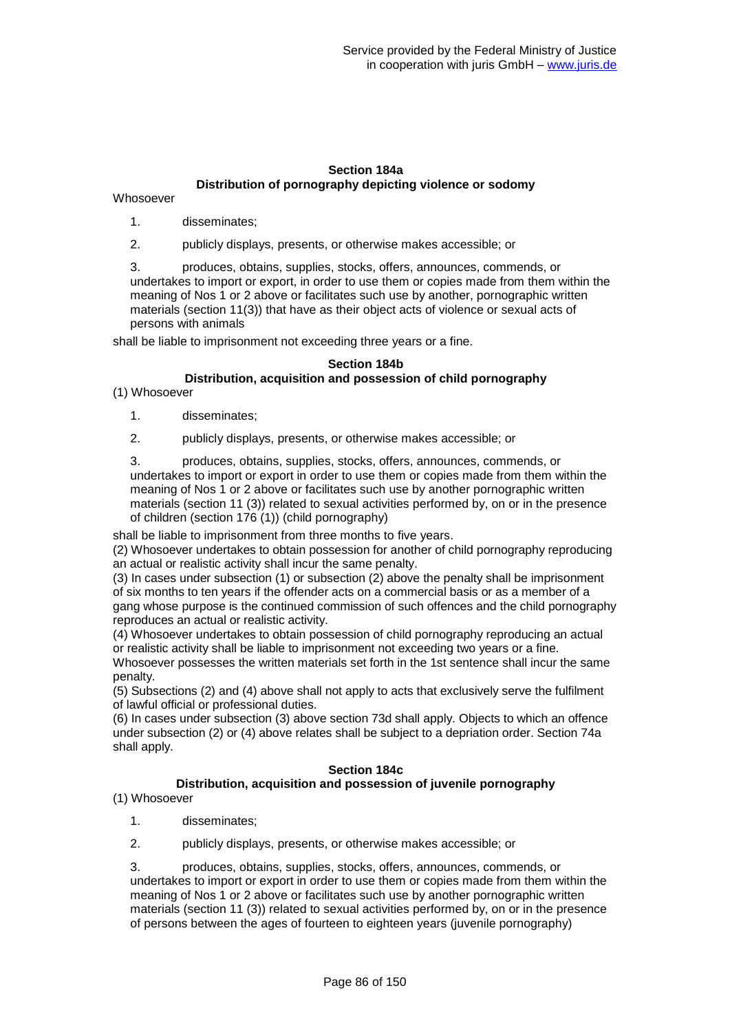#### Section 184a
#### Distribution of pornography depicting violence or sodomy

Whosoever

1. disseminates;
2. publicly displays, presents, or otherwise makes accessible; or
3. produces, obtains, supplies, stocks, offers, announces, commends, or undertakes to import or export, in order to use them or copies made from them within the meaning of Nos 1 or 2 above or facilitates such use by another, pornographic written materials (section 11(3)) that have as their object acts of violence or sexual acts of persons with animals

shall be liable to imprisonment not exceeding three years or a fine.

#### Section 184b
#### Distribution, acquisition and possession of child pornography

(1) Whosoever

1. disseminates;
2. publicly displays, presents, or otherwise makes accessible; or
3. produces, obtains, supplies, stocks, offers, announces, commends, or undertakes to import or export in order to use them or copies made from them within the meaning of Nos 1 or 2 above or facilitates such use by another pornographic written materials (section 11 (3)) related to sexual activities performed by, on or in the presence of children (section 176 (1)) (child pornography)

shall be liable to imprisonment from three months to five years.

(2) Whosoever undertakes to obtain possession for another of child pornography reproducing an actual or realistic activity shall incur the same penalty.

(3) In cases under subsection (1) or subsection (2) above the penalty shall be imprisonment of six months to ten years if the offender acts on a commercial basis or as a member of a gang whose purpose is the continued commission of such offences and the child pornography reproduces an actual or realistic activity.

(4) Whosoever undertakes to obtain possession of child pornography reproducing an actual or realistic activity shall be liable to imprisonment not exceeding two years or a fine. Whosoever possesses the written materials set forth in the 1st sentence shall incur the same penalty.

(5) Subsections (2) and (4) above shall not apply to acts that exclusively serve the fulfilment of lawful official or professional duties.

(6) In cases under subsection (3) above section 73d shall apply. Objects to which an offence under subsection (2) or (4) above relates shall be subject to a depriation order. Section 74a shall apply.

#### Section 184c
#### Distribution, acquisition and possession of juvenile pornography

(1) Whosoever

1. disseminates;
2. publicly displays, presents, or otherwise makes accessible; or
3. produces, obtains, supplies, stocks, offers, announces, commends, or undertakes to import or export in order to use them or copies made from them within the meaning of Nos 1 or 2 above or facilitates such use by another pornographic written materials (section 11 (3)) related to sexual activities performed by, on or in the presence of persons between the ages of fourteen to eighteen years (juvenile pornography)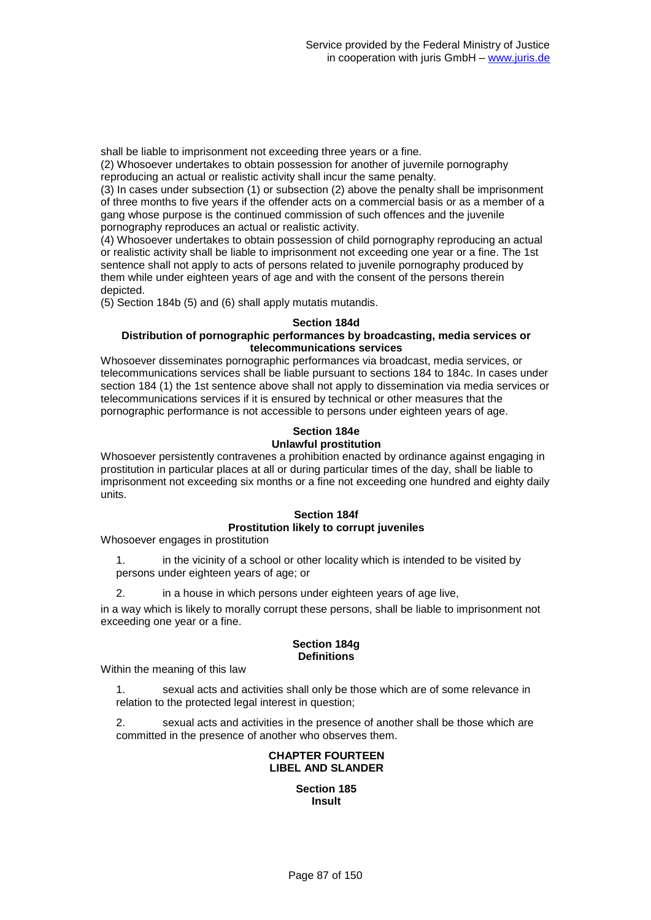shall be liable to imprisonment not exceeding three years or a fine.

(2) Whosoever undertakes to obtain possession for another of juvernile pornography reproducing an actual or realistic activity shall incur the same penalty.

(3) In cases under subsection (1) or subsection (2) above the penalty shall be imprisonment of three months to five years if the offender acts on a commercial basis or as a member of a gang whose purpose is the continued commission of such offences and the juvenile pornography reproduces an actual or realistic activity.

(4) Whosoever undertakes to obtain possession of child pornography reproducing an actual or realistic activity shall be liable to imprisonment not exceeding one year or a fine. The 1st sentence shall not apply to acts of persons related to juvenile pornography produced by them while under eighteen years of age and with the consent of the persons therein depicted.

(5) Section 184b (5) and (6) shall apply mutatis mutandis.

**Section 184d**
**Distribution of pornographic performances by broadcasting, media services or telecommunications services**

Whosoever disseminates pornographic performances via broadcast, media services, or telecommunications services shall be liable pursuant to sections 184 to 184c. In cases under section 184 (1) the 1st sentence above shall not apply to dissemination via media services or telecommunications services if it is ensured by technical or other measures that the pornographic performance is not accessible to persons under eighteen years of age.

**Section 184e**
**Unlawful prostitution**

Whosoever persistently contravenes a prohibition enacted by ordinance against engaging in prostitution in particular places at all or during particular times of the day, shall be liable to imprisonment not exceeding six months or a fine not exceeding one hundred and eighty daily units.

**Section 184f**
**Prostitution likely to corrupt juveniles**

Whosoever engages in prostitution

1. in the vicinity of a school or other locality which is intended to be visited by persons under eighteen years of age; or

2. in a house in which persons under eighteen years of age live,

in a way which is likely to morally corrupt these persons, shall be liable to imprisonment not exceeding one year or a fine.

**Section 184g**
**Definitions**

Within the meaning of this law

1. sexual acts and activities shall only be those which are of some relevance in relation to the protected legal interest in question;

2. sexual acts and activities in the presence of another shall be those which are committed in the presence of another who observes them.

## CHAPTER FOURTEEN
## LIBEL AND SLANDER

**Section 185**
**Insult**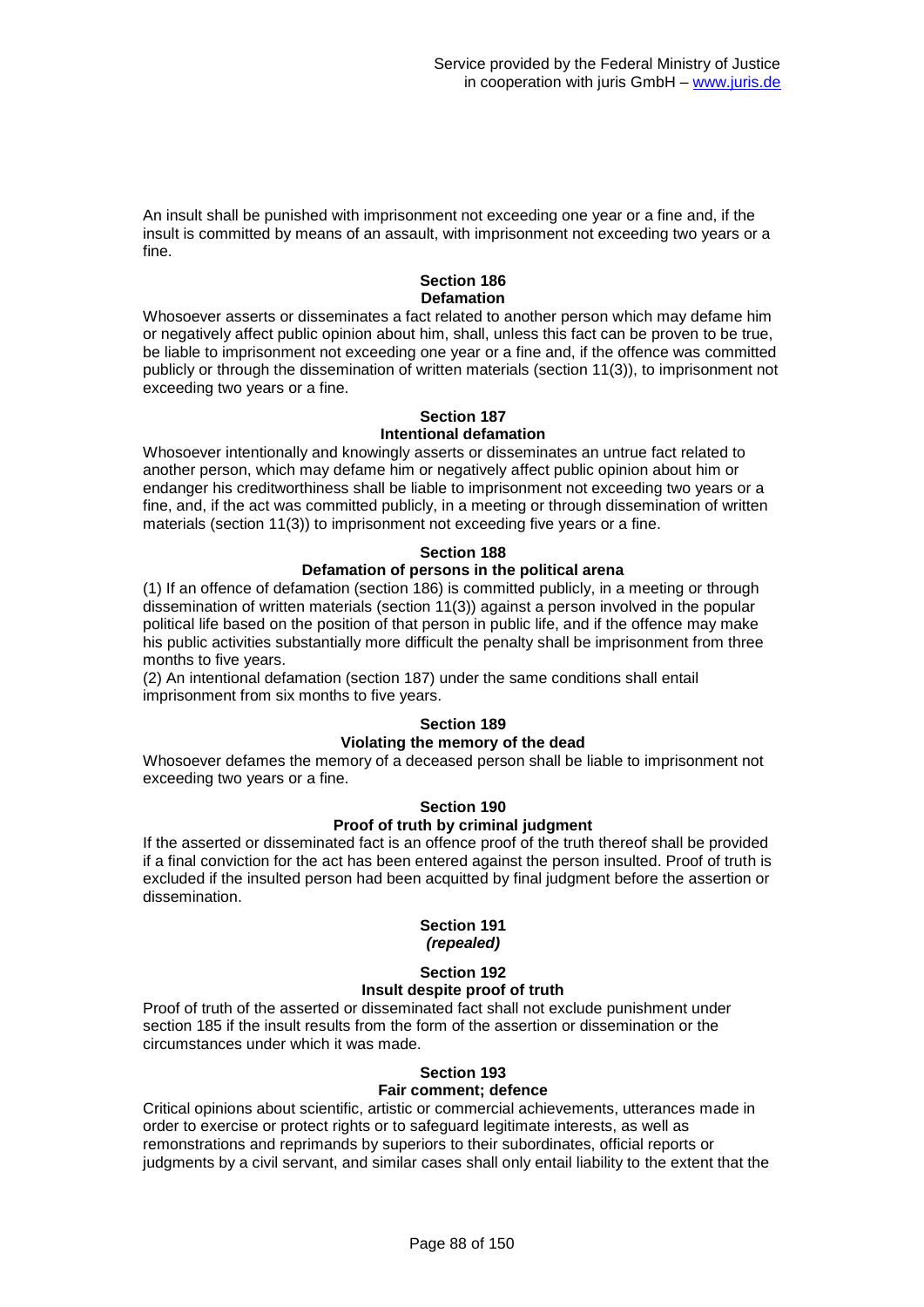An insult shall be punished with imprisonment not exceeding one year or a fine and, if the insult is committed by means of an assault, with imprisonment not exceeding two years or a fine.

**Section 186**
**Defamation**

Whosoever asserts or disseminates a fact related to another person which may defame him or negatively affect public opinion about him, shall, unless this fact can be proven to be true, be liable to imprisonment not exceeding one year or a fine and, if the offence was committed publicly or through the dissemination of written materials (section 11(3)), to imprisonment not exceeding two years or a fine.

**Section 187**
**Intentional defamation**

Whosoever intentionally and knowingly asserts or disseminates an untrue fact related to another person, which may defame him or negatively affect public opinion about him or endanger his creditworthiness shall be liable to imprisonment not exceeding two years or a fine, and, if the act was committed publicly, in a meeting or through dissemination of written materials (section 11(3)) to imprisonment not exceeding five years or a fine.

**Section 188**
**Defamation of persons in the political arena**

(1) If an offence of defamation (section 186) is committed publicly, in a meeting or through dissemination of written materials (section 11(3)) against a person involved in the popular political life based on the position of that person in public life, and if the offence may make his public activities substantially more difficult the penalty shall be imprisonment from three months to five years.
(2) An intentional defamation (section 187) under the same conditions shall entail imprisonment from six months to five years.

**Section 189**
**Violating the memory of the dead**

Whosoever defames the memory of a deceased person shall be liable to imprisonment not exceeding two years or a fine.

**Section 190**
**Proof of truth by criminal judgment**

If the asserted or disseminated fact is an offence proof of the truth thereof shall be provided if a final conviction for the act has been entered against the person insulted. Proof of truth is excluded if the insulted person had been acquitted by final judgment before the assertion or dissemination.

**Section 191**
***(repealed)***

**Section 192**
**Insult despite proof of truth**

Proof of truth of the asserted or disseminated fact shall not exclude punishment under section 185 if the insult results from the form of the assertion or dissemination or the circumstances under which it was made.

**Section 193**
**Fair comment; defence**

Critical opinions about scientific, artistic or commercial achievements, utterances made in order to exercise or protect rights or to safeguard legitimate interests, as well as remonstrations and reprimands by superiors to their subordinates, official reports or judgments by a civil servant, and similar cases shall only entail liability to the extent that the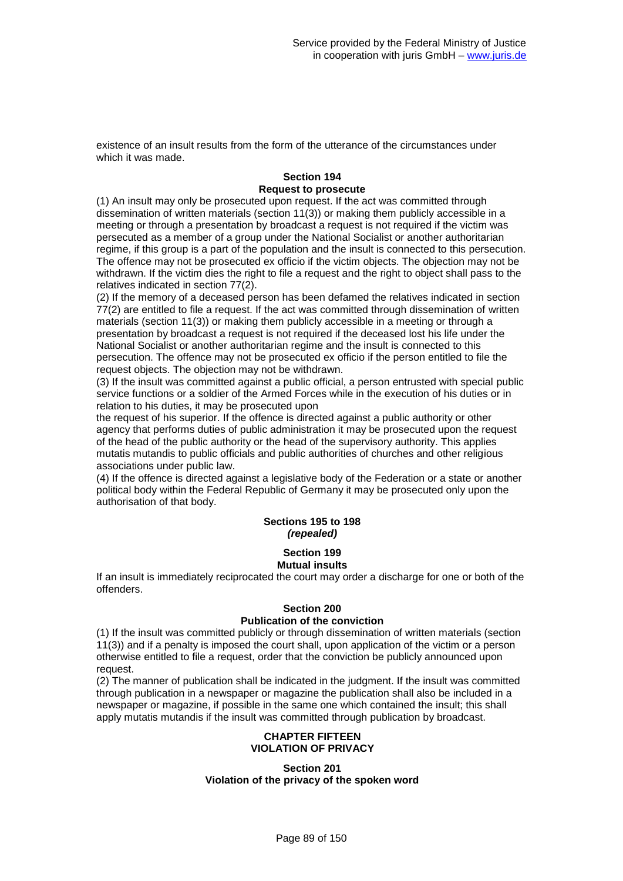existence of an insult results from the form of the utterance of the circumstances under which it was made.

### Section 194
### Request to prosecute

(1) An insult may only be prosecuted upon request. If the act was committed through dissemination of written materials (section 11(3)) or making them publicly accessible in a meeting or through a presentation by broadcast a request is not required if the victim was persecuted as a member of a group under the National Socialist or another authoritarian regime, if this group is a part of the population and the insult is connected to this persecution. The offence may not be prosecuted ex officio if the victim objects. The objection may not be withdrawn. If the victim dies the right to file a request and the right to object shall pass to the relatives indicated in section 77(2).
(2) If the memory of a deceased person has been defamed the relatives indicated in section 77(2) are entitled to file a request. If the act was committed through dissemination of written materials (section 11(3)) or making them publicly accessible in a meeting or through a presentation by broadcast a request is not required if the deceased lost his life under the National Socialist or another authoritarian regime and the insult is connected to this persecution. The offence may not be prosecuted ex officio if the person entitled to file the request objects. The objection may not be withdrawn.
(3) If the insult was committed against a public official, a person entrusted with special public service functions or a soldier of the Armed Forces while in the execution of his duties or in relation to his duties, it may be prosecuted upon the request of his superior. If the offence is directed against a public authority or other agency that performs duties of public administration it may be prosecuted upon the request of the head of the public authority or the head of the supervisory authority. This applies mutatis mutandis to public officials and public authorities of churches and other religious associations under public law.
(4) If the offence is directed against a legislative body of the Federation or a state or another political body within the Federal Republic of Germany it may be prosecuted only upon the authorisation of that body.

### Sections 195 to 198
### *(repealed)*

### Section 199
### Mutual insults

If an insult is immediately reciprocated the court may order a discharge for one or both of the offenders.

### Section 200
### Publication of the conviction

(1) If the insult was committed publicly or through dissemination of written materials (section 11(3)) and if a penalty is imposed the court shall, upon application of the victim or a person otherwise entitled to file a request, order that the conviction be publicly announced upon request.
(2) The manner of publication shall be indicated in the judgment. If the insult was committed through publication in a newspaper or magazine the publication shall also be included in a newspaper or magazine, if possible in the same one which contained the insult; this shall apply mutatis mutandis if the insult was committed through publication by broadcast.

## CHAPTER FIFTEEN
## VIOLATION OF PRIVACY

### Section 201
### Violation of the privacy of the spoken word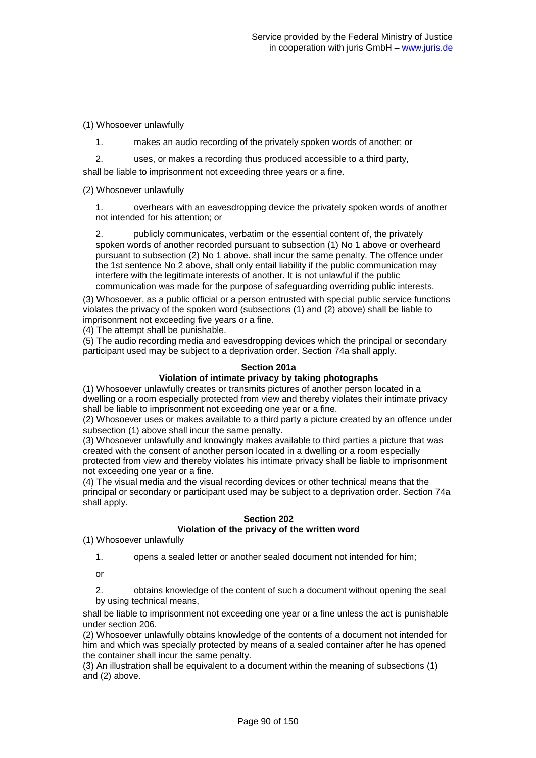(1) Whosoever unlawfully

1. makes an audio recording of the privately spoken words of another; or

2. uses, or makes a recording thus produced accessible to a third party,

shall be liable to imprisonment not exceeding three years or a fine.

(2) Whosoever unlawfully

1. overhears with an eavesdropping device the privately spoken words of another not intended for his attention; or

2. publicly communicates, verbatim or the essential content of, the privately spoken words of another recorded pursuant to subsection (1) No 1 above or overheard pursuant to subsection (2) No 1 above. shall incur the same penalty. The offence under the 1st sentence No 2 above, shall only entail liability if the public communication may interfere with the legitimate interests of another. It is not unlawful if the public communication was made for the purpose of safeguarding overriding public interests.

(3) Whosoever, as a public official or a person entrusted with special public service functions violates the privacy of the spoken word (subsections (1) and (2) above) shall be liable to imprisonment not exceeding five years or a fine.
(4) The attempt shall be punishable.
(5) The audio recording media and eavesdropping devices which the principal or secondary participant used may be subject to a deprivation order. Section 74a shall apply.

**Section 201a**
**Violation of intimate privacy by taking photographs**

(1) Whosoever unlawfully creates or transmits pictures of another person located in a dwelling or a room especially protected from view and thereby violates their intimate privacy shall be liable to imprisonment not exceeding one year or a fine.
(2) Whosoever uses or makes available to a third party a picture created by an offence under subsection (1) above shall incur the same penalty.
(3) Whosoever unlawfully and knowingly makes available to third parties a picture that was created with the consent of another person located in a dwelling or a room especially protected from view and thereby violates his intimate privacy shall be liable to imprisonment not exceeding one year or a fine.
(4) The visual media and the visual recording devices or other technical means that the principal or secondary or participant used may be subject to a deprivation order. Section 74a shall apply.

**Section 202**
**Violation of the privacy of the written word**

(1) Whosoever unlawfully

1. opens a sealed letter or another sealed document not intended for him;

or

2. obtains knowledge of the content of such a document without opening the seal by using technical means,

shall be liable to imprisonment not exceeding one year or a fine unless the act is punishable under section 206.
(2) Whosoever unlawfully obtains knowledge of the contents of a document not intended for him and which was specially protected by means of a sealed container after he has opened the container shall incur the same penalty.
(3) An illustration shall be equivalent to a document within the meaning of subsections (1) and (2) above.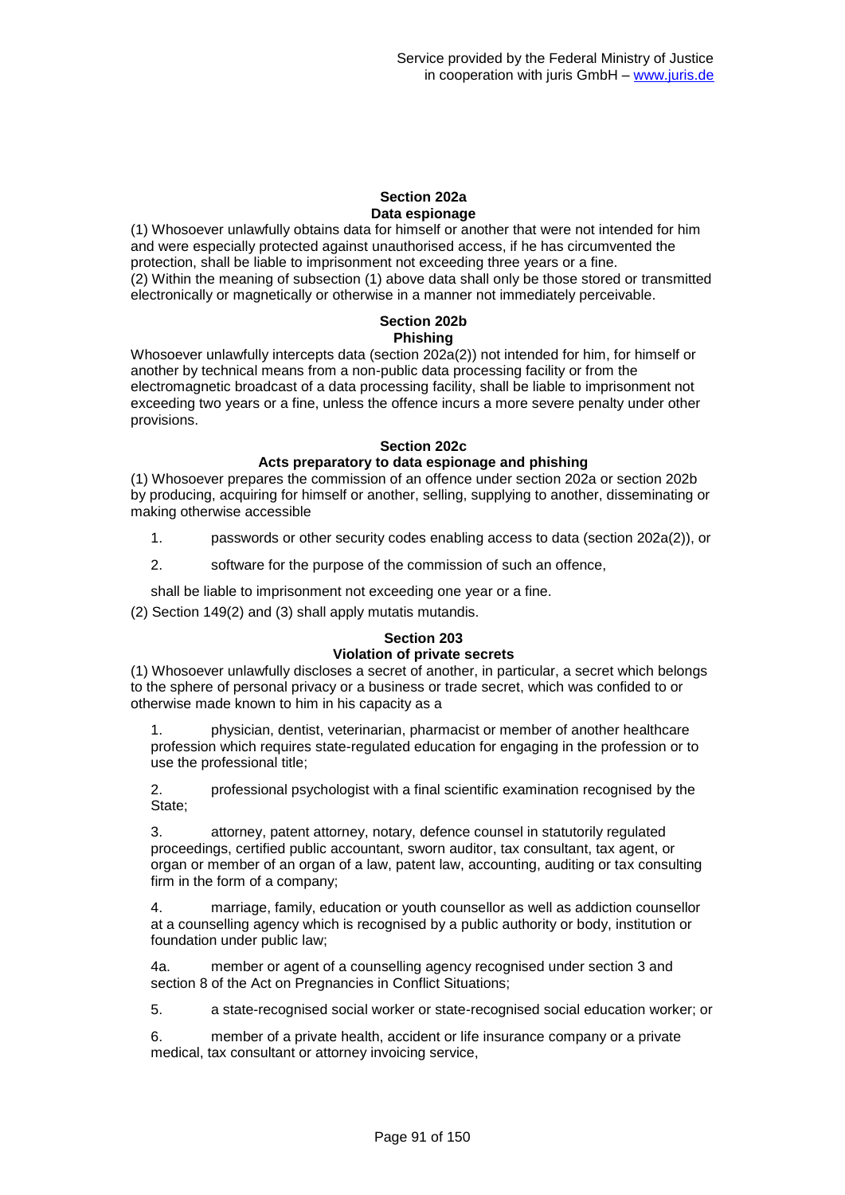### Section 202a
### Data espionage

(1) Whosoever unlawfully obtains data for himself or another that were not intended for him and were especially protected against unauthorised access, if he has circumvented the protection, shall be liable to imprisonment not exceeding three years or a fine.
(2) Within the meaning of subsection (1) above data shall only be those stored or transmitted electronically or magnetically or otherwise in a manner not immediately perceivable.

### Section 202b
### Phishing

Whosoever unlawfully intercepts data (section 202a(2)) not intended for him, for himself or another by technical means from a non-public data processing facility or from the electromagnetic broadcast of a data processing facility, shall be liable to imprisonment not exceeding two years or a fine, unless the offence incurs a more severe penalty under other provisions.

### Section 202c
### Acts preparatory to data espionage and phishing

(1) Whosoever prepares the commission of an offence under section 202a or section 202b by producing, acquiring for himself or another, selling, supplying to another, disseminating or making otherwise accessible

1. passwords or other security codes enabling access to data (section 202a(2)), or
2. software for the purpose of the commission of such an offence,

shall be liable to imprisonment not exceeding one year or a fine.

(2) Section 149(2) and (3) shall apply mutatis mutandis.

### Section 203
### Violation of private secrets

(1) Whosoever unlawfully discloses a secret of another, in particular, a secret which belongs to the sphere of personal privacy or a business or trade secret, which was confided to or otherwise made known to him in his capacity as a

1. physician, dentist, veterinarian, pharmacist or member of another healthcare profession which requires state-regulated education for engaging in the profession or to use the professional title;

2. professional psychologist with a final scientific examination recognised by the State;

3. attorney, patent attorney, notary, defence counsel in statutorily regulated proceedings, certified public accountant, sworn auditor, tax consultant, tax agent, or organ or member of an organ of a law, patent law, accounting, auditing or tax consulting firm in the form of a company;

4. marriage, family, education or youth counsellor as well as addiction counsellor at a counselling agency which is recognised by a public authority or body, institution or foundation under public law;

4a. member or agent of a counselling agency recognised under section 3 and section 8 of the Act on Pregnancies in Conflict Situations;

5. a state-recognised social worker or state-recognised social education worker; or

6. member of a private health, accident or life insurance company or a private medical, tax consultant or attorney invoicing service,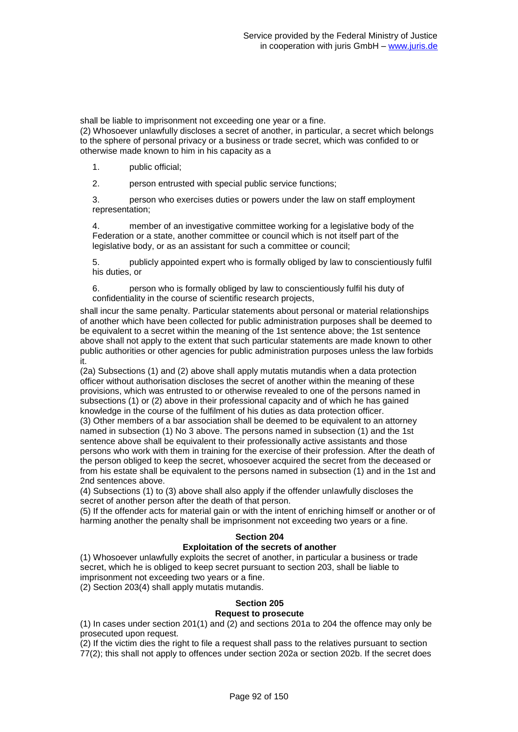shall be liable to imprisonment not exceeding one year or a fine.

(2) Whosoever unlawfully discloses a secret of another, in particular, a secret which belongs to the sphere of personal privacy or a business or trade secret, which was confided to or otherwise made known to him in his capacity as a

1. public official;

2. person entrusted with special public service functions;

3. person who exercises duties or powers under the law on staff employment representation;

4. member of an investigative committee working for a legislative body of the Federation or a state, another committee or council which is not itself part of the legislative body, or as an assistant for such a committee or council;

5. publicly appointed expert who is formally obliged by law to conscientiously fulfil his duties, or

6. person who is formally obliged by law to conscientiously fulfil his duty of confidentiality in the course of scientific research projects,

shall incur the same penalty. Particular statements about personal or material relationships of another which have been collected for public administration purposes shall be deemed to be equivalent to a secret within the meaning of the 1st sentence above; the 1st sentence above shall not apply to the extent that such particular statements are made known to other public authorities or other agencies for public administration purposes unless the law forbids it.

(2a) Subsections (1) and (2) above shall apply mutatis mutandis when a data protection officer without authorisation discloses the secret of another within the meaning of these provisions, which was entrusted to or otherwise revealed to one of the persons named in subsections (1) or (2) above in their professional capacity and of which he has gained knowledge in the course of the fulfilment of his duties as data protection officer.

(3) Other members of a bar association shall be deemed to be equivalent to an attorney named in subsection (1) No 3 above. The persons named in subsection (1) and the 1st sentence above shall be equivalent to their professionally active assistants and those persons who work with them in training for the exercise of their profession. After the death of the person obliged to keep the secret, whosoever acquired the secret from the deceased or from his estate shall be equivalent to the persons named in subsection (1) and in the 1st and 2nd sentences above.

(4) Subsections (1) to (3) above shall also apply if the offender unlawfully discloses the secret of another person after the death of that person.

(5) If the offender acts for material gain or with the intent of enriching himself or another or of harming another the penalty shall be imprisonment not exceeding two years or a fine.

### Section 204
### Exploitation of the secrets of another

(1) Whosoever unlawfully exploits the secret of another, in particular a business or trade secret, which he is obliged to keep secret pursuant to section 203, shall be liable to imprisonment not exceeding two years or a fine.

(2) Section 203(4) shall apply mutatis mutandis.

### Section 205
### Request to prosecute

(1) In cases under section 201(1) and (2) and sections 201a to 204 the offence may only be prosecuted upon request.

(2) If the victim dies the right to file a request shall pass to the relatives pursuant to section 77(2); this shall not apply to offences under section 202a or section 202b. If the secret does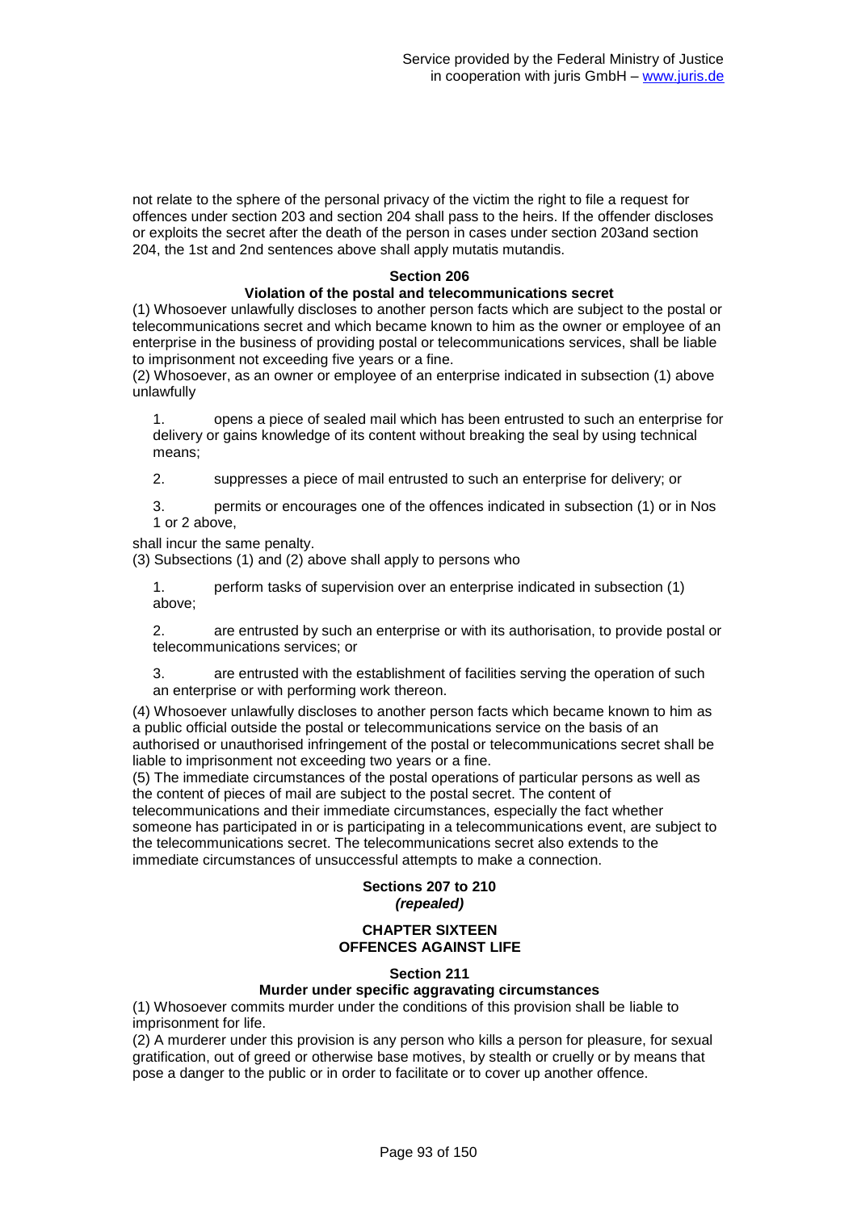not relate to the sphere of the personal privacy of the victim the right to file a request for offences under section 203 and section 204 shall pass to the heirs. If the offender discloses or exploits the secret after the death of the person in cases under section 203and section 204, the 1st and 2nd sentences above shall apply mutatis mutandis.

### Section 206

### Violation of the postal and telecommunications secret

(1) Whosoever unlawfully discloses to another person facts which are subject to the postal or telecommunications secret and which became known to him as the owner or employee of an enterprise in the business of providing postal or telecommunications services, shall be liable to imprisonment not exceeding five years or a fine.

(2) Whosoever, as an owner or employee of an enterprise indicated in subsection (1) above unlawfully

1. opens a piece of sealed mail which has been entrusted to such an enterprise for delivery or gains knowledge of its content without breaking the seal by using technical means;

2. suppresses a piece of mail entrusted to such an enterprise for delivery; or

3. permits or encourages one of the offences indicated in subsection (1) or in Nos 1 or 2 above,

shall incur the same penalty.

(3) Subsections (1) and (2) above shall apply to persons who

1. perform tasks of supervision over an enterprise indicated in subsection (1) above;

2. are entrusted by such an enterprise or with its authorisation, to provide postal or telecommunications services; or

3. are entrusted with the establishment of facilities serving the operation of such an enterprise or with performing work thereon.

(4) Whosoever unlawfully discloses to another person facts which became known to him as a public official outside the postal or telecommunications service on the basis of an authorised or unauthorised infringement of the postal or telecommunications secret shall be liable to imprisonment not exceeding two years or a fine.

(5) The immediate circumstances of the postal operations of particular persons as well as the content of pieces of mail are subject to the postal secret. The content of telecommunications and their immediate circumstances, especially the fact whether someone has participated in or is participating in a telecommunications event, are subject to the telecommunications secret. The telecommunications secret also extends to the immediate circumstances of unsuccessful attempts to make a connection.

### Sections 207 to 210
***(repealed)***

## CHAPTER SIXTEEN
## OFFENCES AGAINST LIFE

### Section 211

### Murder under specific aggravating circumstances

(1) Whosoever commits murder under the conditions of this provision shall be liable to imprisonment for life.

(2) A murderer under this provision is any person who kills a person for pleasure, for sexual gratification, out of greed or otherwise base motives, by stealth or cruelly or by means that pose a danger to the public or in order to facilitate or to cover up another offence.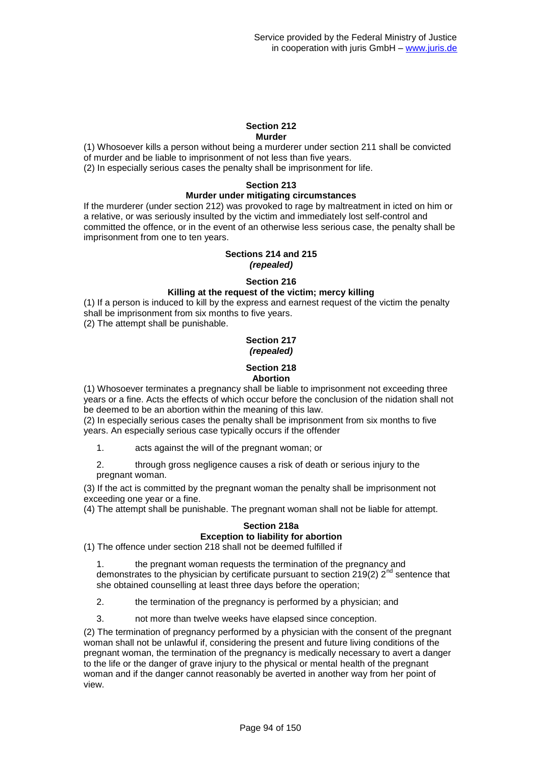#### Section 212
#### Murder

(1) Whosoever kills a person without being a murderer under section 211 shall be convicted of murder and be liable to imprisonment of not less than five years.
(2) In especially serious cases the penalty shall be imprisonment for life.

#### Section 213
#### Murder under mitigating circumstances

If the murderer (under section 212) was provoked to rage by maltreatment in icted on him or a relative, or was seriously insulted by the victim and immediately lost self-control and committed the offence, or in the event of an otherwise less serious case, the penalty shall be imprisonment from one to ten years.

#### Sections 214 and 215
***(repealed)***

#### Section 216
#### Killing at the request of the victim; mercy killing

(1) If a person is induced to kill by the express and earnest request of the victim the penalty shall be imprisonment from six months to five years.
(2) The attempt shall be punishable.

#### Section 217
***(repealed)***

#### Section 218
#### Abortion

(1) Whosoever terminates a pregnancy shall be liable to imprisonment not exceeding three years or a fine. Acts the effects of which occur before the conclusion of the nidation shall not be deemed to be an abortion within the meaning of this law.
(2) In especially serious cases the penalty shall be imprisonment from six months to five years. An especially serious case typically occurs if the offender

1. acts against the will of the pregnant woman; or
2. through gross negligence causes a risk of death or serious injury to the pregnant woman.

(3) If the act is committed by the pregnant woman the penalty shall be imprisonment not exceeding one year or a fine.
(4) The attempt shall be punishable. The pregnant woman shall not be liable for attempt.

#### Section 218a
#### Exception to liability for abortion

(1) The offence under section 218 shall not be deemed fulfilled if

1. the pregnant woman requests the termination of the pregnancy and demonstrates to the physician by certificate pursuant to section 219(2) 2nd sentence that she obtained counselling at least three days before the operation;
2. the termination of the pregnancy is performed by a physician; and
3. not more than twelve weeks have elapsed since conception.

(2) The termination of pregnancy performed by a physician with the consent of the pregnant woman shall not be unlawful if, considering the present and future living conditions of the pregnant woman, the termination of the pregnancy is medically necessary to avert a danger to the life or the danger of grave injury to the physical or mental health of the pregnant woman and if the danger cannot reasonably be averted in another way from her point of view.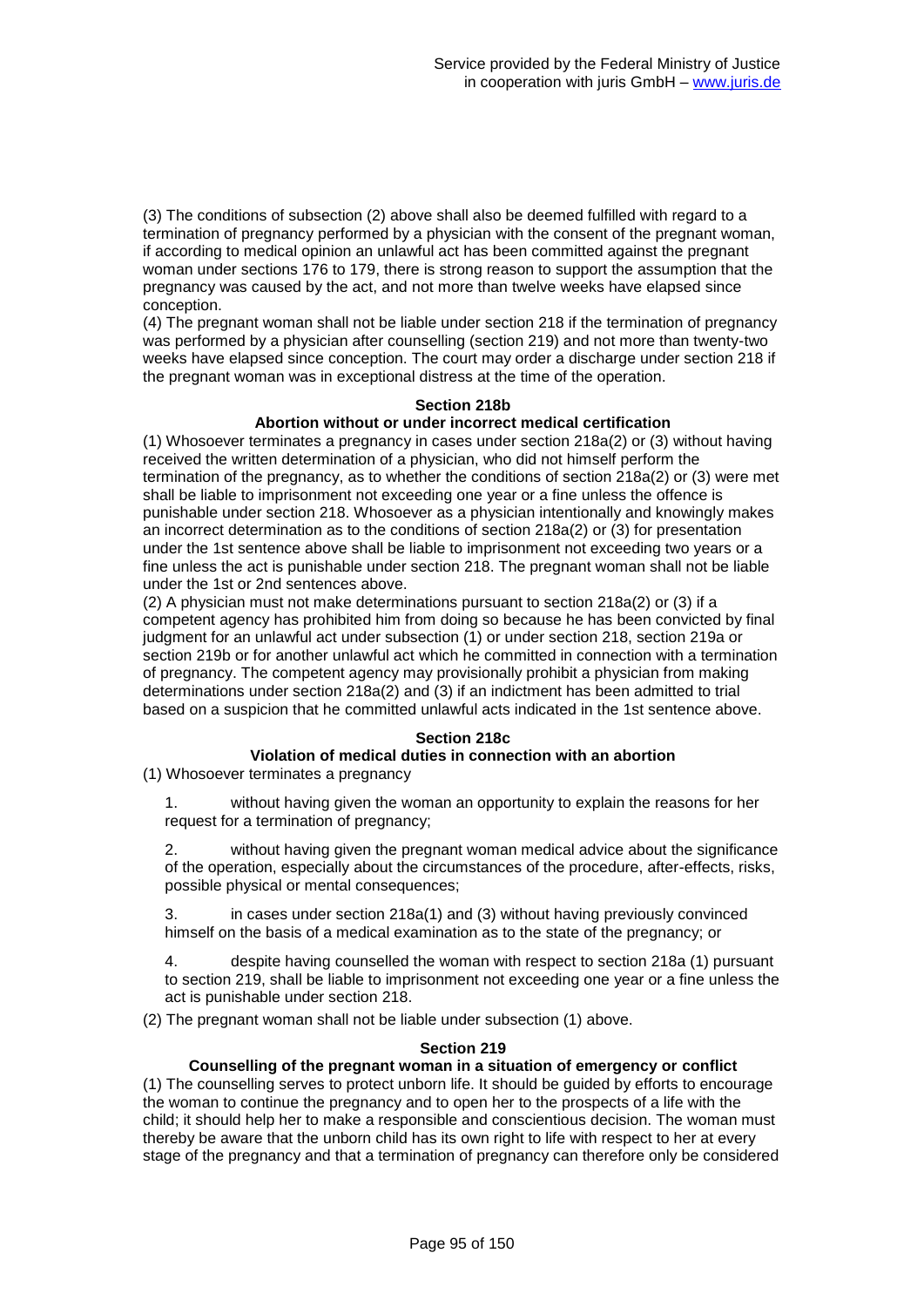(3) The conditions of subsection (2) above shall also be deemed fulfilled with regard to a termination of pregnancy performed by a physician with the consent of the pregnant woman, if according to medical opinion an unlawful act has been committed against the pregnant woman under sections 176 to 179, there is strong reason to support the assumption that the pregnancy was caused by the act, and not more than twelve weeks have elapsed since conception.

(4) The pregnant woman shall not be liable under section 218 if the termination of pregnancy was performed by a physician after counselling (section 219) and not more than twenty-two weeks have elapsed since conception. The court may order a discharge under section 218 if the pregnant woman was in exceptional distress at the time of the operation.

**Section 218b**

**Abortion without or under incorrect medical certification**

(1) Whosoever terminates a pregnancy in cases under section 218a(2) or (3) without having received the written determination of a physician, who did not himself perform the termination of the pregnancy, as to whether the conditions of section 218a(2) or (3) were met shall be liable to imprisonment not exceeding one year or a fine unless the offence is punishable under section 218. Whosoever as a physician intentionally and knowingly makes an incorrect determination as to the conditions of section 218a(2) or (3) for presentation under the 1st sentence above shall be liable to imprisonment not exceeding two years or a fine unless the act is punishable under section 218. The pregnant woman shall not be liable under the 1st or 2nd sentences above.

(2) A physician must not make determinations pursuant to section 218a(2) or (3) if a competent agency has prohibited him from doing so because he has been convicted by final judgment for an unlawful act under subsection (1) or under section 218, section 219a or section 219b or for another unlawful act which he committed in connection with a termination of pregnancy. The competent agency may provisionally prohibit a physician from making determinations under section 218a(2) and (3) if an indictment has been admitted to trial based on a suspicion that he committed unlawful acts indicated in the 1st sentence above.

**Section 218c**

**Violation of medical duties in connection with an abortion**

(1) Whosoever terminates a pregnancy

1. without having given the woman an opportunity to explain the reasons for her request for a termination of pregnancy;

2. without having given the pregnant woman medical advice about the significance of the operation, especially about the circumstances of the procedure, after-effects, risks, possible physical or mental consequences;

3. in cases under section 218a(1) and (3) without having previously convinced himself on the basis of a medical examination as to the state of the pregnancy; or

4. despite having counselled the woman with respect to section 218a (1) pursuant to section 219, shall be liable to imprisonment not exceeding one year or a fine unless the act is punishable under section 218.

(2) The pregnant woman shall not be liable under subsection (1) above.

**Section 219**

**Counselling of the pregnant woman in a situation of emergency or conflict**

(1) The counselling serves to protect unborn life. It should be guided by efforts to encourage the woman to continue the pregnancy and to open her to the prospects of a life with the child; it should help her to make a responsible and conscientious decision. The woman must thereby be aware that the unborn child has its own right to life with respect to her at every stage of the pregnancy and that a termination of pregnancy can therefore only be considered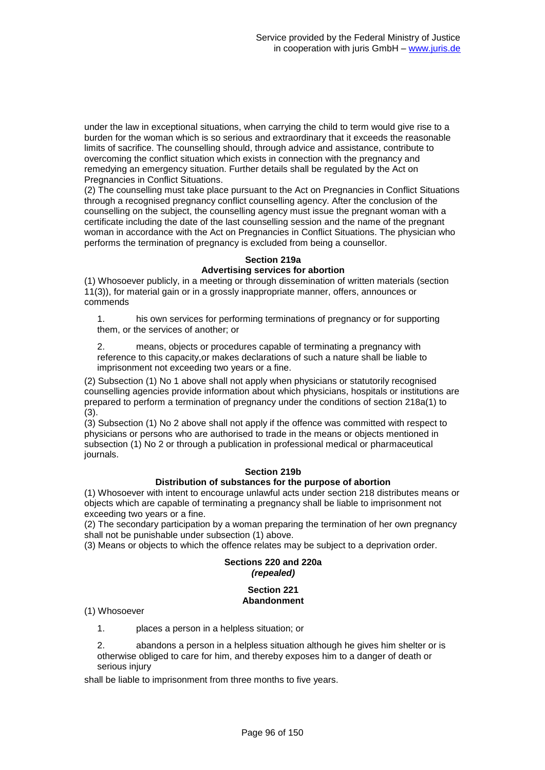under the law in exceptional situations, when carrying the child to term would give rise to a burden for the woman which is so serious and extraordinary that it exceeds the reasonable limits of sacrifice. The counselling should, through advice and assistance, contribute to overcoming the conflict situation which exists in connection with the pregnancy and remedying an emergency situation. Further details shall be regulated by the Act on Pregnancies in Conflict Situations.
(2) The counselling must take place pursuant to the Act on Pregnancies in Conflict Situations through a recognised pregnancy conflict counselling agency. After the conclusion of the counselling on the subject, the counselling agency must issue the pregnant woman with a certificate including the date of the last counselling session and the name of the pregnant woman in accordance with the Act on Pregnancies in Conflict Situations. The physician who performs the termination of pregnancy is excluded from being a counsellor.

### Section 219a
### Advertising services for abortion

(1) Whosoever publicly, in a meeting or through dissemination of written materials (section 11(3)), for material gain or in a grossly inappropriate manner, offers, announces or commends

1. his own services for performing terminations of pregnancy or for supporting them, or the services of another; or

2. means, objects or procedures capable of terminating a pregnancy with reference to this capacity,or makes declarations of such a nature shall be liable to imprisonment not exceeding two years or a fine.

(2) Subsection (1) No 1 above shall not apply when physicians or statutorily recognised counselling agencies provide information about which physicians, hospitals or institutions are prepared to perform a termination of pregnancy under the conditions of section 218a(1) to (3).
(3) Subsection (1) No 2 above shall not apply if the offence was committed with respect to physicians or persons who are authorised to trade in the means or objects mentioned in subsection (1) No 2 or through a publication in professional medical or pharmaceutical journals.

### Section 219b
### Distribution of substances for the purpose of abortion

(1) Whosoever with intent to encourage unlawful acts under section 218 distributes means or objects which are capable of terminating a pregnancy shall be liable to imprisonment not exceeding two years or a fine.
(2) The secondary participation by a woman preparing the termination of her own pregnancy shall not be punishable under subsection (1) above.
(3) Means or objects to which the offence relates may be subject to a deprivation order.

### Sections 220 and 220a
***(repealed)***

### Section 221
### Abandonment

(1) Whosoever

1. places a person in a helpless situation; or

2. abandons a person in a helpless situation although he gives him shelter or is otherwise obliged to care for him, and thereby exposes him to a danger of death or serious injury

shall be liable to imprisonment from three months to five years.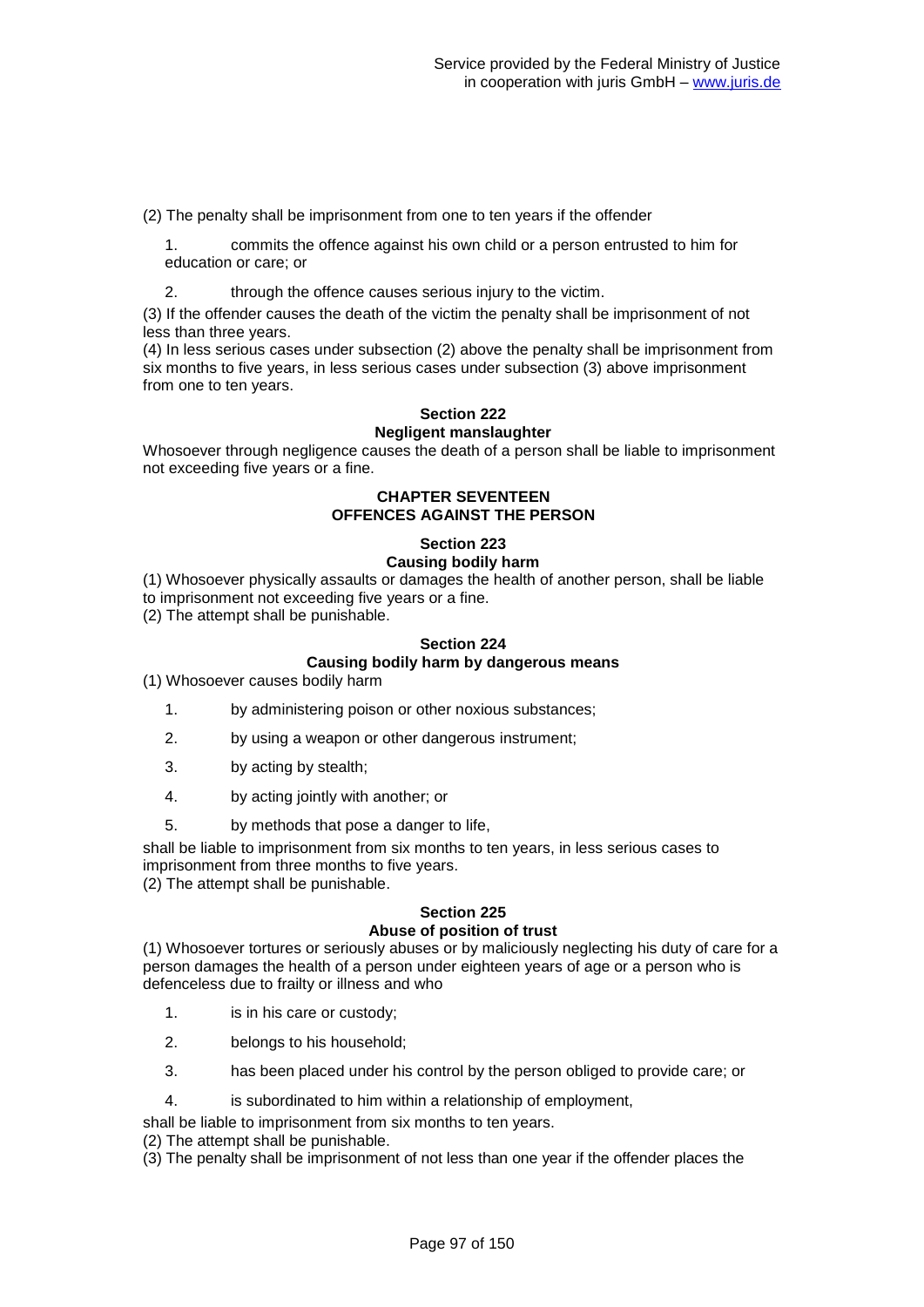(2) The penalty shall be imprisonment from one to ten years if the offender

1. commits the offence against his own child or a person entrusted to him for education or care; or

2. through the offence causes serious injury to the victim.

(3) If the offender causes the death of the victim the penalty shall be imprisonment of not less than three years.

(4) In less serious cases under subsection (2) above the penalty shall be imprisonment from six months to five years, in less serious cases under subsection (3) above imprisonment from one to ten years.

### Section 222
### Negligent manslaughter

Whosoever through negligence causes the death of a person shall be liable to imprisonment not exceeding five years or a fine.

## CHAPTER SEVENTEEN
## OFFENCES AGAINST THE PERSON

### Section 223
### Causing bodily harm

(1) Whosoever physically assaults or damages the health of another person, shall be liable to imprisonment not exceeding five years or a fine.

(2) The attempt shall be punishable.

### Section 224
### Causing bodily harm by dangerous means

(1) Whosoever causes bodily harm

1. by administering poison or other noxious substances;

2. by using a weapon or other dangerous instrument;

3. by acting by stealth;

4. by acting jointly with another; or

5. by methods that pose a danger to life,

shall be liable to imprisonment from six months to ten years, in less serious cases to imprisonment from three months to five years.

(2) The attempt shall be punishable.

### Section 225
### Abuse of position of trust

(1) Whosoever tortures or seriously abuses or by maliciously neglecting his duty of care for a person damages the health of a person under eighteen years of age or a person who is defenceless due to frailty or illness and who

1. is in his care or custody;

2. belongs to his household;

3. has been placed under his control by the person obliged to provide care; or

4. is subordinated to him within a relationship of employment,

shall be liable to imprisonment from six months to ten years.

(2) The attempt shall be punishable.

(3) The penalty shall be imprisonment of not less than one year if the offender places the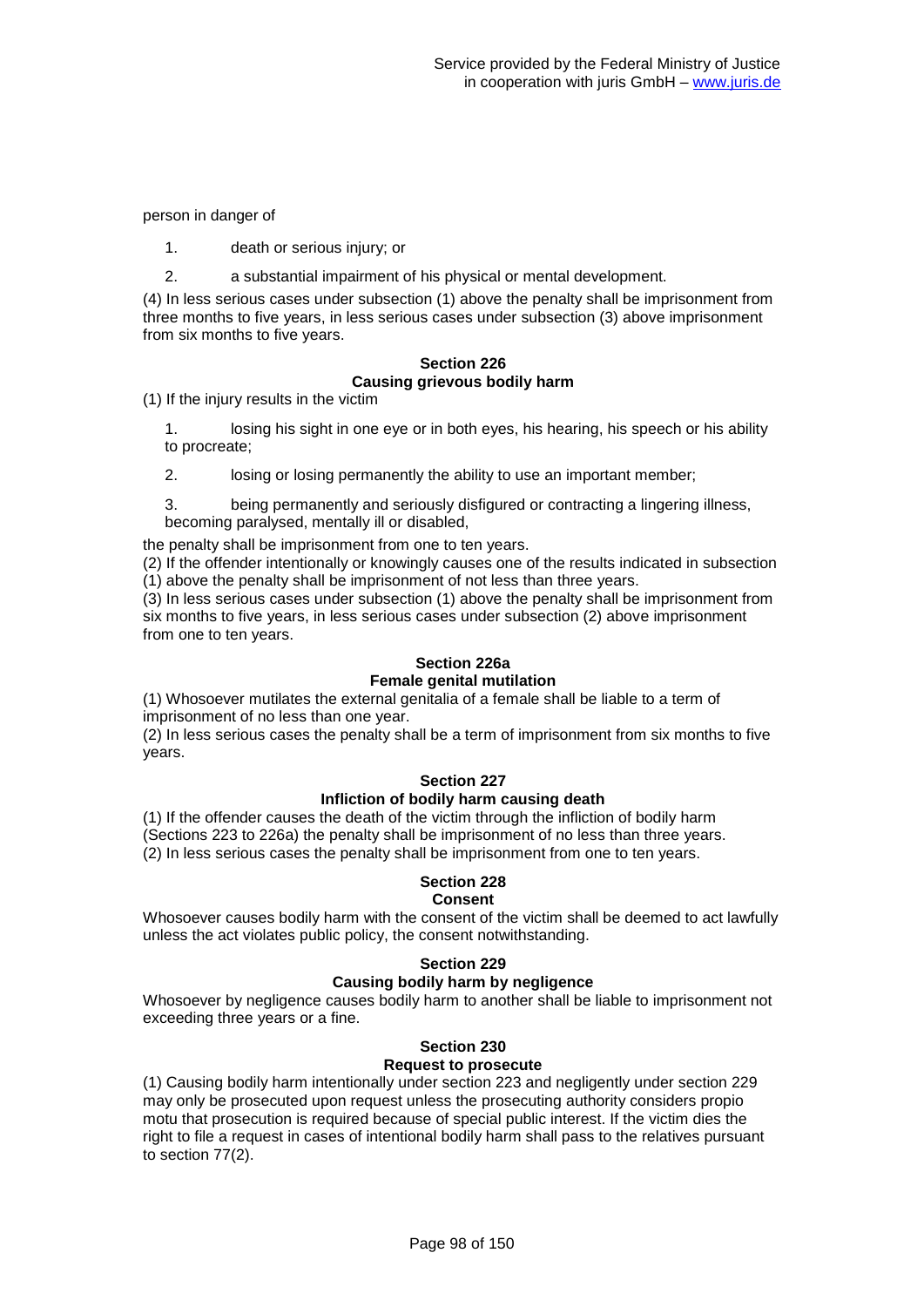person in danger of

1. death or serious injury; or
2. a substantial impairment of his physical or mental development.

(4) In less serious cases under subsection (1) above the penalty shall be imprisonment from three months to five years, in less serious cases under subsection (3) above imprisonment from six months to five years.

**Section 226**
**Causing grievous bodily harm**

(1) If the injury results in the victim

1. losing his sight in one eye or in both eyes, his hearing, his speech or his ability to procreate;
2. losing or losing permanently the ability to use an important member;
3. being permanently and seriously disfigured or contracting a lingering illness, becoming paralysed, mentally ill or disabled,

the penalty shall be imprisonment from one to ten years.

(2) If the offender intentionally or knowingly causes one of the results indicated in subsection (1) above the penalty shall be imprisonment of not less than three years.

(3) In less serious cases under subsection (1) above the penalty shall be imprisonment from six months to five years, in less serious cases under subsection (2) above imprisonment from one to ten years.

**Section 226a**
**Female genital mutilation**

(1) Whosoever mutilates the external genitalia of a female shall be liable to a term of imprisonment of no less than one year.

(2) In less serious cases the penalty shall be a term of imprisonment from six months to five years.

**Section 227**
**Infliction of bodily harm causing death**

(1) If the offender causes the death of the victim through the infliction of bodily harm (Sections 223 to 226a) the penalty shall be imprisonment of no less than three years.

(2) In less serious cases the penalty shall be imprisonment from one to ten years.

**Section 228**
**Consent**

Whosoever causes bodily harm with the consent of the victim shall be deemed to act lawfully unless the act violates public policy, the consent notwithstanding.

**Section 229**
**Causing bodily harm by negligence**

Whosoever by negligence causes bodily harm to another shall be liable to imprisonment not exceeding three years or a fine.

**Section 230**
**Request to prosecute**

(1) Causing bodily harm intentionally under section 223 and negligently under section 229 may only be prosecuted upon request unless the prosecuting authority considers propio motu that prosecution is required because of special public interest. If the victim dies the right to file a request in cases of intentional bodily harm shall pass to the relatives pursuant to section 77(2).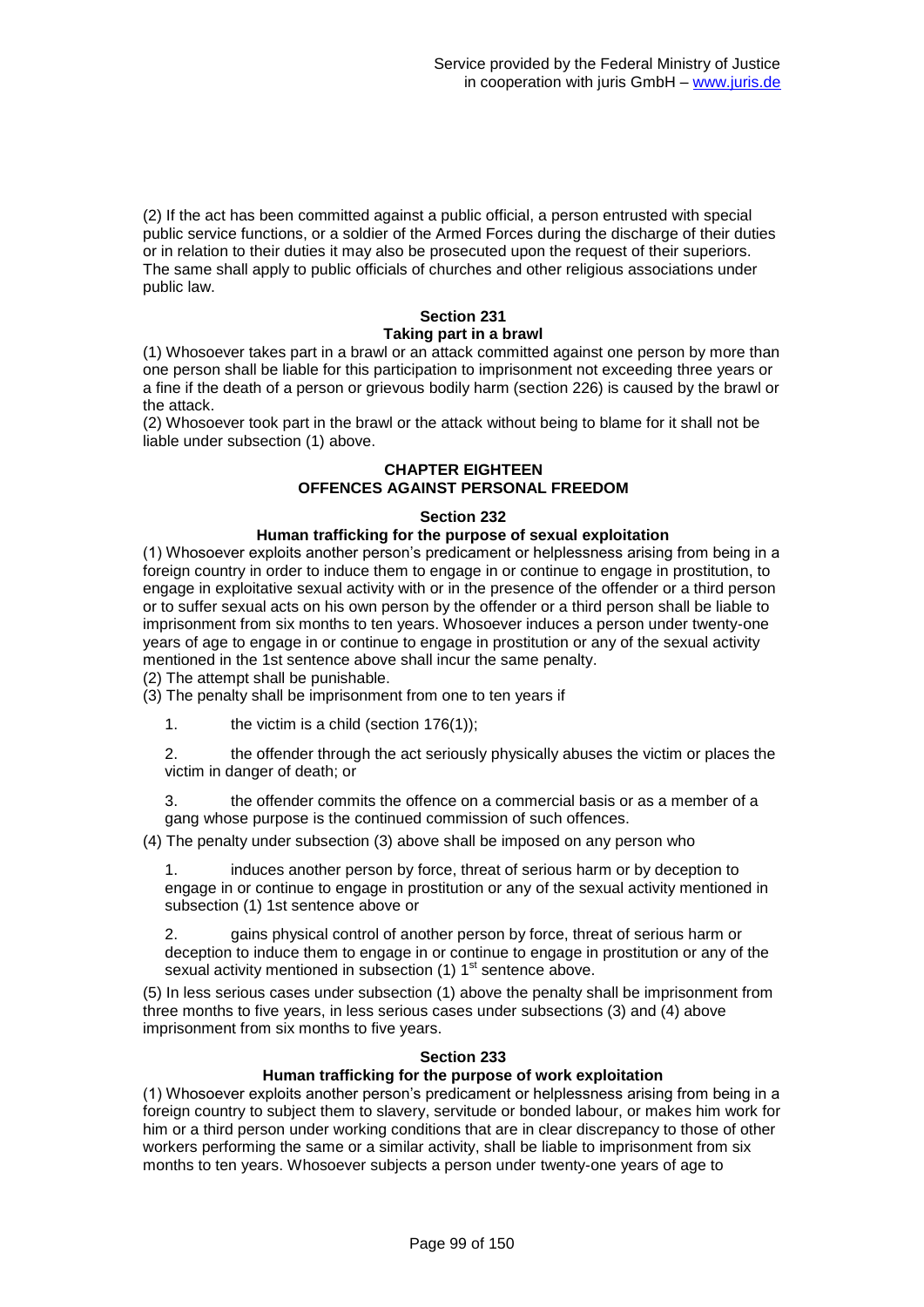(2) If the act has been committed against a public official, a person entrusted with special public service functions, or a soldier of the Armed Forces during the discharge of their duties or in relation to their duties it may also be prosecuted upon the request of their superiors. The same shall apply to public officials of churches and other religious associations under public law.

### Section 231
### Taking part in a brawl

(1) Whosoever takes part in a brawl or an attack committed against one person by more than one person shall be liable for this participation to imprisonment not exceeding three years or a fine if the death of a person or grievous bodily harm (section 226) is caused by the brawl or the attack.

(2) Whosoever took part in the brawl or the attack without being to blame for it shall not be liable under subsection (1) above.

## CHAPTER EIGHTEEN
## OFFENCES AGAINST PERSONAL FREEDOM

### Section 232
### Human trafficking for the purpose of sexual exploitation

(1) Whosoever exploits another person's predicament or helplessness arising from being in a foreign country in order to induce them to engage in or continue to engage in prostitution, to engage in exploitative sexual activity with or in the presence of the offender or a third person or to suffer sexual acts on his own person by the offender or a third person shall be liable to imprisonment from six months to ten years. Whosoever induces a person under twenty-one years of age to engage in or continue to engage in prostitution or any of the sexual activity mentioned in the 1st sentence above shall incur the same penalty.

(2) The attempt shall be punishable.

(3) The penalty shall be imprisonment from one to ten years if

1. the victim is a child (section 176(1));

2. the offender through the act seriously physically abuses the victim or places the victim in danger of death; or

3. the offender commits the offence on a commercial basis or as a member of a gang whose purpose is the continued commission of such offences.

(4) The penalty under subsection (3) above shall be imposed on any person who

1. induces another person by force, threat of serious harm or by deception to engage in or continue to engage in prostitution or any of the sexual activity mentioned in subsection (1) 1st sentence above or

2. gains physical control of another person by force, threat of serious harm or deception to induce them to engage in or continue to engage in prostitution or any of the sexual activity mentioned in subsection (1) 1st sentence above.

(5) In less serious cases under subsection (1) above the penalty shall be imprisonment from three months to five years, in less serious cases under subsections (3) and (4) above imprisonment from six months to five years.

### Section 233
### Human trafficking for the purpose of work exploitation

(1) Whosoever exploits another person's predicament or helplessness arising from being in a foreign country to subject them to slavery, servitude or bonded labour, or makes him work for him or a third person under working conditions that are in clear discrepancy to those of other workers performing the same or a similar activity, shall be liable to imprisonment from six months to ten years. Whosoever subjects a person under twenty-one years of age to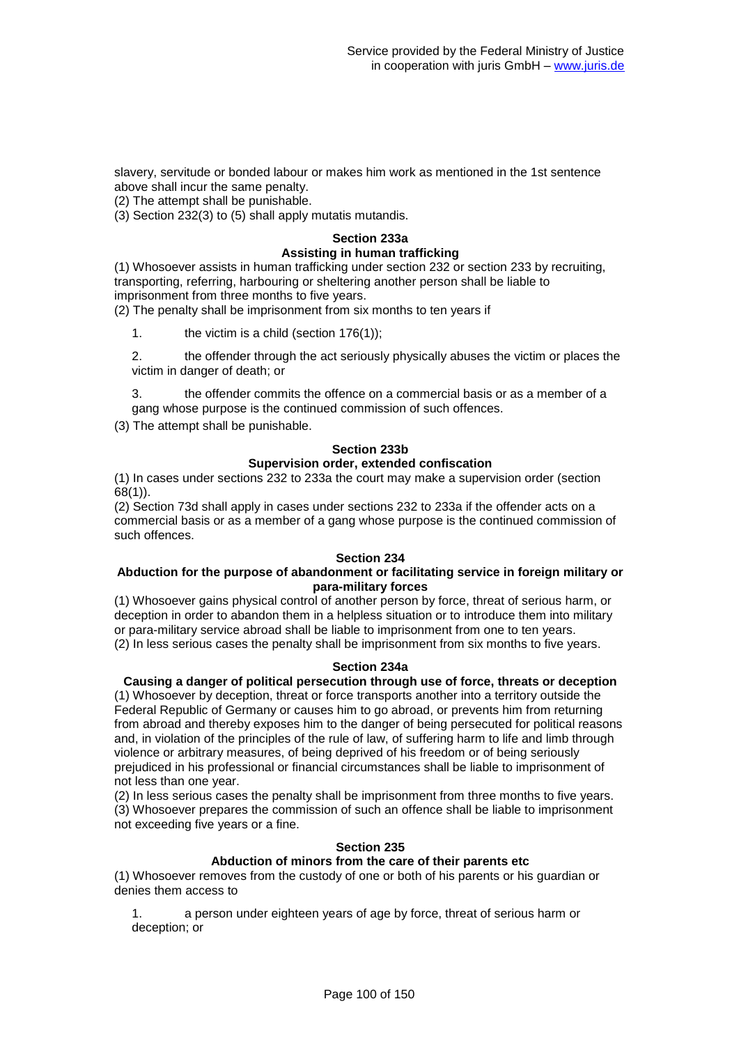slavery, servitude or bonded labour or makes him work as mentioned in the 1st sentence above shall incur the same penalty.

(2) The attempt shall be punishable.

(3) Section 232(3) to (5) shall apply mutatis mutandis.

**Section 233a**
**Assisting in human trafficking**

(1) Whosoever assists in human trafficking under section 232 or section 233 by recruiting, transporting, referring, harbouring or sheltering another person shall be liable to imprisonment from three months to five years.

(2) The penalty shall be imprisonment from six months to ten years if

1. the victim is a child (section 176(1));

2. the offender through the act seriously physically abuses the victim or places the victim in danger of death; or

3. the offender commits the offence on a commercial basis or as a member of a gang whose purpose is the continued commission of such offences.

(3) The attempt shall be punishable.

**Section 233b**
**Supervision order, extended confiscation**

(1) In cases under sections 232 to 233a the court may make a supervision order (section 68(1)).

(2) Section 73d shall apply in cases under sections 232 to 233a if the offender acts on a commercial basis or as a member of a gang whose purpose is the continued commission of such offences.

**Section 234**
**Abduction for the purpose of abandonment or facilitating service in foreign military or para-military forces**

(1) Whosoever gains physical control of another person by force, threat of serious harm, or deception in order to abandon them in a helpless situation or to introduce them into military or para-military service abroad shall be liable to imprisonment from one to ten years.

(2) In less serious cases the penalty shall be imprisonment from six months to five years.

**Section 234a**
**Causing a danger of political persecution through use of force, threats or deception**

(1) Whosoever by deception, threat or force transports another into a territory outside the Federal Republic of Germany or causes him to go abroad, or prevents him from returning from abroad and thereby exposes him to the danger of being persecuted for political reasons and, in violation of the principles of the rule of law, of suffering harm to life and limb through violence or arbitrary measures, of being deprived of his freedom or of being seriously prejudiced in his professional or financial circumstances shall be liable to imprisonment of not less than one year.

(2) In less serious cases the penalty shall be imprisonment from three months to five years.

(3) Whosoever prepares the commission of such an offence shall be liable to imprisonment not exceeding five years or a fine.

**Section 235**
**Abduction of minors from the care of their parents etc**

(1) Whosoever removes from the custody of one or both of his parents or his guardian or denies them access to

1. a person under eighteen years of age by force, threat of serious harm or deception; or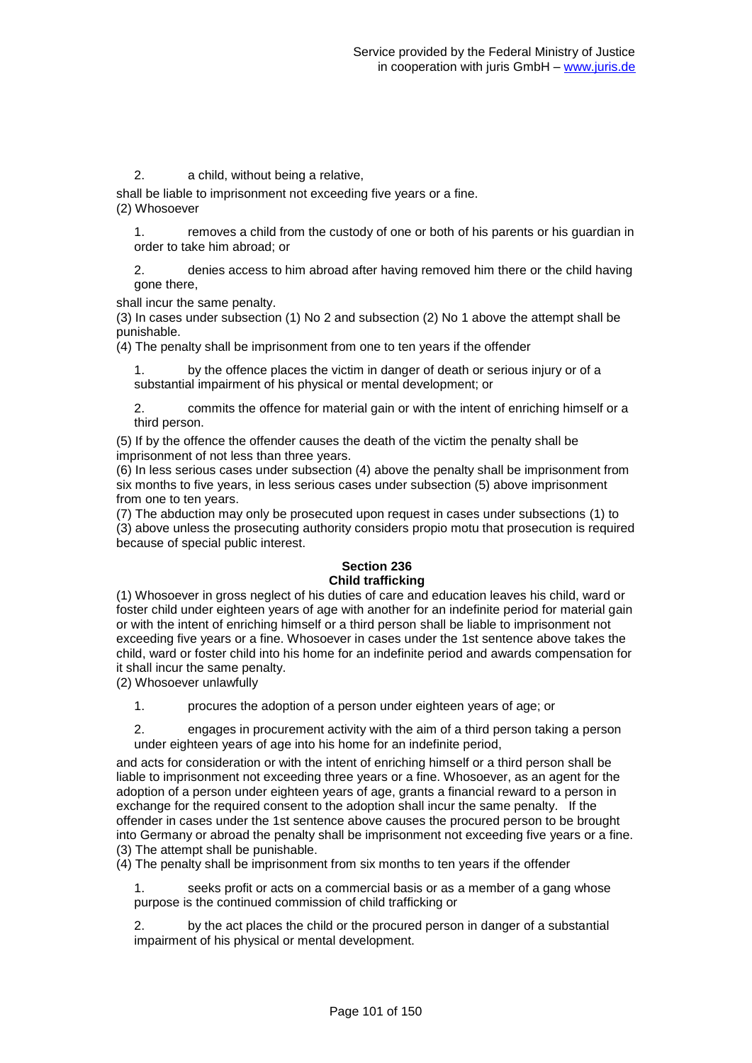2. a child, without being a relative,

shall be liable to imprisonment not exceeding five years or a fine.

(2) Whosoever

1. removes a child from the custody of one or both of his parents or his guardian in order to take him abroad; or

2. denies access to him abroad after having removed him there or the child having gone there,

shall incur the same penalty.

(3) In cases under subsection (1) No 2 and subsection (2) No 1 above the attempt shall be punishable.

(4) The penalty shall be imprisonment from one to ten years if the offender

1. by the offence places the victim in danger of death or serious injury or of a substantial impairment of his physical or mental development; or

2. commits the offence for material gain or with the intent of enriching himself or a third person.

(5) If by the offence the offender causes the death of the victim the penalty shall be imprisonment of not less than three years.

(6) In less serious cases under subsection (4) above the penalty shall be imprisonment from six months to five years, in less serious cases under subsection (5) above imprisonment from one to ten years.

(7) The abduction may only be prosecuted upon request in cases under subsections (1) to (3) above unless the prosecuting authority considers propio motu that prosecution is required because of special public interest.

### Section 236
### Child trafficking

(1) Whosoever in gross neglect of his duties of care and education leaves his child, ward or foster child under eighteen years of age with another for an indefinite period for material gain or with the intent of enriching himself or a third person shall be liable to imprisonment not exceeding five years or a fine. Whosoever in cases under the 1st sentence above takes the child, ward or foster child into his home for an indefinite period and awards compensation for it shall incur the same penalty.

(2) Whosoever unlawfully

1. procures the adoption of a person under eighteen years of age; or

2. engages in procurement activity with the aim of a third person taking a person under eighteen years of age into his home for an indefinite period,

and acts for consideration or with the intent of enriching himself or a third person shall be liable to imprisonment not exceeding three years or a fine. Whosoever, as an agent for the adoption of a person under eighteen years of age, grants a financial reward to a person in exchange for the required consent to the adoption shall incur the same penalty. If the offender in cases under the 1st sentence above causes the procured person to be brought into Germany or abroad the penalty shall be imprisonment not exceeding five years or a fine.

(3) The attempt shall be punishable.

(4) The penalty shall be imprisonment from six months to ten years if the offender

1. seeks profit or acts on a commercial basis or as a member of a gang whose purpose is the continued commission of child trafficking or

2. by the act places the child or the procured person in danger of a substantial impairment of his physical or mental development.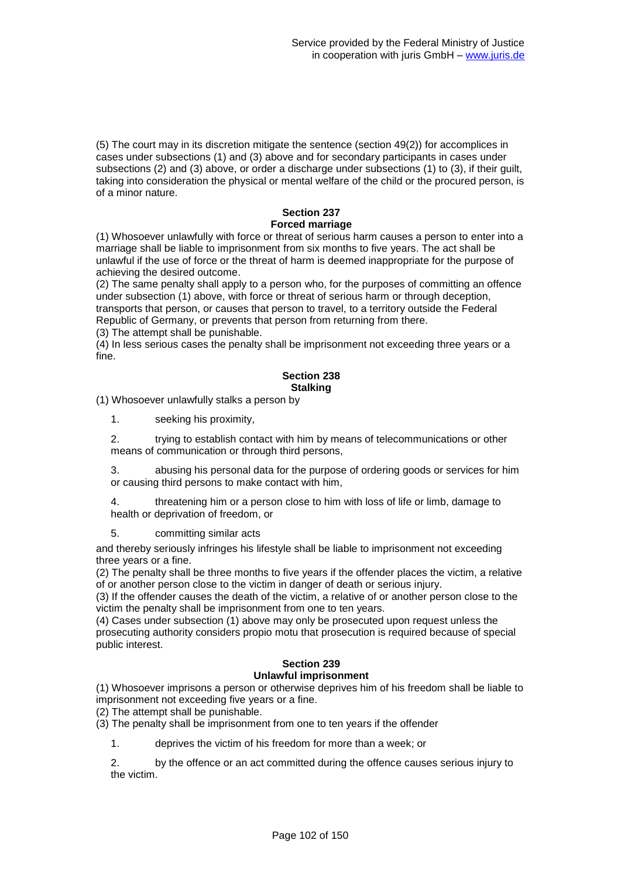(5) The court may in its discretion mitigate the sentence (section 49(2)) for accomplices in cases under subsections (1) and (3) above and for secondary participants in cases under subsections (2) and (3) above, or order a discharge under subsections (1) to (3), if their guilt, taking into consideration the physical or mental welfare of the child or the procured person, is of a minor nature.

### Section 237
### Forced marriage

(1) Whosoever unlawfully with force or threat of serious harm causes a person to enter into a marriage shall be liable to imprisonment from six months to five years. The act shall be unlawful if the use of force or the threat of harm is deemed inappropriate for the purpose of achieving the desired outcome.
(2) The same penalty shall apply to a person who, for the purposes of committing an offence under subsection (1) above, with force or threat of serious harm or through deception, transports that person, or causes that person to travel, to a territory outside the Federal Republic of Germany, or prevents that person from returning from there.
(3) The attempt shall be punishable.
(4) In less serious cases the penalty shall be imprisonment not exceeding three years or a fine.

### Section 238
### Stalking

(1) Whosoever unlawfully stalks a person by

1. seeking his proximity,

2. trying to establish contact with him by means of telecommunications or other means of communication or through third persons,

3. abusing his personal data for the purpose of ordering goods or services for him or causing third persons to make contact with him,

4. threatening him or a person close to him with loss of life or limb, damage to health or deprivation of freedom, or

5. committing similar acts

and thereby seriously infringes his lifestyle shall be liable to imprisonment not exceeding three years or a fine.
(2) The penalty shall be three months to five years if the offender places the victim, a relative of or another person close to the victim in danger of death or serious injury.
(3) If the offender causes the death of the victim, a relative of or another person close to the victim the penalty shall be imprisonment from one to ten years.
(4) Cases under subsection (1) above may only be prosecuted upon request unless the prosecuting authority considers propio motu that prosecution is required because of special public interest.

### Section 239
### Unlawful imprisonment

(1) Whosoever imprisons a person or otherwise deprives him of his freedom shall be liable to imprisonment not exceeding five years or a fine.
(2) The attempt shall be punishable.
(3) The penalty shall be imprisonment from one to ten years if the offender

1. deprives the victim of his freedom for more than a week; or

2. by the offence or an act committed during the offence causes serious injury to the victim.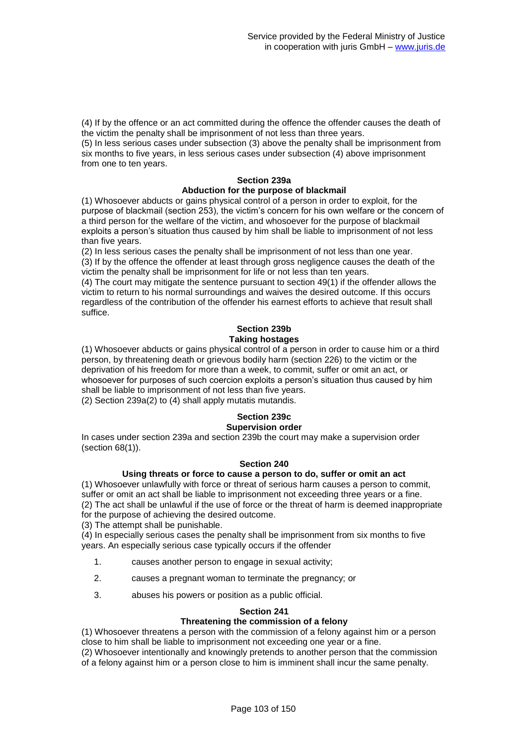(4) If by the offence or an act committed during the offence the offender causes the death of the victim the penalty shall be imprisonment of not less than three years.
(5) In less serious cases under subsection (3) above the penalty shall be imprisonment from six months to five years, in less serious cases under subsection (4) above imprisonment from one to ten years.

### Section 239a
### Abduction for the purpose of blackmail

(1) Whosoever abducts or gains physical control of a person in order to exploit, for the purpose of blackmail (section 253), the victim's concern for his own welfare or the concern of a third person for the welfare of the victim, and whosoever for the purpose of blackmail exploits a person's situation thus caused by him shall be liable to imprisonment of not less than five years.
(2) In less serious cases the penalty shall be imprisonment of not less than one year.
(3) If by the offence the offender at least through gross negligence causes the death of the victim the penalty shall be imprisonment for life or not less than ten years.
(4) The court may mitigate the sentence pursuant to section 49(1) if the offender allows the victim to return to his normal surroundings and waives the desired outcome. If this occurs regardless of the contribution of the offender his earnest efforts to achieve that result shall suffice.

### Section 239b
### Taking hostages

(1) Whosoever abducts or gains physical control of a person in order to cause him or a third person, by threatening death or grievous bodily harm (section 226) to the victim or the deprivation of his freedom for more than a week, to commit, suffer or omit an act, or whosoever for purposes of such coercion exploits a person's situation thus caused by him shall be liable to imprisonment of not less than five years.
(2) Section 239a(2) to (4) shall apply mutatis mutandis.

### Section 239c
### Supervision order

In cases under section 239a and section 239b the court may make a supervision order (section 68(1)).

### Section 240
### Using threats or force to cause a person to do, suffer or omit an act

(1) Whosoever unlawfully with force or threat of serious harm causes a person to commit, suffer or omit an act shall be liable to imprisonment not exceeding three years or a fine.
(2) The act shall be unlawful if the use of force or the threat of harm is deemed inappropriate for the purpose of achieving the desired outcome.
(3) The attempt shall be punishable.
(4) In especially serious cases the penalty shall be imprisonment from six months to five years. An especially serious case typically occurs if the offender

1. causes another person to engage in sexual activity;
2. causes a pregnant woman to terminate the pregnancy; or
3. abuses his powers or position as a public official.

### Section 241
### Threatening the commission of a felony

(1) Whosoever threatens a person with the commission of a felony against him or a person close to him shall be liable to imprisonment not exceeding one year or a fine.
(2) Whosoever intentionally and knowingly pretends to another person that the commission of a felony against him or a person close to him is imminent shall incur the same penalty.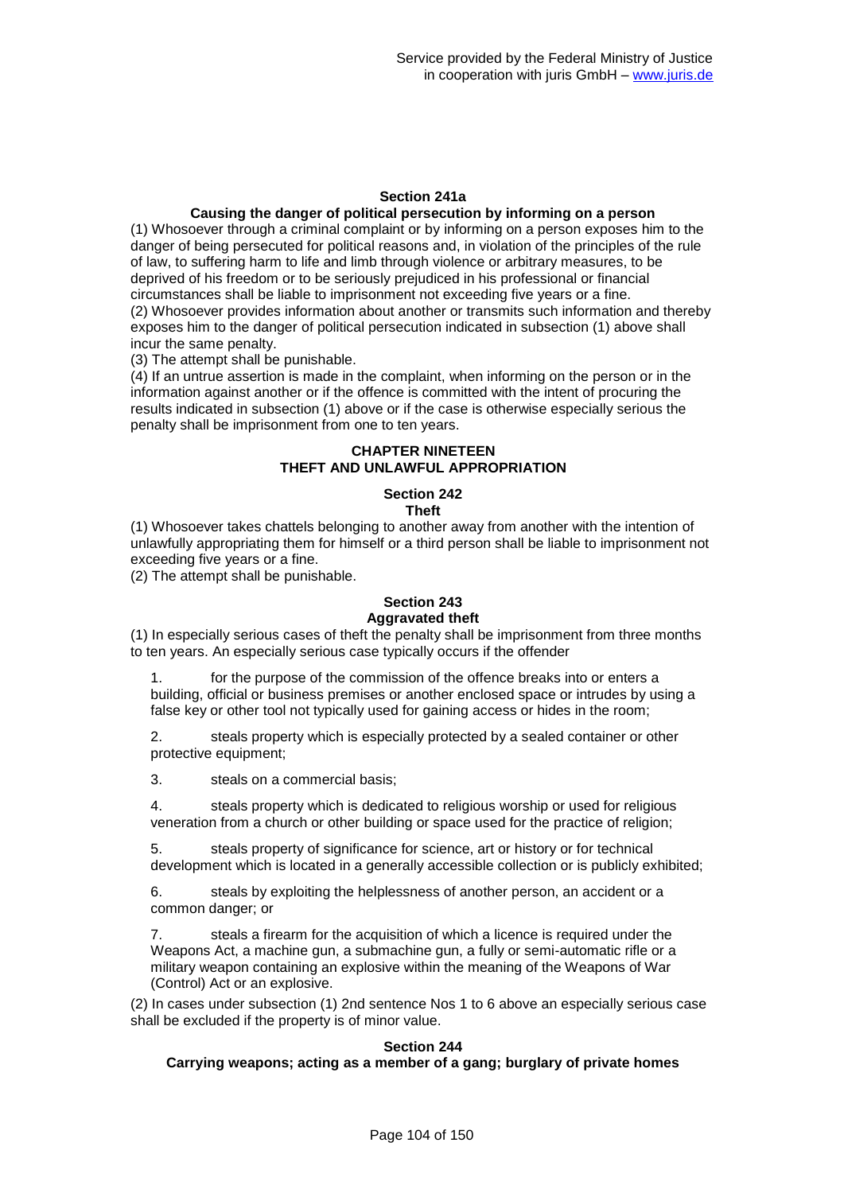### Section 241a
### Causing the danger of political persecution by informing on a person

(1) Whosoever through a criminal complaint or by informing on a person exposes him to the danger of being persecuted for political reasons and, in violation of the principles of the rule of law, to suffering harm to life and limb through violence or arbitrary measures, to be deprived of his freedom or to be seriously prejudiced in his professional or financial circumstances shall be liable to imprisonment not exceeding five years or a fine.
(2) Whosoever provides information about another or transmits such information and thereby exposes him to the danger of political persecution indicated in subsection (1) above shall incur the same penalty.
(3) The attempt shall be punishable.
(4) If an untrue assertion is made in the complaint, when informing on the person or in the information against another or if the offence is committed with the intent of procuring the results indicated in subsection (1) above or if the case is otherwise especially serious the penalty shall be imprisonment from one to ten years.

## CHAPTER NINETEEN
## THEFT AND UNLAWFUL APPROPRIATION

### Section 242
### Theft

(1) Whosoever takes chattels belonging to another away from another with the intention of unlawfully appropriating them for himself or a third person shall be liable to imprisonment not exceeding five years or a fine.
(2) The attempt shall be punishable.

### Section 243
### Aggravated theft

(1) In especially serious cases of theft the penalty shall be imprisonment from three months to ten years. An especially serious case typically occurs if the offender

1. for the purpose of the commission of the offence breaks into or enters a building, official or business premises or another enclosed space or intrudes by using a false key or other tool not typically used for gaining access or hides in the room;
2. steals property which is especially protected by a sealed container or other protective equipment;
3. steals on a commercial basis;
4. steals property which is dedicated to religious worship or used for religious veneration from a church or other building or space used for the practice of religion;
5. steals property of significance for science, art or history or for technical development which is located in a generally accessible collection or is publicly exhibited;
6. steals by exploiting the helplessness of another person, an accident or a common danger; or
7. steals a firearm for the acquisition of which a licence is required under the Weapons Act, a machine gun, a submachine gun, a fully or semi-automatic rifle or a military weapon containing an explosive within the meaning of the Weapons of War (Control) Act or an explosive.

(2) In cases under subsection (1) 2nd sentence Nos 1 to 6 above an especially serious case shall be excluded if the property is of minor value.

### Section 244
### Carrying weapons; acting as a member of a gang; burglary of private homes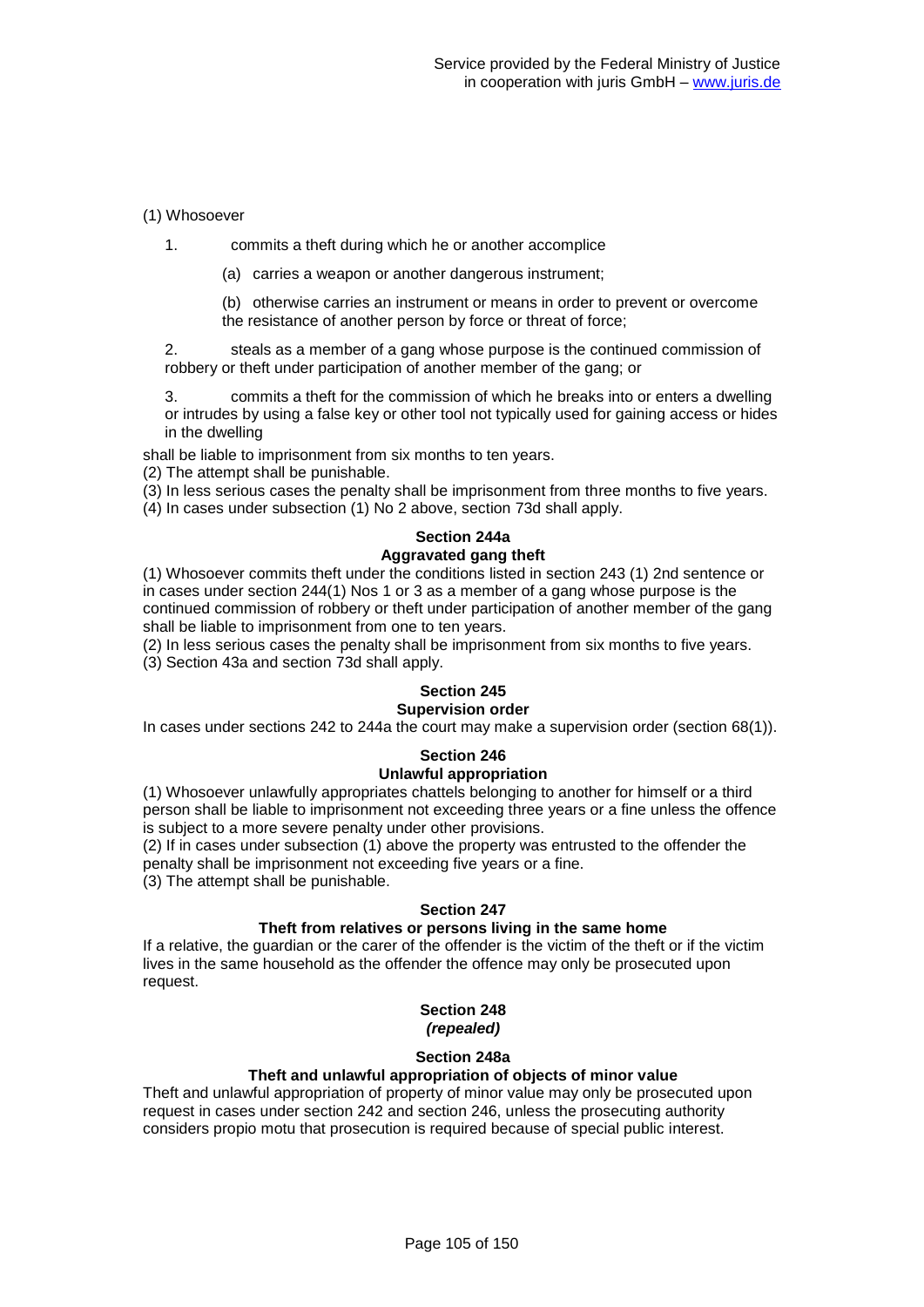(1) Whosoever

1. commits a theft during which he or another accomplice

   (a) carries a weapon or another dangerous instrument;

   (b) otherwise carries an instrument or means in order to prevent or overcome the resistance of another person by force or threat of force;

2. steals as a member of a gang whose purpose is the continued commission of robbery or theft under participation of another member of the gang; or

3. commits a theft for the commission of which he breaks into or enters a dwelling or intrudes by using a false key or other tool not typically used for gaining access or hides in the dwelling

shall be liable to imprisonment from six months to ten years.

(2) The attempt shall be punishable.

(3) In less serious cases the penalty shall be imprisonment from three months to five years.

(4) In cases under subsection (1) No 2 above, section 73d shall apply.

### Section 244a
### Aggravated gang theft

(1) Whosoever commits theft under the conditions listed in section 243 (1) 2nd sentence or in cases under section 244(1) Nos 1 or 3 as a member of a gang whose purpose is the continued commission of robbery or theft under participation of another member of the gang shall be liable to imprisonment from one to ten years.

(2) In less serious cases the penalty shall be imprisonment from six months to five years.

(3) Section 43a and section 73d shall apply.

### Section 245
### Supervision order

In cases under sections 242 to 244a the court may make a supervision order (section 68(1)).

### Section 246
### Unlawful appropriation

(1) Whosoever unlawfully appropriates chattels belonging to another for himself or a third person shall be liable to imprisonment not exceeding three years or a fine unless the offence is subject to a more severe penalty under other provisions.

(2) If in cases under subsection (1) above the property was entrusted to the offender the penalty shall be imprisonment not exceeding five years or a fine.

(3) The attempt shall be punishable.

### Section 247
### Theft from relatives or persons living in the same home

If a relative, the guardian or the carer of the offender is the victim of the theft or if the victim lives in the same household as the offender the offence may only be prosecuted upon request.

### Section 248
### *(repealed)*

### Section 248a
### Theft and unlawful appropriation of objects of minor value

Theft and unlawful appropriation of property of minor value may only be prosecuted upon request in cases under section 242 and section 246, unless the prosecuting authority considers propio motu that prosecution is required because of special public interest.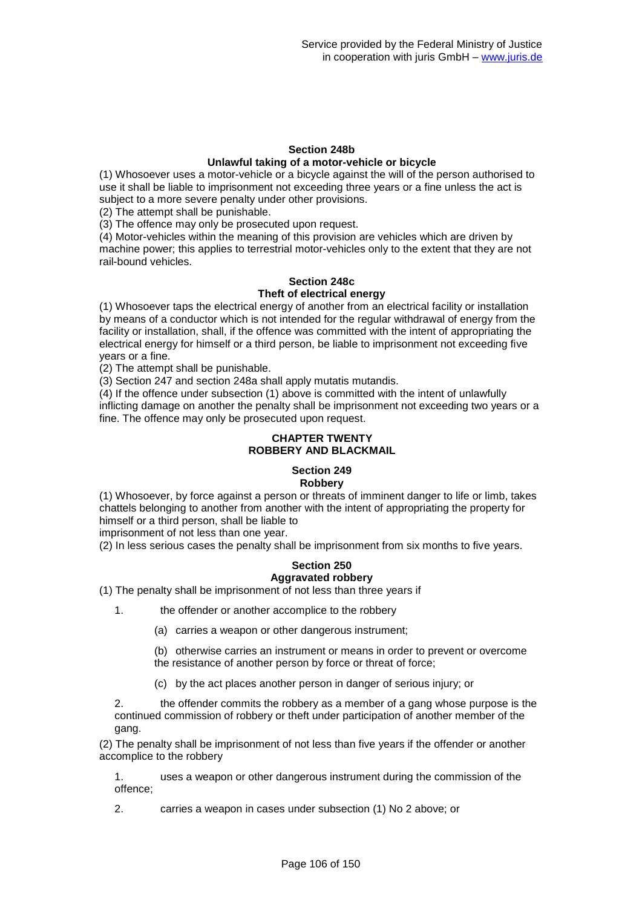### Section 248b
### Unlawful taking of a motor-vehicle or bicycle

(1) Whosoever uses a motor-vehicle or a bicycle against the will of the person authorised to use it shall be liable to imprisonment not exceeding three years or a fine unless the act is subject to a more severe penalty under other provisions.

(2) The attempt shall be punishable.

(3) The offence may only be prosecuted upon request.

(4) Motor-vehicles within the meaning of this provision are vehicles which are driven by machine power; this applies to terrestrial motor-vehicles only to the extent that they are not rail-bound vehicles.

### Section 248c
### Theft of electrical energy

(1) Whosoever taps the electrical energy of another from an electrical facility or installation by means of a conductor which is not intended for the regular withdrawal of energy from the facility or installation, shall, if the offence was committed with the intent of appropriating the electrical energy for himself or a third person, be liable to imprisonment not exceeding five years or a fine.

(2) The attempt shall be punishable.

(3) Section 247 and section 248a shall apply mutatis mutandis.

(4) If the offence under subsection (1) above is committed with the intent of unlawfully inflicting damage on another the penalty shall be imprisonment not exceeding two years or a fine. The offence may only be prosecuted upon request.

## CHAPTER TWENTY
## ROBBERY AND BLACKMAIL

### Section 249
### Robbery

(1) Whosoever, by force against a person or threats of imminent danger to life or limb, takes chattels belonging to another from another with the intent of appropriating the property for himself or a third person, shall be liable to
imprisonment of not less than one year.

(2) In less serious cases the penalty shall be imprisonment from six months to five years.

### Section 250
### Aggravated robbery

(1) The penalty shall be imprisonment of not less than three years if

1. the offender or another accomplice to the robbery

   (a) carries a weapon or other dangerous instrument;

   (b) otherwise carries an instrument or means in order to prevent or overcome the resistance of another person by force or threat of force;

   (c) by the act places another person in danger of serious injury; or

2. the offender commits the robbery as a member of a gang whose purpose is the continued commission of robbery or theft under participation of another member of the gang.

(2) The penalty shall be imprisonment of not less than five years if the offender or another accomplice to the robbery

1. uses a weapon or other dangerous instrument during the commission of the offence;

2. carries a weapon in cases under subsection (1) No 2 above; or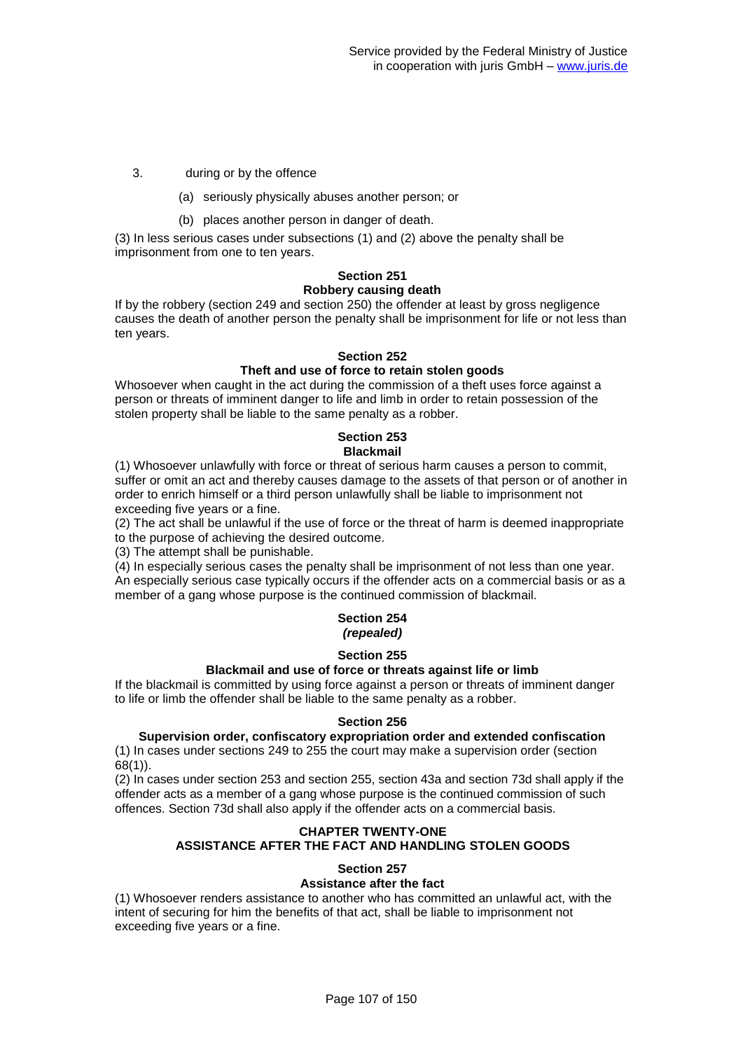3. during or by the offence

   (a) seriously physically abuses another person; or

   (b) places another person in danger of death.

(3) In less serious cases under subsections (1) and (2) above the penalty shall be imprisonment from one to ten years.

**Section 251**
**Robbery causing death**

If by the robbery (section 249 and section 250) the offender at least by gross negligence causes the death of another person the penalty shall be imprisonment for life or not less than ten years.

**Section 252**
**Theft and use of force to retain stolen goods**

Whosoever when caught in the act during the commission of a theft uses force against a person or threats of imminent danger to life and limb in order to retain possession of the stolen property shall be liable to the same penalty as a robber.

**Section 253**
**Blackmail**

(1) Whosoever unlawfully with force or threat of serious harm causes a person to commit, suffer or omit an act and thereby causes damage to the assets of that person or of another in order to enrich himself or a third person unlawfully shall be liable to imprisonment not exceeding five years or a fine.
(2) The act shall be unlawful if the use of force or the threat of harm is deemed inappropriate to the purpose of achieving the desired outcome.
(3) The attempt shall be punishable.
(4) In especially serious cases the penalty shall be imprisonment of not less than one year. An especially serious case typically occurs if the offender acts on a commercial basis or as a member of a gang whose purpose is the continued commission of blackmail.

**Section 254**
***(repealed)***

**Section 255**
**Blackmail and use of force or threats against life or limb**

If the blackmail is committed by using force against a person or threats of imminent danger to life or limb the offender shall be liable to the same penalty as a robber.

**Section 256**
**Supervision order, confiscatory expropriation order and extended confiscation**

(1) In cases under sections 249 to 255 the court may make a supervision order (section 68(1)).
(2) In cases under section 253 and section 255, section 43a and section 73d shall apply if the offender acts as a member of a gang whose purpose is the continued commission of such offences. Section 73d shall also apply if the offender acts on a commercial basis.

## CHAPTER TWENTY-ONE
## ASSISTANCE AFTER THE FACT AND HANDLING STOLEN GOODS

**Section 257**
**Assistance after the fact**

(1) Whosoever renders assistance to another who has committed an unlawful act, with the intent of securing for him the benefits of that act, shall be liable to imprisonment not exceeding five years or a fine.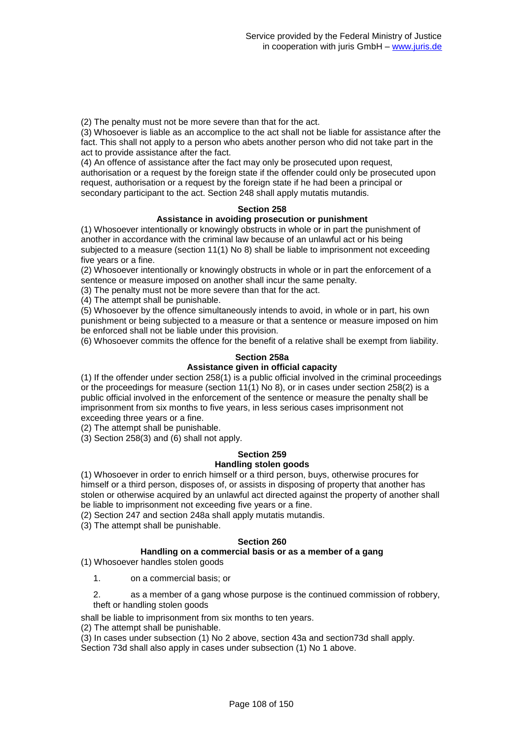(2) The penalty must not be more severe than that for the act.

(3) Whosoever is liable as an accomplice to the act shall not be liable for assistance after the fact. This shall not apply to a person who abets another person who did not take part in the act to provide assistance after the fact.

(4) An offence of assistance after the fact may only be prosecuted upon request, authorisation or a request by the foreign state if the offender could only be prosecuted upon request, authorisation or a request by the foreign state if he had been a principal or secondary participant to the act. Section 248 shall apply mutatis mutandis.

### Section 258
### Assistance in avoiding prosecution or punishment

(1) Whosoever intentionally or knowingly obstructs in whole or in part the punishment of another in accordance with the criminal law because of an unlawful act or his being subjected to a measure (section 11(1) No 8) shall be liable to imprisonment not exceeding five years or a fine.

(2) Whosoever intentionally or knowingly obstructs in whole or in part the enforcement of a sentence or measure imposed on another shall incur the same penalty.

(3) The penalty must not be more severe than that for the act.

(4) The attempt shall be punishable.

(5) Whosoever by the offence simultaneously intends to avoid, in whole or in part, his own punishment or being subjected to a measure or that a sentence or measure imposed on him be enforced shall not be liable under this provision.

(6) Whosoever commits the offence for the benefit of a relative shall be exempt from liability.

### Section 258a
### Assistance given in official capacity

(1) If the offender under section 258(1) is a public official involved in the criminal proceedings or the proceedings for measure (section 11(1) No 8), or in cases under section 258(2) is a public official involved in the enforcement of the sentence or measure the penalty shall be imprisonment from six months to five years, in less serious cases imprisonment not exceeding three years or a fine.

(2) The attempt shall be punishable.

(3) Section 258(3) and (6) shall not apply.

### Section 259
### Handling stolen goods

(1) Whosoever in order to enrich himself or a third person, buys, otherwise procures for himself or a third person, disposes of, or assists in disposing of property that another has stolen or otherwise acquired by an unlawful act directed against the property of another shall be liable to imprisonment not exceeding five years or a fine.

(2) Section 247 and section 248a shall apply mutatis mutandis.

(3) The attempt shall be punishable.

### Section 260
### Handling on a commercial basis or as a member of a gang

(1) Whosoever handles stolen goods

1. on a commercial basis; or
2. as a member of a gang whose purpose is the continued commission of robbery, theft or handling stolen goods

shall be liable to imprisonment from six months to ten years.

(2) The attempt shall be punishable.

(3) In cases under subsection (1) No 2 above, section 43a and section73d shall apply. Section 73d shall also apply in cases under subsection (1) No 1 above.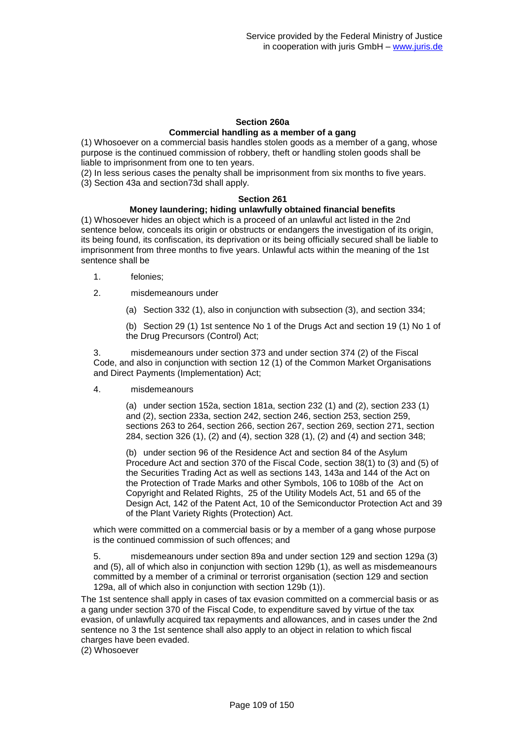### Section 260a
### Commercial handling as a member of a gang

(1) Whosoever on a commercial basis handles stolen goods as a member of a gang, whose purpose is the continued commission of robbery, theft or handling stolen goods shall be liable to imprisonment from one to ten years.
(2) In less serious cases the penalty shall be imprisonment from six months to five years.
(3) Section 43a and section73d shall apply.

### Section 261
### Money laundering; hiding unlawfully obtained financial benefits

(1) Whosoever hides an object which is a proceed of an unlawful act listed in the 2nd sentence below, conceals its origin or obstructs or endangers the investigation of its origin, its being found, its confiscation, its deprivation or its being officially secured shall be liable to imprisonment from three months to five years. Unlawful acts within the meaning of the 1st sentence shall be

1. felonies;
2. misdemeanours under
   - (a) Section 332 (1), also in conjunction with subsection (3), and section 334;
   - (b) Section 29 (1) 1st sentence No 1 of the Drugs Act and section 19 (1) No 1 of the Drug Precursors (Control) Act;
3. misdemeanours under section 373 and under section 374 (2) of the Fiscal Code, and also in conjunction with section 12 (1) of the Common Market Organisations and Direct Payments (Implementation) Act;
4. misdemeanours
   - (a) under section 152a, section 181a, section 232 (1) and (2), section 233 (1) and (2), section 233a, section 242, section 246, section 253, section 259, sections 263 to 264, section 266, section 267, section 269, section 271, section 284, section 326 (1), (2) and (4), section 328 (1), (2) and (4) and section 348;
   - (b) under section 96 of the Residence Act and section 84 of the Asylum Procedure Act and section 370 of the Fiscal Code, section 38(1) to (3) and (5) of the Securities Trading Act as well as sections 143, 143a and 144 of the Act on the Protection of Trade Marks and other Symbols, 106 to 108b of the Act on Copyright and Related Rights, 25 of the Utility Models Act, 51 and 65 of the Design Act, 142 of the Patent Act, 10 of the Semiconductor Protection Act and 39 of the Plant Variety Rights (Protection) Act.

   which were committed on a commercial basis or by a member of a gang whose purpose is the continued commission of such offences; and
5. misdemeanours under section 89a and under section 129 and section 129a (3) and (5), all of which also in conjunction with section 129b (1), as well as misdemeanours committed by a member of a criminal or terrorist organisation (section 129 and section 129a, all of which also in conjunction with section 129b (1)).

The 1st sentence shall apply in cases of tax evasion committed on a commercial basis or as a gang under section 370 of the Fiscal Code, to expenditure saved by virtue of the tax evasion, of unlawfully acquired tax repayments and allowances, and in cases under the 2nd sentence no 3 the 1st sentence shall also apply to an object in relation to which fiscal charges have been evaded.
(2) Whosoever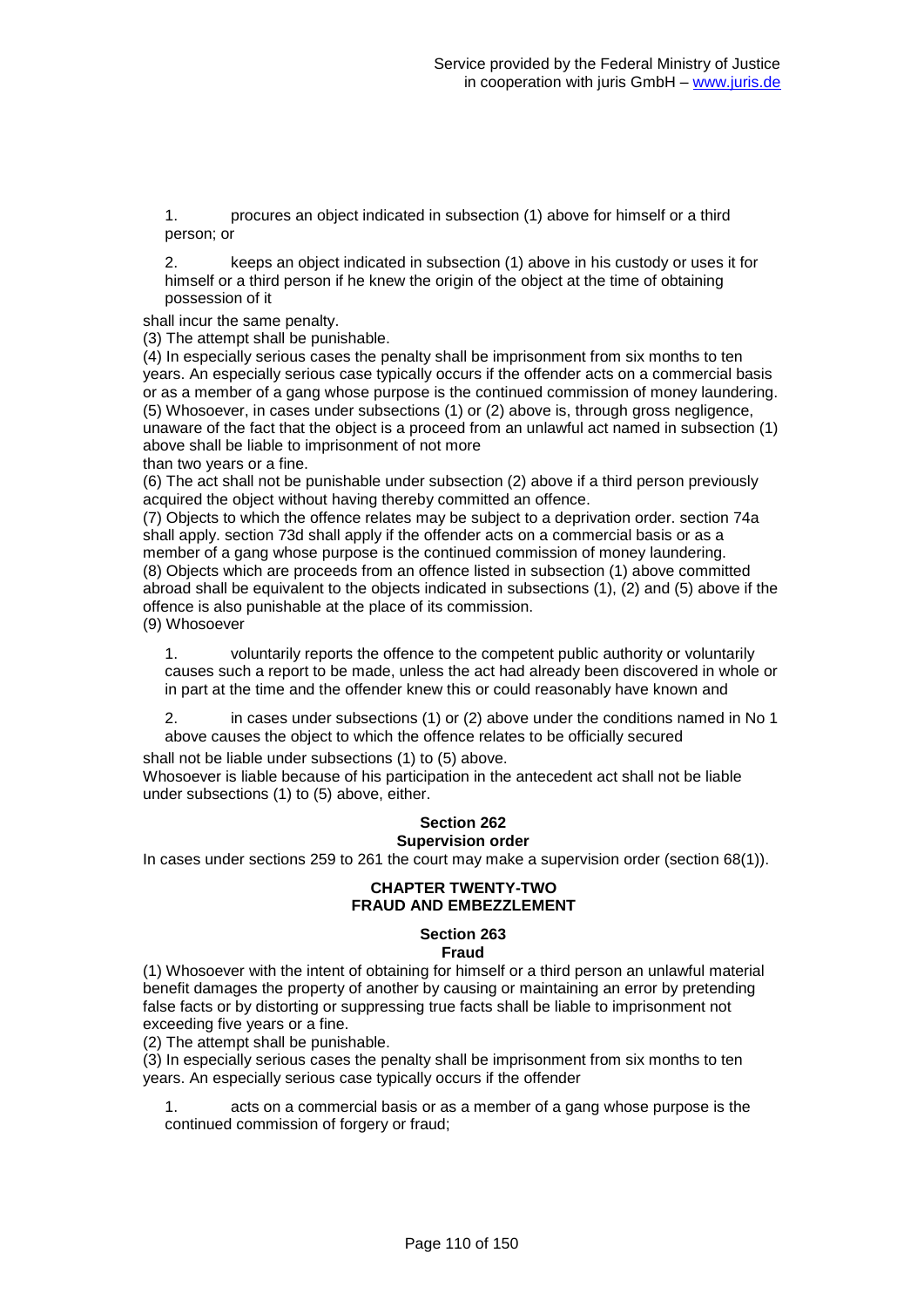1. procures an object indicated in subsection (1) above for himself or a third person; or

2. keeps an object indicated in subsection (1) above in his custody or uses it for himself or a third person if he knew the origin of the object at the time of obtaining possession of it

shall incur the same penalty.

(3) The attempt shall be punishable.

(4) In especially serious cases the penalty shall be imprisonment from six months to ten years. An especially serious case typically occurs if the offender acts on a commercial basis or as a member of a gang whose purpose is the continued commission of money laundering.

(5) Whosoever, in cases under subsections (1) or (2) above is, through gross negligence, unaware of the fact that the object is a proceed from an unlawful act named in subsection (1) above shall be liable to imprisonment of not more than two years or a fine.

(6) The act shall not be punishable under subsection (2) above if a third person previously acquired the object without having thereby committed an offence.

(7) Objects to which the offence relates may be subject to a deprivation order. section 74a shall apply. section 73d shall apply if the offender acts on a commercial basis or as a member of a gang whose purpose is the continued commission of money laundering.

(8) Objects which are proceeds from an offence listed in subsection (1) above committed abroad shall be equivalent to the objects indicated in subsections (1), (2) and (5) above if the offence is also punishable at the place of its commission.

(9) Whosoever

1. voluntarily reports the offence to the competent public authority or voluntarily causes such a report to be made, unless the act had already been discovered in whole or in part at the time and the offender knew this or could reasonably have known and

2. in cases under subsections (1) or (2) above under the conditions named in No 1 above causes the object to which the offence relates to be officially secured

shall not be liable under subsections (1) to (5) above.

Whosoever is liable because of his participation in the antecedent act shall not be liable under subsections (1) to (5) above, either.

### Section 262
### Supervision order

In cases under sections 259 to 261 the court may make a supervision order (section 68(1)).

## CHAPTER TWENTY-TWO
## FRAUD AND EMBEZZLEMENT

### Section 263
### Fraud

(1) Whosoever with the intent of obtaining for himself or a third person an unlawful material benefit damages the property of another by causing or maintaining an error by pretending false facts or by distorting or suppressing true facts shall be liable to imprisonment not exceeding five years or a fine.

(2) The attempt shall be punishable.

(3) In especially serious cases the penalty shall be imprisonment from six months to ten years. An especially serious case typically occurs if the offender

1. acts on a commercial basis or as a member of a gang whose purpose is the continued commission of forgery or fraud;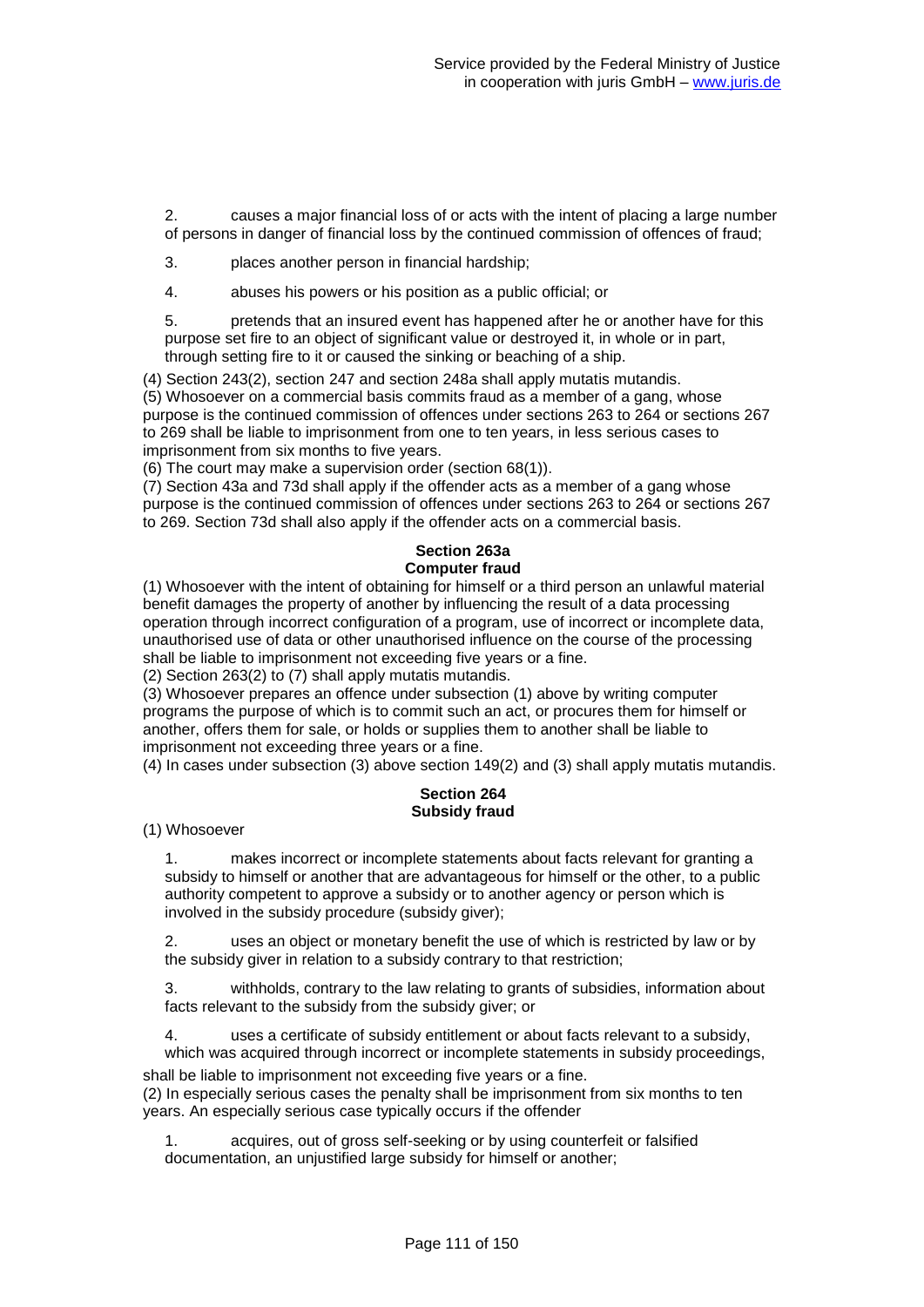2. causes a major financial loss of or acts with the intent of placing a large number of persons in danger of financial loss by the continued commission of offences of fraud;

3. places another person in financial hardship;

4. abuses his powers or his position as a public official; or

5. pretends that an insured event has happened after he or another have for this purpose set fire to an object of significant value or destroyed it, in whole or in part, through setting fire to it or caused the sinking or beaching of a ship.

(4) Section 243(2), section 247 and section 248a shall apply mutatis mutandis.
(5) Whosoever on a commercial basis commits fraud as a member of a gang, whose purpose is the continued commission of offences under sections 263 to 264 or sections 267 to 269 shall be liable to imprisonment from one to ten years, in less serious cases to imprisonment from six months to five years.
(6) The court may make a supervision order (section 68(1)).
(7) Section 43a and 73d shall apply if the offender acts as a member of a gang whose purpose is the continued commission of offences under sections 263 to 264 or sections 267 to 269. Section 73d shall also apply if the offender acts on a commercial basis.

### Section 263a
### Computer fraud

(1) Whosoever with the intent of obtaining for himself or a third person an unlawful material benefit damages the property of another by influencing the result of a data processing operation through incorrect configuration of a program, use of incorrect or incomplete data, unauthorised use of data or other unauthorised influence on the course of the processing shall be liable to imprisonment not exceeding five years or a fine.
(2) Section 263(2) to (7) shall apply mutatis mutandis.
(3) Whosoever prepares an offence under subsection (1) above by writing computer programs the purpose of which is to commit such an act, or procures them for himself or another, offers them for sale, or holds or supplies them to another shall be liable to imprisonment not exceeding three years or a fine.
(4) In cases under subsection (3) above section 149(2) and (3) shall apply mutatis mutandis.

### Section 264
### Subsidy fraud

(1) Whosoever

1. makes incorrect or incomplete statements about facts relevant for granting a subsidy to himself or another that are advantageous for himself or the other, to a public authority competent to approve a subsidy or to another agency or person which is involved in the subsidy procedure (subsidy giver);

2. uses an object or monetary benefit the use of which is restricted by law or by the subsidy giver in relation to a subsidy contrary to that restriction;

3. withholds, contrary to the law relating to grants of subsidies, information about facts relevant to the subsidy from the subsidy giver; or

4. uses a certificate of subsidy entitlement or about facts relevant to a subsidy, which was acquired through incorrect or incomplete statements in subsidy proceedings,

shall be liable to imprisonment not exceeding five years or a fine.
(2) In especially serious cases the penalty shall be imprisonment from six months to ten years. An especially serious case typically occurs if the offender

1. acquires, out of gross self-seeking or by using counterfeit or falsified documentation, an unjustified large subsidy for himself or another;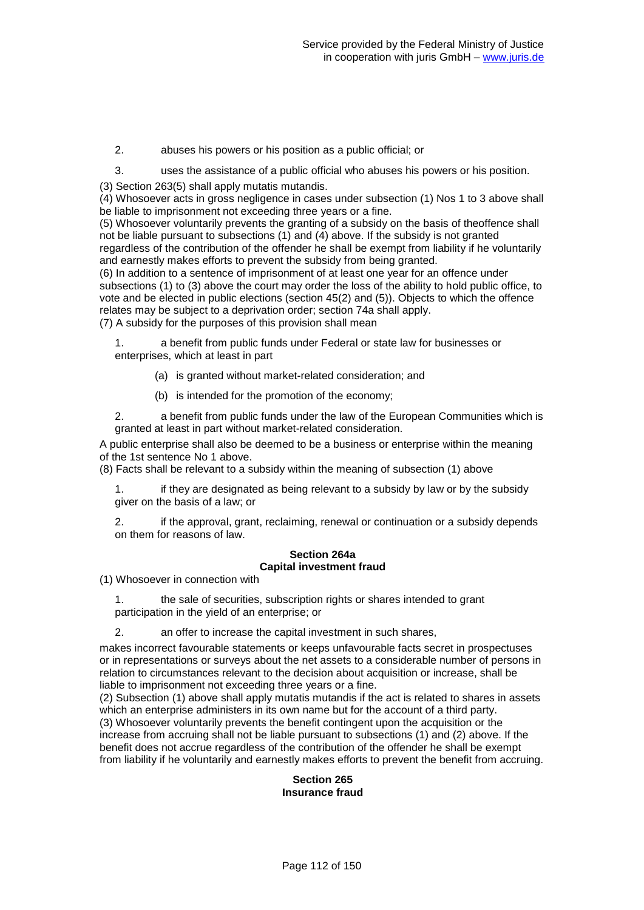2. abuses his powers or his position as a public official; or

3. uses the assistance of a public official who abuses his powers or his position.

(3) Section 263(5) shall apply mutatis mutandis.

(4) Whosoever acts in gross negligence in cases under subsection (1) Nos 1 to 3 above shall be liable to imprisonment not exceeding three years or a fine.

(5) Whosoever voluntarily prevents the granting of a subsidy on the basis of theoffence shall not be liable pursuant to subsections (1) and (4) above. If the subsidy is not granted regardless of the contribution of the offender he shall be exempt from liability if he voluntarily and earnestly makes efforts to prevent the subsidy from being granted.

(6) In addition to a sentence of imprisonment of at least one year for an offence under subsections (1) to (3) above the court may order the loss of the ability to hold public office, to vote and be elected in public elections (section 45(2) and (5)). Objects to which the offence relates may be subject to a deprivation order; section 74a shall apply.

(7) A subsidy for the purposes of this provision shall mean

1. a benefit from public funds under Federal or state law for businesses or enterprises, which at least in part

   (a) is granted without market-related consideration; and

   (b) is intended for the promotion of the economy;

2. a benefit from public funds under the law of the European Communities which is granted at least in part without market-related consideration.

A public enterprise shall also be deemed to be a business or enterprise within the meaning of the 1st sentence No 1 above.

(8) Facts shall be relevant to a subsidy within the meaning of subsection (1) above

1. if they are designated as being relevant to a subsidy by law or by the subsidy giver on the basis of a law; or

2. if the approval, grant, reclaiming, renewal or continuation or a subsidy depends on them for reasons of law.

## Section 264a
## Capital investment fraud

(1) Whosoever in connection with

1. the sale of securities, subscription rights or shares intended to grant participation in the yield of an enterprise; or

2. an offer to increase the capital investment in such shares,

makes incorrect favourable statements or keeps unfavourable facts secret in prospectuses or in representations or surveys about the net assets to a considerable number of persons in relation to circumstances relevant to the decision about acquisition or increase, shall be liable to imprisonment not exceeding three years or a fine.

(2) Subsection (1) above shall apply mutatis mutandis if the act is related to shares in assets which an enterprise administers in its own name but for the account of a third party.

(3) Whosoever voluntarily prevents the benefit contingent upon the acquisition or the increase from accruing shall not be liable pursuant to subsections (1) and (2) above. If the benefit does not accrue regardless of the contribution of the offender he shall be exempt from liability if he voluntarily and earnestly makes efforts to prevent the benefit from accruing.

## Section 265
## Insurance fraud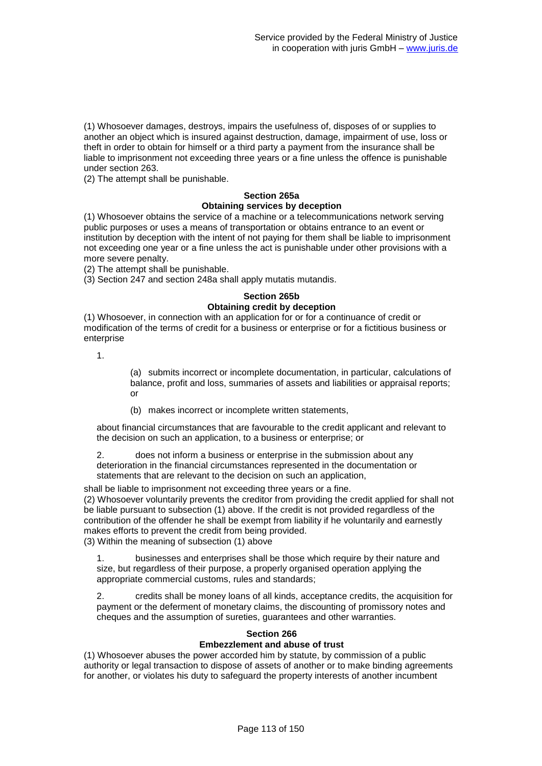(1) Whosoever damages, destroys, impairs the usefulness of, disposes of or supplies to another an object which is insured against destruction, damage, impairment of use, loss or theft in order to obtain for himself or a third party a payment from the insurance shall be liable to imprisonment not exceeding three years or a fine unless the offence is punishable under section 263.
(2) The attempt shall be punishable.

**Section 265a**
**Obtaining services by deception**

(1) Whosoever obtains the service of a machine or a telecommunications network serving public purposes or uses a means of transportation or obtains entrance to an event or institution by deception with the intent of not paying for them shall be liable to imprisonment not exceeding one year or a fine unless the act is punishable under other provisions with a more severe penalty.
(2) The attempt shall be punishable.
(3) Section 247 and section 248a shall apply mutatis mutandis.

**Section 265b**
**Obtaining credit by deception**

(1) Whosoever, in connection with an application for or for a continuance of credit or modification of the terms of credit for a business or enterprise or for a fictitious business or enterprise

1.

(a) submits incorrect or incomplete documentation, in particular, calculations of balance, profit and loss, summaries of assets and liabilities or appraisal reports; or

(b) makes incorrect or incomplete written statements,

about financial circumstances that are favourable to the credit applicant and relevant to the decision on such an application, to a business or enterprise; or

2. does not inform a business or enterprise in the submission about any deterioration in the financial circumstances represented in the documentation or statements that are relevant to the decision on such an application,

shall be liable to imprisonment not exceeding three years or a fine.
(2) Whosoever voluntarily prevents the creditor from providing the credit applied for shall not be liable pursuant to subsection (1) above. If the credit is not provided regardless of the contribution of the offender he shall be exempt from liability if he voluntarily and earnestly makes efforts to prevent the credit from being provided.
(3) Within the meaning of subsection (1) above

1. businesses and enterprises shall be those which require by their nature and size, but regardless of their purpose, a properly organised operation applying the appropriate commercial customs, rules and standards;

2. credits shall be money loans of all kinds, acceptance credits, the acquisition for payment or the deferment of monetary claims, the discounting of promissory notes and cheques and the assumption of sureties, guarantees and other warranties.

**Section 266**
**Embezzlement and abuse of trust**

(1) Whosoever abuses the power accorded him by statute, by commission of a public authority or legal transaction to dispose of assets of another or to make binding agreements for another, or violates his duty to safeguard the property interests of another incumbent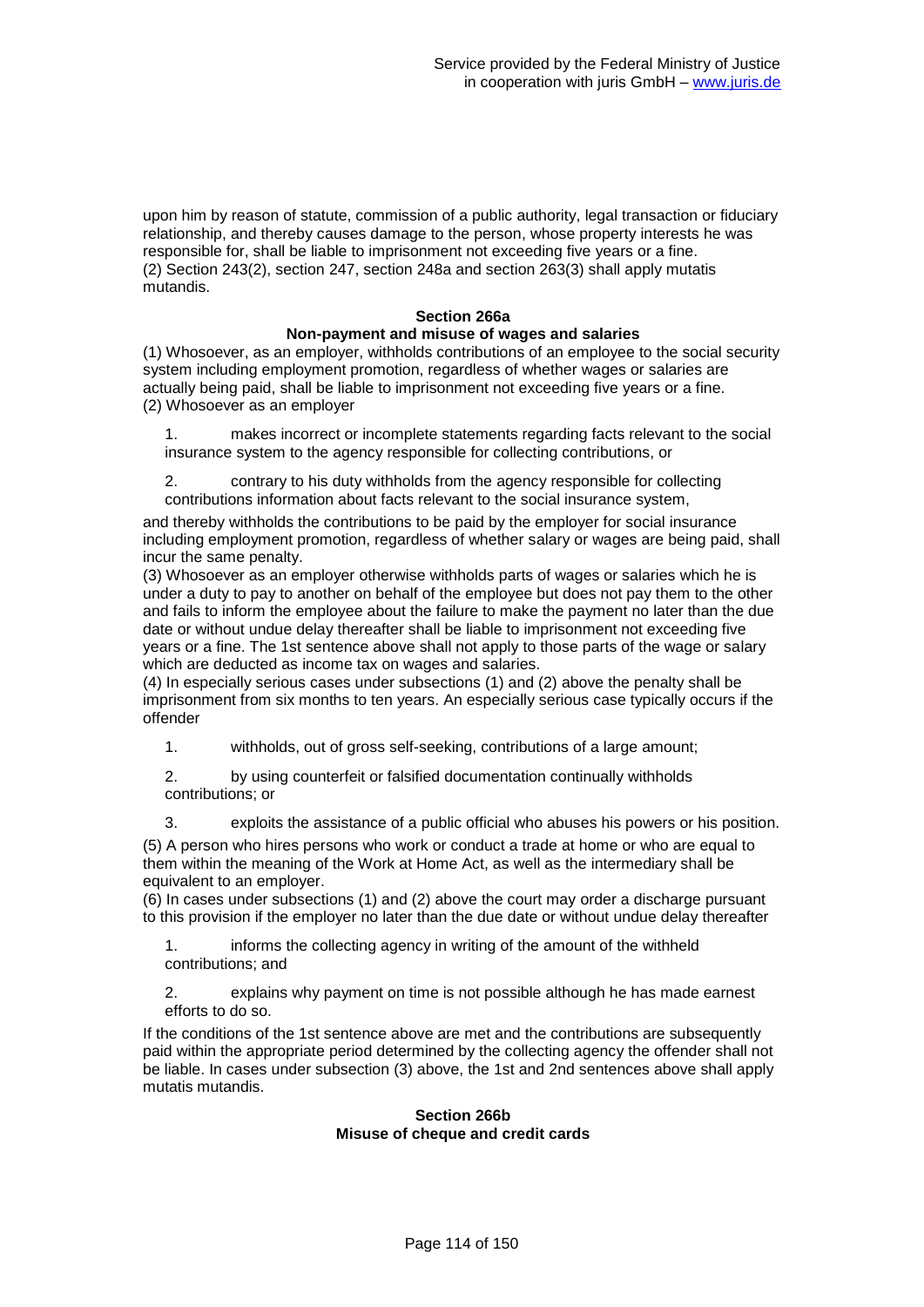upon him by reason of statute, commission of a public authority, legal transaction or fiduciary relationship, and thereby causes damage to the person, whose property interests he was responsible for, shall be liable to imprisonment not exceeding five years or a fine.
(2) Section 243(2), section 247, section 248a and section 263(3) shall apply mutatis mutandis.

### Section 266a
### Non-payment and misuse of wages and salaries

(1) Whosoever, as an employer, withholds contributions of an employee to the social security system including employment promotion, regardless of whether wages or salaries are actually being paid, shall be liable to imprisonment not exceeding five years or a fine.
(2) Whosoever as an employer

1. makes incorrect or incomplete statements regarding facts relevant to the social insurance system to the agency responsible for collecting contributions, or

2. contrary to his duty withholds from the agency responsible for collecting contributions information about facts relevant to the social insurance system,

and thereby withholds the contributions to be paid by the employer for social insurance including employment promotion, regardless of whether salary or wages are being paid, shall incur the same penalty.
(3) Whosoever as an employer otherwise withholds parts of wages or salaries which he is under a duty to pay to another on behalf of the employee but does not pay them to the other and fails to inform the employee about the failure to make the payment no later than the due date or without undue delay thereafter shall be liable to imprisonment not exceeding five years or a fine. The 1st sentence above shall not apply to those parts of the wage or salary which are deducted as income tax on wages and salaries.
(4) In especially serious cases under subsections (1) and (2) above the penalty shall be imprisonment from six months to ten years. An especially serious case typically occurs if the offender

1. withholds, out of gross self-seeking, contributions of a large amount;

2. by using counterfeit or falsified documentation continually withholds contributions; or

3. exploits the assistance of a public official who abuses his powers or his position.

(5) A person who hires persons who work or conduct a trade at home or who are equal to them within the meaning of the Work at Home Act, as well as the intermediary shall be equivalent to an employer.
(6) In cases under subsections (1) and (2) above the court may order a discharge pursuant to this provision if the employer no later than the due date or without undue delay thereafter

1. informs the collecting agency in writing of the amount of the withheld contributions; and

2. explains why payment on time is not possible although he has made earnest efforts to do so.

If the conditions of the 1st sentence above are met and the contributions are subsequently paid within the appropriate period determined by the collecting agency the offender shall not be liable. In cases under subsection (3) above, the 1st and 2nd sentences above shall apply mutatis mutandis.

### Section 266b
### Misuse of cheque and credit cards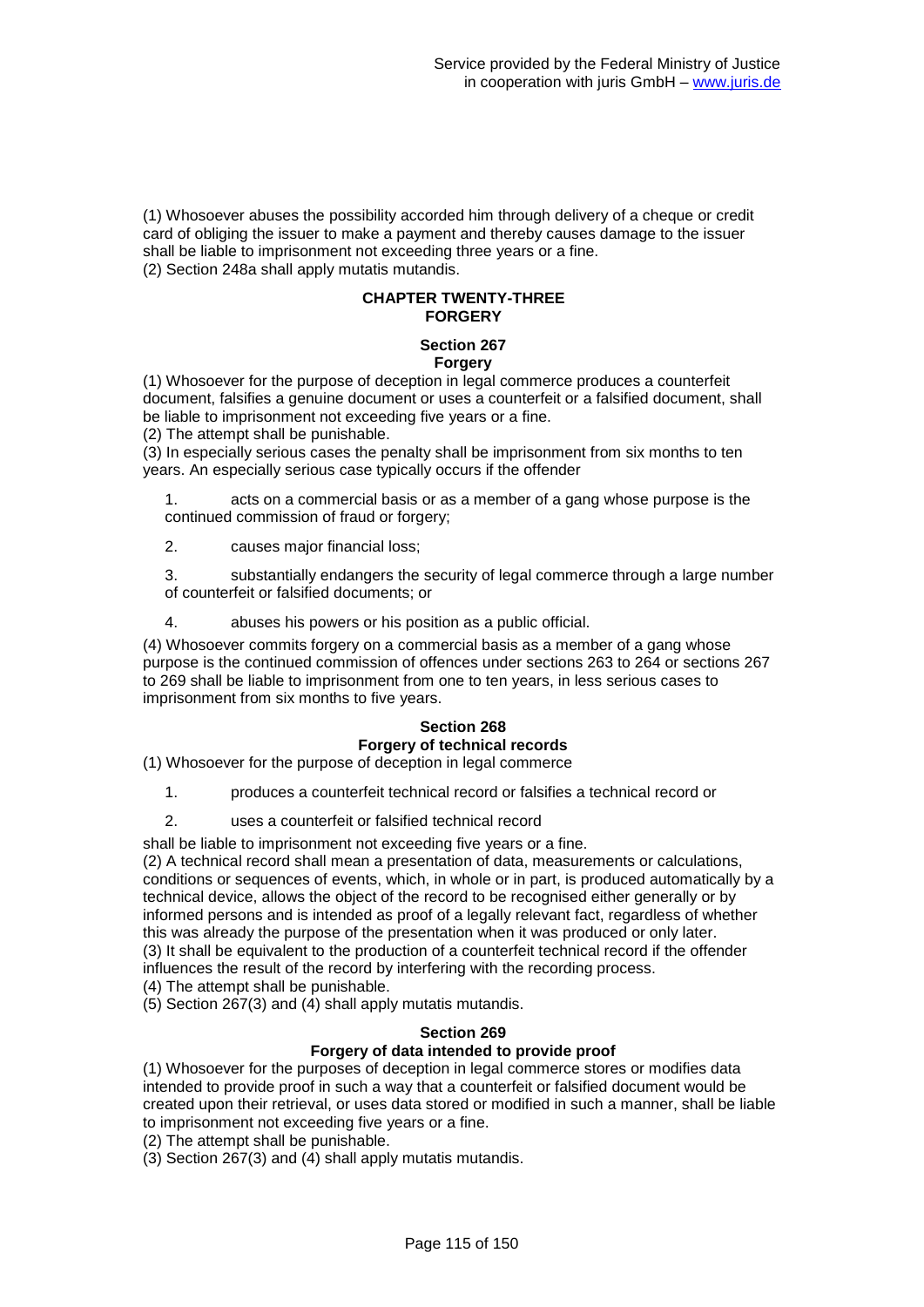(1) Whosoever abuses the possibility accorded him through delivery of a cheque or credit card of obliging the issuer to make a payment and thereby causes damage to the issuer shall be liable to imprisonment not exceeding three years or a fine.
(2) Section 248a shall apply mutatis mutandis.

## CHAPTER TWENTY-THREE FORGERY

### Section 267 Forgery

(1) Whosoever for the purpose of deception in legal commerce produces a counterfeit document, falsifies a genuine document or uses a counterfeit or a falsified document, shall be liable to imprisonment not exceeding five years or a fine.
(2) The attempt shall be punishable.
(3) In especially serious cases the penalty shall be imprisonment from six months to ten years. An especially serious case typically occurs if the offender

1. acts on a commercial basis or as a member of a gang whose purpose is the continued commission of fraud or forgery;
2. causes major financial loss;
3. substantially endangers the security of legal commerce through a large number of counterfeit or falsified documents; or
4. abuses his powers or his position as a public official.

(4) Whosoever commits forgery on a commercial basis as a member of a gang whose purpose is the continued commission of offences under sections 263 to 264 or sections 267 to 269 shall be liable to imprisonment from one to ten years, in less serious cases to imprisonment from six months to five years.

### Section 268 Forgery of technical records

(1) Whosoever for the purpose of deception in legal commerce

1. produces a counterfeit technical record or falsifies a technical record or
2. uses a counterfeit or falsified technical record

shall be liable to imprisonment not exceeding five years or a fine.
(2) A technical record shall mean a presentation of data, measurements or calculations, conditions or sequences of events, which, in whole or in part, is produced automatically by a technical device, allows the object of the record to be recognised either generally or by informed persons and is intended as proof of a legally relevant fact, regardless of whether this was already the purpose of the presentation when it was produced or only later.
(3) It shall be equivalent to the production of a counterfeit technical record if the offender influences the result of the record by interfering with the recording process.
(4) The attempt shall be punishable.
(5) Section 267(3) and (4) shall apply mutatis mutandis.

### Section 269 Forgery of data intended to provide proof

(1) Whosoever for the purposes of deception in legal commerce stores or modifies data intended to provide proof in such a way that a counterfeit or falsified document would be created upon their retrieval, or uses data stored or modified in such a manner, shall be liable to imprisonment not exceeding five years or a fine.
(2) The attempt shall be punishable.
(3) Section 267(3) and (4) shall apply mutatis mutandis.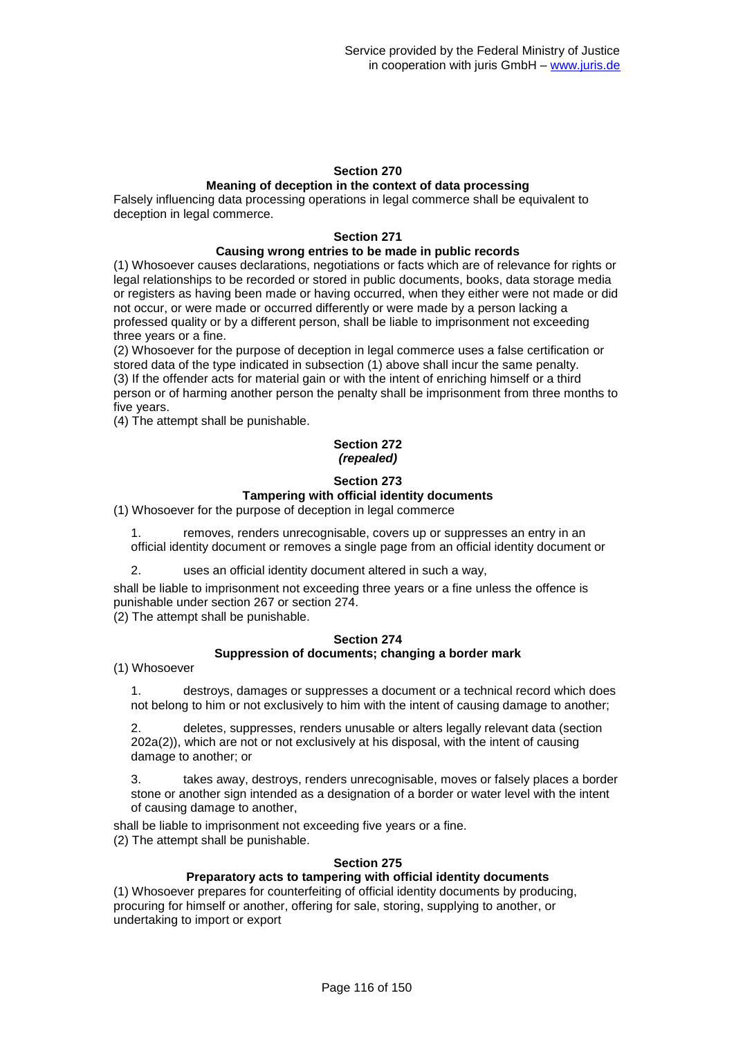**Section 270**

**Meaning of deception in the context of data processing**

Falsely influencing data processing operations in legal commerce shall be equivalent to deception in legal commerce.

**Section 271**

**Causing wrong entries to be made in public records**

(1) Whosoever causes declarations, negotiations or facts which are of relevance for rights or legal relationships to be recorded or stored in public documents, books, data storage media or registers as having been made or having occurred, when they either were not made or did not occur, or were made or occurred differently or were made by a person lacking a professed quality or by a different person, shall be liable to imprisonment not exceeding three years or a fine.

(2) Whosoever for the purpose of deception in legal commerce uses a false certification or stored data of the type indicated in subsection (1) above shall incur the same penalty.

(3) If the offender acts for material gain or with the intent of enriching himself or a third person or of harming another person the penalty shall be imprisonment from three months to five years.

(4) The attempt shall be punishable.

**Section 272**

***(repealed)***

**Section 273**

**Tampering with official identity documents**

(1) Whosoever for the purpose of deception in legal commerce

1. removes, renders unrecognisable, covers up or suppresses an entry in an official identity document or removes a single page from an official identity document or

2. uses an official identity document altered in such a way,

shall be liable to imprisonment not exceeding three years or a fine unless the offence is punishable under section 267 or section 274.

(2) The attempt shall be punishable.

**Section 274**

**Suppression of documents; changing a border mark**

(1) Whosoever

1. destroys, damages or suppresses a document or a technical record which does not belong to him or not exclusively to him with the intent of causing damage to another;

2. deletes, suppresses, renders unusable or alters legally relevant data (section 202a(2)), which are not or not exclusively at his disposal, with the intent of causing damage to another; or

3. takes away, destroys, renders unrecognisable, moves or falsely places a border stone or another sign intended as a designation of a border or water level with the intent of causing damage to another,

shall be liable to imprisonment not exceeding five years or a fine.

(2) The attempt shall be punishable.

**Section 275**

**Preparatory acts to tampering with official identity documents**

(1) Whosoever prepares for counterfeiting of official identity documents by producing, procuring for himself or another, offering for sale, storing, supplying to another, or undertaking to import or export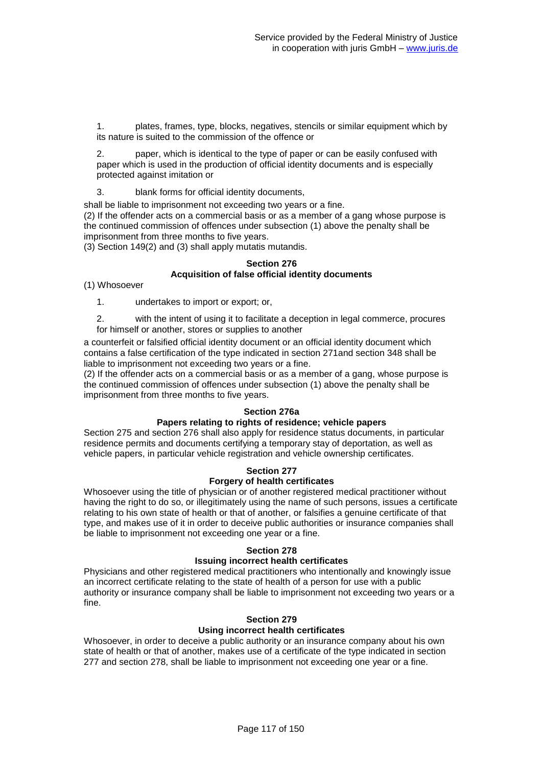1. plates, frames, type, blocks, negatives, stencils or similar equipment which by its nature is suited to the commission of the offence or

2. paper, which is identical to the type of paper or can be easily confused with paper which is used in the production of official identity documents and is especially protected against imitation or

3. blank forms for official identity documents,

shall be liable to imprisonment not exceeding two years or a fine.

(2) If the offender acts on a commercial basis or as a member of a gang whose purpose is the continued commission of offences under subsection (1) above the penalty shall be imprisonment from three months to five years.

(3) Section 149(2) and (3) shall apply mutatis mutandis.

**Section 276**
**Acquisition of false official identity documents**

(1) Whosoever

1. undertakes to import or export; or,

2. with the intent of using it to facilitate a deception in legal commerce, procures for himself or another, stores or supplies to another

a counterfeit or falsified official identity document or an official identity document which contains a false certification of the type indicated in section 271and section 348 shall be liable to imprisonment not exceeding two years or a fine.

(2) If the offender acts on a commercial basis or as a member of a gang, whose purpose is the continued commission of offences under subsection (1) above the penalty shall be imprisonment from three months to five years.

**Section 276a**
**Papers relating to rights of residence; vehicle papers**

Section 275 and section 276 shall also apply for residence status documents, in particular residence permits and documents certifying a temporary stay of deportation, as well as vehicle papers, in particular vehicle registration and vehicle ownership certificates.

**Section 277**
**Forgery of health certificates**

Whosoever using the title of physician or of another registered medical practitioner without having the right to do so, or illegitimately using the name of such persons, issues a certificate relating to his own state of health or that of another, or falsifies a genuine certificate of that type, and makes use of it in order to deceive public authorities or insurance companies shall be liable to imprisonment not exceeding one year or a fine.

**Section 278**
**Issuing incorrect health certificates**

Physicians and other registered medical practitioners who intentionally and knowingly issue an incorrect certificate relating to the state of health of a person for use with a public authority or insurance company shall be liable to imprisonment not exceeding two years or a fine.

**Section 279**
**Using incorrect health certificates**

Whosoever, in order to deceive a public authority or an insurance company about his own state of health or that of another, makes use of a certificate of the type indicated in section 277 and section 278, shall be liable to imprisonment not exceeding one year or a fine.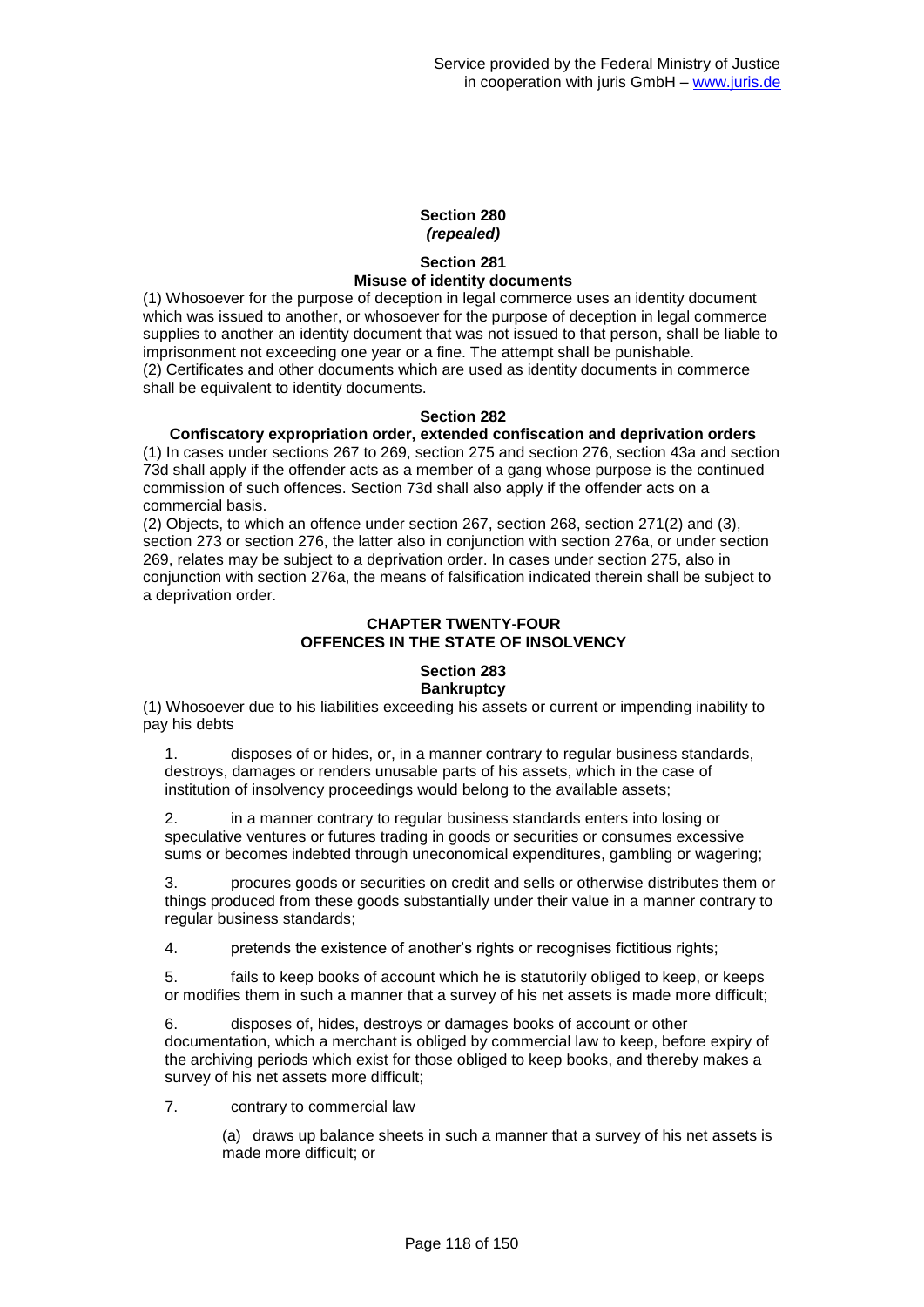### Section 280
*(repealed)*

### Section 281
**Misuse of identity documents**

(1) Whosoever for the purpose of deception in legal commerce uses an identity document which was issued to another, or whosoever for the purpose of deception in legal commerce supplies to another an identity document that was not issued to that person, shall be liable to imprisonment not exceeding one year or a fine. The attempt shall be punishable.
(2) Certificates and other documents which are used as identity documents in commerce shall be equivalent to identity documents.

### Section 282
**Confiscatory expropriation order, extended confiscation and deprivation orders**

(1) In cases under sections 267 to 269, section 275 and section 276, section 43a and section 73d shall apply if the offender acts as a member of a gang whose purpose is the continued commission of such offences. Section 73d shall also apply if the offender acts on a commercial basis.
(2) Objects, to which an offence under section 267, section 268, section 271(2) and (3), section 273 or section 276, the latter also in conjunction with section 276a, or under section 269, relates may be subject to a deprivation order. In cases under section 275, also in conjunction with section 276a, the means of falsification indicated therein shall be subject to a deprivation order.

## CHAPTER TWENTY-FOUR
## OFFENCES IN THE STATE OF INSOLVENCY

### Section 283
**Bankruptcy**

(1) Whosoever due to his liabilities exceeding his assets or current or impending inability to pay his debts

1. disposes of or hides, or, in a manner contrary to regular business standards, destroys, damages or renders unusable parts of his assets, which in the case of institution of insolvency proceedings would belong to the available assets;

2. in a manner contrary to regular business standards enters into losing or speculative ventures or futures trading in goods or securities or consumes excessive sums or becomes indebted through uneconomical expenditures, gambling or wagering;

3. procures goods or securities on credit and sells or otherwise distributes them or things produced from these goods substantially under their value in a manner contrary to regular business standards;

4. pretends the existence of another's rights or recognises fictitious rights;

5. fails to keep books of account which he is statutorily obliged to keep, or keeps or modifies them in such a manner that a survey of his net assets is made more difficult;

6. disposes of, hides, destroys or damages books of account or other documentation, which a merchant is obliged by commercial law to keep, before expiry of the archiving periods which exist for those obliged to keep books, and thereby makes a survey of his net assets more difficult;

7. contrary to commercial law

   (a) draws up balance sheets in such a manner that a survey of his net assets is made more difficult; or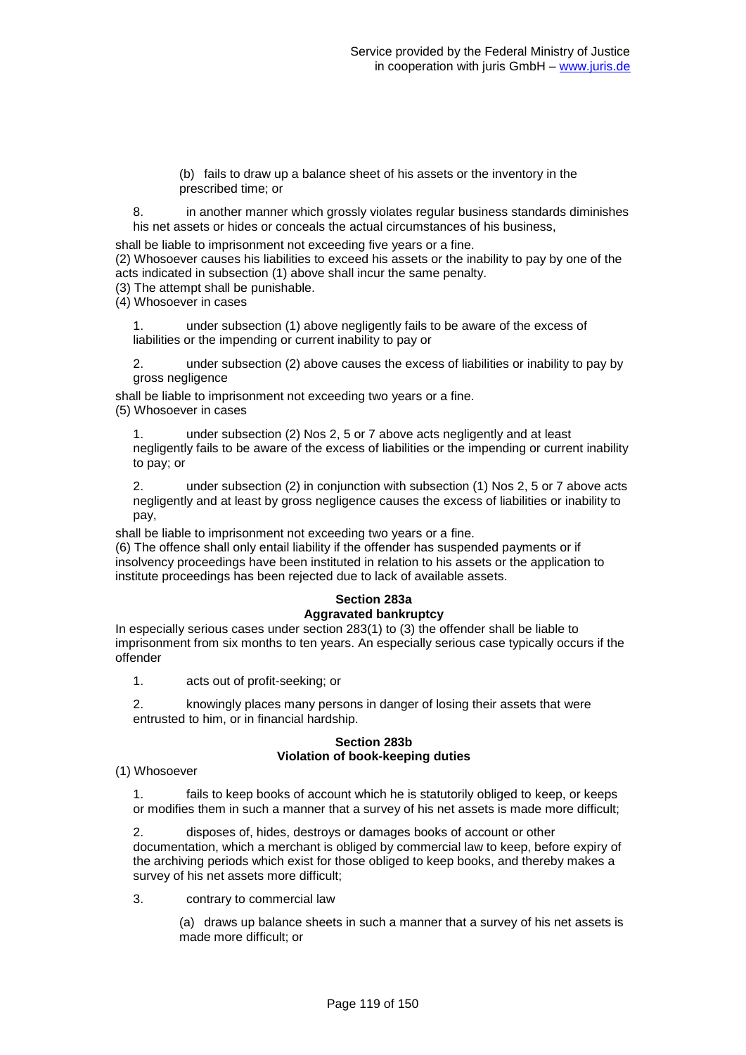(b) fails to draw up a balance sheet of his assets or the inventory in the prescribed time; or

8. in another manner which grossly violates regular business standards diminishes his net assets or hides or conceals the actual circumstances of his business,

shall be liable to imprisonment not exceeding five years or a fine.

(2) Whosoever causes his liabilities to exceed his assets or the inability to pay by one of the acts indicated in subsection (1) above shall incur the same penalty.

(3) The attempt shall be punishable.

(4) Whosoever in cases

1. under subsection (1) above negligently fails to be aware of the excess of liabilities or the impending or current inability to pay or

2. under subsection (2) above causes the excess of liabilities or inability to pay by gross negligence

shall be liable to imprisonment not exceeding two years or a fine.

(5) Whosoever in cases

1. under subsection (2) Nos 2, 5 or 7 above acts negligently and at least negligently fails to be aware of the excess of liabilities or the impending or current inability to pay; or

2. under subsection (2) in conjunction with subsection (1) Nos 2, 5 or 7 above acts negligently and at least by gross negligence causes the excess of liabilities or inability to pay,

shall be liable to imprisonment not exceeding two years or a fine.

(6) The offence shall only entail liability if the offender has suspended payments or if insolvency proceedings have been instituted in relation to his assets or the application to institute proceedings has been rejected due to lack of available assets.

### Section 283a
### Aggravated bankruptcy

In especially serious cases under section 283(1) to (3) the offender shall be liable to imprisonment from six months to ten years. An especially serious case typically occurs if the offender

1. acts out of profit-seeking; or

2. knowingly places many persons in danger of losing their assets that were entrusted to him, or in financial hardship.

### Section 283b
### Violation of book-keeping duties

(1) Whosoever

1. fails to keep books of account which he is statutorily obliged to keep, or keeps or modifies them in such a manner that a survey of his net assets is made more difficult;

2. disposes of, hides, destroys or damages books of account or other documentation, which a merchant is obliged by commercial law to keep, before expiry of the archiving periods which exist for those obliged to keep books, and thereby makes a survey of his net assets more difficult;

3. contrary to commercial law

(a) draws up balance sheets in such a manner that a survey of his net assets is made more difficult; or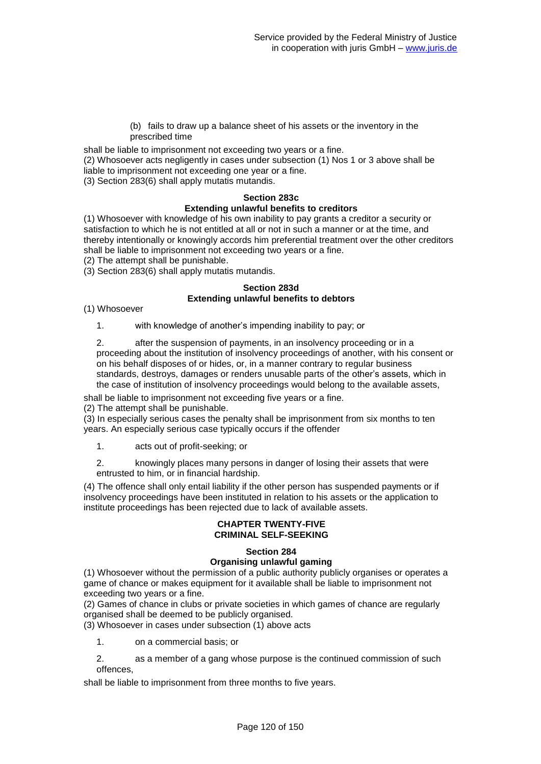(b) fails to draw up a balance sheet of his assets or the inventory in the prescribed time

shall be liable to imprisonment not exceeding two years or a fine.
(2) Whosoever acts negligently in cases under subsection (1) Nos 1 or 3 above shall be liable to imprisonment not exceeding one year or a fine.
(3) Section 283(6) shall apply mutatis mutandis.

### Section 283c
### Extending unlawful benefits to creditors

(1) Whosoever with knowledge of his own inability to pay grants a creditor a security or satisfaction to which he is not entitled at all or not in such a manner or at the time, and thereby intentionally or knowingly accords him preferential treatment over the other creditors shall be liable to imprisonment not exceeding two years or a fine.
(2) The attempt shall be punishable.
(3) Section 283(6) shall apply mutatis mutandis.

### Section 283d
### Extending unlawful benefits to debtors

(1) Whosoever

1. with knowledge of another's impending inability to pay; or

2. after the suspension of payments, in an insolvency proceeding or in a proceeding about the institution of insolvency proceedings of another, with his consent or on his behalf disposes of or hides, or, in a manner contrary to regular business standards, destroys, damages or renders unusable parts of the other's assets, which in the case of institution of insolvency proceedings would belong to the available assets,

shall be liable to imprisonment not exceeding five years or a fine.
(2) The attempt shall be punishable.
(3) In especially serious cases the penalty shall be imprisonment from six months to ten years. An especially serious case typically occurs if the offender

1. acts out of profit-seeking; or

2. knowingly places many persons in danger of losing their assets that were entrusted to him, or in financial hardship.

(4) The offence shall only entail liability if the other person has suspended payments or if insolvency proceedings have been instituted in relation to his assets or the application to institute proceedings has been rejected due to lack of available assets.

## CHAPTER TWENTY-FIVE
## CRIMINAL SELF-SEEKING

### Section 284
### Organising unlawful gaming

(1) Whosoever without the permission of a public authority publicly organises or operates a game of chance or makes equipment for it available shall be liable to imprisonment not exceeding two years or a fine.
(2) Games of chance in clubs or private societies in which games of chance are regularly organised shall be deemed to be publicly organised.
(3) Whosoever in cases under subsection (1) above acts

1. on a commercial basis; or

2. as a member of a gang whose purpose is the continued commission of such offences,

shall be liable to imprisonment from three months to five years.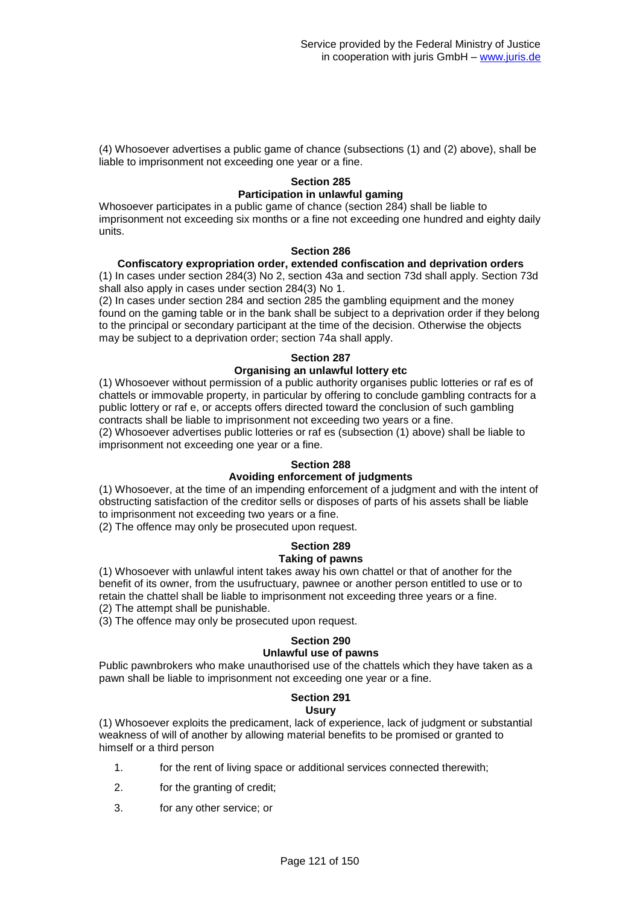(4) Whosoever advertises a public game of chance (subsections (1) and (2) above), shall be liable to imprisonment not exceeding one year or a fine.

**Section 285**
**Participation in unlawful gaming**

Whosoever participates in a public game of chance (section 284) shall be liable to imprisonment not exceeding six months or a fine not exceeding one hundred and eighty daily units.

**Section 286**
**Confiscatory expropriation order, extended confiscation and deprivation orders**

(1) In cases under section 284(3) No 2, section 43a and section 73d shall apply. Section 73d shall also apply in cases under section 284(3) No 1.
(2) In cases under section 284 and section 285 the gambling equipment and the money found on the gaming table or in the bank shall be subject to a deprivation order if they belong to the principal or secondary participant at the time of the decision. Otherwise the objects may be subject to a deprivation order; section 74a shall apply.

**Section 287**
**Organising an unlawful lottery etc**

(1) Whosoever without permission of a public authority organises public lotteries or raf es of chattels or immovable property, in particular by offering to conclude gambling contracts for a public lottery or raf e, or accepts offers directed toward the conclusion of such gambling contracts shall be liable to imprisonment not exceeding two years or a fine.
(2) Whosoever advertises public lotteries or raf es (subsection (1) above) shall be liable to imprisonment not exceeding one year or a fine.

**Section 288**
**Avoiding enforcement of judgments**

(1) Whosoever, at the time of an impending enforcement of a judgment and with the intent of obstructing satisfaction of the creditor sells or disposes of parts of his assets shall be liable to imprisonment not exceeding two years or a fine.
(2) The offence may only be prosecuted upon request.

**Section 289**
**Taking of pawns**

(1) Whosoever with unlawful intent takes away his own chattel or that of another for the benefit of its owner, from the usufructuary, pawnee or another person entitled to use or to retain the chattel shall be liable to imprisonment not exceeding three years or a fine.
(2) The attempt shall be punishable.
(3) The offence may only be prosecuted upon request.

**Section 290**
**Unlawful use of pawns**

Public pawnbrokers who make unauthorised use of the chattels which they have taken as a pawn shall be liable to imprisonment not exceeding one year or a fine.

**Section 291**
**Usury**

(1) Whosoever exploits the predicament, lack of experience, lack of judgment or substantial weakness of will of another by allowing material benefits to be promised or granted to himself or a third person

1. for the rent of living space or additional services connected therewith;
2. for the granting of credit;
3. for any other service; or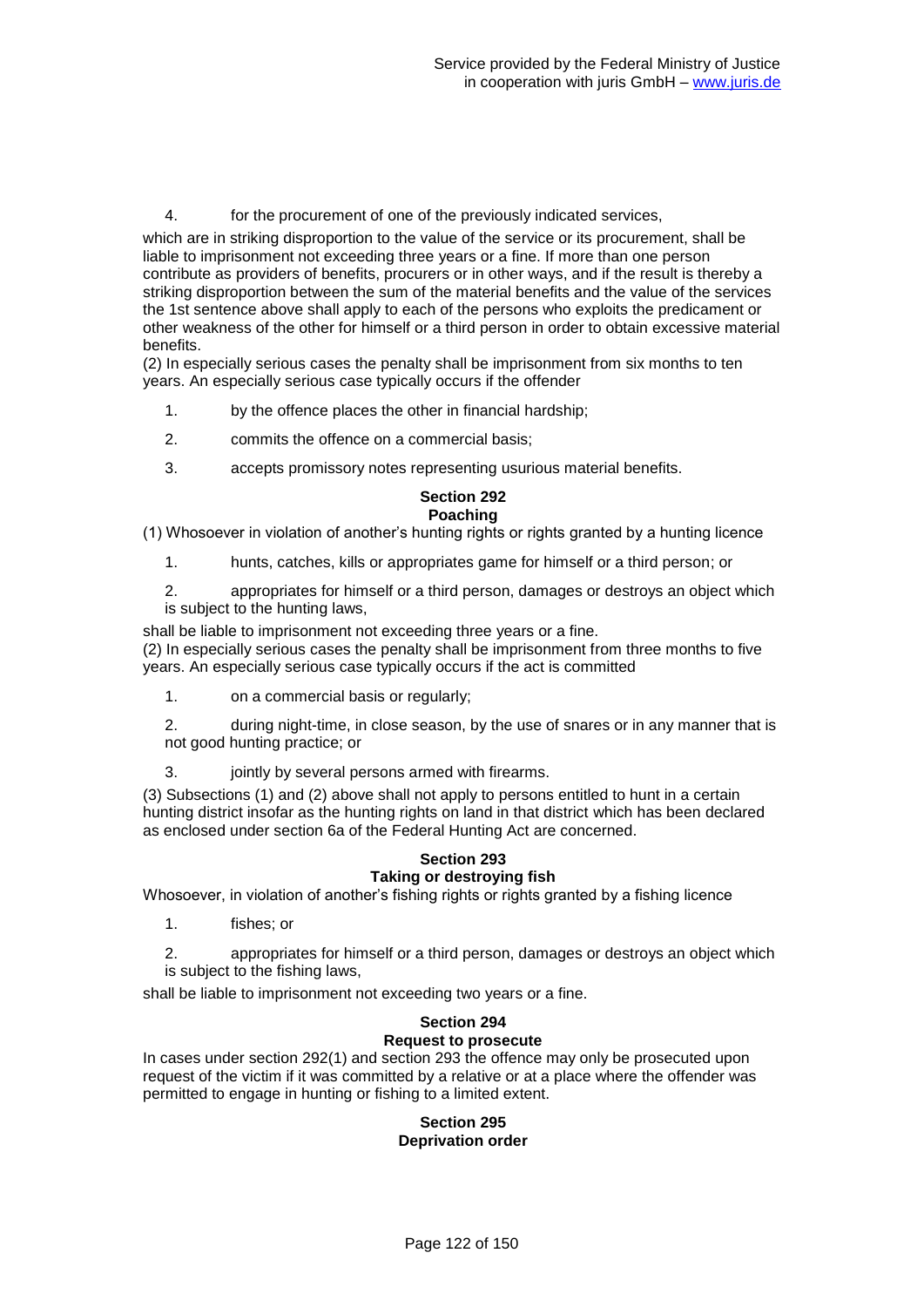4. for the procurement of one of the previously indicated services,

which are in striking disproportion to the value of the service or its procurement, shall be liable to imprisonment not exceeding three years or a fine. If more than one person contribute as providers of benefits, procurers or in other ways, and if the result is thereby a striking disproportion between the sum of the material benefits and the value of the services the 1st sentence above shall apply to each of the persons who exploits the predicament or other weakness of the other for himself or a third person in order to obtain excessive material benefits.

(2) In especially serious cases the penalty shall be imprisonment from six months to ten years. An especially serious case typically occurs if the offender

1. by the offence places the other in financial hardship;
2. commits the offence on a commercial basis;
3. accepts promissory notes representing usurious material benefits.

**Section 292**
**Poaching**

(1) Whosoever in violation of another's hunting rights or rights granted by a hunting licence

1. hunts, catches, kills or appropriates game for himself or a third person; or
2. appropriates for himself or a third person, damages or destroys an object which is subject to the hunting laws,

shall be liable to imprisonment not exceeding three years or a fine.

(2) In especially serious cases the penalty shall be imprisonment from three months to five years. An especially serious case typically occurs if the act is committed

1. on a commercial basis or regularly;
2. during night-time, in close season, by the use of snares or in any manner that is not good hunting practice; or
3. jointly by several persons armed with firearms.

(3) Subsections (1) and (2) above shall not apply to persons entitled to hunt in a certain hunting district insofar as the hunting rights on land in that district which has been declared as enclosed under section 6a of the Federal Hunting Act are concerned.

**Section 293**
**Taking or destroying fish**

Whosoever, in violation of another's fishing rights or rights granted by a fishing licence

1. fishes; or
2. appropriates for himself or a third person, damages or destroys an object which is subject to the fishing laws,

shall be liable to imprisonment not exceeding two years or a fine.

**Section 294**
**Request to prosecute**

In cases under section 292(1) and section 293 the offence may only be prosecuted upon request of the victim if it was committed by a relative or at a place where the offender was permitted to engage in hunting or fishing to a limited extent.

**Section 295**
**Deprivation order**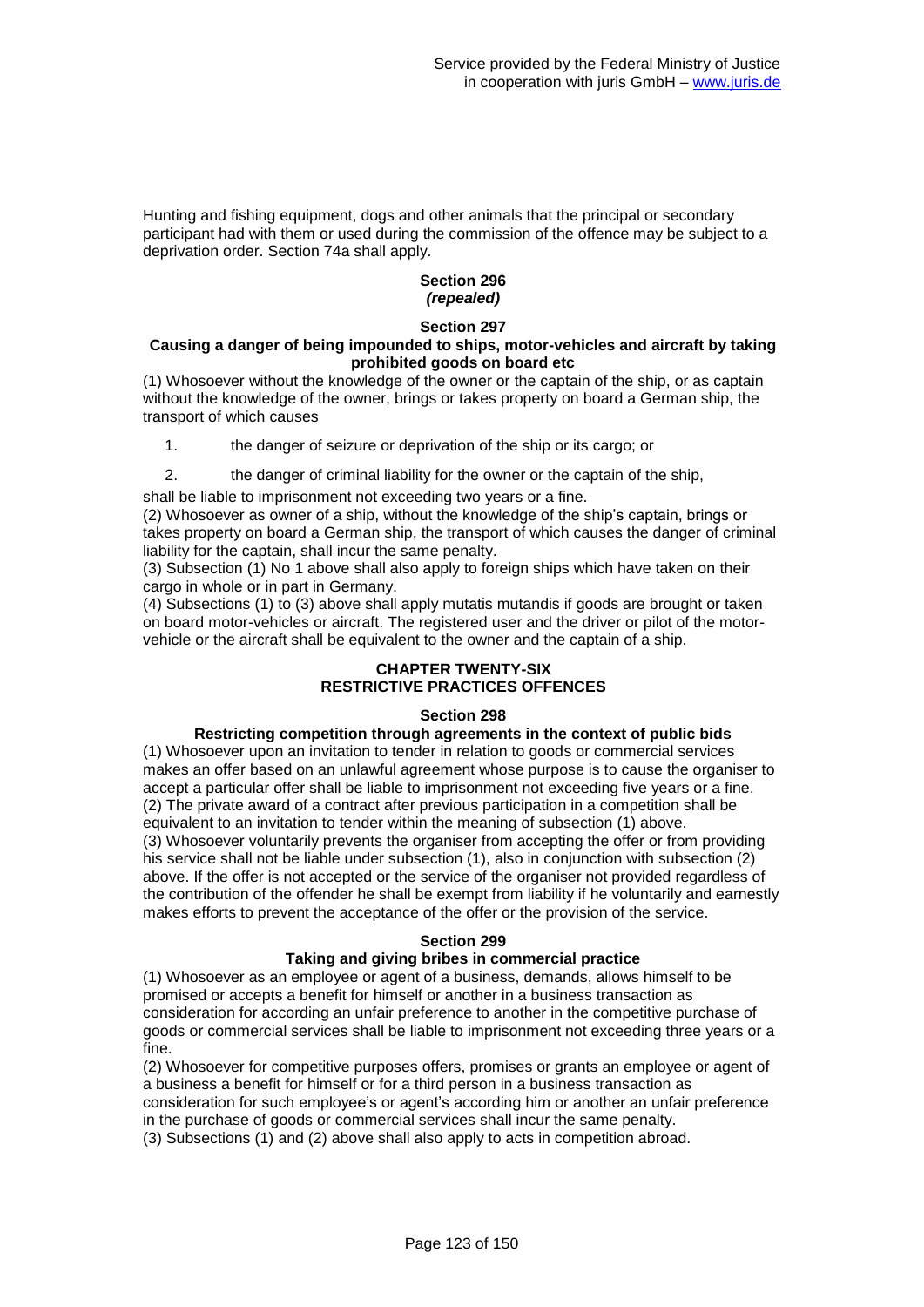Hunting and fishing equipment, dogs and other animals that the principal or secondary participant had with them or used during the commission of the offence may be subject to a deprivation order. Section 74a shall apply.

### Section 296
***(repealed)***

### Section 297
**Causing a danger of being impounded to ships, motor-vehicles and aircraft by taking prohibited goods on board etc**

(1) Whosoever without the knowledge of the owner or the captain of the ship, or as captain without the knowledge of the owner, brings or takes property on board a German ship, the transport of which causes

1. the danger of seizure or deprivation of the ship or its cargo; or
2. the danger of criminal liability for the owner or the captain of the ship,

shall be liable to imprisonment not exceeding two years or a fine.

(2) Whosoever as owner of a ship, without the knowledge of the ship's captain, brings or takes property on board a German ship, the transport of which causes the danger of criminal liability for the captain, shall incur the same penalty.

(3) Subsection (1) No 1 above shall also apply to foreign ships which have taken on their cargo in whole or in part in Germany.

(4) Subsections (1) to (3) above shall apply mutatis mutandis if goods are brought or taken on board motor-vehicles or aircraft. The registered user and the driver or pilot of the motor-vehicle or the aircraft shall be equivalent to the owner and the captain of a ship.

## CHAPTER TWENTY-SIX
## RESTRICTIVE PRACTICES OFFENCES

### Section 298
**Restricting competition through agreements in the context of public bids**

(1) Whosoever upon an invitation to tender in relation to goods or commercial services makes an offer based on an unlawful agreement whose purpose is to cause the organiser to accept a particular offer shall be liable to imprisonment not exceeding five years or a fine.

(2) The private award of a contract after previous participation in a competition shall be equivalent to an invitation to tender within the meaning of subsection (1) above.

(3) Whosoever voluntarily prevents the organiser from accepting the offer or from providing his service shall not be liable under subsection (1), also in conjunction with subsection (2) above. If the offer is not accepted or the service of the organiser not provided regardless of the contribution of the offender he shall be exempt from liability if he voluntarily and earnestly makes efforts to prevent the acceptance of the offer or the provision of the service.

### Section 299
**Taking and giving bribes in commercial practice**

(1) Whosoever as an employee or agent of a business, demands, allows himself to be promised or accepts a benefit for himself or another in a business transaction as consideration for according an unfair preference to another in the competitive purchase of goods or commercial services shall be liable to imprisonment not exceeding three years or a fine.

(2) Whosoever for competitive purposes offers, promises or grants an employee or agent of a business a benefit for himself or for a third person in a business transaction as consideration for such employee's or agent's according him or another an unfair preference in the purchase of goods or commercial services shall incur the same penalty.

(3) Subsections (1) and (2) above shall also apply to acts in competition abroad.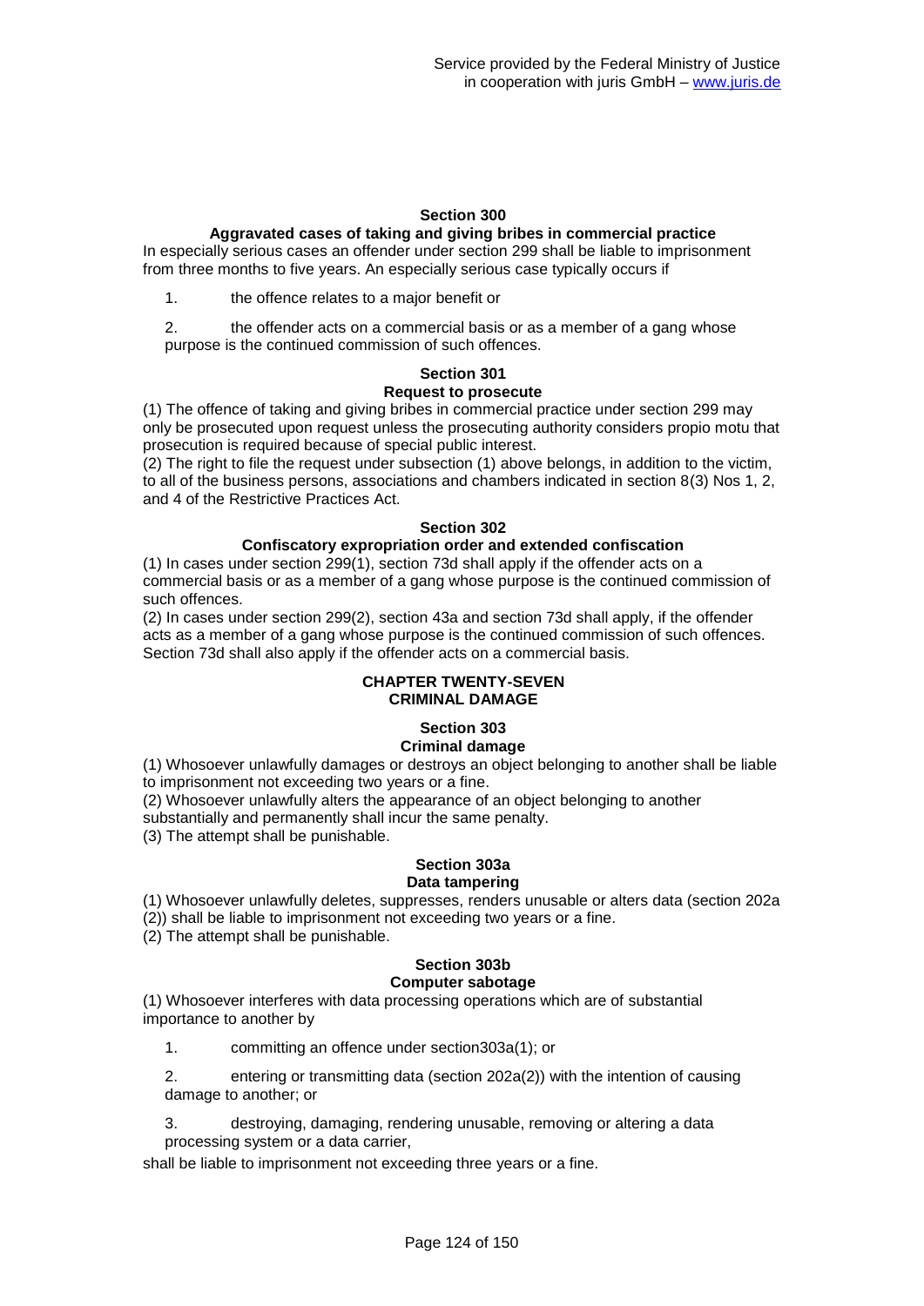### Section 300
### Aggravated cases of taking and giving bribes in commercial practice

In especially serious cases an offender under section 299 shall be liable to imprisonment from three months to five years. An especially serious case typically occurs if

1. the offence relates to a major benefit or

2. the offender acts on a commercial basis or as a member of a gang whose purpose is the continued commission of such offences.

### Section 301
### Request to prosecute

(1) The offence of taking and giving bribes in commercial practice under section 299 may only be prosecuted upon request unless the prosecuting authority considers propio motu that prosecution is required because of special public interest.

(2) The right to file the request under subsection (1) above belongs, in addition to the victim, to all of the business persons, associations and chambers indicated in section 8(3) Nos 1, 2, and 4 of the Restrictive Practices Act.

### Section 302
### Confiscatory expropriation order and extended confiscation

(1) In cases under section 299(1), section 73d shall apply if the offender acts on a commercial basis or as a member of a gang whose purpose is the continued commission of such offences.

(2) In cases under section 299(2), section 43a and section 73d shall apply, if the offender acts as a member of a gang whose purpose is the continued commission of such offences. Section 73d shall also apply if the offender acts on a commercial basis.

## CHAPTER TWENTY-SEVEN
## CRIMINAL DAMAGE

### Section 303
### Criminal damage

(1) Whosoever unlawfully damages or destroys an object belonging to another shall be liable to imprisonment not exceeding two years or a fine.

(2) Whosoever unlawfully alters the appearance of an object belonging to another substantially and permanently shall incur the same penalty.

(3) The attempt shall be punishable.

### Section 303a
### Data tampering

(1) Whosoever unlawfully deletes, suppresses, renders unusable or alters data (section 202a (2)) shall be liable to imprisonment not exceeding two years or a fine.

(2) The attempt shall be punishable.

### Section 303b
### Computer sabotage

(1) Whosoever interferes with data processing operations which are of substantial importance to another by

1. committing an offence under section303a(1); or

2. entering or transmitting data (section 202a(2)) with the intention of causing damage to another; or

3. destroying, damaging, rendering unusable, removing or altering a data processing system or a data carrier,

shall be liable to imprisonment not exceeding three years or a fine.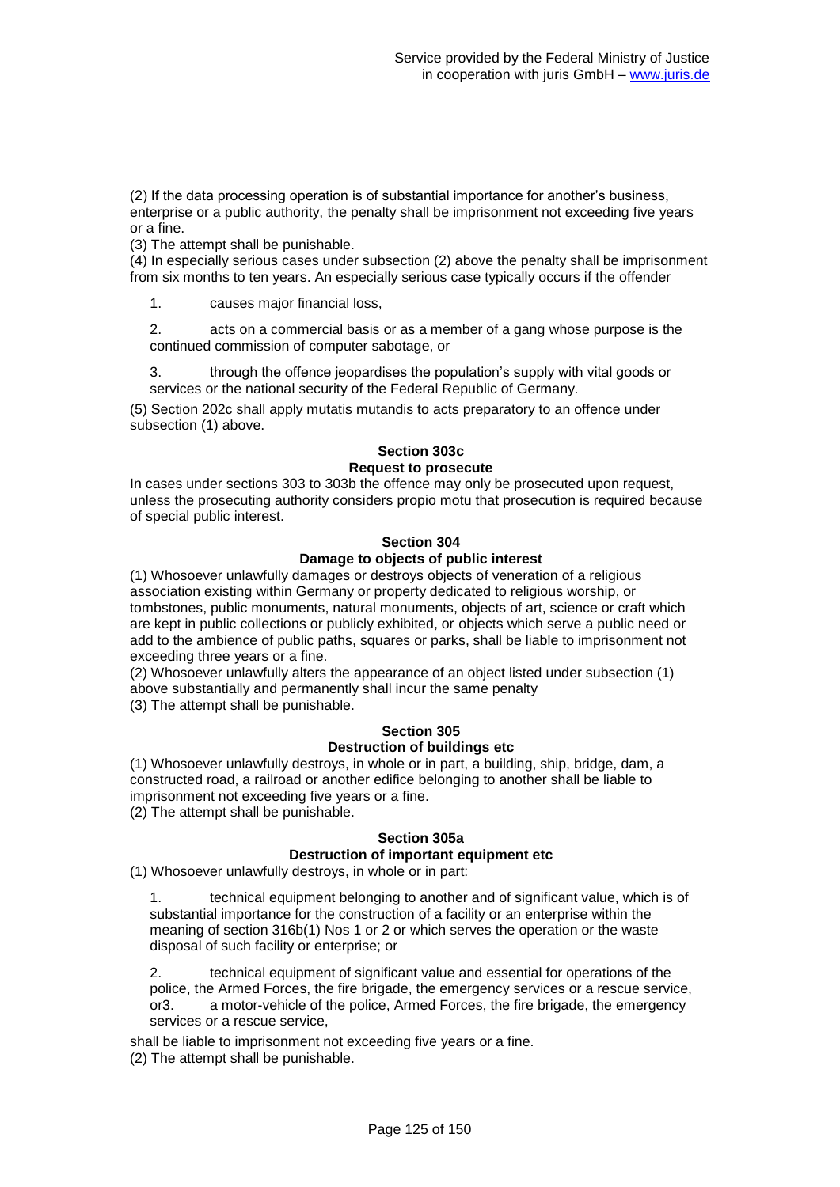(2) If the data processing operation is of substantial importance for another's business, enterprise or a public authority, the penalty shall be imprisonment not exceeding five years or a fine.
(3) The attempt shall be punishable.
(4) In especially serious cases under subsection (2) above the penalty shall be imprisonment from six months to ten years. An especially serious case typically occurs if the offender

1. causes major financial loss,

2. acts on a commercial basis or as a member of a gang whose purpose is the continued commission of computer sabotage, or

3. through the offence jeopardises the population's supply with vital goods or services or the national security of the Federal Republic of Germany.

(5) Section 202c shall apply mutatis mutandis to acts preparatory to an offence under subsection (1) above.

### Section 303c
### Request to prosecute

In cases under sections 303 to 303b the offence may only be prosecuted upon request, unless the prosecuting authority considers propio motu that prosecution is required because of special public interest.

### Section 304
### Damage to objects of public interest

(1) Whosoever unlawfully damages or destroys objects of veneration of a religious association existing within Germany or property dedicated to religious worship, or tombstones, public monuments, natural monuments, objects of art, science or craft which are kept in public collections or publicly exhibited, or objects which serve a public need or add to the ambience of public paths, squares or parks, shall be liable to imprisonment not exceeding three years or a fine.
(2) Whosoever unlawfully alters the appearance of an object listed under subsection (1) above substantially and permanently shall incur the same penalty
(3) The attempt shall be punishable.

### Section 305
### Destruction of buildings etc

(1) Whosoever unlawfully destroys, in whole or in part, a building, ship, bridge, dam, a constructed road, a railroad or another edifice belonging to another shall be liable to imprisonment not exceeding five years or a fine.
(2) The attempt shall be punishable.

### Section 305a
### Destruction of important equipment etc

(1) Whosoever unlawfully destroys, in whole or in part:

1. technical equipment belonging to another and of significant value, which is of substantial importance for the construction of a facility or an enterprise within the meaning of section 316b(1) Nos 1 or 2 or which serves the operation or the waste disposal of such facility or enterprise; or

2. technical equipment of significant value and essential for operations of the police, the Armed Forces, the fire brigade, the emergency services or a rescue service, or3. a motor-vehicle of the police, Armed Forces, the fire brigade, the emergency services or a rescue service,

shall be liable to imprisonment not exceeding five years or a fine.
(2) The attempt shall be punishable.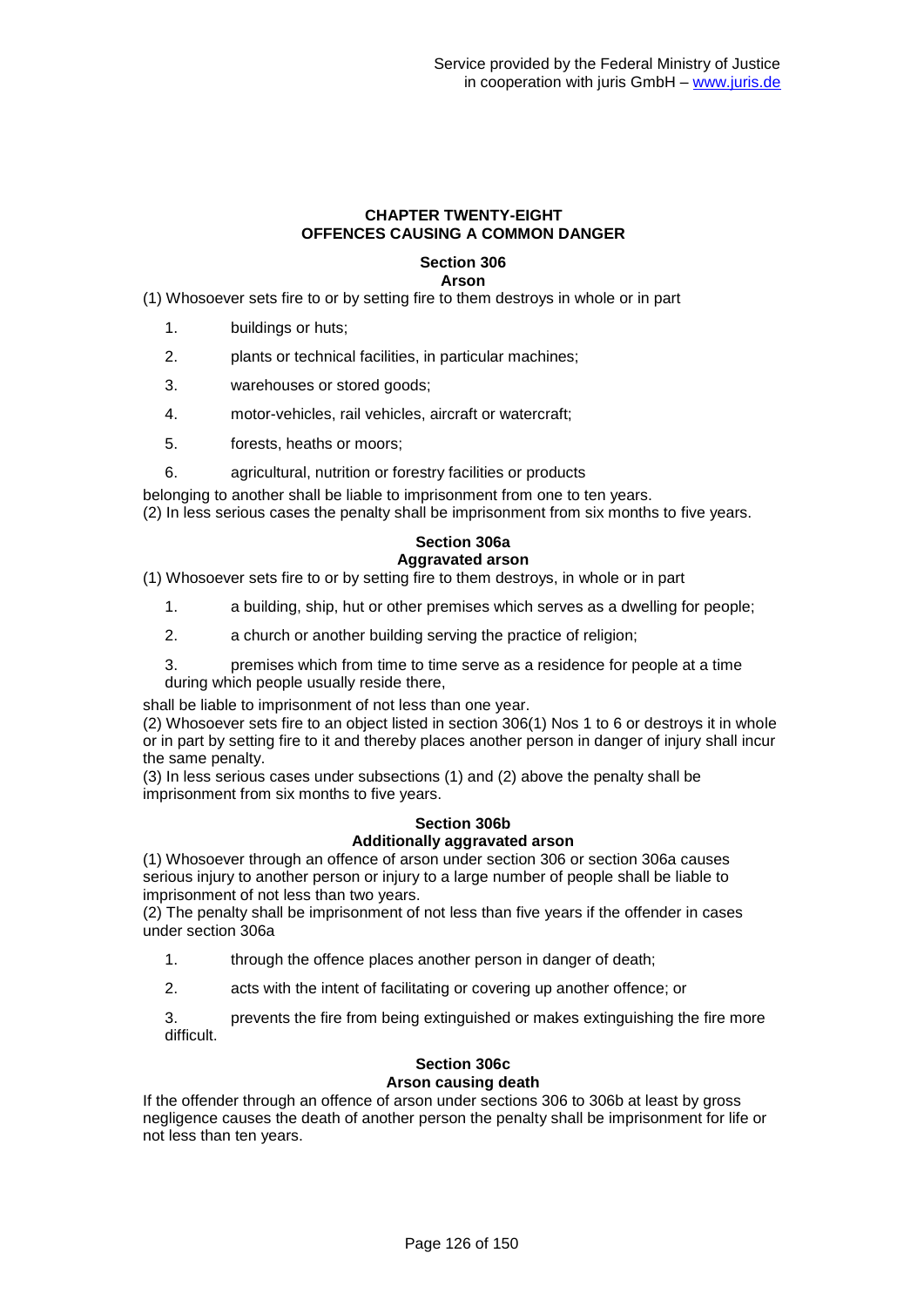## CHAPTER TWENTY-EIGHT
## OFFENCES CAUSING A COMMON DANGER

### Section 306
### Arson

(1) Whosoever sets fire to or by setting fire to them destroys in whole or in part

1. buildings or huts;
2. plants or technical facilities, in particular machines;
3. warehouses or stored goods;
4. motor-vehicles, rail vehicles, aircraft or watercraft;
5. forests, heaths or moors;
6. agricultural, nutrition or forestry facilities or products

belonging to another shall be liable to imprisonment from one to ten years.
(2) In less serious cases the penalty shall be imprisonment from six months to five years.

### Section 306a
### Aggravated arson

(1) Whosoever sets fire to or by setting fire to them destroys, in whole or in part

1. a building, ship, hut or other premises which serves as a dwelling for people;
2. a church or another building serving the practice of religion;
3. premises which from time to time serve as a residence for people at a time during which people usually reside there,

shall be liable to imprisonment of not less than one year.
(2) Whosoever sets fire to an object listed in section 306(1) Nos 1 to 6 or destroys it in whole or in part by setting fire to it and thereby places another person in danger of injury shall incur the same penalty.
(3) In less serious cases under subsections (1) and (2) above the penalty shall be imprisonment from six months to five years.

### Section 306b
### Additionally aggravated arson

(1) Whosoever through an offence of arson under section 306 or section 306a causes serious injury to another person or injury to a large number of people shall be liable to imprisonment of not less than two years.
(2) The penalty shall be imprisonment of not less than five years if the offender in cases under section 306a

1. through the offence places another person in danger of death;
2. acts with the intent of facilitating or covering up another offence; or
3. prevents the fire from being extinguished or makes extinguishing the fire more difficult.

### Section 306c
### Arson causing death

If the offender through an offence of arson under sections 306 to 306b at least by gross negligence causes the death of another person the penalty shall be imprisonment for life or not less than ten years.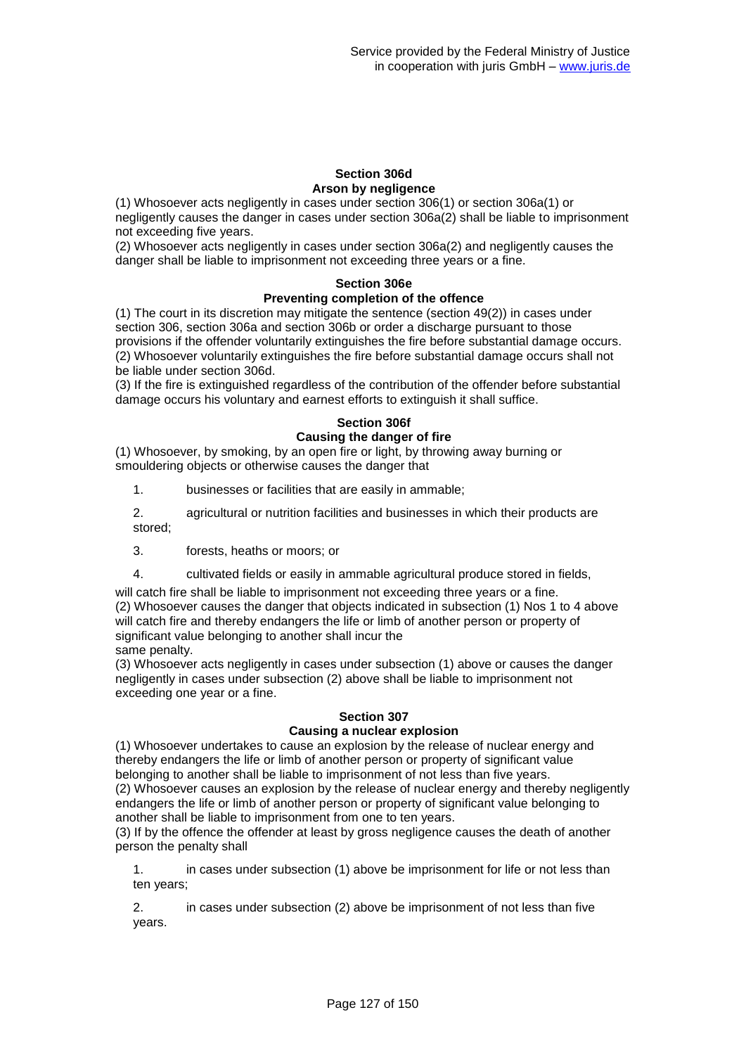## Section 306d
### Arson by negligence

(1) Whosoever acts negligently in cases under section 306(1) or section 306a(1) or negligently causes the danger in cases under section 306a(2) shall be liable to imprisonment not exceeding five years.
(2) Whosoever acts negligently in cases under section 306a(2) and negligently causes the danger shall be liable to imprisonment not exceeding three years or a fine.

## Section 306e
### Preventing completion of the offence

(1) The court in its discretion may mitigate the sentence (section 49(2)) in cases under section 306, section 306a and section 306b or order a discharge pursuant to those provisions if the offender voluntarily extinguishes the fire before substantial damage occurs.
(2) Whosoever voluntarily extinguishes the fire before substantial damage occurs shall not be liable under section 306d.
(3) If the fire is extinguished regardless of the contribution of the offender before substantial damage occurs his voluntary and earnest efforts to extinguish it shall suffice.

## Section 306f
### Causing the danger of fire

(1) Whosoever, by smoking, by an open fire or light, by throwing away burning or smouldering objects or otherwise causes the danger that

1. businesses or facilities that are easily in ammable;
2. agricultural or nutrition facilities and businesses in which their products are stored;
3. forests, heaths or moors; or
4. cultivated fields or easily in ammable agricultural produce stored in fields,

will catch fire shall be liable to imprisonment not exceeding three years or a fine.
(2) Whosoever causes the danger that objects indicated in subsection (1) Nos 1 to 4 above will catch fire and thereby endangers the life or limb of another person or property of significant value belonging to another shall incur the same penalty.
(3) Whosoever acts negligently in cases under subsection (1) above or causes the danger negligently in cases under subsection (2) above shall be liable to imprisonment not exceeding one year or a fine.

## Section 307
### Causing a nuclear explosion

(1) Whosoever undertakes to cause an explosion by the release of nuclear energy and thereby endangers the life or limb of another person or property of significant value belonging to another shall be liable to imprisonment of not less than five years.
(2) Whosoever causes an explosion by the release of nuclear energy and thereby negligently endangers the life or limb of another person or property of significant value belonging to another shall be liable to imprisonment from one to ten years.
(3) If by the offence the offender at least by gross negligence causes the death of another person the penalty shall

1. in cases under subsection (1) above be imprisonment for life or not less than ten years;
2. in cases under subsection (2) above be imprisonment of not less than five years.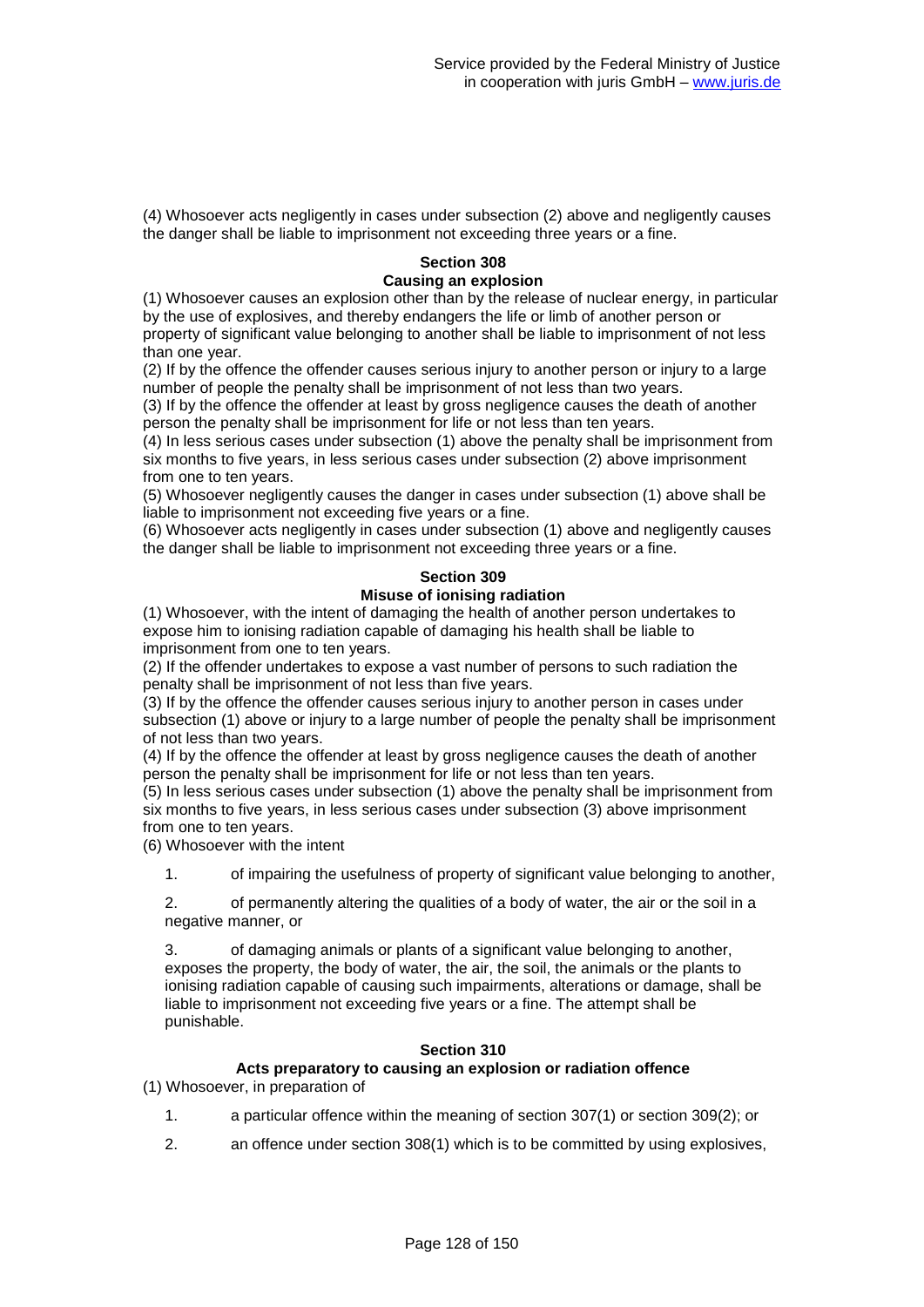(4) Whosoever acts negligently in cases under subsection (2) above and negligently causes the danger shall be liable to imprisonment not exceeding three years or a fine.

### Section 308
### Causing an explosion

(1) Whosoever causes an explosion other than by the release of nuclear energy, in particular by the use of explosives, and thereby endangers the life or limb of another person or property of significant value belonging to another shall be liable to imprisonment of not less than one year.
(2) If by the offence the offender causes serious injury to another person or injury to a large number of people the penalty shall be imprisonment of not less than two years.
(3) If by the offence the offender at least by gross negligence causes the death of another person the penalty shall be imprisonment for life or not less than ten years.
(4) In less serious cases under subsection (1) above the penalty shall be imprisonment from six months to five years, in less serious cases under subsection (2) above imprisonment from one to ten years.
(5) Whosoever negligently causes the danger in cases under subsection (1) above shall be liable to imprisonment not exceeding five years or a fine.
(6) Whosoever acts negligently in cases under subsection (1) above and negligently causes the danger shall be liable to imprisonment not exceeding three years or a fine.

### Section 309
### Misuse of ionising radiation

(1) Whosoever, with the intent of damaging the health of another person undertakes to expose him to ionising radiation capable of damaging his health shall be liable to imprisonment from one to ten years.
(2) If the offender undertakes to expose a vast number of persons to such radiation the penalty shall be imprisonment of not less than five years.
(3) If by the offence the offender causes serious injury to another person in cases under subsection (1) above or injury to a large number of people the penalty shall be imprisonment of not less than two years.
(4) If by the offence the offender at least by gross negligence causes the death of another person the penalty shall be imprisonment for life or not less than ten years.
(5) In less serious cases under subsection (1) above the penalty shall be imprisonment from six months to five years, in less serious cases under subsection (3) above imprisonment from one to ten years.
(6) Whosoever with the intent

1. of impairing the usefulness of property of significant value belonging to another,
2. of permanently altering the qualities of a body of water, the air or the soil in a negative manner, or
3. of damaging animals or plants of a significant value belonging to another,

exposes the property, the body of water, the air, the soil, the animals or the plants to ionising radiation capable of causing such impairments, alterations or damage, shall be liable to imprisonment not exceeding five years or a fine. The attempt shall be punishable.

### Section 310
### Acts preparatory to causing an explosion or radiation offence

(1) Whosoever, in preparation of

1. a particular offence within the meaning of section 307(1) or section 309(2); or
2. an offence under section 308(1) which is to be committed by using explosives,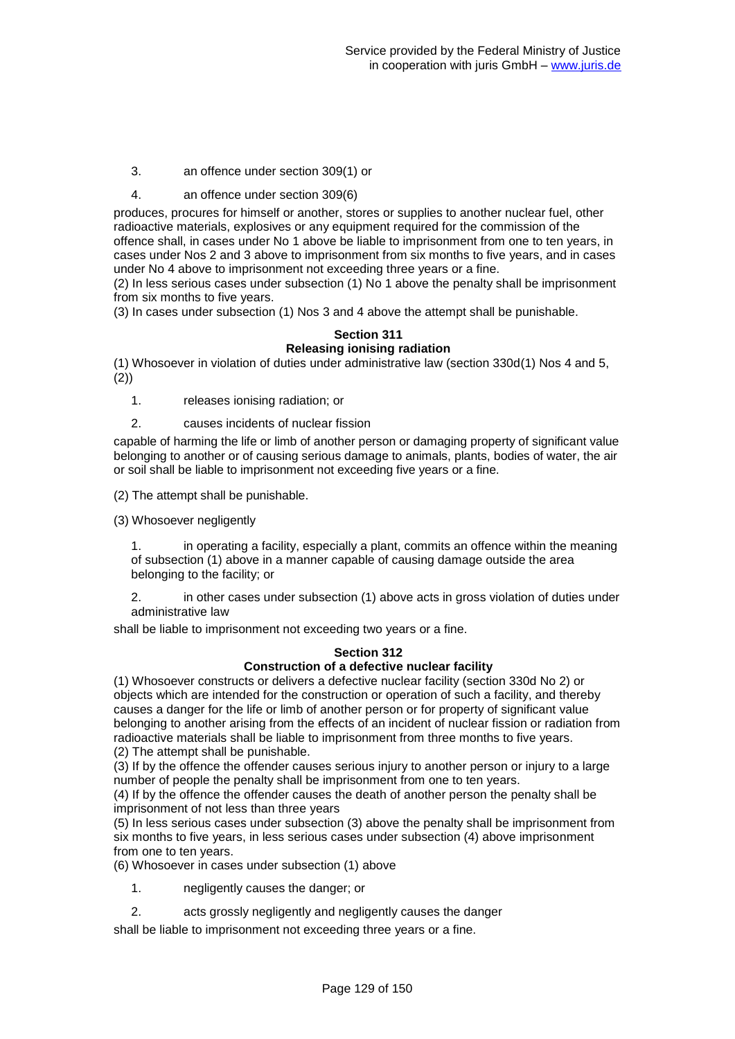3. an offence under section 309(1) or

4. an offence under section 309(6)

produces, procures for himself or another, stores or supplies to another nuclear fuel, other radioactive materials, explosives or any equipment required for the commission of the offence shall, in cases under No 1 above be liable to imprisonment from one to ten years, in cases under Nos 2 and 3 above to imprisonment from six months to five years, and in cases under No 4 above to imprisonment not exceeding three years or a fine.

(2) In less serious cases under subsection (1) No 1 above the penalty shall be imprisonment from six months to five years.

(3) In cases under subsection (1) Nos 3 and 4 above the attempt shall be punishable.

### Section 311
### Releasing ionising radiation

(1) Whosoever in violation of duties under administrative law (section 330d(1) Nos 4 and 5, (2))

1. releases ionising radiation; or

2. causes incidents of nuclear fission

capable of harming the life or limb of another person or damaging property of significant value belonging to another or of causing serious damage to animals, plants, bodies of water, the air or soil shall be liable to imprisonment not exceeding five years or a fine.

(2) The attempt shall be punishable.

(3) Whosoever negligently

1. in operating a facility, especially a plant, commits an offence within the meaning of subsection (1) above in a manner capable of causing damage outside the area belonging to the facility; or

2. in other cases under subsection (1) above acts in gross violation of duties under administrative law

shall be liable to imprisonment not exceeding two years or a fine.

### Section 312
### Construction of a defective nuclear facility

(1) Whosoever constructs or delivers a defective nuclear facility (section 330d No 2) or objects which are intended for the construction or operation of such a facility, and thereby causes a danger for the life or limb of another person or for property of significant value belonging to another arising from the effects of an incident of nuclear fission or radiation from radioactive materials shall be liable to imprisonment from three months to five years.

(2) The attempt shall be punishable.

(3) If by the offence the offender causes serious injury to another person or injury to a large number of people the penalty shall be imprisonment from one to ten years.

(4) If by the offence the offender causes the death of another person the penalty shall be imprisonment of not less than three years

(5) In less serious cases under subsection (3) above the penalty shall be imprisonment from six months to five years, in less serious cases under subsection (4) above imprisonment from one to ten years.

(6) Whosoever in cases under subsection (1) above

1. negligently causes the danger; or

2. acts grossly negligently and negligently causes the danger

shall be liable to imprisonment not exceeding three years or a fine.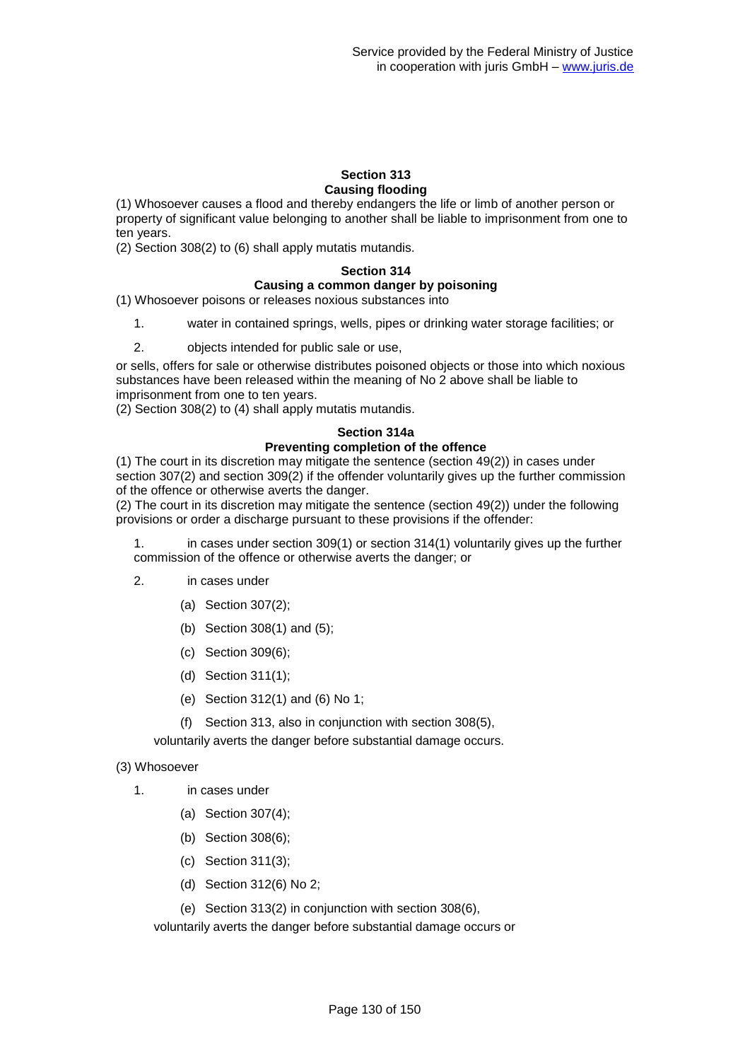**Section 313**
**Causing flooding**

(1) Whosoever causes a flood and thereby endangers the life or limb of another person or property of significant value belonging to another shall be liable to imprisonment from one to ten years.
(2) Section 308(2) to (6) shall apply mutatis mutandis.

**Section 314**
**Causing a common danger by poisoning**

(1) Whosoever poisons or releases noxious substances into

1. water in contained springs, wells, pipes or drinking water storage facilities; or
2. objects intended for public sale or use,

or sells, offers for sale or otherwise distributes poisoned objects or those into which noxious substances have been released within the meaning of No 2 above shall be liable to imprisonment from one to ten years.
(2) Section 308(2) to (4) shall apply mutatis mutandis.

**Section 314a**
**Preventing completion of the offence**

(1) The court in its discretion may mitigate the sentence (section 49(2)) in cases under section 307(2) and section 309(2) if the offender voluntarily gives up the further commission of the offence or otherwise averts the danger.
(2) The court in its discretion may mitigate the sentence (section 49(2)) under the following provisions or order a discharge pursuant to these provisions if the offender:

1. in cases under section 309(1) or section 314(1) voluntarily gives up the further commission of the offence or otherwise averts the danger; or
2. in cases under
   (a) Section 307(2);
   (b) Section 308(1) and (5);
   (c) Section 309(6);
   (d) Section 311(1);
   (e) Section 312(1) and (6) No 1;
   (f) Section 313, also in conjunction with section 308(5),

   voluntarily averts the danger before substantial damage occurs.

(3) Whosoever

1. in cases under
   (a) Section 307(4);
   (b) Section 308(6);
   (c) Section 311(3);
   (d) Section 312(6) No 2;
   (e) Section 313(2) in conjunction with section 308(6),

   voluntarily averts the danger before substantial damage occurs or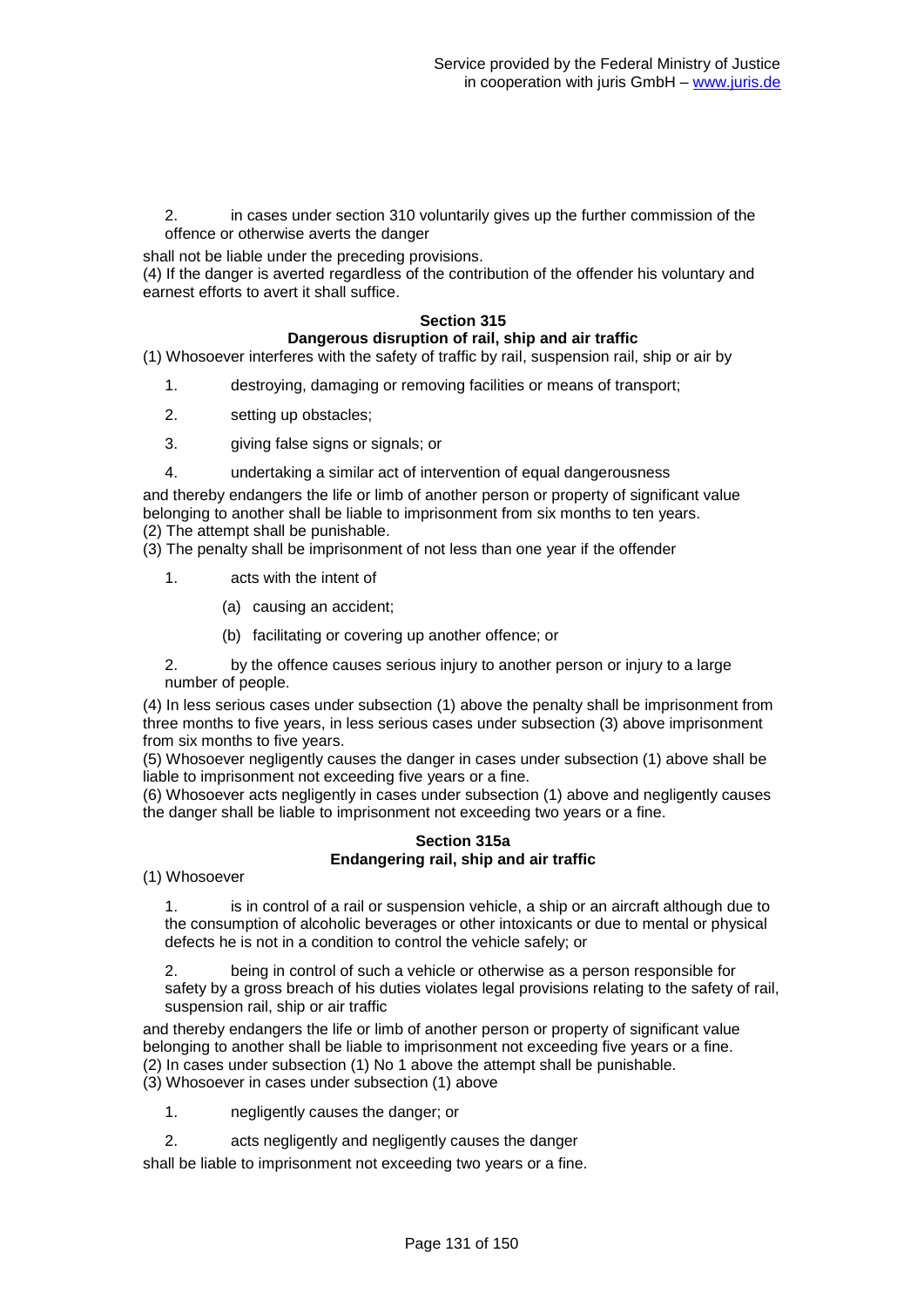2. in cases under section 310 voluntarily gives up the further commission of the offence or otherwise averts the danger

shall not be liable under the preceding provisions.

(4) If the danger is averted regardless of the contribution of the offender his voluntary and earnest efforts to avert it shall suffice.

### Section 315
### Dangerous disruption of rail, ship and air traffic

(1) Whosoever interferes with the safety of traffic by rail, suspension rail, ship or air by

1. destroying, damaging or removing facilities or means of transport;
2. setting up obstacles;
3. giving false signs or signals; or
4. undertaking a similar act of intervention of equal dangerousness

and thereby endangers the life or limb of another person or property of significant value belonging to another shall be liable to imprisonment from six months to ten years.

(2) The attempt shall be punishable.

(3) The penalty shall be imprisonment of not less than one year if the offender

1. acts with the intent of
   (a) causing an accident;
   (b) facilitating or covering up another offence; or
2. by the offence causes serious injury to another person or injury to a large number of people.

(4) In less serious cases under subsection (1) above the penalty shall be imprisonment from three months to five years, in less serious cases under subsection (3) above imprisonment from six months to five years.

(5) Whosoever negligently causes the danger in cases under subsection (1) above shall be liable to imprisonment not exceeding five years or a fine.

(6) Whosoever acts negligently in cases under subsection (1) above and negligently causes the danger shall be liable to imprisonment not exceeding two years or a fine.

### Section 315a
### Endangering rail, ship and air traffic

(1) Whosoever

1. is in control of a rail or suspension vehicle, a ship or an aircraft although due to the consumption of alcoholic beverages or other intoxicants or due to mental or physical defects he is not in a condition to control the vehicle safely; or
2. being in control of such a vehicle or otherwise as a person responsible for safety by a gross breach of his duties violates legal provisions relating to the safety of rail, suspension rail, ship or air traffic

and thereby endangers the life or limb of another person or property of significant value belonging to another shall be liable to imprisonment not exceeding five years or a fine.

(2) In cases under subsection (1) No 1 above the attempt shall be punishable.

(3) Whosoever in cases under subsection (1) above

1. negligently causes the danger; or
2. acts negligently and negligently causes the danger

shall be liable to imprisonment not exceeding two years or a fine.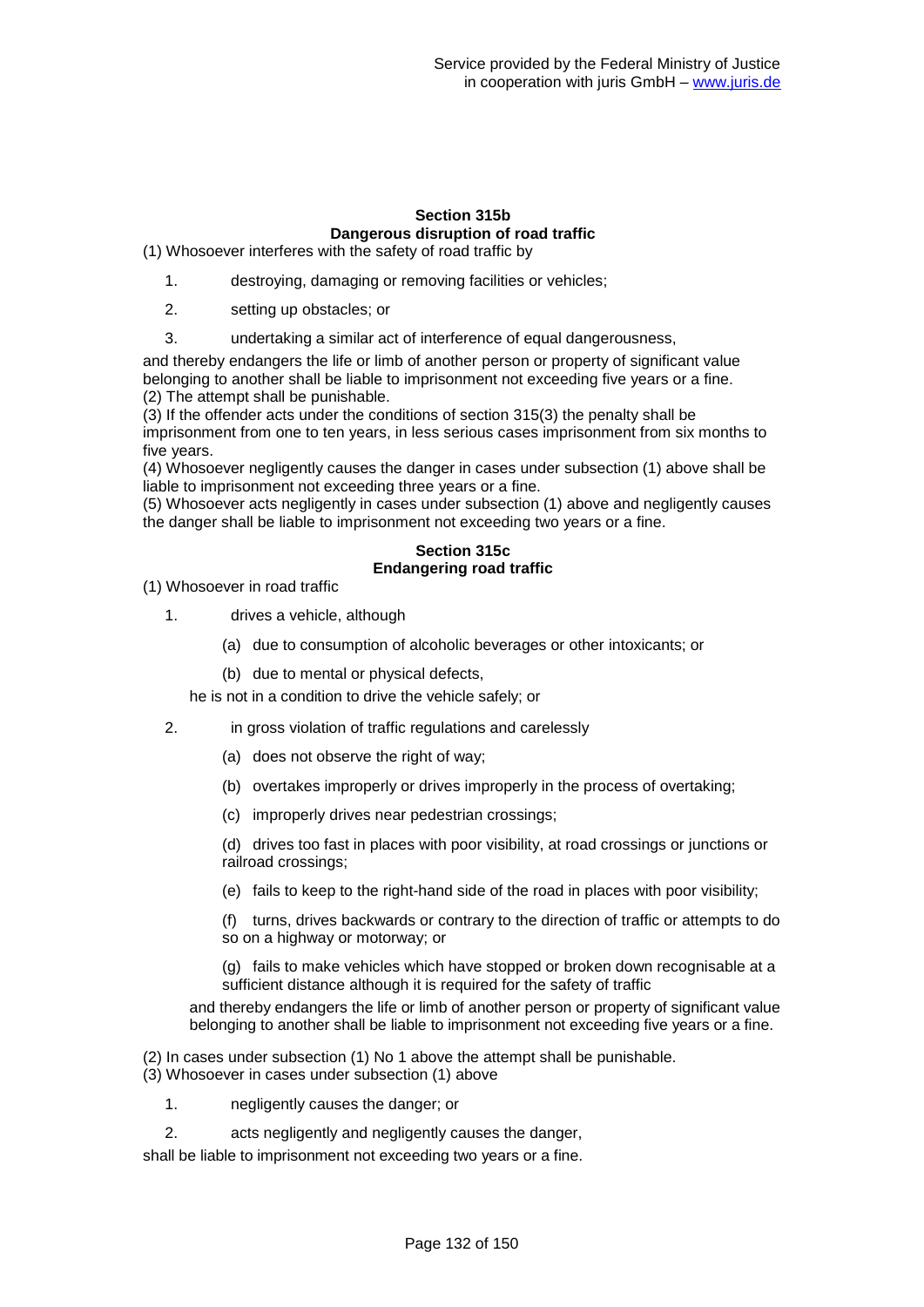### Section 315b
### Dangerous disruption of road traffic

(1) Whosoever interferes with the safety of road traffic by

1. destroying, damaging or removing facilities or vehicles;
2. setting up obstacles; or
3. undertaking a similar act of interference of equal dangerousness,

and thereby endangers the life or limb of another person or property of significant value belonging to another shall be liable to imprisonment not exceeding five years or a fine.
(2) The attempt shall be punishable.
(3) If the offender acts under the conditions of section 315(3) the penalty shall be imprisonment from one to ten years, in less serious cases imprisonment from six months to five years.
(4) Whosoever negligently causes the danger in cases under subsection (1) above shall be liable to imprisonment not exceeding three years or a fine.
(5) Whosoever acts negligently in cases under subsection (1) above and negligently causes the danger shall be liable to imprisonment not exceeding two years or a fine.

### Section 315c
### Endangering road traffic

(1) Whosoever in road traffic

1. drives a vehicle, although
   (a) due to consumption of alcoholic beverages or other intoxicants; or
   (b) due to mental or physical defects,

   he is not in a condition to drive the vehicle safely; or
2. in gross violation of traffic regulations and carelessly
   (a) does not observe the right of way;
   (b) overtakes improperly or drives improperly in the process of overtaking;
   (c) improperly drives near pedestrian crossings;
   (d) drives too fast in places with poor visibility, at road crossings or junctions or railroad crossings;
   (e) fails to keep to the right-hand side of the road in places with poor visibility;
   (f) turns, drives backwards or contrary to the direction of traffic or attempts to do so on a highway or motorway; or
   (g) fails to make vehicles which have stopped or broken down recognisable at a sufficient distance although it is required for the safety of traffic

   and thereby endangers the life or limb of another person or property of significant value belonging to another shall be liable to imprisonment not exceeding five years or a fine.

(2) In cases under subsection (1) No 1 above the attempt shall be punishable.
(3) Whosoever in cases under subsection (1) above

1. negligently causes the danger; or
2. acts negligently and negligently causes the danger,

shall be liable to imprisonment not exceeding two years or a fine.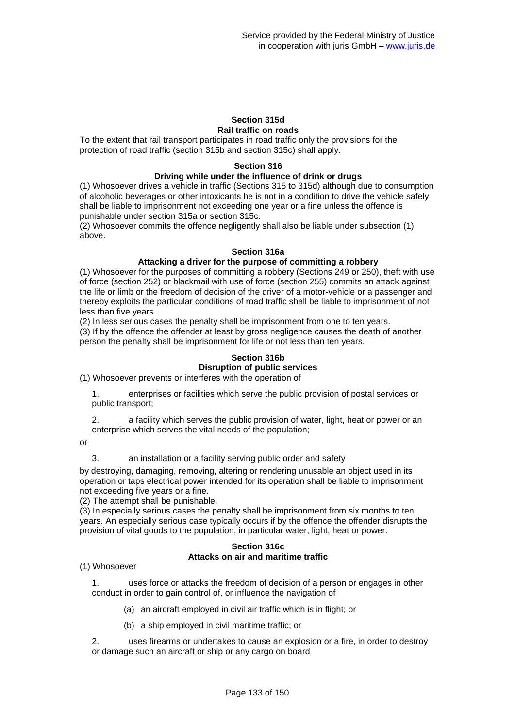## Section 315d
### Rail traffic on roads

To the extent that rail transport participates in road traffic only the provisions for the protection of road traffic (section 315b and section 315c) shall apply.

## Section 316
### Driving while under the influence of drink or drugs

(1) Whosoever drives a vehicle in traffic (Sections 315 to 315d) although due to consumption of alcoholic beverages or other intoxicants he is not in a condition to drive the vehicle safely shall be liable to imprisonment not exceeding one year or a fine unless the offence is punishable under section 315a or section 315c.

(2) Whosoever commits the offence negligently shall also be liable under subsection (1) above.

## Section 316a
### Attacking a driver for the purpose of committing a robbery

(1) Whosoever for the purposes of committing a robbery (Sections 249 or 250), theft with use of force (section 252) or blackmail with use of force (section 255) commits an attack against the life or limb or the freedom of decision of the driver of a motor-vehicle or a passenger and thereby exploits the particular conditions of road traffic shall be liable to imprisonment of not less than five years.

(2) In less serious cases the penalty shall be imprisonment from one to ten years.

(3) If by the offence the offender at least by gross negligence causes the death of another person the penalty shall be imprisonment for life or not less than ten years.

## Section 316b
### Disruption of public services

(1) Whosoever prevents or interferes with the operation of

1. enterprises or facilities which serve the public provision of postal services or public transport;

2. a facility which serves the public provision of water, light, heat or power or an enterprise which serves the vital needs of the population;

or

3. an installation or a facility serving public order and safety

by destroying, damaging, removing, altering or rendering unusable an object used in its operation or taps electrical power intended for its operation shall be liable to imprisonment not exceeding five years or a fine.

(2) The attempt shall be punishable.

(3) In especially serious cases the penalty shall be imprisonment from six months to ten years. An especially serious case typically occurs if by the offence the offender disrupts the provision of vital goods to the population, in particular water, light, heat or power.

## Section 316c
### Attacks on air and maritime traffic

(1) Whosoever

1. uses force or attacks the freedom of decision of a person or engages in other conduct in order to gain control of, or influence the navigation of

    (a) an aircraft employed in civil air traffic which is in flight; or

    (b) a ship employed in civil maritime traffic; or

2. uses firearms or undertakes to cause an explosion or a fire, in order to destroy or damage such an aircraft or ship or any cargo on board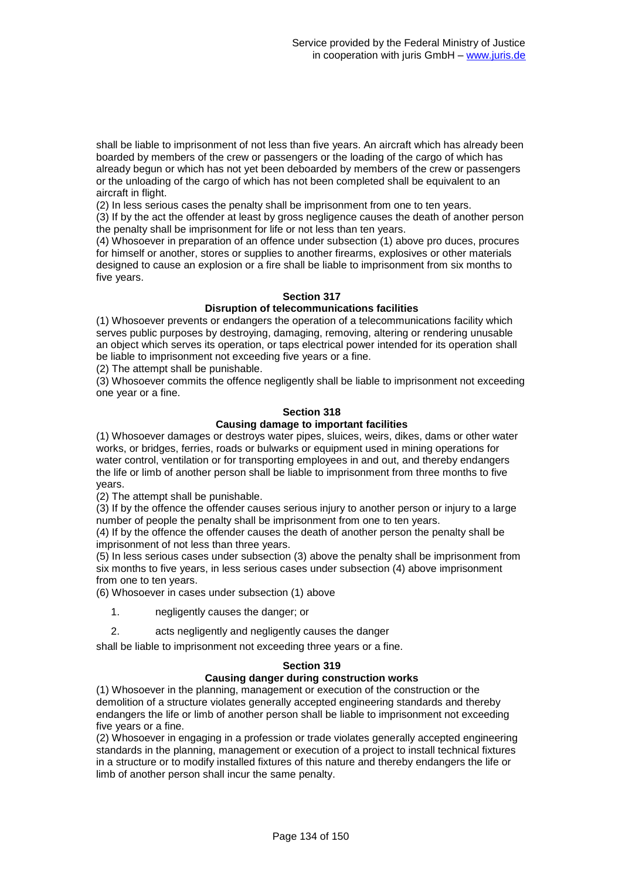shall be liable to imprisonment of not less than five years. An aircraft which has already been boarded by members of the crew or passengers or the loading of the cargo of which has already begun or which has not yet been deboarded by members of the crew or passengers or the unloading of the cargo of which has not been completed shall be equivalent to an aircraft in flight.

(2) In less serious cases the penalty shall be imprisonment from one to ten years.

(3) If by the act the offender at least by gross negligence causes the death of another person the penalty shall be imprisonment for life or not less than ten years.

(4) Whosoever in preparation of an offence under subsection (1) above pro duces, procures for himself or another, stores or supplies to another firearms, explosives or other materials designed to cause an explosion or a fire shall be liable to imprisonment from six months to five years.

**Section 317**

**Disruption of telecommunications facilities**

(1) Whosoever prevents or endangers the operation of a telecommunications facility which serves public purposes by destroying, damaging, removing, altering or rendering unusable an object which serves its operation, or taps electrical power intended for its operation shall be liable to imprisonment not exceeding five years or a fine.

(2) The attempt shall be punishable.

(3) Whosoever commits the offence negligently shall be liable to imprisonment not exceeding one year or a fine.

**Section 318**

**Causing damage to important facilities**

(1) Whosoever damages or destroys water pipes, sluices, weirs, dikes, dams or other water works, or bridges, ferries, roads or bulwarks or equipment used in mining operations for water control, ventilation or for transporting employees in and out, and thereby endangers the life or limb of another person shall be liable to imprisonment from three months to five years.

(2) The attempt shall be punishable.

(3) If by the offence the offender causes serious injury to another person or injury to a large number of people the penalty shall be imprisonment from one to ten years.

(4) If by the offence the offender causes the death of another person the penalty shall be imprisonment of not less than three years.

(5) In less serious cases under subsection (3) above the penalty shall be imprisonment from six months to five years, in less serious cases under subsection (4) above imprisonment from one to ten years.

(6) Whosoever in cases under subsection (1) above

1. negligently causes the danger; or
2. acts negligently and negligently causes the danger

shall be liable to imprisonment not exceeding three years or a fine.

**Section 319**

**Causing danger during construction works**

(1) Whosoever in the planning, management or execution of the construction or the demolition of a structure violates generally accepted engineering standards and thereby endangers the life or limb of another person shall be liable to imprisonment not exceeding five years or a fine.

(2) Whosoever in engaging in a profession or trade violates generally accepted engineering standards in the planning, management or execution of a project to install technical fixtures in a structure or to modify installed fixtures of this nature and thereby endangers the life or limb of another person shall incur the same penalty.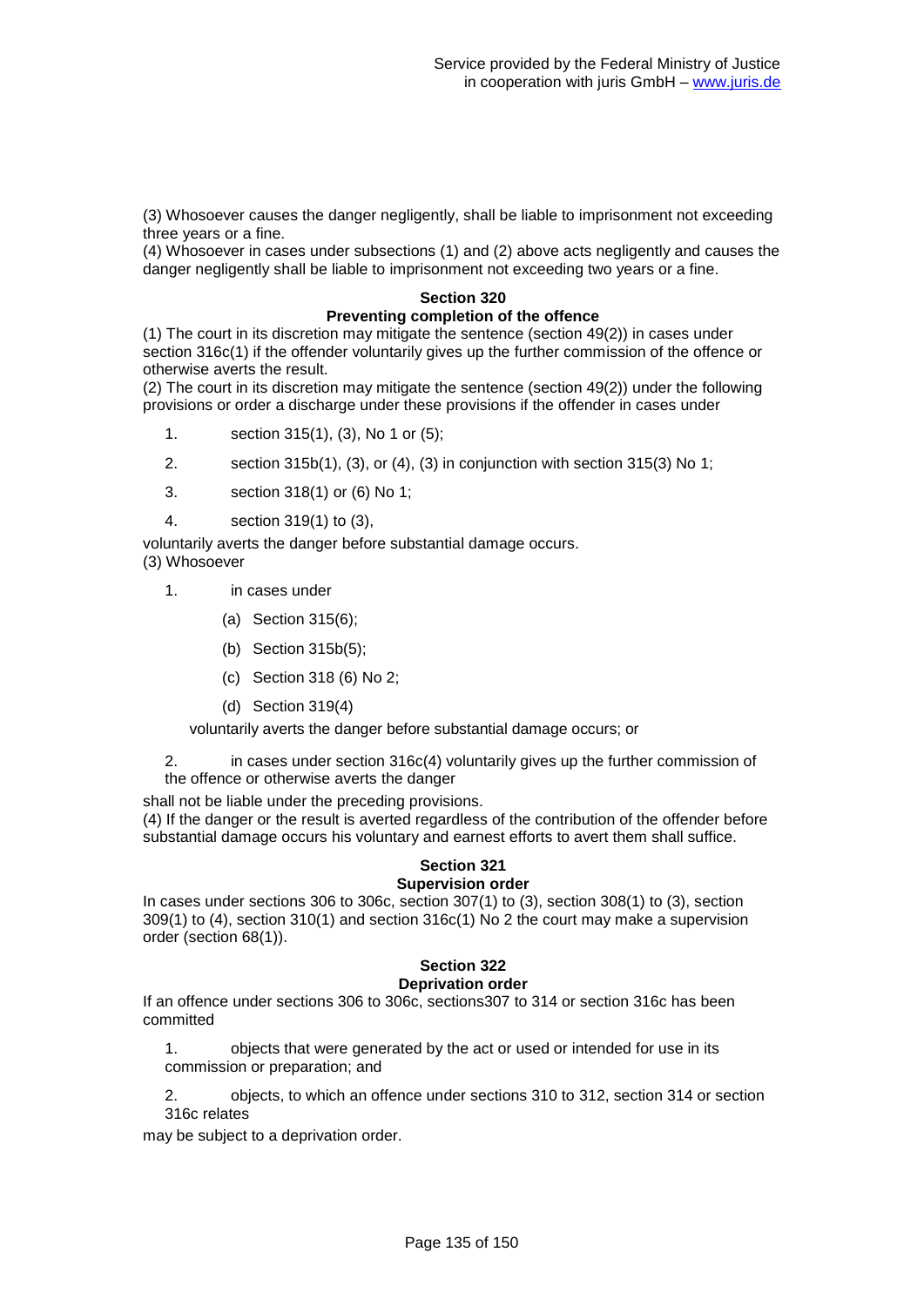(3) Whosoever causes the danger negligently, shall be liable to imprisonment not exceeding three years or a fine.
(4) Whosoever in cases under subsections (1) and (2) above acts negligently and causes the danger negligently shall be liable to imprisonment not exceeding two years or a fine.

### Section 320
### Preventing completion of the offence

(1) The court in its discretion may mitigate the sentence (section 49(2)) in cases under section 316c(1) if the offender voluntarily gives up the further commission of the offence or otherwise averts the result.
(2) The court in its discretion may mitigate the sentence (section 49(2)) under the following provisions or order a discharge under these provisions if the offender in cases under

1. section 315(1), (3), No 1 or (5);
2. section 315b(1), (3), or (4), (3) in conjunction with section 315(3) No 1;
3. section 318(1) or (6) No 1;
4. section 319(1) to (3),

voluntarily averts the danger before substantial damage occurs.
(3) Whosoever

1. in cases under
   (a) Section 315(6);
   (b) Section 315b(5);
   (c) Section 318 (6) No 2;
   (d) Section 319(4)

   voluntarily averts the danger before substantial damage occurs; or

2. in cases under section 316c(4) voluntarily gives up the further commission of the offence or otherwise averts the danger

shall not be liable under the preceding provisions.
(4) If the danger or the result is averted regardless of the contribution of the offender before substantial damage occurs his voluntary and earnest efforts to avert them shall suffice.

### Section 321
### Supervision order

In cases under sections 306 to 306c, section 307(1) to (3), section 308(1) to (3), section 309(1) to (4), section 310(1) and section 316c(1) No 2 the court may make a supervision order (section 68(1)).

### Section 322
### Deprivation order

If an offence under sections 306 to 306c, sections307 to 314 or section 316c has been committed

1. objects that were generated by the act or used or intended for use in its commission or preparation; and
2. objects, to which an offence under sections 310 to 312, section 314 or section 316c relates

may be subject to a deprivation order.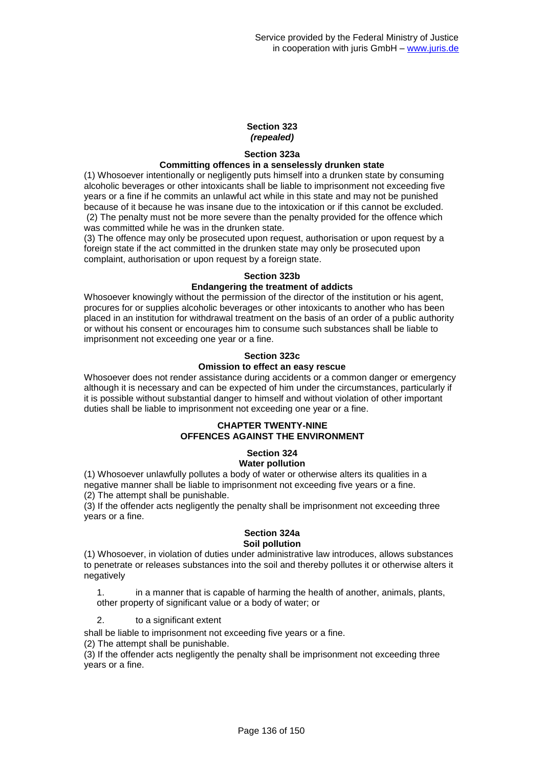### Section 323
*(repealed)*

### Section 323a
**Committing offences in a senselessly drunken state**

(1) Whosoever intentionally or negligently puts himself into a drunken state by consuming alcoholic beverages or other intoxicants shall be liable to imprisonment not exceeding five years or a fine if he commits an unlawful act while in this state and may not be punished because of it because he was insane due to the intoxication or if this cannot be excluded.
(2) The penalty must not be more severe than the penalty provided for the offence which was committed while he was in the drunken state.
(3) The offence may only be prosecuted upon request, authorisation or upon request by a foreign state if the act committed in the drunken state may only be prosecuted upon complaint, authorisation or upon request by a foreign state.

### Section 323b
**Endangering the treatment of addicts**

Whosoever knowingly without the permission of the director of the institution or his agent, procures for or supplies alcoholic beverages or other intoxicants to another who has been placed in an institution for withdrawal treatment on the basis of an order of a public authority or without his consent or encourages him to consume such substances shall be liable to imprisonment not exceeding one year or a fine.

### Section 323c
**Omission to effect an easy rescue**

Whosoever does not render assistance during accidents or a common danger or emergency although it is necessary and can be expected of him under the circumstances, particularly if it is possible without substantial danger to himself and without violation of other important duties shall be liable to imprisonment not exceeding one year or a fine.

## CHAPTER TWENTY-NINE
## OFFENCES AGAINST THE ENVIRONMENT

### Section 324
**Water pollution**

(1) Whosoever unlawfully pollutes a body of water or otherwise alters its qualities in a negative manner shall be liable to imprisonment not exceeding five years or a fine.
(2) The attempt shall be punishable.
(3) If the offender acts negligently the penalty shall be imprisonment not exceeding three years or a fine.

### Section 324a
**Soil pollution**

(1) Whosoever, in violation of duties under administrative law introduces, allows substances to penetrate or releases substances into the soil and thereby pollutes it or otherwise alters it negatively

1. in a manner that is capable of harming the health of another, animals, plants, other property of significant value or a body of water; or
2. to a significant extent

shall be liable to imprisonment not exceeding five years or a fine.
(2) The attempt shall be punishable.
(3) If the offender acts negligently the penalty shall be imprisonment not exceeding three years or a fine.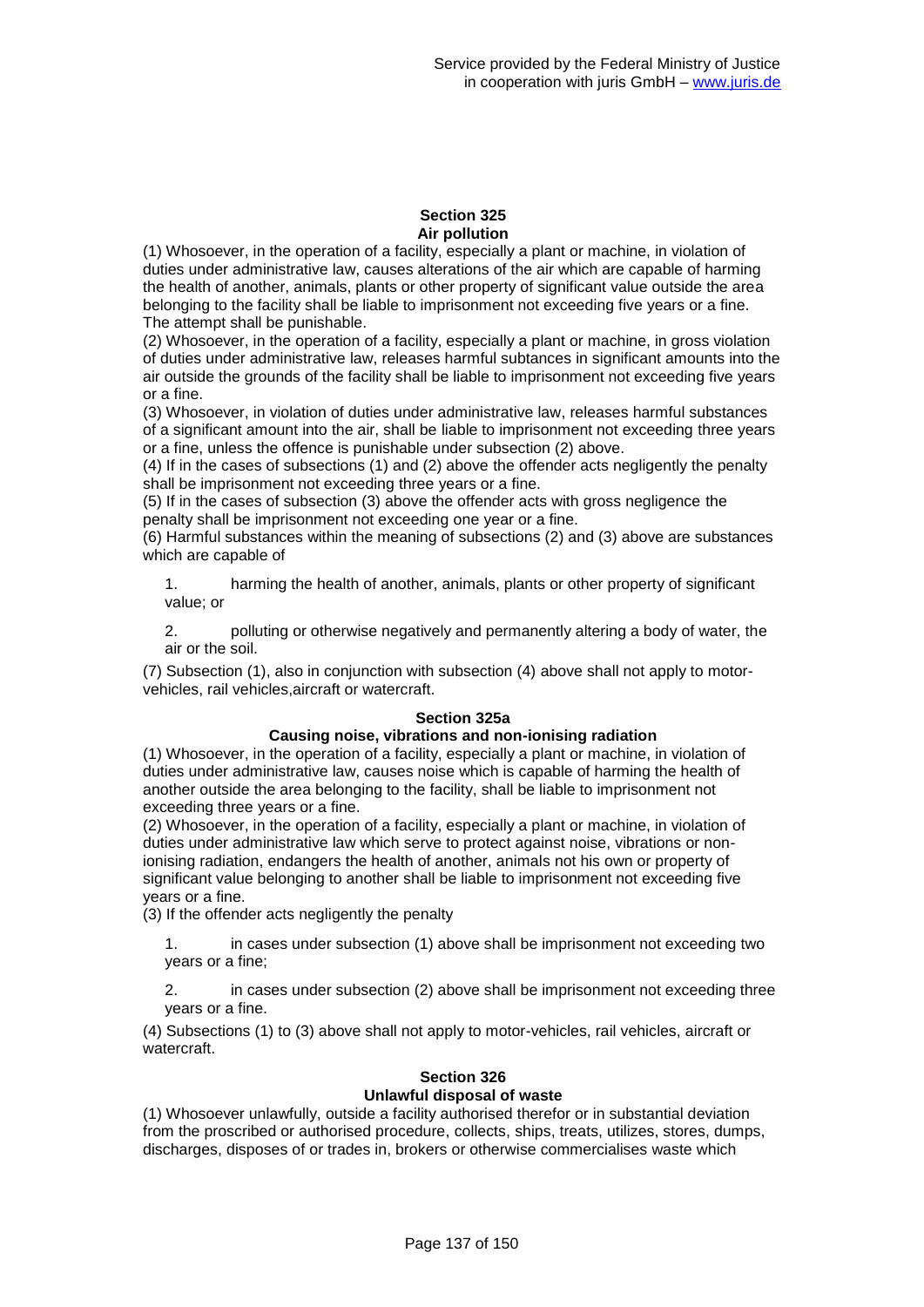## Section 325
## Air pollution

(1) Whosoever, in the operation of a facility, especially a plant or machine, in violation of duties under administrative law, causes alterations of the air which are capable of harming the health of another, animals, plants or other property of significant value outside the area belonging to the facility shall be liable to imprisonment not exceeding five years or a fine. The attempt shall be punishable.

(2) Whosoever, in the operation of a facility, especially a plant or machine, in gross violation of duties under administrative law, releases harmful subtances in significant amounts into the air outside the grounds of the facility shall be liable to imprisonment not exceeding five years or a fine.

(3) Whosoever, in violation of duties under administrative law, releases harmful substances of a significant amount into the air, shall be liable to imprisonment not exceeding three years or a fine, unless the offence is punishable under subsection (2) above.

(4) If in the cases of subsections (1) and (2) above the offender acts negligently the penalty shall be imprisonment not exceeding three years or a fine.

(5) If in the cases of subsection (3) above the offender acts with gross negligence the penalty shall be imprisonment not exceeding one year or a fine.

(6) Harmful substances within the meaning of subsections (2) and (3) above are substances which are capable of

1. harming the health of another, animals, plants or other property of significant value; or

2. polluting or otherwise negatively and permanently altering a body of water, the air or the soil.

(7) Subsection (1), also in conjunction with subsection (4) above shall not apply to motor-vehicles, rail vehicles,aircraft or watercraft.

## Section 325a
## Causing noise, vibrations and non-ionising radiation

(1) Whosoever, in the operation of a facility, especially a plant or machine, in violation of duties under administrative law, causes noise which is capable of harming the health of another outside the area belonging to the facility, shall be liable to imprisonment not exceeding three years or a fine.

(2) Whosoever, in the operation of a facility, especially a plant or machine, in violation of duties under administrative law which serve to protect against noise, vibrations or non-ionising radiation, endangers the health of another, animals not his own or property of significant value belonging to another shall be liable to imprisonment not exceeding five years or a fine.

(3) If the offender acts negligently the penalty

1. in cases under subsection (1) above shall be imprisonment not exceeding two years or a fine;

2. in cases under subsection (2) above shall be imprisonment not exceeding three years or a fine.

(4) Subsections (1) to (3) above shall not apply to motor-vehicles, rail vehicles, aircraft or watercraft.

## Section 326
## Unlawful disposal of waste

(1) Whosoever unlawfully, outside a facility authorised therefor or in substantial deviation from the proscribed or authorised procedure, collects, ships, treats, utilizes, stores, dumps, discharges, disposes of or trades in, brokers or otherwise commercialises waste which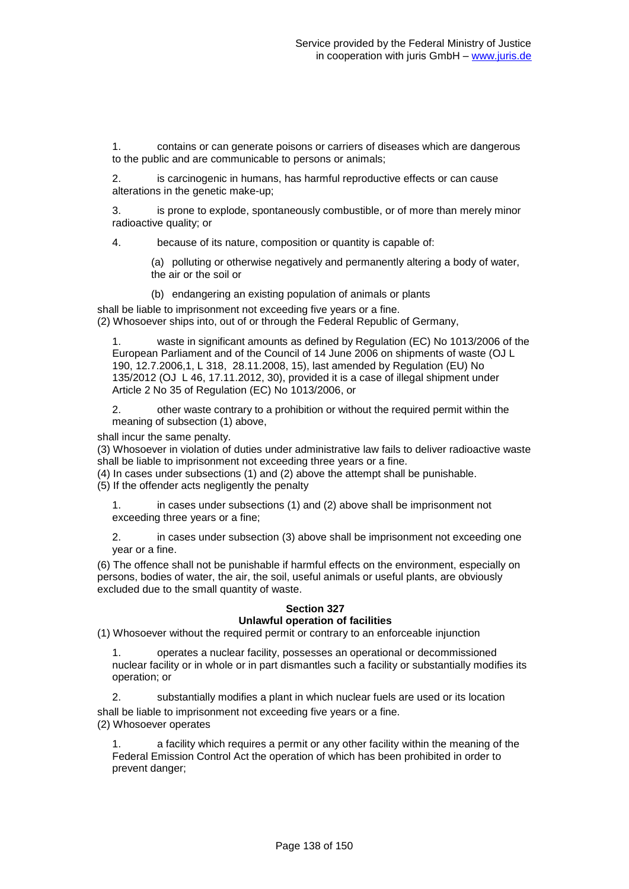1. contains or can generate poisons or carriers of diseases which are dangerous to the public and are communicable to persons or animals;

2. is carcinogenic in humans, has harmful reproductive effects or can cause alterations in the genetic make-up;

3. is prone to explode, spontaneously combustible, or of more than merely minor radioactive quality; or

4. because of its nature, composition or quantity is capable of:

   (a) polluting or otherwise negatively and permanently altering a body of water, the air or the soil or

   (b) endangering an existing population of animals or plants

shall be liable to imprisonment not exceeding five years or a fine.

(2) Whosoever ships into, out of or through the Federal Republic of Germany,

1. waste in significant amounts as defined by Regulation (EC) No 1013/2006 of the European Parliament and of the Council of 14 June 2006 on shipments of waste (OJ L 190, 12.7.2006,1, L 318, 28.11.2008, 15), last amended by Regulation (EU) No 135/2012 (OJ L 46, 17.11.2012, 30), provided it is a case of illegal shipment under Article 2 No 35 of Regulation (EC) No 1013/2006, or

2. other waste contrary to a prohibition or without the required permit within the meaning of subsection (1) above,

shall incur the same penalty.

(3) Whosoever in violation of duties under administrative law fails to deliver radioactive waste shall be liable to imprisonment not exceeding three years or a fine.

(4) In cases under subsections (1) and (2) above the attempt shall be punishable.

(5) If the offender acts negligently the penalty

1. in cases under subsections (1) and (2) above shall be imprisonment not exceeding three years or a fine;

2. in cases under subsection (3) above shall be imprisonment not exceeding one year or a fine.

(6) The offence shall not be punishable if harmful effects on the environment, especially on persons, bodies of water, the air, the soil, useful animals or useful plants, are obviously excluded due to the small quantity of waste.

### Section 327
### Unlawful operation of facilities

(1) Whosoever without the required permit or contrary to an enforceable injunction

1. operates a nuclear facility, possesses an operational or decommissioned nuclear facility or in whole or in part dismantles such a facility or substantially modifies its operation; or

2. substantially modifies a plant in which nuclear fuels are used or its location

shall be liable to imprisonment not exceeding five years or a fine.

(2) Whosoever operates

1. a facility which requires a permit or any other facility within the meaning of the Federal Emission Control Act the operation of which has been prohibited in order to prevent danger;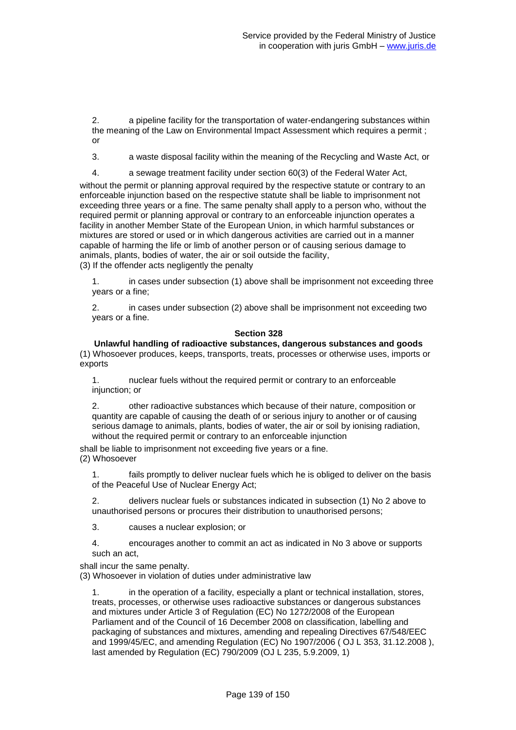2. a pipeline facility for the transportation of water-endangering substances within the meaning of the Law on Environmental Impact Assessment which requires a permit ; or

3. a waste disposal facility within the meaning of the Recycling and Waste Act, or

4. a sewage treatment facility under section 60(3) of the Federal Water Act,

without the permit or planning approval required by the respective statute or contrary to an enforceable injunction based on the respective statute shall be liable to imprisonment not exceeding three years or a fine. The same penalty shall apply to a person who, without the required permit or planning approval or contrary to an enforceable injunction operates a facility in another Member State of the European Union, in which harmful substances or mixtures are stored or used or in which dangerous activities are carried out in a manner capable of harming the life or limb of another person or of causing serious damage to animals, plants, bodies of water, the air or soil outside the facility,

(3) If the offender acts negligently the penalty

1. in cases under subsection (1) above shall be imprisonment not exceeding three years or a fine;

2. in cases under subsection (2) above shall be imprisonment not exceeding two years or a fine.

### Section 328

### Unlawful handling of radioactive substances, dangerous substances and goods

(1) Whosoever produces, keeps, transports, treats, processes or otherwise uses, imports or exports

1. nuclear fuels without the required permit or contrary to an enforceable injunction; or

2. other radioactive substances which because of their nature, composition or quantity are capable of causing the death of or serious injury to another or of causing serious damage to animals, plants, bodies of water, the air or soil by ionising radiation, without the required permit or contrary to an enforceable injunction

shall be liable to imprisonment not exceeding five years or a fine.

(2) Whosoever

1. fails promptly to deliver nuclear fuels which he is obliged to deliver on the basis of the Peaceful Use of Nuclear Energy Act;

2. delivers nuclear fuels or substances indicated in subsection (1) No 2 above to unauthorised persons or procures their distribution to unauthorised persons;

3. causes a nuclear explosion; or

4. encourages another to commit an act as indicated in No 3 above or supports such an act,

shall incur the same penalty.

(3) Whosoever in violation of duties under administrative law

1. in the operation of a facility, especially a plant or technical installation, stores, treats, processes, or otherwise uses radioactive substances or dangerous substances and mixtures under Article 3 of Regulation (EC) No 1272/2008 of the European Parliament and of the Council of 16 December 2008 on classification, labelling and packaging of substances and mixtures, amending and repealing Directives 67/548/EEC and 1999/45/EC, and amending Regulation (EC) No 1907/2006 ( OJ L 353, 31.12.2008 ), last amended by Regulation (EC) 790/2009 (OJ L 235, 5.9.2009, 1)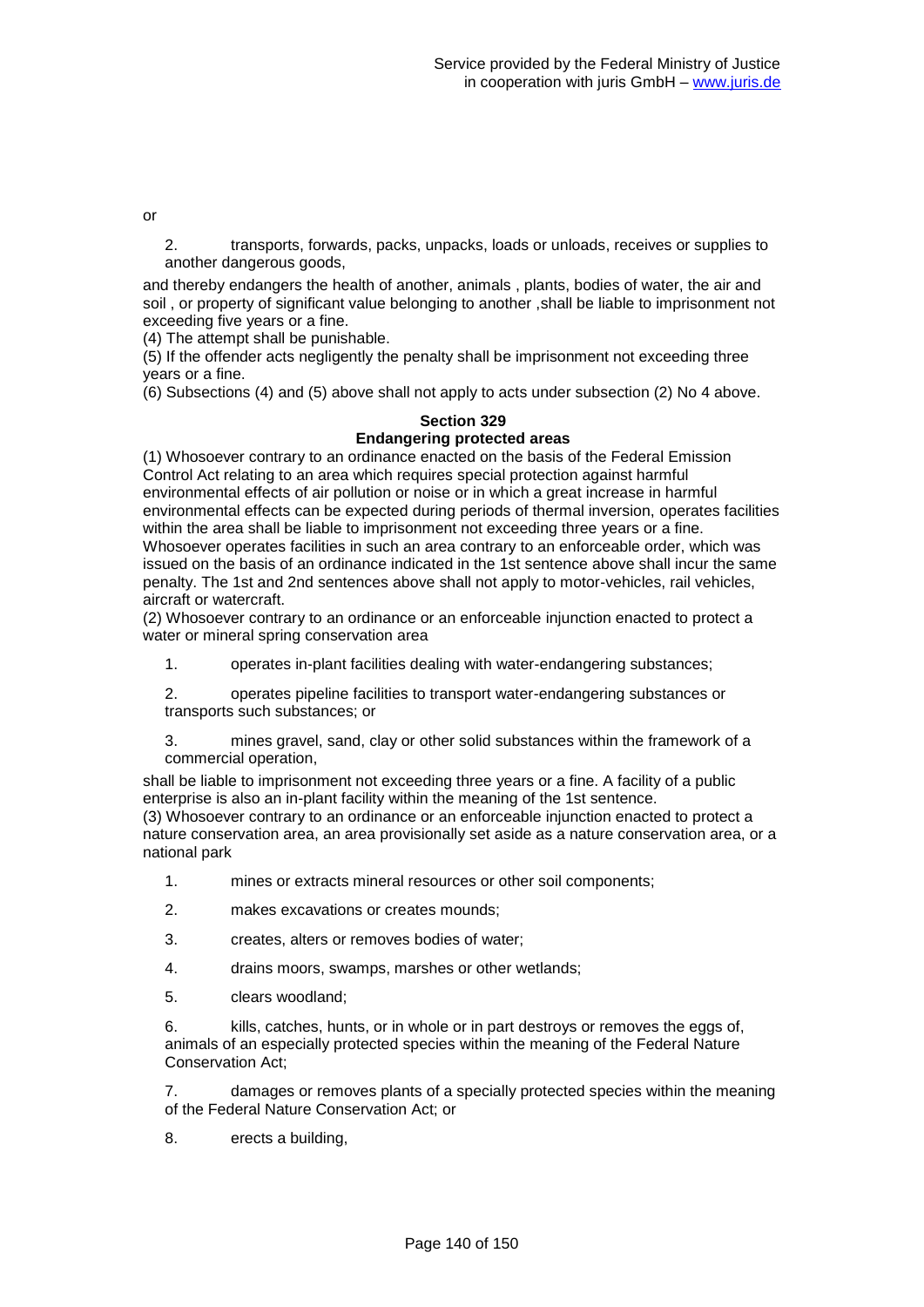or

2. transports, forwards, packs, unpacks, loads or unloads, receives or supplies to another dangerous goods,

and thereby endangers the health of another, animals , plants, bodies of water, the air and soil , or property of significant value belonging to another ,shall be liable to imprisonment not exceeding five years or a fine.
(4) The attempt shall be punishable.
(5) If the offender acts negligently the penalty shall be imprisonment not exceeding three years or a fine.
(6) Subsections (4) and (5) above shall not apply to acts under subsection (2) No 4 above.

### Section 329
### Endangering protected areas

(1) Whosoever contrary to an ordinance enacted on the basis of the Federal Emission Control Act relating to an area which requires special protection against harmful environmental effects of air pollution or noise or in which a great increase in harmful environmental effects can be expected during periods of thermal inversion, operates facilities within the area shall be liable to imprisonment not exceeding three years or a fine. Whosoever operates facilities in such an area contrary to an enforceable order, which was issued on the basis of an ordinance indicated in the 1st sentence above shall incur the same penalty. The 1st and 2nd sentences above shall not apply to motor-vehicles, rail vehicles, aircraft or watercraft.
(2) Whosoever contrary to an ordinance or an enforceable injunction enacted to protect a water or mineral spring conservation area

1. operates in-plant facilities dealing with water-endangering substances;

2. operates pipeline facilities to transport water-endangering substances or transports such substances; or

3. mines gravel, sand, clay or other solid substances within the framework of a commercial operation,

shall be liable to imprisonment not exceeding three years or a fine. A facility of a public enterprise is also an in-plant facility within the meaning of the 1st sentence.
(3) Whosoever contrary to an ordinance or an enforceable injunction enacted to protect a nature conservation area, an area provisionally set aside as a nature conservation area, or a national park

1. mines or extracts mineral resources or other soil components;

2. makes excavations or creates mounds;

3. creates, alters or removes bodies of water;

4. drains moors, swamps, marshes or other wetlands;

5. clears woodland;

6. kills, catches, hunts, or in whole or in part destroys or removes the eggs of, animals of an especially protected species within the meaning of the Federal Nature Conservation Act;

7. damages or removes plants of a specially protected species within the meaning of the Federal Nature Conservation Act; or

8. erects a building,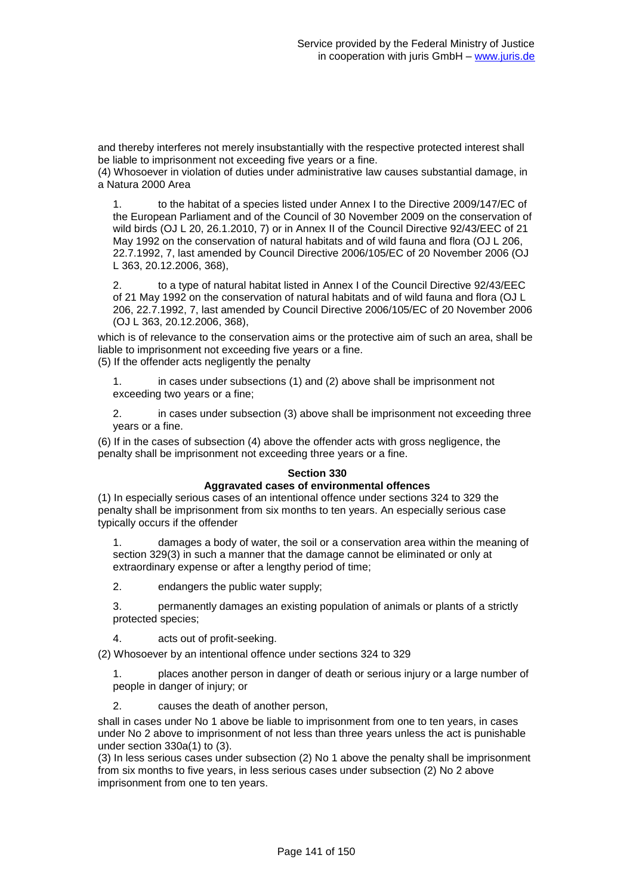and thereby interferes not merely insubstantially with the respective protected interest shall be liable to imprisonment not exceeding five years or a fine.

(4) Whosoever in violation of duties under administrative law causes substantial damage, in a Natura 2000 Area

1. to the habitat of a species listed under Annex I to the Directive 2009/147/EC of the European Parliament and of the Council of 30 November 2009 on the conservation of wild birds (OJ L 20, 26.1.2010, 7) or in Annex II of the Council Directive 92/43/EEC of 21 May 1992 on the conservation of natural habitats and of wild fauna and flora (OJ L 206, 22.7.1992, 7, last amended by Council Directive 2006/105/EC of 20 November 2006 (OJ L 363, 20.12.2006, 368),

2. to a type of natural habitat listed in Annex I of the Council Directive 92/43/EEC of 21 May 1992 on the conservation of natural habitats and of wild fauna and flora (OJ L 206, 22.7.1992, 7, last amended by Council Directive 2006/105/EC of 20 November 2006 (OJ L 363, 20.12.2006, 368),

which is of relevance to the conservation aims or the protective aim of such an area, shall be liable to imprisonment not exceeding five years or a fine.

(5) If the offender acts negligently the penalty

1. in cases under subsections (1) and (2) above shall be imprisonment not exceeding two years or a fine;

2. in cases under subsection (3) above shall be imprisonment not exceeding three years or a fine.

(6) If in the cases of subsection (4) above the offender acts with gross negligence, the penalty shall be imprisonment not exceeding three years or a fine.

### Section 330
### Aggravated cases of environmental offences

(1) In especially serious cases of an intentional offence under sections 324 to 329 the penalty shall be imprisonment from six months to ten years. An especially serious case typically occurs if the offender

1. damages a body of water, the soil or a conservation area within the meaning of section 329(3) in such a manner that the damage cannot be eliminated or only at extraordinary expense or after a lengthy period of time;

2. endangers the public water supply;

3. permanently damages an existing population of animals or plants of a strictly protected species;

4. acts out of profit-seeking.

(2) Whosoever by an intentional offence under sections 324 to 329

1. places another person in danger of death or serious injury or a large number of people in danger of injury; or

2. causes the death of another person,

shall in cases under No 1 above be liable to imprisonment from one to ten years, in cases under No 2 above to imprisonment of not less than three years unless the act is punishable under section 330a(1) to (3).

(3) In less serious cases under subsection (2) No 1 above the penalty shall be imprisonment from six months to five years, in less serious cases under subsection (2) No 2 above imprisonment from one to ten years.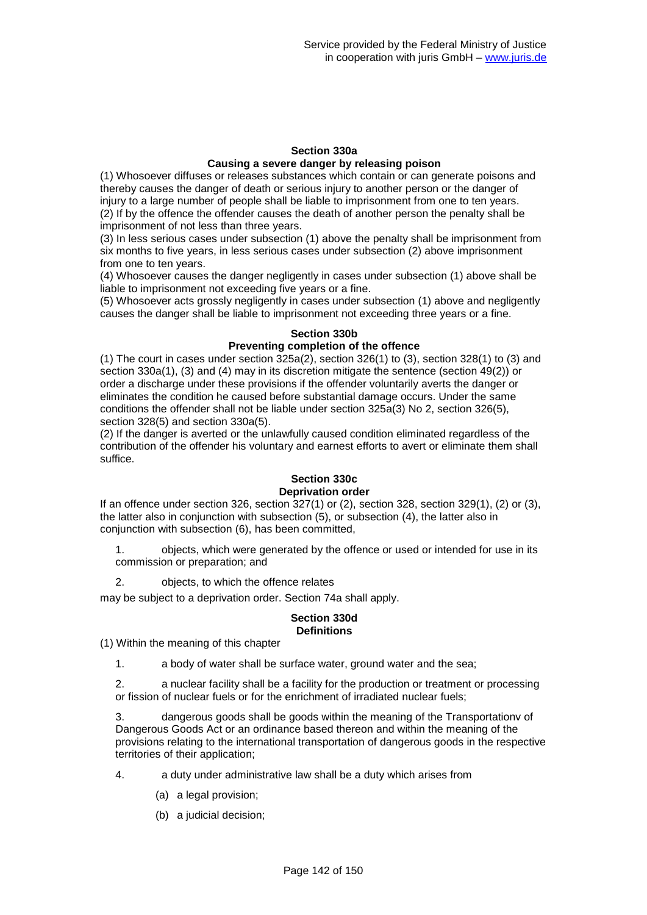#### Section 330a
#### Causing a severe danger by releasing poison

(1) Whosoever diffuses or releases substances which contain or can generate poisons and thereby causes the danger of death or serious injury to another person or the danger of injury to a large number of people shall be liable to imprisonment from one to ten years.
(2) If by the offence the offender causes the death of another person the penalty shall be imprisonment of not less than three years.
(3) In less serious cases under subsection (1) above the penalty shall be imprisonment from six months to five years, in less serious cases under subsection (2) above imprisonment from one to ten years.
(4) Whosoever causes the danger negligently in cases under subsection (1) above shall be liable to imprisonment not exceeding five years or a fine.
(5) Whosoever acts grossly negligently in cases under subsection (1) above and negligently causes the danger shall be liable to imprisonment not exceeding three years or a fine.

#### Section 330b
#### Preventing completion of the offence

(1) The court in cases under section 325a(2), section 326(1) to (3), section 328(1) to (3) and section 330a(1), (3) and (4) may in its discretion mitigate the sentence (section 49(2)) or order a discharge under these provisions if the offender voluntarily averts the danger or eliminates the condition he caused before substantial damage occurs. Under the same conditions the offender shall not be liable under section 325a(3) No 2, section 326(5), section 328(5) and section 330a(5).
(2) If the danger is averted or the unlawfully caused condition eliminated regardless of the contribution of the offender his voluntary and earnest efforts to avert or eliminate them shall suffice.

#### Section 330c
#### Deprivation order

If an offence under section 326, section 327(1) or (2), section 328, section 329(1), (2) or (3), the latter also in conjunction with subsection (5), or subsection (4), the latter also in conjunction with subsection (6), has been committed,

1. objects, which were generated by the offence or used or intended for use in its commission or preparation; and
2. objects, to which the offence relates

may be subject to a deprivation order. Section 74a shall apply.

#### Section 330d
#### Definitions

(1) Within the meaning of this chapter

1. a body of water shall be surface water, ground water and the sea;
2. a nuclear facility shall be a facility for the production or treatment or processing or fission of nuclear fuels or for the enrichment of irradiated nuclear fuels;
3. dangerous goods shall be goods within the meaning of the Transportationv of Dangerous Goods Act or an ordinance based thereon and within the meaning of the provisions relating to the international transportation of dangerous goods in the respective territories of their application;
4. a duty under administrative law shall be a duty which arises from
   (a) a legal provision;
   (b) a judicial decision;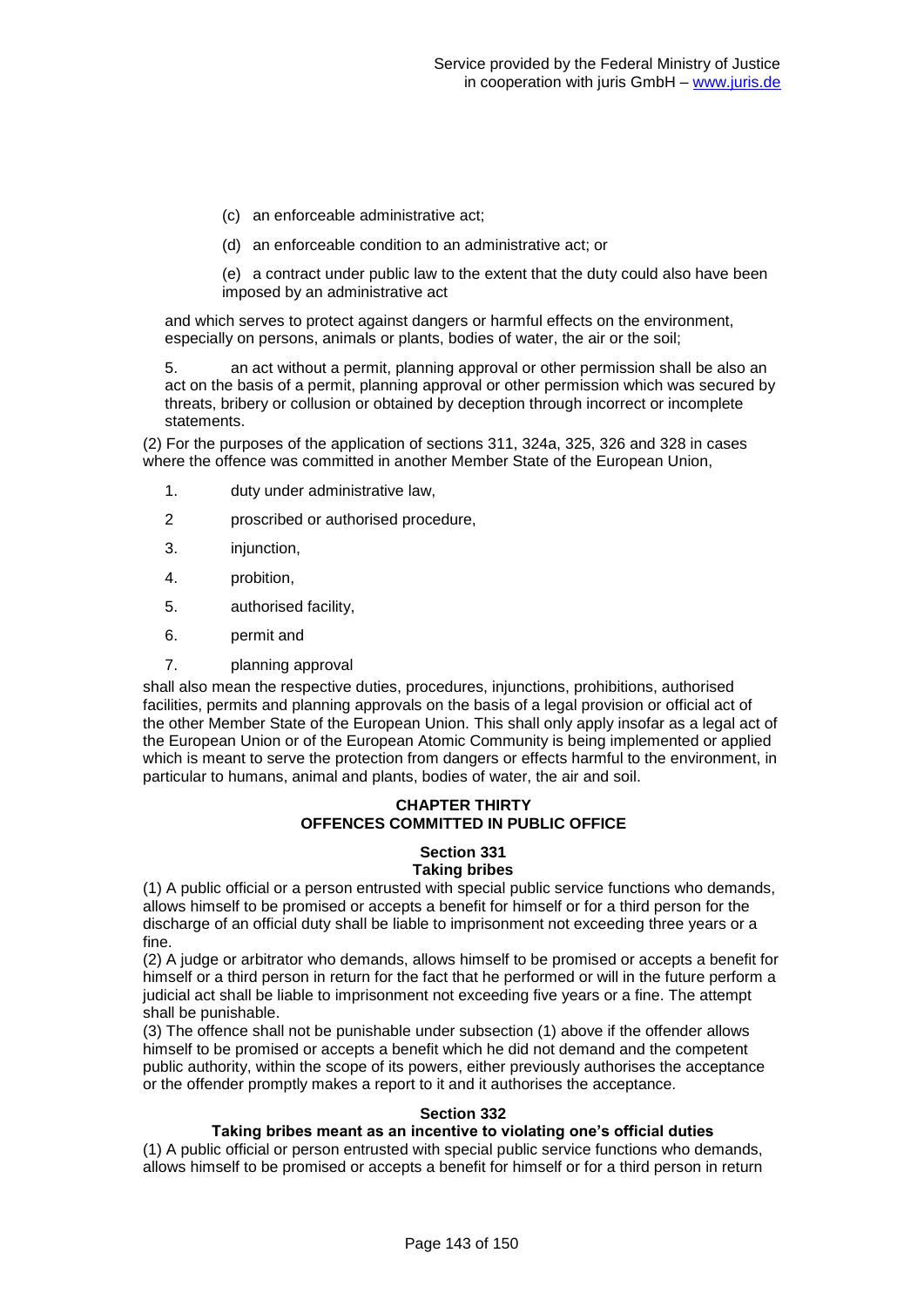(c) an enforceable administrative act;

(d) an enforceable condition to an administrative act; or

(e) a contract under public law to the extent that the duty could also have been imposed by an administrative act

and which serves to protect against dangers or harmful effects on the environment, especially on persons, animals or plants, bodies of water, the air or the soil;

5. an act without a permit, planning approval or other permission shall be also an act on the basis of a permit, planning approval or other permission which was secured by threats, bribery or collusion or obtained by deception through incorrect or incomplete statements.

(2) For the purposes of the application of sections 311, 324a, 325, 326 and 328 in cases where the offence was committed in another Member State of the European Union,

1. duty under administrative law,
2 proscribed or authorised procedure,
3. injunction,
4. probition,
5. authorised facility,
6. permit and
7. planning approval

shall also mean the respective duties, procedures, injunctions, prohibitions, authorised facilities, permits and planning approvals on the basis of a legal provision or official act of the other Member State of the European Union. This shall only apply insofar as a legal act of the European Union or of the European Atomic Community is being implemented or applied which is meant to serve the protection from dangers or effects harmful to the environment, in particular to humans, animal and plants, bodies of water, the air and soil.

## CHAPTER THIRTY
## OFFENCES COMMITTED IN PUBLIC OFFICE

### Section 331
### Taking bribes

(1) A public official or a person entrusted with special public service functions who demands, allows himself to be promised or accepts a benefit for himself or for a third person for the discharge of an official duty shall be liable to imprisonment not exceeding three years or a fine.

(2) A judge or arbitrator who demands, allows himself to be promised or accepts a benefit for himself or a third person in return for the fact that he performed or will in the future perform a judicial act shall be liable to imprisonment not exceeding five years or a fine. The attempt shall be punishable.

(3) The offence shall not be punishable under subsection (1) above if the offender allows himself to be promised or accepts a benefit which he did not demand and the competent public authority, within the scope of its powers, either previously authorises the acceptance or the offender promptly makes a report to it and it authorises the acceptance.

### Section 332
### Taking bribes meant as an incentive to violating one's official duties

(1) A public official or person entrusted with special public service functions who demands, allows himself to be promised or accepts a benefit for himself or for a third person in return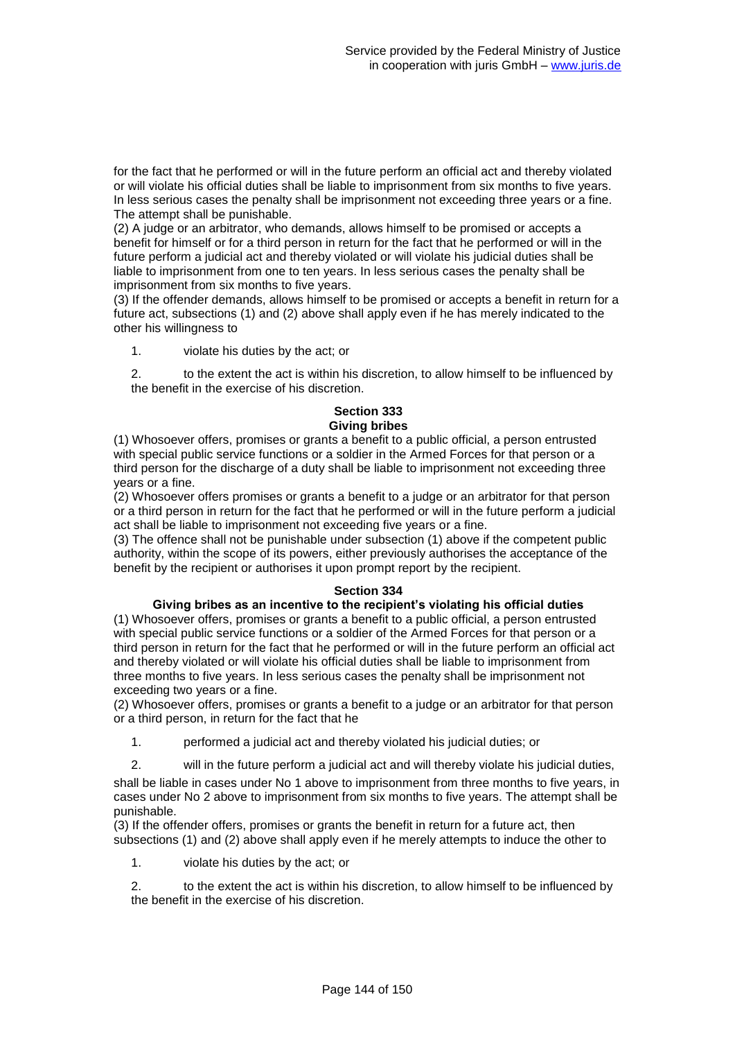for the fact that he performed or will in the future perform an official act and thereby violated or will violate his official duties shall be liable to imprisonment from six months to five years. In less serious cases the penalty shall be imprisonment not exceeding three years or a fine. The attempt shall be punishable.

(2) A judge or an arbitrator, who demands, allows himself to be promised or accepts a benefit for himself or for a third person in return for the fact that he performed or will in the future perform a judicial act and thereby violated or will violate his judicial duties shall be liable to imprisonment from one to ten years. In less serious cases the penalty shall be imprisonment from six months to five years.

(3) If the offender demands, allows himself to be promised or accepts a benefit in return for a future act, subsections (1) and (2) above shall apply even if he has merely indicated to the other his willingness to

1. violate his duties by the act; or
2. to the extent the act is within his discretion, to allow himself to be influenced by the benefit in the exercise of his discretion.

### Section 333
### Giving bribes

(1) Whosoever offers, promises or grants a benefit to a public official, a person entrusted with special public service functions or a soldier in the Armed Forces for that person or a third person for the discharge of a duty shall be liable to imprisonment not exceeding three years or a fine.

(2) Whosoever offers promises or grants a benefit to a judge or an arbitrator for that person or a third person in return for the fact that he performed or will in the future perform a judicial act shall be liable to imprisonment not exceeding five years or a fine.

(3) The offence shall not be punishable under subsection (1) above if the competent public authority, within the scope of its powers, either previously authorises the acceptance of the benefit by the recipient or authorises it upon prompt report by the recipient.

### Section 334
### Giving bribes as an incentive to the recipient's violating his official duties

(1) Whosoever offers, promises or grants a benefit to a public official, a person entrusted with special public service functions or a soldier of the Armed Forces for that person or a third person in return for the fact that he performed or will in the future perform an official act and thereby violated or will violate his official duties shall be liable to imprisonment from three months to five years. In less serious cases the penalty shall be imprisonment not exceeding two years or a fine.

(2) Whosoever offers, promises or grants a benefit to a judge or an arbitrator for that person or a third person, in return for the fact that he

1. performed a judicial act and thereby violated his judicial duties; or
2. will in the future perform a judicial act and will thereby violate his judicial duties,

shall be liable in cases under No 1 above to imprisonment from three months to five years, in cases under No 2 above to imprisonment from six months to five years. The attempt shall be punishable.

(3) If the offender offers, promises or grants the benefit in return for a future act, then subsections (1) and (2) above shall apply even if he merely attempts to induce the other to

1. violate his duties by the act; or
2. to the extent the act is within his discretion, to allow himself to be influenced by the benefit in the exercise of his discretion.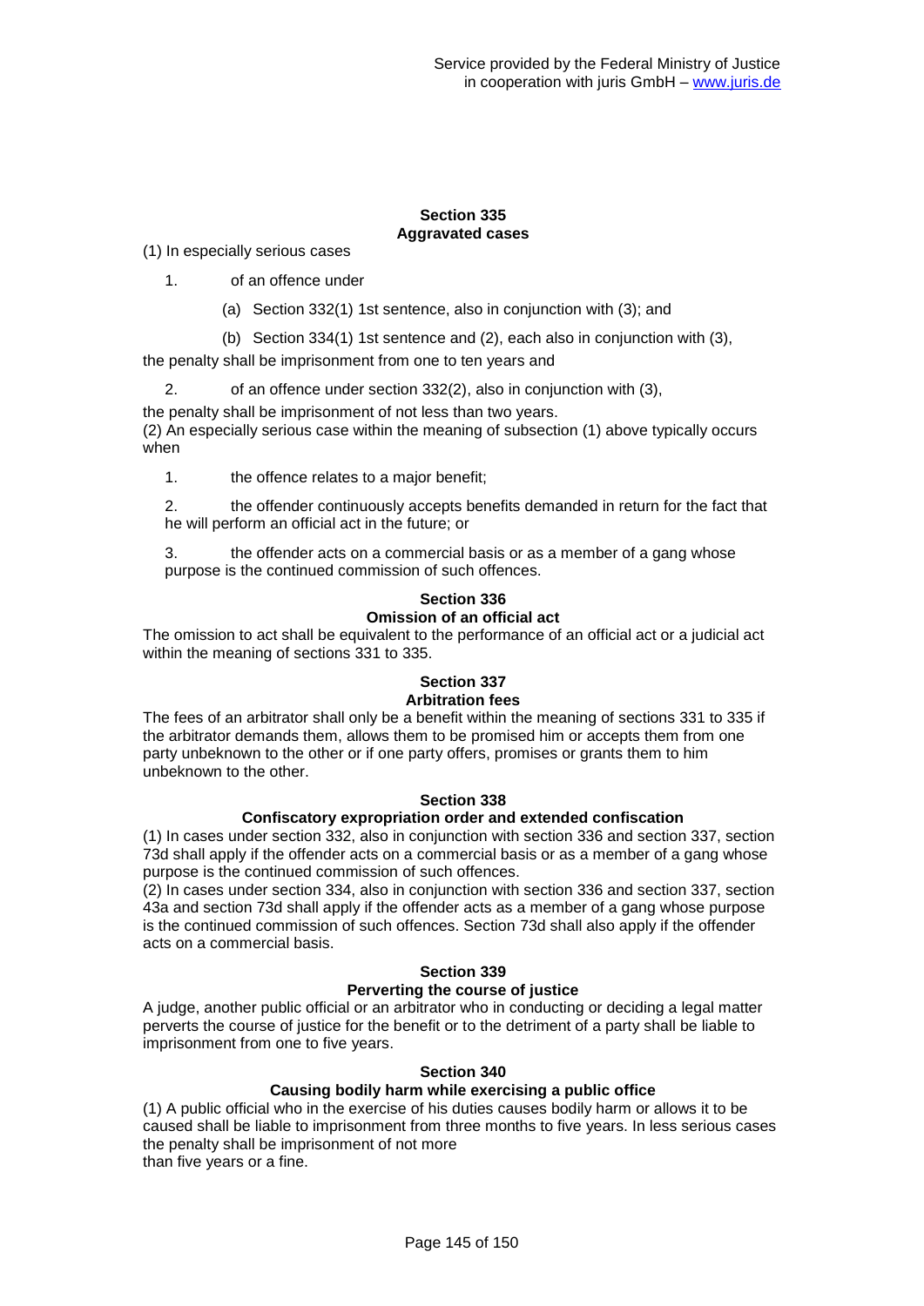## Section 335
## Aggravated cases

(1) In especially serious cases

1. of an offence under

   (a) Section 332(1) 1st sentence, also in conjunction with (3); and

   (b) Section 334(1) 1st sentence and (2), each also in conjunction with (3),

the penalty shall be imprisonment from one to ten years and

2. of an offence under section 332(2), also in conjunction with (3),

the penalty shall be imprisonment of not less than two years.

(2) An especially serious case within the meaning of subsection (1) above typically occurs when

1. the offence relates to a major benefit;

2. the offender continuously accepts benefits demanded in return for the fact that he will perform an official act in the future; or

3. the offender acts on a commercial basis or as a member of a gang whose purpose is the continued commission of such offences.

## Section 336
## Omission of an official act

The omission to act shall be equivalent to the performance of an official act or a judicial act within the meaning of sections 331 to 335.

## Section 337
## Arbitration fees

The fees of an arbitrator shall only be a benefit within the meaning of sections 331 to 335 if the arbitrator demands them, allows them to be promised him or accepts them from one party unbeknown to the other or if one party offers, promises or grants them to him unbeknown to the other.

## Section 338
## Confiscatory expropriation order and extended confiscation

(1) In cases under section 332, also in conjunction with section 336 and section 337, section 73d shall apply if the offender acts on a commercial basis or as a member of a gang whose purpose is the continued commission of such offences.

(2) In cases under section 334, also in conjunction with section 336 and section 337, section 43a and section 73d shall apply if the offender acts as a member of a gang whose purpose is the continued commission of such offences. Section 73d shall also apply if the offender acts on a commercial basis.

## Section 339
## Perverting the course of justice

A judge, another public official or an arbitrator who in conducting or deciding a legal matter perverts the course of justice for the benefit or to the detriment of a party shall be liable to imprisonment from one to five years.

## Section 340
## Causing bodily harm while exercising a public office

(1) A public official who in the exercise of his duties causes bodily harm or allows it to be caused shall be liable to imprisonment from three months to five years. In less serious cases the penalty shall be imprisonment of not more than five years or a fine.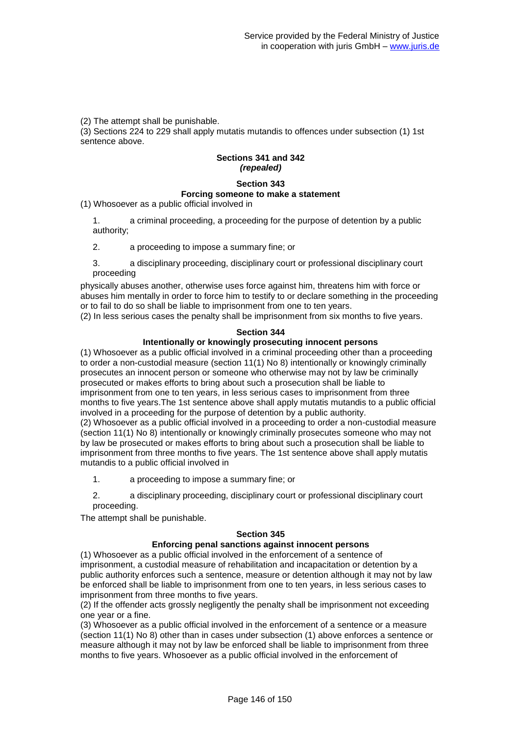(2) The attempt shall be punishable.
(3) Sections 224 to 229 shall apply mutatis mutandis to offences under subsection (1) 1st sentence above.

**Sections 341 and 342**
***(repealed)***

**Section 343**
**Forcing someone to make a statement**

(1) Whosoever as a public official involved in

1. a criminal proceeding, a proceeding for the purpose of detention by a public authority;

2. a proceeding to impose a summary fine; or

3. a disciplinary proceeding, disciplinary court or professional disciplinary court proceeding

physically abuses another, otherwise uses force against him, threatens him with force or abuses him mentally in order to force him to testify to or declare something in the proceeding or to fail to do so shall be liable to imprisonment from one to ten years.
(2) In less serious cases the penalty shall be imprisonment from six months to five years.

**Section 344**
**Intentionally or knowingly prosecuting innocent persons**

(1) Whosoever as a public official involved in a criminal proceeding other than a proceeding to order a non-custodial measure (section 11(1) No 8) intentionally or knowingly criminally prosecutes an innocent person or someone who otherwise may not by law be criminally prosecuted or makes efforts to bring about such a prosecution shall be liable to imprisonment from one to ten years, in less serious cases to imprisonment from three months to five years.The 1st sentence above shall apply mutatis mutandis to a public official involved in a proceeding for the purpose of detention by a public authority.
(2) Whosoever as a public official involved in a proceeding to order a non-custodial measure (section 11(1) No 8) intentionally or knowingly criminally prosecutes someone who may not by law be prosecuted or makes efforts to bring about such a prosecution shall be liable to imprisonment from three months to five years. The 1st sentence above shall apply mutatis mutandis to a public official involved in

1. a proceeding to impose a summary fine; or

2. a disciplinary proceeding, disciplinary court or professional disciplinary court proceeding.

The attempt shall be punishable.

**Section 345**
**Enforcing penal sanctions against innocent persons**

(1) Whosoever as a public official involved in the enforcement of a sentence of imprisonment, a custodial measure of rehabilitation and incapacitation or detention by a public authority enforces such a sentence, measure or detention although it may not by law be enforced shall be liable to imprisonment from one to ten years, in less serious cases to imprisonment from three months to five years.
(2) If the offender acts grossly negligently the penalty shall be imprisonment not exceeding one year or a fine.
(3) Whosoever as a public official involved in the enforcement of a sentence or a measure (section 11(1) No 8) other than in cases under subsection (1) above enforces a sentence or measure although it may not by law be enforced shall be liable to imprisonment from three months to five years. Whosoever as a public official involved in the enforcement of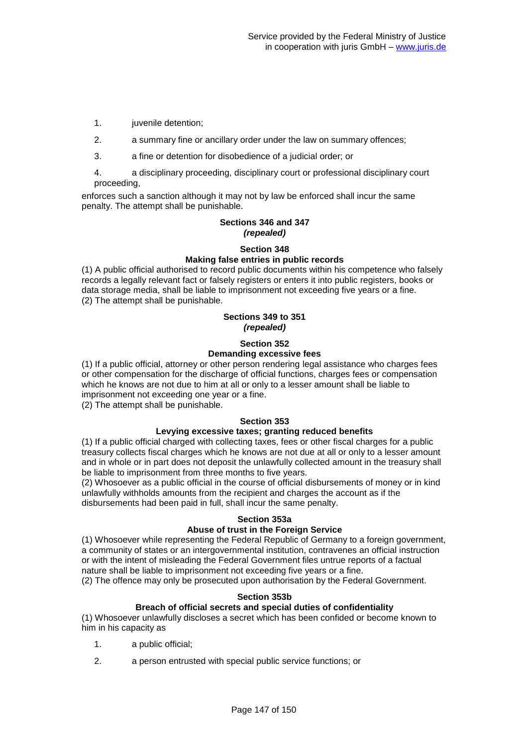1. juvenile detention;

2. a summary fine or ancillary order under the law on summary offences;

3. a fine or detention for disobedience of a judicial order; or

4. a disciplinary proceeding, disciplinary court or professional disciplinary court proceeding,

enforces such a sanction although it may not by law be enforced shall incur the same penalty. The attempt shall be punishable.

### Sections 346 and 347
***(repealed)***

### Section 348
### Making false entries in public records

(1) A public official authorised to record public documents within his competence who falsely records a legally relevant fact or falsely registers or enters it into public registers, books or data storage media, shall be liable to imprisonment not exceeding five years or a fine.
(2) The attempt shall be punishable.

### Sections 349 to 351
***(repealed)***

### Section 352
### Demanding excessive fees

(1) If a public official, attorney or other person rendering legal assistance who charges fees or other compensation for the discharge of official functions, charges fees or compensation which he knows are not due to him at all or only to a lesser amount shall be liable to imprisonment not exceeding one year or a fine.
(2) The attempt shall be punishable.

### Section 353
### Levying excessive taxes; granting reduced benefits

(1) If a public official charged with collecting taxes, fees or other fiscal charges for a public treasury collects fiscal charges which he knows are not due at all or only to a lesser amount and in whole or in part does not deposit the unlawfully collected amount in the treasury shall be liable to imprisonment from three months to five years.
(2) Whosoever as a public official in the course of official disbursements of money or in kind unlawfully withholds amounts from the recipient and charges the account as if the disbursements had been paid in full, shall incur the same penalty.

### Section 353a
### Abuse of trust in the Foreign Service

(1) Whosoever while representing the Federal Republic of Germany to a foreign government, a community of states or an intergovernmental institution, contravenes an official instruction or with the intent of misleading the Federal Government files untrue reports of a factual nature shall be liable to imprisonment not exceeding five years or a fine.
(2) The offence may only be prosecuted upon authorisation by the Federal Government.

### Section 353b
### Breach of official secrets and special duties of confidentiality

(1) Whosoever unlawfully discloses a secret which has been confided or become known to him in his capacity as

1. a public official;

2. a person entrusted with special public service functions; or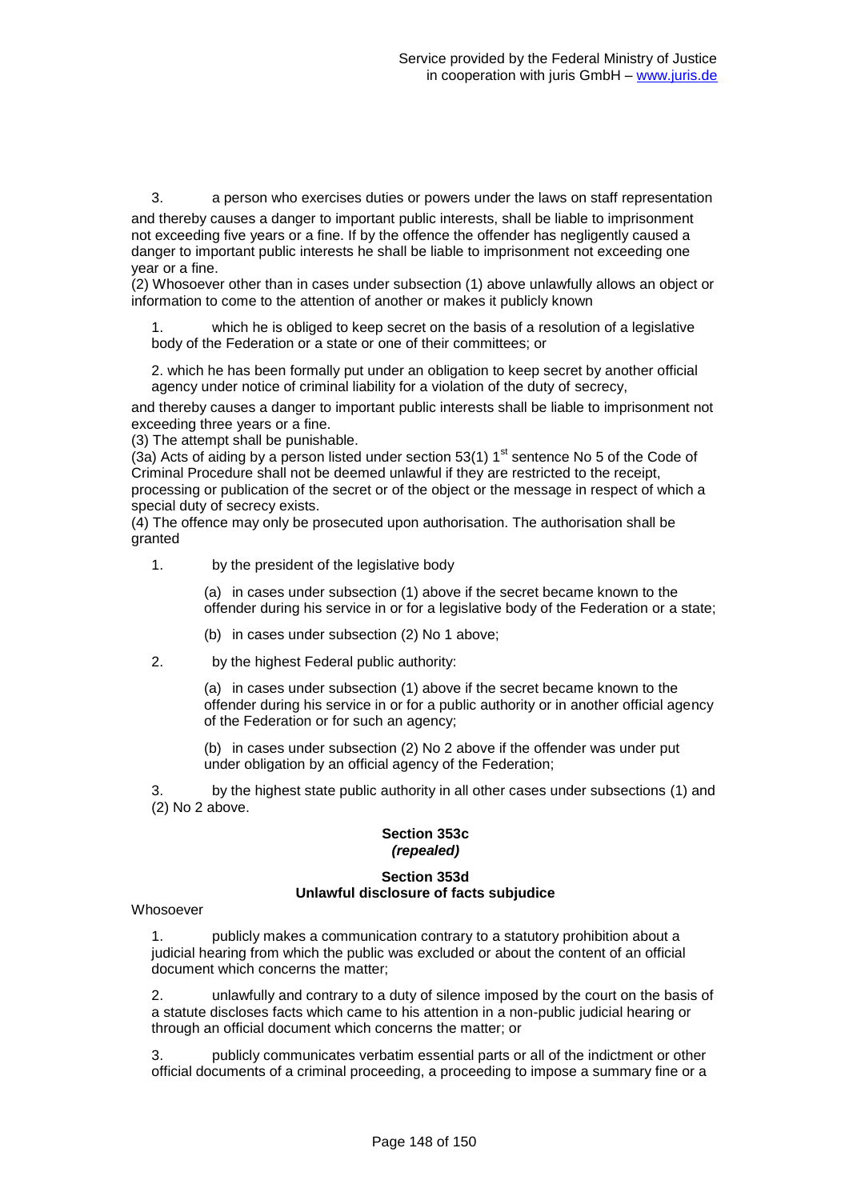3. a person who exercises duties or powers under the laws on staff representation

and thereby causes a danger to important public interests, shall be liable to imprisonment not exceeding five years or a fine. If by the offence the offender has negligently caused a danger to important public interests he shall be liable to imprisonment not exceeding one year or a fine.

(2) Whosoever other than in cases under subsection (1) above unlawfully allows an object or information to come to the attention of another or makes it publicly known

1. which he is obliged to keep secret on the basis of a resolution of a legislative body of the Federation or a state or one of their committees; or

2. which he has been formally put under an obligation to keep secret by another official agency under notice of criminal liability for a violation of the duty of secrecy,

and thereby causes a danger to important public interests shall be liable to imprisonment not exceeding three years or a fine.

(3) The attempt shall be punishable.

(3a) Acts of aiding by a person listed under section 53(1) 1st sentence No 5 of the Code of Criminal Procedure shall not be deemed unlawful if they are restricted to the receipt, processing or publication of the secret or of the object or the message in respect of which a special duty of secrecy exists.

(4) The offence may only be prosecuted upon authorisation. The authorisation shall be granted

1. by the president of the legislative body

   (a) in cases under subsection (1) above if the secret became known to the offender during his service in or for a legislative body of the Federation or a state;

   (b) in cases under subsection (2) No 1 above;

2. by the highest Federal public authority:

   (a) in cases under subsection (1) above if the secret became known to the offender during his service in or for a public authority or in another official agency of the Federation or for such an agency;

   (b) in cases under subsection (2) No 2 above if the offender was under put under obligation by an official agency of the Federation;

3. by the highest state public authority in all other cases under subsections (1) and (2) No 2 above.

### Section 353c
### *(repealed)*

### Section 353d
### Unlawful disclosure of facts subjudice

Whosoever

1. publicly makes a communication contrary to a statutory prohibition about a judicial hearing from which the public was excluded or about the content of an official document which concerns the matter;

2. unlawfully and contrary to a duty of silence imposed by the court on the basis of a statute discloses facts which came to his attention in a non-public judicial hearing or through an official document which concerns the matter; or

3. publicly communicates verbatim essential parts or all of the indictment or other official documents of a criminal proceeding, a proceeding to impose a summary fine or a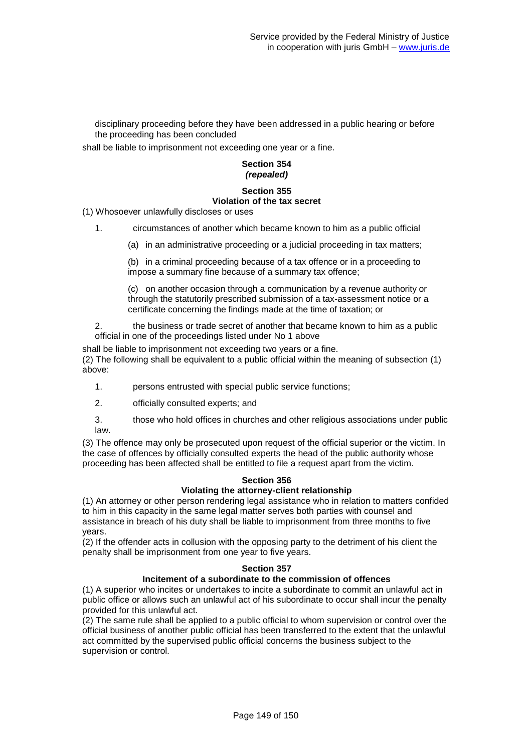disciplinary proceeding before they have been addressed in a public hearing or before the proceeding has been concluded

shall be liable to imprisonment not exceeding one year or a fine.

**Section 354**
***(repealed)***

**Section 355**
**Violation of the tax secret**

(1) Whosoever unlawfully discloses or uses

1. circumstances of another which became known to him as a public official

   (a) in an administrative proceeding or a judicial proceeding in tax matters;

   (b) in a criminal proceeding because of a tax offence or in a proceeding to impose a summary fine because of a summary tax offence;

   (c) on another occasion through a communication by a revenue authority or through the statutorily prescribed submission of a tax-assessment notice or a certificate concerning the findings made at the time of taxation; or

2. the business or trade secret of another that became known to him as a public official in one of the proceedings listed under No 1 above

shall be liable to imprisonment not exceeding two years or a fine.

(2) The following shall be equivalent to a public official within the meaning of subsection (1) above:

1. persons entrusted with special public service functions;

2. officially consulted experts; and

3. those who hold offices in churches and other religious associations under public law.

(3) The offence may only be prosecuted upon request of the official superior or the victim. In the case of offences by officially consulted experts the head of the public authority whose proceeding has been affected shall be entitled to file a request apart from the victim.

**Section 356**
**Violating the attorney-client relationship**

(1) An attorney or other person rendering legal assistance who in relation to matters confided to him in this capacity in the same legal matter serves both parties with counsel and assistance in breach of his duty shall be liable to imprisonment from three months to five years.

(2) If the offender acts in collusion with the opposing party to the detriment of his client the penalty shall be imprisonment from one year to five years.

**Section 357**
**Incitement of a subordinate to the commission of offences**

(1) A superior who incites or undertakes to incite a subordinate to commit an unlawful act in public office or allows such an unlawful act of his subordinate to occur shall incur the penalty provided for this unlawful act.

(2) The same rule shall be applied to a public official to whom supervision or control over the official business of another public official has been transferred to the extent that the unlawful act committed by the supervised public official concerns the business subject to the supervision or control.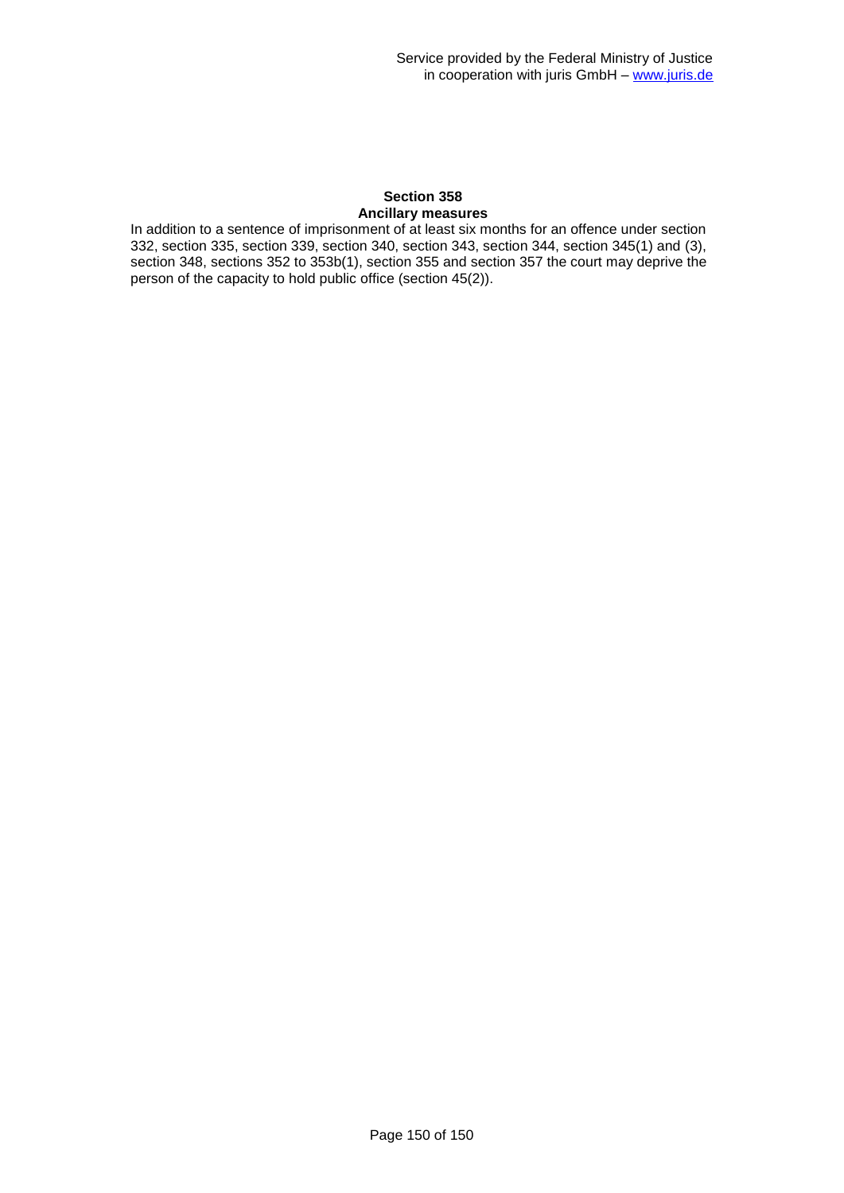#### Section 358
#### Ancillary measures

In addition to a sentence of imprisonment of at least six months for an offence under section 332, section 335, section 339, section 340, section 343, section 344, section 345(1) and (3), section 348, sections 352 to 353b(1), section 355 and section 357 the court may deprive the person of the capacity to hold public office (section 45(2)).